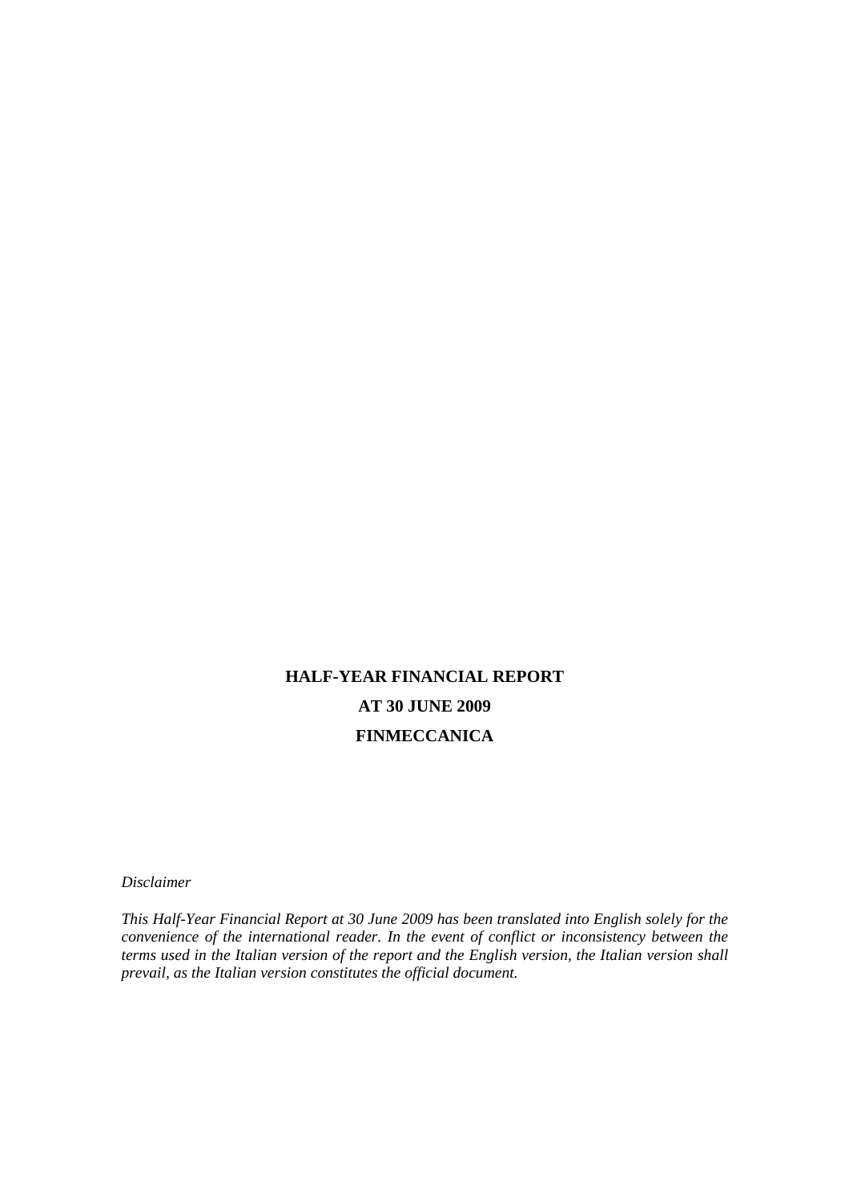# HALF-YEAR FINANCIAL REPORT

# AT 30 JUNE 2009

# FINMECCANICA

*Disclaimer*

*This Half-Year Financial Report at 30 June 2009 has been translated into English solely for the convenience of the international reader. In the event of conflict or inconsistency between the terms used in the Italian version of the report and the English version, the Italian version shall prevail, as the Italian version constitutes the official document.*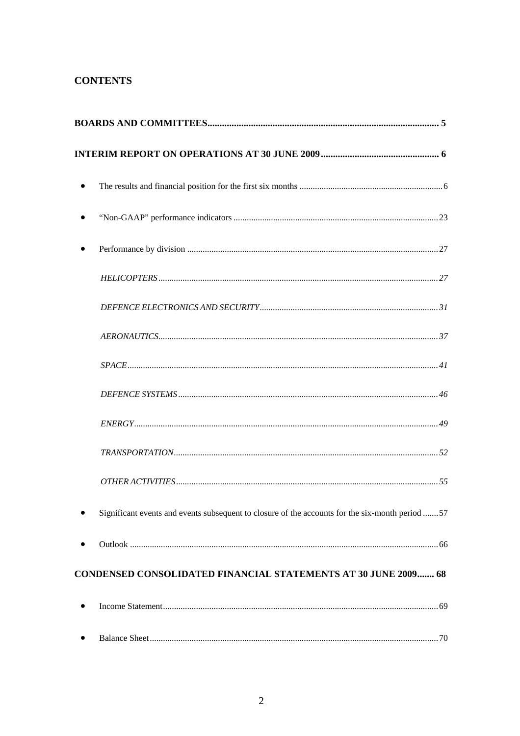## CONTENTS

**BOARDS AND COMMITTEES................................................................................................ 5**

**INTERIM REPORT ON OPERATIONS AT 30 JUNE 2009................................................. 6**

- The results and financial position for the first six months ................................................................. 6
- "Non-GAAP" performance indicators ............................................................................................. 23
- Performance by division ................................................................................................................. 27
  - *HELICOPTERS* ............................................................................................................................. 27
  - *DEFENCE ELECTRONICS AND SECURITY* ................................................................................. 31
  - *AERONAUTICS* ............................................................................................................................. 37
  - *SPACE* ........................................................................................................................................... 41
  - *DEFENCE SYSTEMS* ..................................................................................................................... 46
  - *ENERGY* ......................................................................................................................................... 49
  - *TRANSPORTATION* ....................................................................................................................... 52
  - *OTHER ACTIVITIES* ...................................................................................................................... 55
- Significant events and events subsequent to closure of the accounts for the six-month period ....... 57
- Outlook ........................................................................................................................................... 66

**CONDENSED CONSOLIDATED FINANCIAL STATEMENTS AT 30 JUNE 2009....... 68**

- Income Statement ............................................................................................................................ 69
- Balance Sheet .................................................................................................................................. 70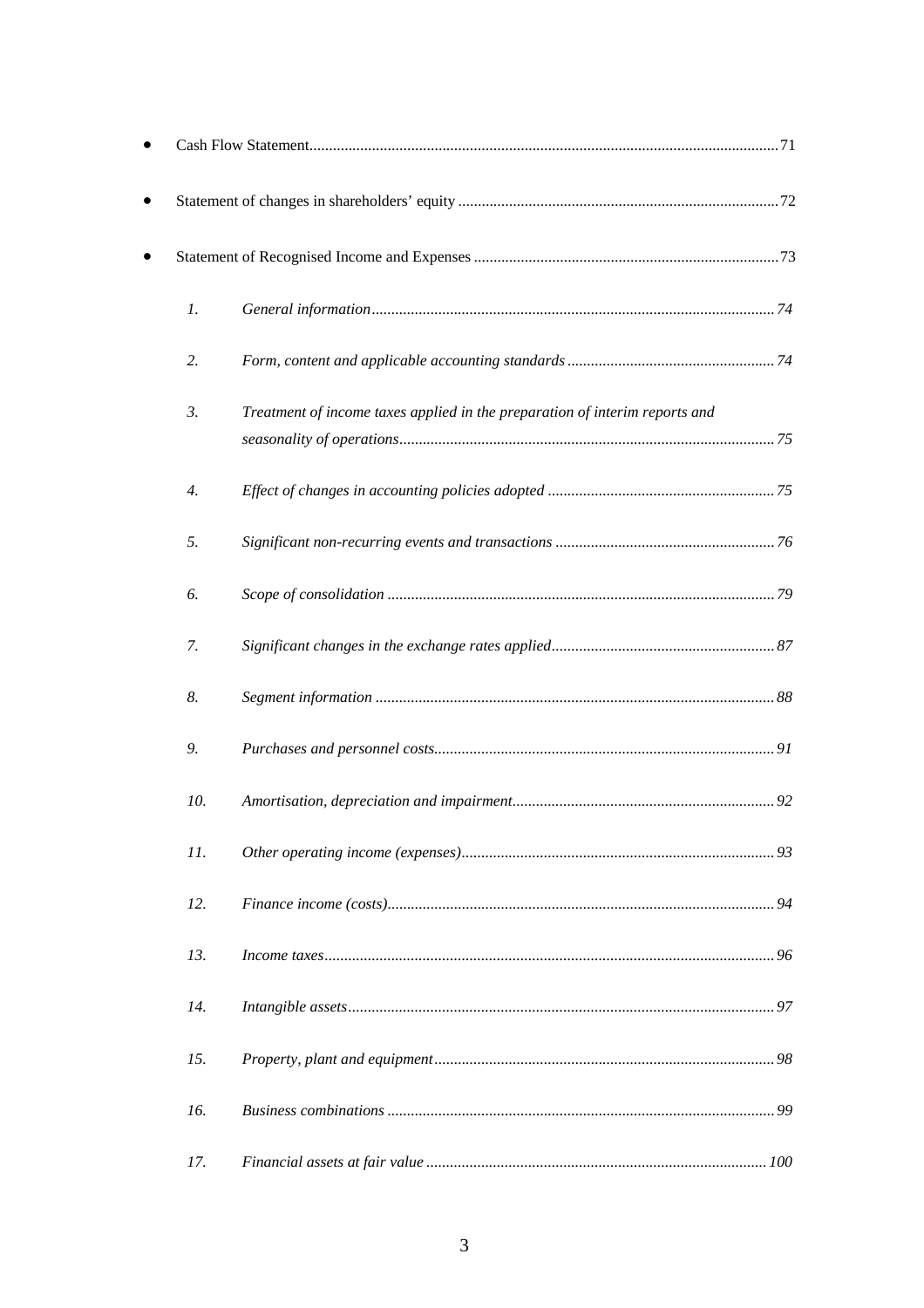- Cash Flow Statement....................................................................................................................71
- Statement of changes in shareholders' equity ..................................................................................72
- Statement of Recognised Income and Expenses ..............................................................................73

1. *General information*......................................................................................................74
2. *Form, content and applicable accounting standards*.....................................................74
3. *Treatment of income taxes applied in the preparation of interim reports and seasonality of operations*...............................................................................................75
4. *Effect of changes in accounting policies adopted* ..........................................................75
5. *Significant non-recurring events and transactions* ........................................................76
6. *Scope of consolidation* ..................................................................................................79
7. *Significant changes in the exchange rates applied*.........................................................87
8. *Segment information* .....................................................................................................88
9. *Purchases and personnel costs*......................................................................................91
10. *Amortisation, depreciation and impairment*..................................................................92
11. *Other operating income (expenses)*...............................................................................93
12. *Finance income (costs)*..................................................................................................94
13. *Income taxes*..................................................................................................................96
14. *Intangible assets*............................................................................................................97
15. *Property, plant and equipment*......................................................................................98
16. *Business combinations* ..................................................................................................99
17. *Financial assets at fair value* ......................................................................................100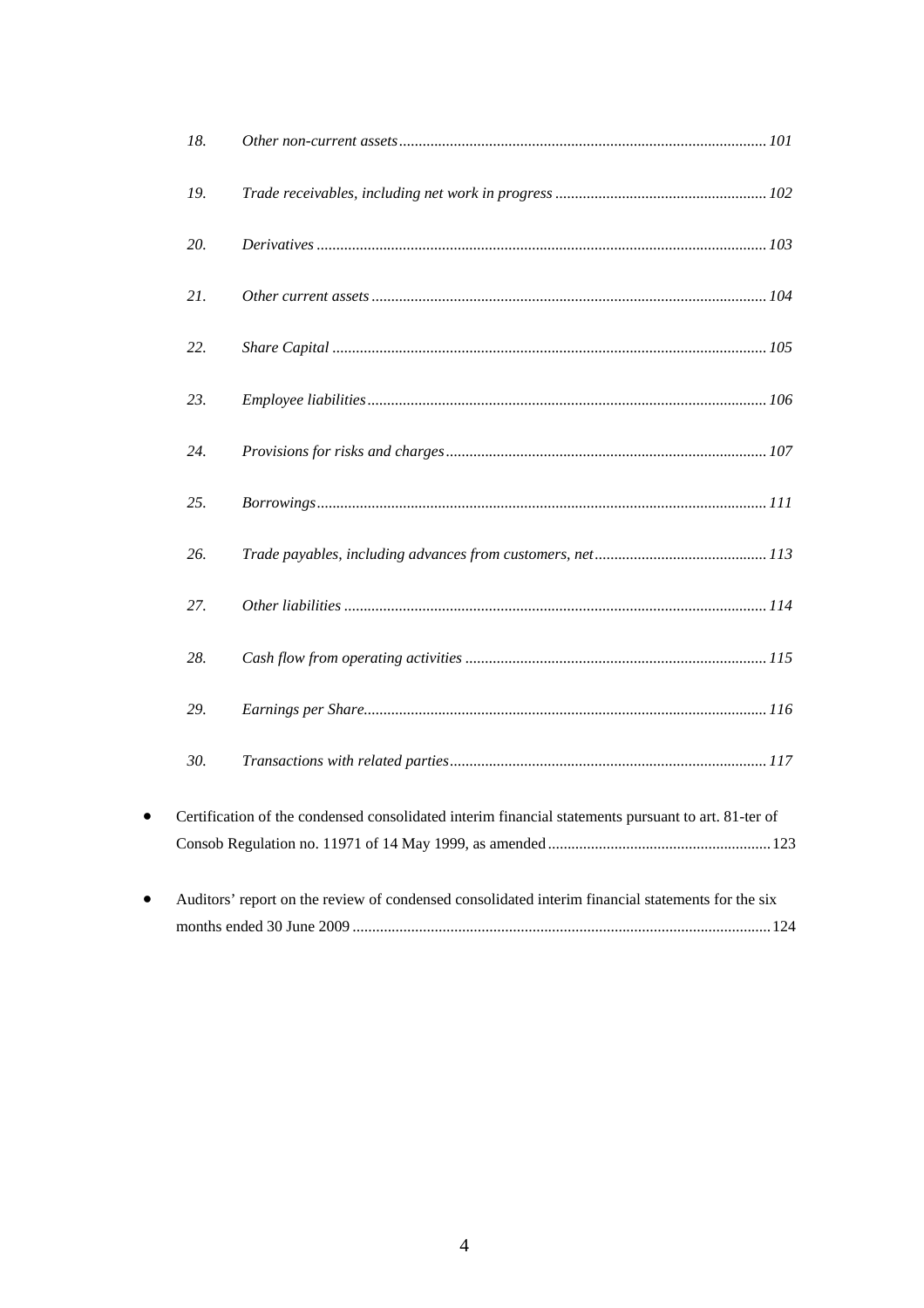18. *Other non-current assets* ........................................................................................ *101*

19. *Trade receivables, including net work in progress* ..................................................... *102*

20. *Derivatives* ................................................................................................................ *103*

21. *Other current assets* .................................................................................................. *104*

22. *Share Capital* ............................................................................................................ *105*

23. *Employee liabilities* ................................................................................................... *106*

24. *Provisions for risks and charges* ................................................................................ *107*

25. *Borrowings* ................................................................................................................ *111*

26. *Trade payables, including advances from customers, net* ........................................... *113*

27. *Other liabilities* .......................................................................................................... *114*

28. *Cash flow from operating activities* ............................................................................ *115*

29. *Earnings per Share* ..................................................................................................... *116*

30. *Transactions with related parties* ................................................................................ *117*

- Certification of the condensed consolidated interim financial statements pursuant to art. 81-ter of Consob Regulation no. 11971 of 14 May 1999, as amended ........................................................ 123
- Auditors' report on the review of condensed consolidated interim financial statements for the six months ended 30 June 2009 ........................................................................................................ 124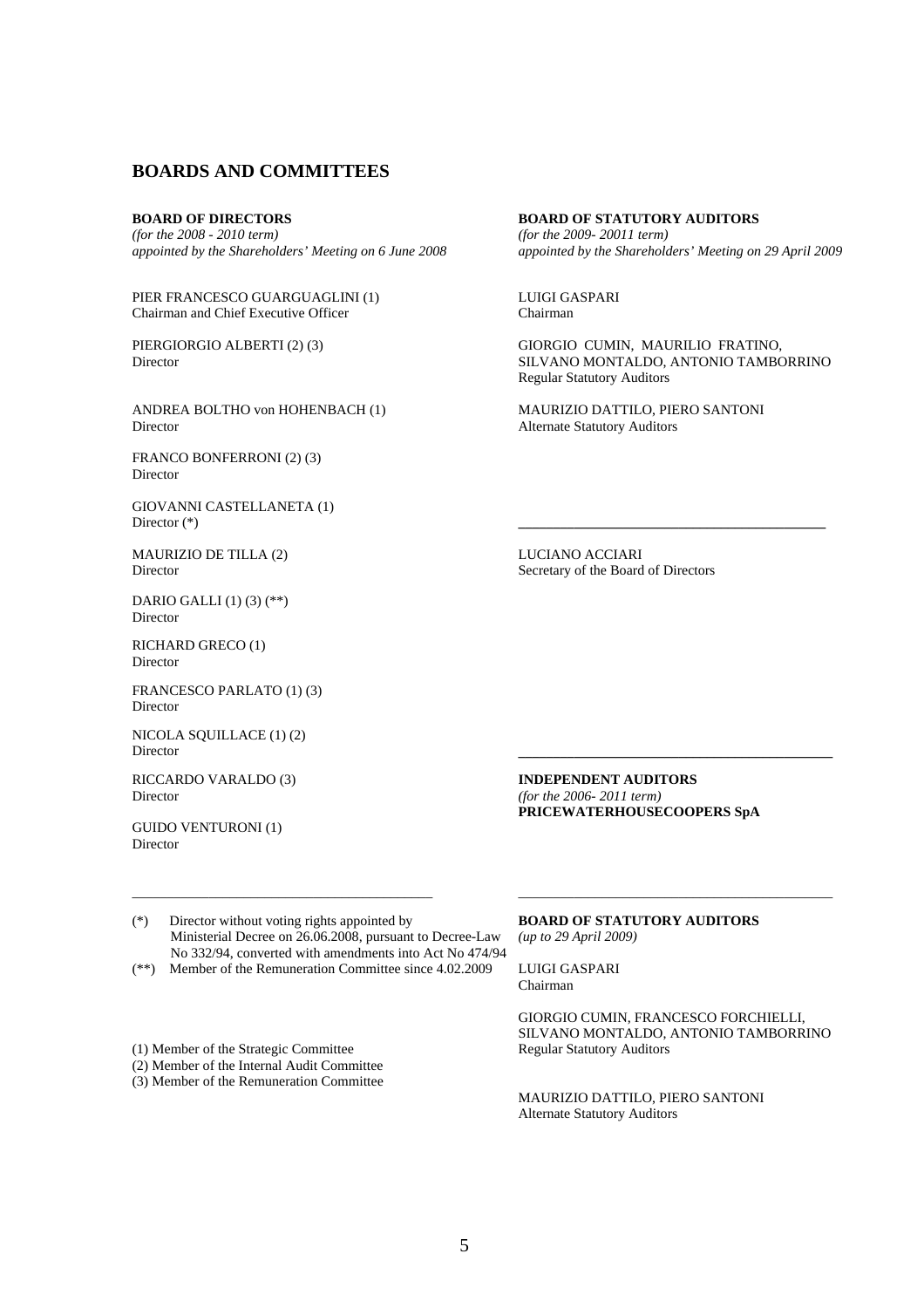# BOARDS AND COMMITTEES

**BOARD OF DIRECTORS**
*(for the 2008 - 2010 term)*
*appointed by the Shareholders' Meeting on 6 June 2008*

PIER FRANCESCO GUARGUAGLINI (1)
Chairman and Chief Executive Officer

PIERGIORGIO ALBERTI (2) (3)
Director

ANDREA BOLTHO von HOHENBACH (1)
Director

FRANCO BONFERRONI (2) (3)
Director

GIOVANNI CASTELLANETA (1)
Director (*)

MAURIZIO DE TILLA (2)
Director

DARIO GALLI (1) (3) (**)
Director

RICHARD GRECO (1)
Director

FRANCESCO PARLATO (1) (3)
Director

NICOLA SQUILLACE (1) (2)
Director

RICCARDO VARALDO (3)
Director

GUIDO VENTURONI (1)
Director

---

(*) Director without voting rights appointed by Ministerial Decree on 26.06.2008, pursuant to Decree-Law No 332/94, converted with amendments into Act No 474/94

(**) Member of the Remuneration Committee since 4.02.2009

(1) Member of the Strategic Committee
(2) Member of the Internal Audit Committee
(3) Member of the Remuneration Committee

**BOARD OF STATUTORY AUDITORS**
*(for the 2009- 20011 term)*
*appointed by the Shareholders' Meeting on 29 April 2009*

LUIGI GASPARI
Chairman

GIORGIO CUMIN, MAURILIO FRATINO, SILVANO MONTALDO, ANTONIO TAMBORRINO
Regular Statutory Auditors

MAURIZIO DATTILO, PIERO SANTONI
Alternate Statutory Auditors

---

LUCIANO ACCIARI
Secretary of the Board of Directors

---

**INDEPENDENT AUDITORS**
*(for the 2006- 2011 term)*
**PRICEWATERHOUSECOOPERS SpA**

---

**BOARD OF STATUTORY AUDITORS**
*(up to 29 April 2009)*

LUIGI GASPARI
Chairman

GIORGIO CUMIN, FRANCESCO FORCHIELLI, SILVANO MONTALDO, ANTONIO TAMBORRINO
Regular Statutory Auditors

MAURIZIO DATTILO, PIERO SANTONI
Alternate Statutory Auditors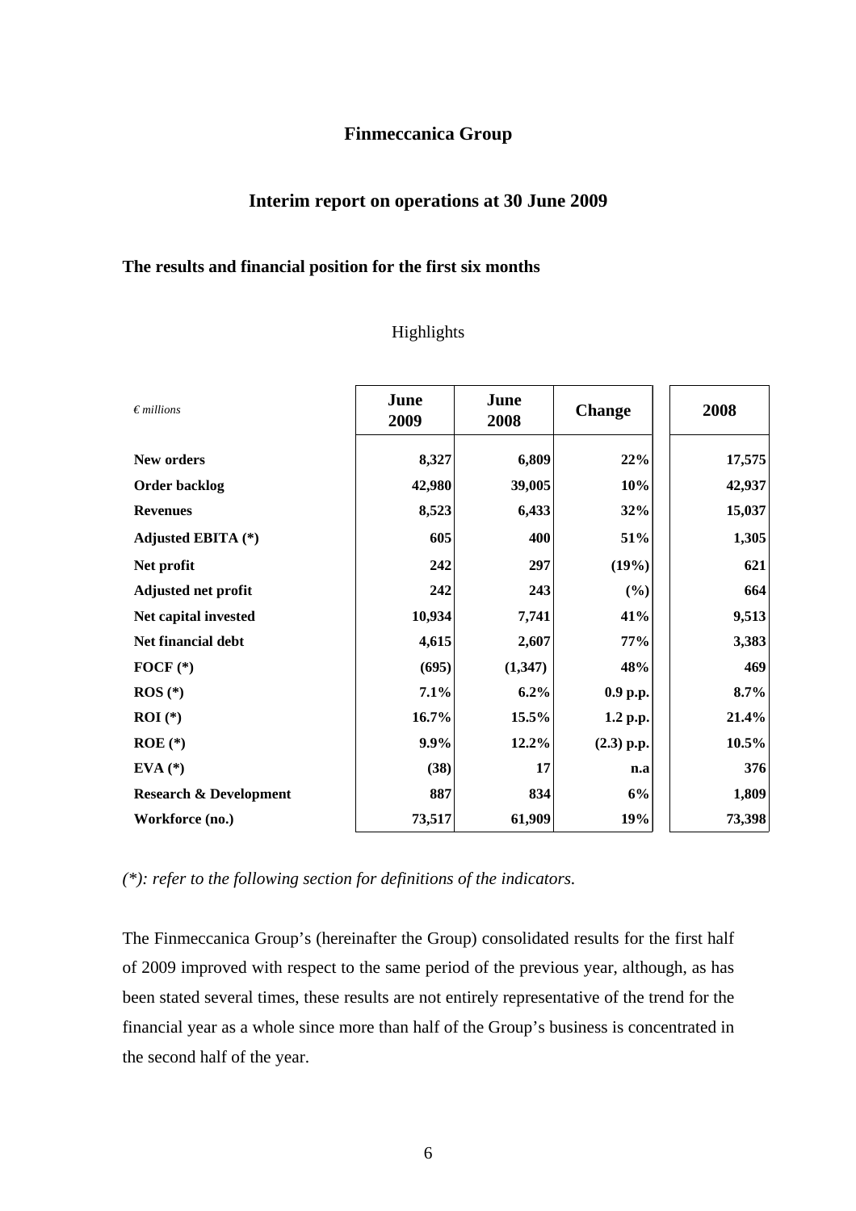# Finmeccanica Group

## Interim report on operations at 30 June 2009

### The results and financial position for the first six months

Highlights

| *€ millions* | June 2009 | June 2008 | Change | 2008 |
|---|---|---|---|---|
| **New orders** | **8,327** | **6,809** | **22%** | **17,575** |
| **Order backlog** | **42,980** | **39,005** | **10%** | **42,937** |
| **Revenues** | **8,523** | **6,433** | **32%** | **15,037** |
| **Adjusted EBITA (*)** | **605** | **400** | **51%** | **1,305** |
| **Net profit** | **242** | **297** | **(19%)** | **621** |
| **Adjusted net profit** | **242** | **243** | **(%)** | **664** |
| **Net capital invested** | **10,934** | **7,741** | **41%** | **9,513** |
| **Net financial debt** | **4,615** | **2,607** | **77%** | **3,383** |
| **FOCF (*)** | **(695)** | **(1,347)** | **48%** | **469** |
| **ROS (*)** | **7.1%** | **6.2%** | **0.9 p.p.** | **8.7%** |
| **ROI (*)** | **16.7%** | **15.5%** | **1.2 p.p.** | **21.4%** |
| **ROE (*)** | **9.9%** | **12.2%** | **(2.3) p.p.** | **10.5%** |
| **EVA (*)** | **(38)** | **17** | **n.a** | **376** |
| **Research & Development** | **887** | **834** | **6%** | **1,809** |
| **Workforce (no.)** | **73,517** | **61,909** | **19%** | **73,398** |

*(*): refer to the following section for definitions of the indicators.*

The Finmeccanica Group's (hereinafter the Group) consolidated results for the first half of 2009 improved with respect to the same period of the previous year, although, as has been stated several times, these results are not entirely representative of the trend for the financial year as a whole since more than half of the Group's business is concentrated in the second half of the year.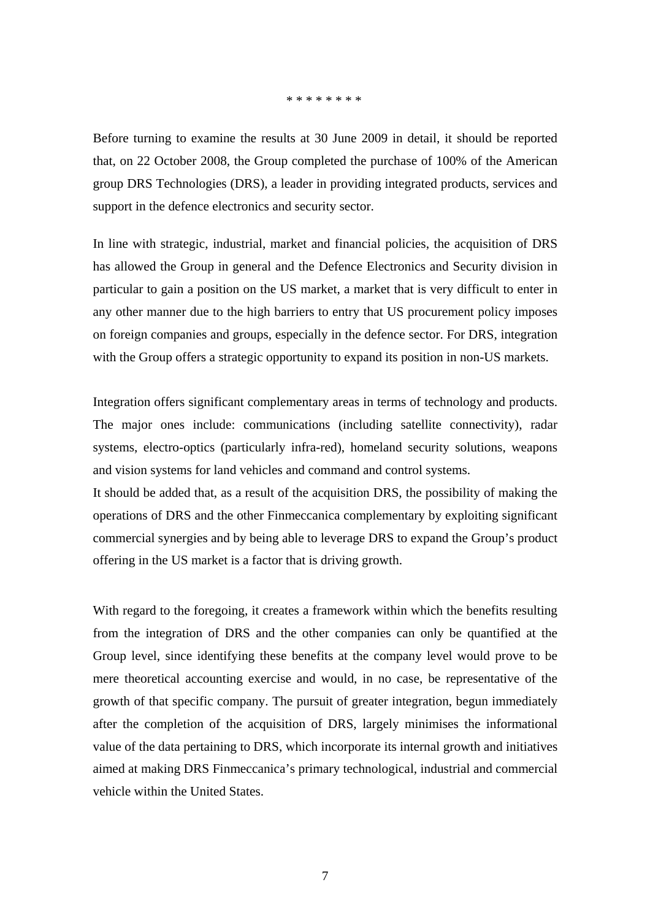\* \* \* \* \* \* \* \*

Before turning to examine the results at 30 June 2009 in detail, it should be reported that, on 22 October 2008, the Group completed the purchase of 100% of the American group DRS Technologies (DRS), a leader in providing integrated products, services and support in the defence electronics and security sector.

In line with strategic, industrial, market and financial policies, the acquisition of DRS has allowed the Group in general and the Defence Electronics and Security division in particular to gain a position on the US market, a market that is very difficult to enter in any other manner due to the high barriers to entry that US procurement policy imposes on foreign companies and groups, especially in the defence sector. For DRS, integration with the Group offers a strategic opportunity to expand its position in non-US markets.

Integration offers significant complementary areas in terms of technology and products. The major ones include: communications (including satellite connectivity), radar systems, electro-optics (particularly infra-red), homeland security solutions, weapons and vision systems for land vehicles and command and control systems.
It should be added that, as a result of the acquisition DRS, the possibility of making the operations of DRS and the other Finmeccanica complementary by exploiting significant commercial synergies and by being able to leverage DRS to expand the Group's product offering in the US market is a factor that is driving growth.

With regard to the foregoing, it creates a framework within which the benefits resulting from the integration of DRS and the other companies can only be quantified at the Group level, since identifying these benefits at the company level would prove to be mere theoretical accounting exercise and would, in no case, be representative of the growth of that specific company. The pursuit of greater integration, begun immediately after the completion of the acquisition of DRS, largely minimises the informational value of the data pertaining to DRS, which incorporate its internal growth and initiatives aimed at making DRS Finmeccanica's primary technological, industrial and commercial vehicle within the United States.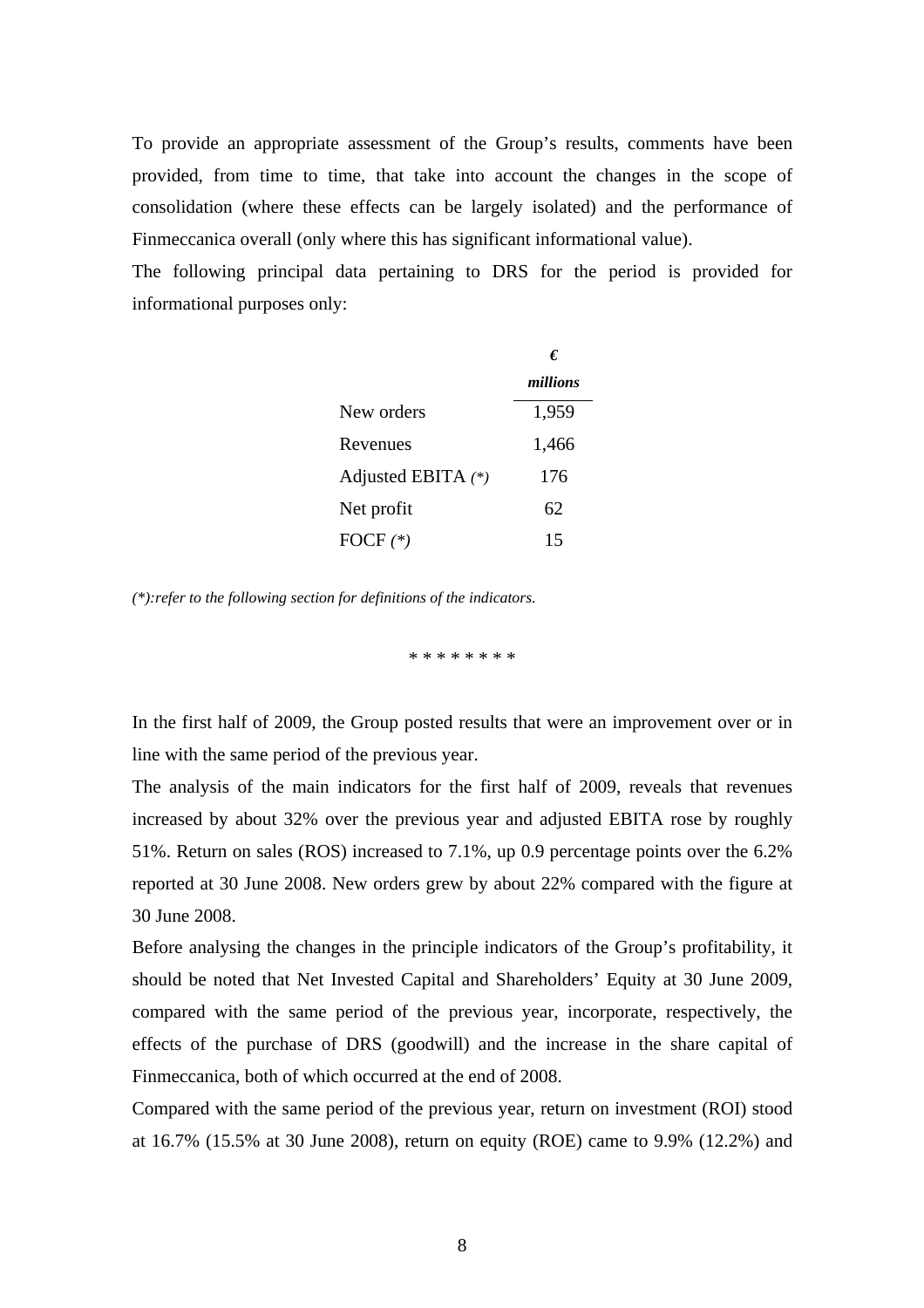To provide an appropriate assessment of the Group's results, comments have been provided, from time to time, that take into account the changes in the scope of consolidation (where these effects can be largely isolated) and the performance of Finmeccanica overall (only where this has significant informational value).

The following principal data pertaining to DRS for the period is provided for informational purposes only:

| | ***€ millions*** |
|---|---|
| New orders | 1,959 |
| Revenues | 1,466 |
| Adjusted EBITA *(*)* | 176 |
| Net profit | 62 |
| FOCF *(*)* | 15 |

*(*):refer to the following section for definitions of the indicators.*

\* * * * * * * *

In the first half of 2009, the Group posted results that were an improvement over or in line with the same period of the previous year.

The analysis of the main indicators for the first half of 2009, reveals that revenues increased by about 32% over the previous year and adjusted EBITA rose by roughly 51%. Return on sales (ROS) increased to 7.1%, up 0.9 percentage points over the 6.2% reported at 30 June 2008. New orders grew by about 22% compared with the figure at 30 June 2008.

Before analysing the changes in the principle indicators of the Group's profitability, it should be noted that Net Invested Capital and Shareholders' Equity at 30 June 2009, compared with the same period of the previous year, incorporate, respectively, the effects of the purchase of DRS (goodwill) and the increase in the share capital of Finmeccanica, both of which occurred at the end of 2008.

Compared with the same period of the previous year, return on investment (ROI) stood at 16.7% (15.5% at 30 June 2008), return on equity (ROE) came to 9.9% (12.2%) and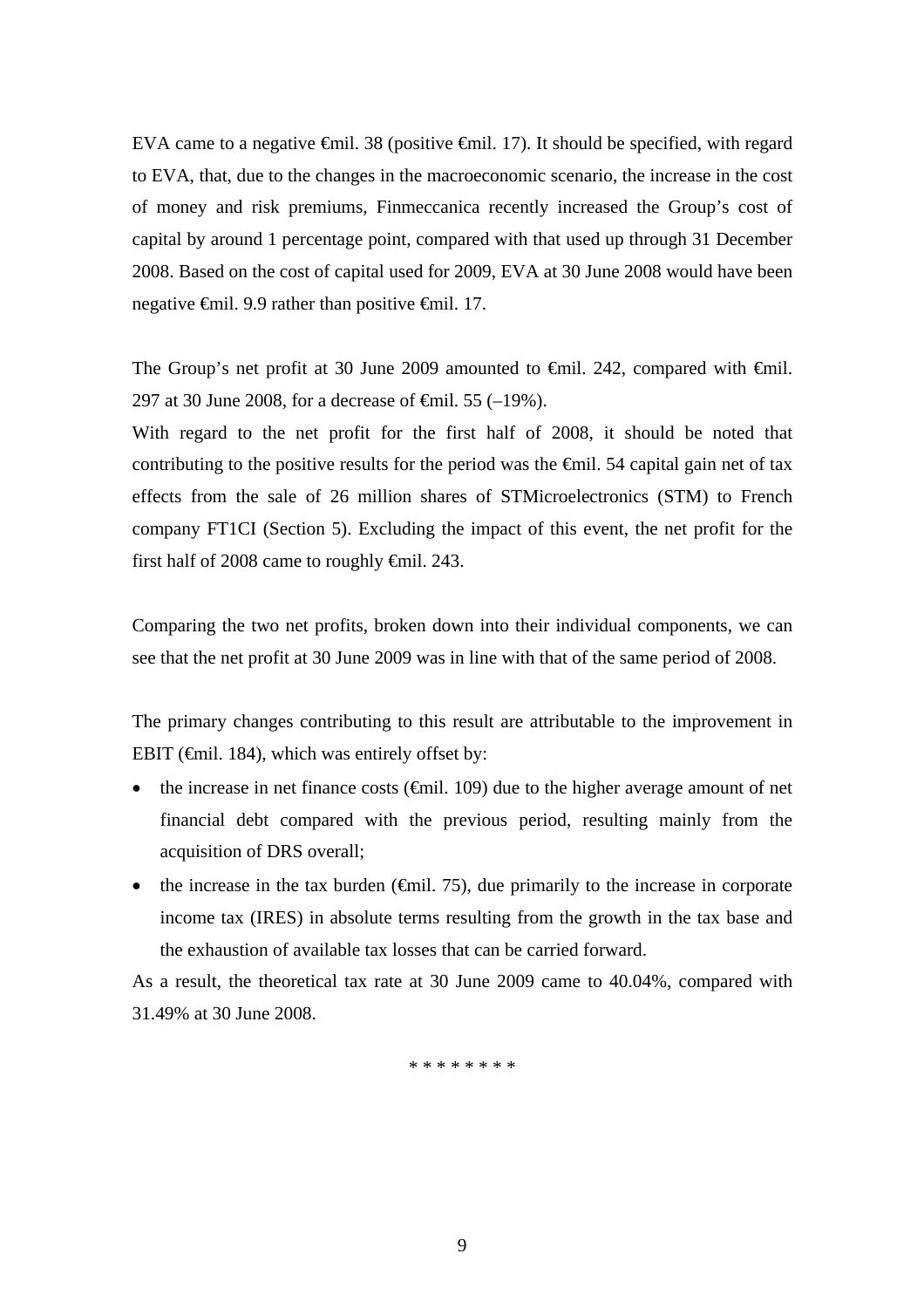EVA came to a negative €mil. 38 (positive €mil. 17). It should be specified, with regard to EVA, that, due to the changes in the macroeconomic scenario, the increase in the cost of money and risk premiums, Finmeccanica recently increased the Group's cost of capital by around 1 percentage point, compared with that used up through 31 December 2008. Based on the cost of capital used for 2009, EVA at 30 June 2008 would have been negative €mil. 9.9 rather than positive €mil. 17.

The Group's net profit at 30 June 2009 amounted to €mil. 242, compared with €mil. 297 at 30 June 2008, for a decrease of €mil. 55 (–19%).

With regard to the net profit for the first half of 2008, it should be noted that contributing to the positive results for the period was the €mil. 54 capital gain net of tax effects from the sale of 26 million shares of STMicroelectronics (STM) to French company FT1CI (Section 5). Excluding the impact of this event, the net profit for the first half of 2008 came to roughly €mil. 243.

Comparing the two net profits, broken down into their individual components, we can see that the net profit at 30 June 2009 was in line with that of the same period of 2008.

The primary changes contributing to this result are attributable to the improvement in EBIT (€mil. 184), which was entirely offset by:

- the increase in net finance costs (€mil. 109) due to the higher average amount of net financial debt compared with the previous period, resulting mainly from the acquisition of DRS overall;
- the increase in the tax burden (€mil. 75), due primarily to the increase in corporate income tax (IRES) in absolute terms resulting from the growth in the tax base and the exhaustion of available tax losses that can be carried forward.

As a result, the theoretical tax rate at 30 June 2009 came to 40.04%, compared with 31.49% at 30 June 2008.

\* \* \* \* \* \* \* \*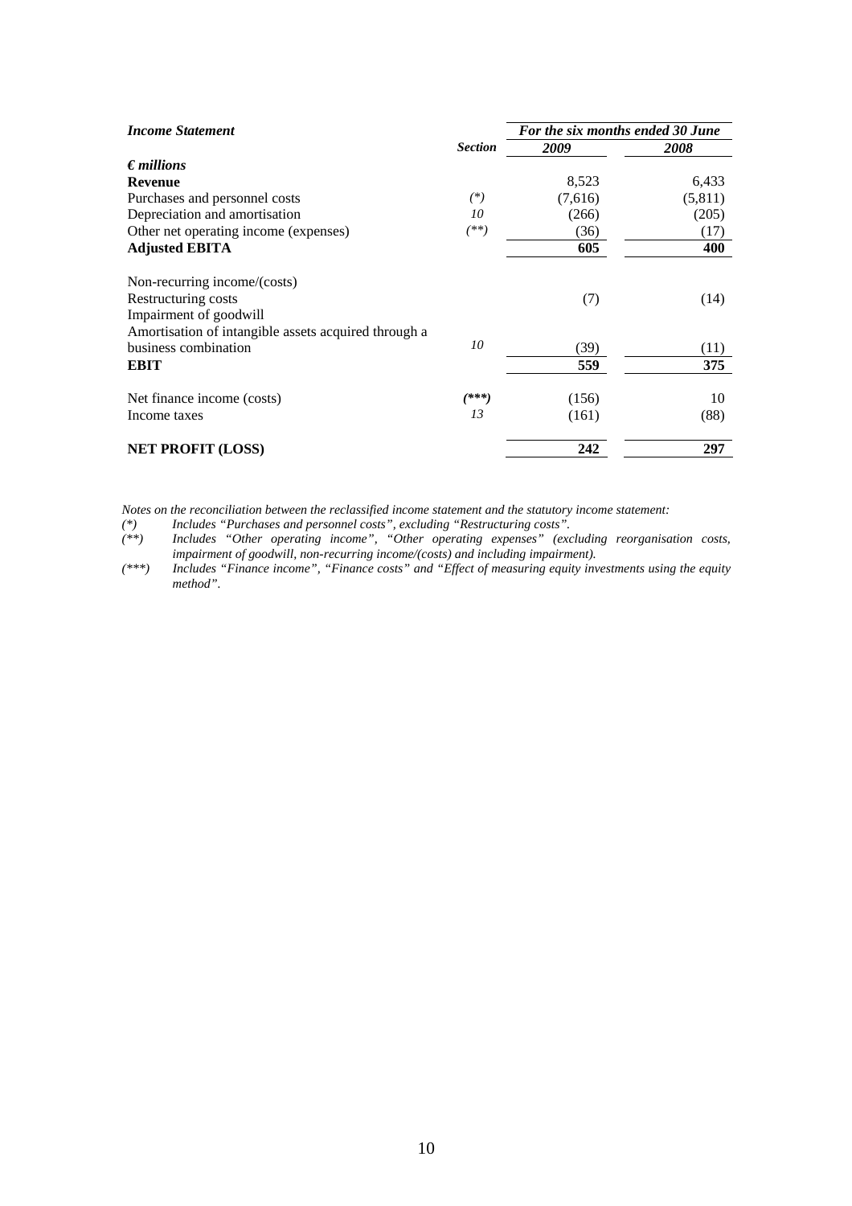| *Income Statement* | *Section* | *For the six months ended 30 June* | |
|---|---|---|---|
| | | ***2009*** | ***2008*** |
| ***€ millions*** | | | |
| **Revenue** | | 8,523 | 6,433 |
| Purchases and personnel costs | *(\*)* | (7,616) | (5,811) |
| Depreciation and amortisation | *10* | (266) | (205) |
| Other net operating income (expenses) | *(\*\*)* | (36) | (17) |
| **Adjusted EBITA** | | **605** | **400** |
| Non-recurring income/(costs) | | | |
| Restructuring costs | | (7) | (14) |
| Impairment of goodwill | | | |
| Amortisation of intangible assets acquired through a business combination | *10* | (39) | (11) |
| **EBIT** | | **559** | **375** |
| Net finance income (costs) | ***(\*\*\*)*** | (156) | 10 |
| Income taxes | *13* | (161) | (88) |
| **NET PROFIT (LOSS)** | | **242** | **297** |

*Notes on the reconciliation between the reclassified income statement and the statutory income statement:*

*(\*) Includes "Purchases and personnel costs", excluding "Restructuring costs".*

*(\*\*) Includes "Other operating income", "Other operating expenses" (excluding reorganisation costs, impairment of goodwill, non-recurring income/(costs) and including impairment).*

*(\*\*\*) Includes "Finance income", "Finance costs" and "Effect of measuring equity investments using the equity method".*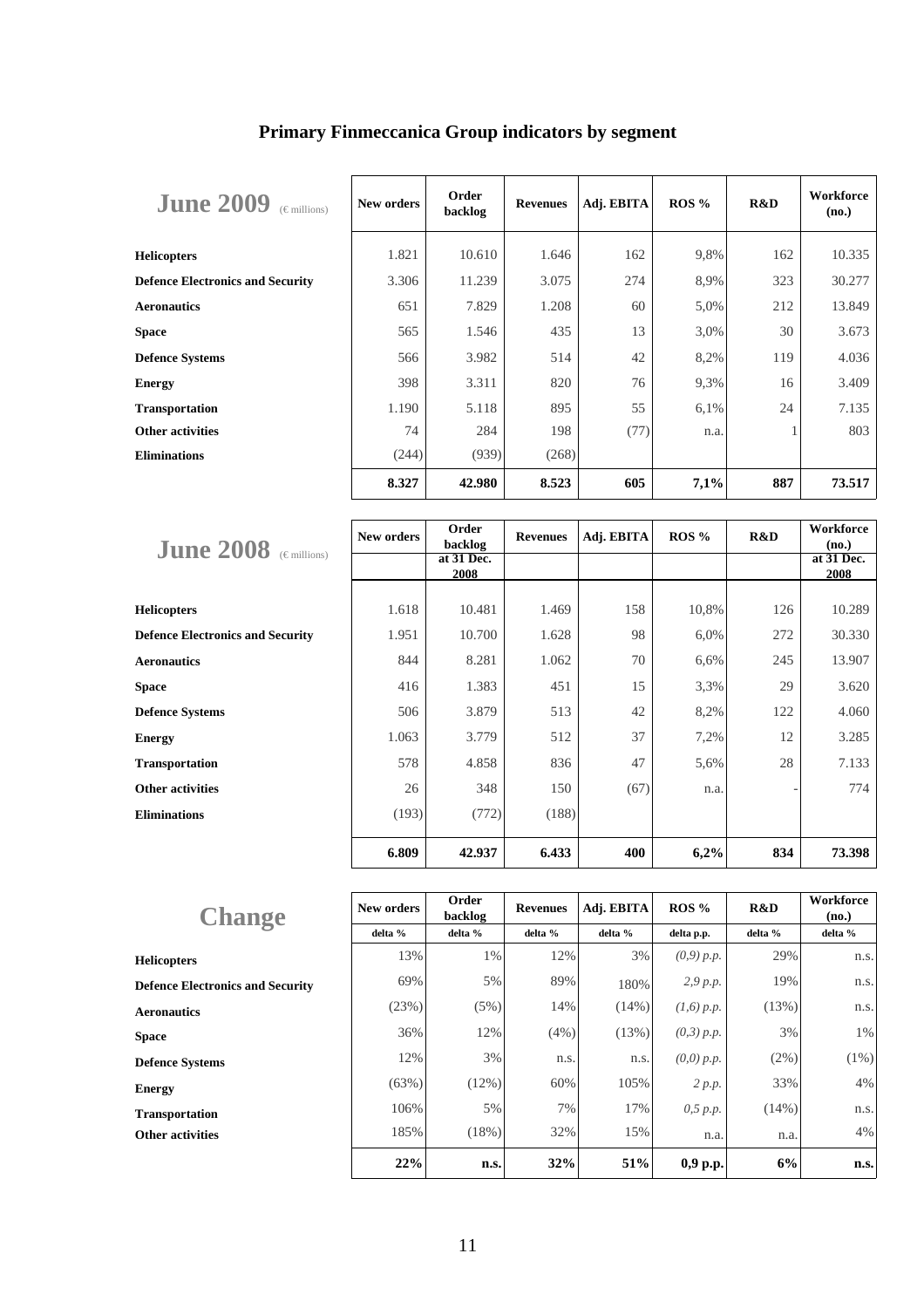# Primary Finmeccanica Group indicators by segment

**June 2009** (€ millions)

| | New orders | Order backlog | Revenues | Adj. EBITA | ROS % | R&D | Workforce (no.) |
|---|---|---|---|---|---|---|---|
| **Helicopters** | 1.821 | 10.610 | 1.646 | 162 | 9,8% | 162 | 10.335 |
| **Defence Electronics and Security** | 3.306 | 11.239 | 3.075 | 274 | 8,9% | 323 | 30.277 |
| **Aeronautics** | 651 | 7.829 | 1.208 | 60 | 5,0% | 212 | 13.849 |
| **Space** | 565 | 1.546 | 435 | 13 | 3,0% | 30 | 3.673 |
| **Defence Systems** | 566 | 3.982 | 514 | 42 | 8,2% | 119 | 4.036 |
| **Energy** | 398 | 3.311 | 820 | 76 | 9,3% | 16 | 3.409 |
| **Transportation** | 1.190 | 5.118 | 895 | 55 | 6,1% | 24 | 7.135 |
| **Other activities** | 74 | 284 | 198 | (77) | n.a. | 1 | 803 |
| **Eliminations** | (244) | (939) | (268) | | | | |
| | **8.327** | **42.980** | **8.523** | **605** | **7,1%** | **887** | **73.517** |

**June 2008** (€ millions)

| | New orders | Order backlog at 31 Dec. 2008 | Revenues | Adj. EBITA | ROS % | R&D | Workforce (no.) at 31 Dec. 2008 |
|---|---|---|---|---|---|---|---|
| **Helicopters** | 1.618 | 10.481 | 1.469 | 158 | 10,8% | 126 | 10.289 |
| **Defence Electronics and Security** | 1.951 | 10.700 | 1.628 | 98 | 6,0% | 272 | 30.330 |
| **Aeronautics** | 844 | 8.281 | 1.062 | 70 | 6,6% | 245 | 13.907 |
| **Space** | 416 | 1.383 | 451 | 15 | 3,3% | 29 | 3.620 |
| **Defence Systems** | 506 | 3.879 | 513 | 42 | 8,2% | 122 | 4.060 |
| **Energy** | 1.063 | 3.779 | 512 | 37 | 7,2% | 12 | 3.285 |
| **Transportation** | 578 | 4.858 | 836 | 47 | 5,6% | 28 | 7.133 |
| **Other activities** | 26 | 348 | 150 | (67) | n.a. | - | 774 |
| **Eliminations** | (193) | (772) | (188) | | | | |
| | **6.809** | **42.937** | **6.433** | **400** | **6,2%** | **834** | **73.398** |

**Change**

| | New orders | Order backlog | Revenues | Adj. EBITA | ROS % | R&D | Workforce (no.) |
|---|---|---|---|---|---|---|---|
| | delta % | delta % | delta % | delta % | delta p.p. | delta % | delta % |
| **Helicopters** | 13% | 1% | 12% | 3% | *(0,9) p.p.* | 29% | n.s. |
| **Defence Electronics and Security** | 69% | 5% | 89% | 180% | *2,9 p.p.* | 19% | n.s. |
| **Aeronautics** | (23%) | (5%) | 14% | (14%) | *(1,6) p.p.* | (13%) | n.s. |
| **Space** | 36% | 12% | (4%) | (13%) | *(0,3) p.p.* | 3% | 1% |
| **Defence Systems** | 12% | 3% | n.s. | n.s. | *(0,0) p.p.* | (2%) | (1%) |
| **Energy** | (63%) | (12%) | 60% | 105% | *2 p.p.* | 33% | 4% |
| **Transportation** | 106% | 5% | 7% | 17% | *0,5 p.p.* | (14%) | n.s. |
| **Other activities** | 185% | (18%) | 32% | 15% | n.a. | n.a. | 4% |
| | **22%** | **n.s.** | **32%** | **51%** | **0,9 p.p.** | **6%** | **n.s.** |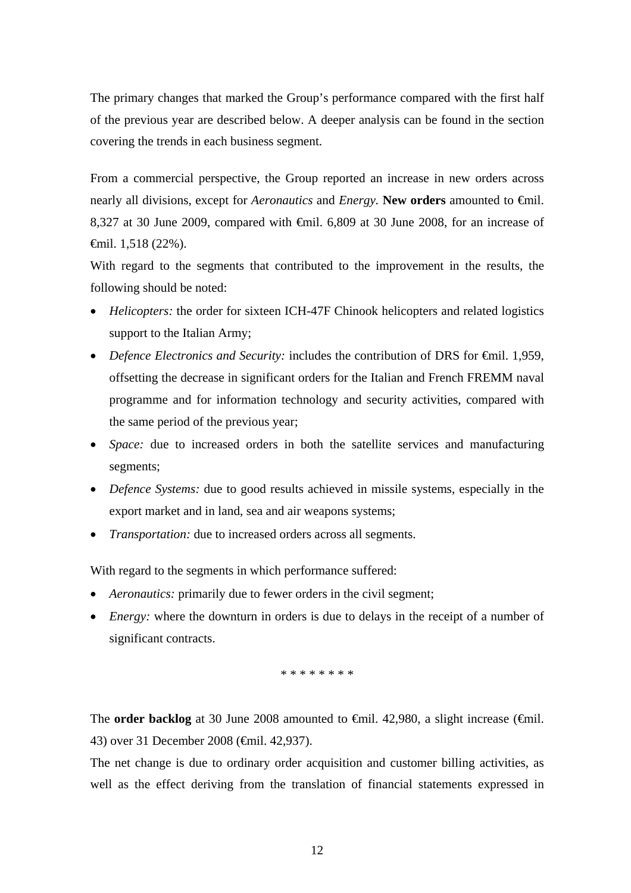The primary changes that marked the Group's performance compared with the first half of the previous year are described below. A deeper analysis can be found in the section covering the trends in each business segment.

From a commercial perspective, the Group reported an increase in new orders across nearly all divisions, except for *Aeronautics* and *Energy.* **New orders** amounted to €mil. 8,327 at 30 June 2009, compared with €mil. 6,809 at 30 June 2008, for an increase of €mil. 1,518 (22%).

With regard to the segments that contributed to the improvement in the results, the following should be noted:

- *Helicopters:* the order for sixteen ICH-47F Chinook helicopters and related logistics support to the Italian Army;
- *Defence Electronics and Security:* includes the contribution of DRS for €mil. 1,959, offsetting the decrease in significant orders for the Italian and French FREMM naval programme and for information technology and security activities, compared with the same period of the previous year;
- *Space:* due to increased orders in both the satellite services and manufacturing segments;
- *Defence Systems:* due to good results achieved in missile systems, especially in the export market and in land, sea and air weapons systems;
- *Transportation:* due to increased orders across all segments.

With regard to the segments in which performance suffered:

- *Aeronautics:* primarily due to fewer orders in the civil segment;
- *Energy:* where the downturn in orders is due to delays in the receipt of a number of significant contracts.

\* \* \* \* \* \* \* \*

The **order backlog** at 30 June 2008 amounted to €mil. 42,980, a slight increase (€mil. 43) over 31 December 2008 (€mil. 42,937).

The net change is due to ordinary order acquisition and customer billing activities, as well as the effect deriving from the translation of financial statements expressed in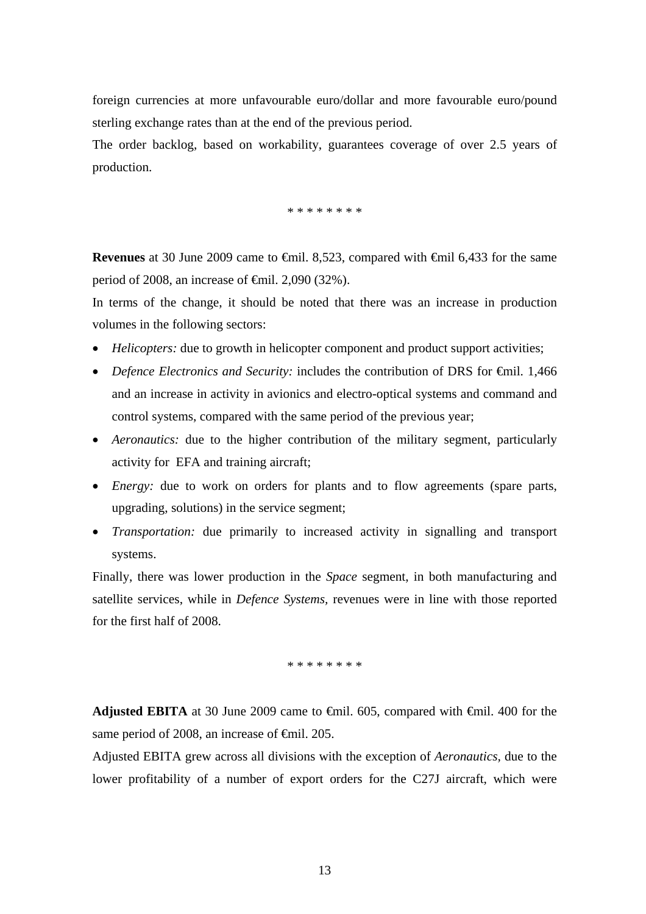foreign currencies at more unfavourable euro/dollar and more favourable euro/pound sterling exchange rates than at the end of the previous period.

The order backlog, based on workability, guarantees coverage of over 2.5 years of production.

* * * * * * * *

**Revenues** at 30 June 2009 came to €mil. 8,523, compared with €mil 6,433 for the same period of 2008, an increase of €mil. 2,090 (32%).

In terms of the change, it should be noted that there was an increase in production volumes in the following sectors:

- *Helicopters:* due to growth in helicopter component and product support activities;
- *Defence Electronics and Security:* includes the contribution of DRS for €mil. 1,466 and an increase in activity in avionics and electro-optical systems and command and control systems, compared with the same period of the previous year;
- *Aeronautics:* due to the higher contribution of the military segment, particularly activity for EFA and training aircraft;
- *Energy:* due to work on orders for plants and to flow agreements (spare parts, upgrading, solutions) in the service segment;
- *Transportation:* due primarily to increased activity in signalling and transport systems.

Finally, there was lower production in the *Space* segment, in both manufacturing and satellite services, while in *Defence Systems,* revenues were in line with those reported for the first half of 2008.

* * * * * * * *

**Adjusted EBITA** at 30 June 2009 came to €mil. 605, compared with €mil. 400 for the same period of 2008, an increase of €mil. 205.

Adjusted EBITA grew across all divisions with the exception of *Aeronautics,* due to the lower profitability of a number of export orders for the C27J aircraft, which were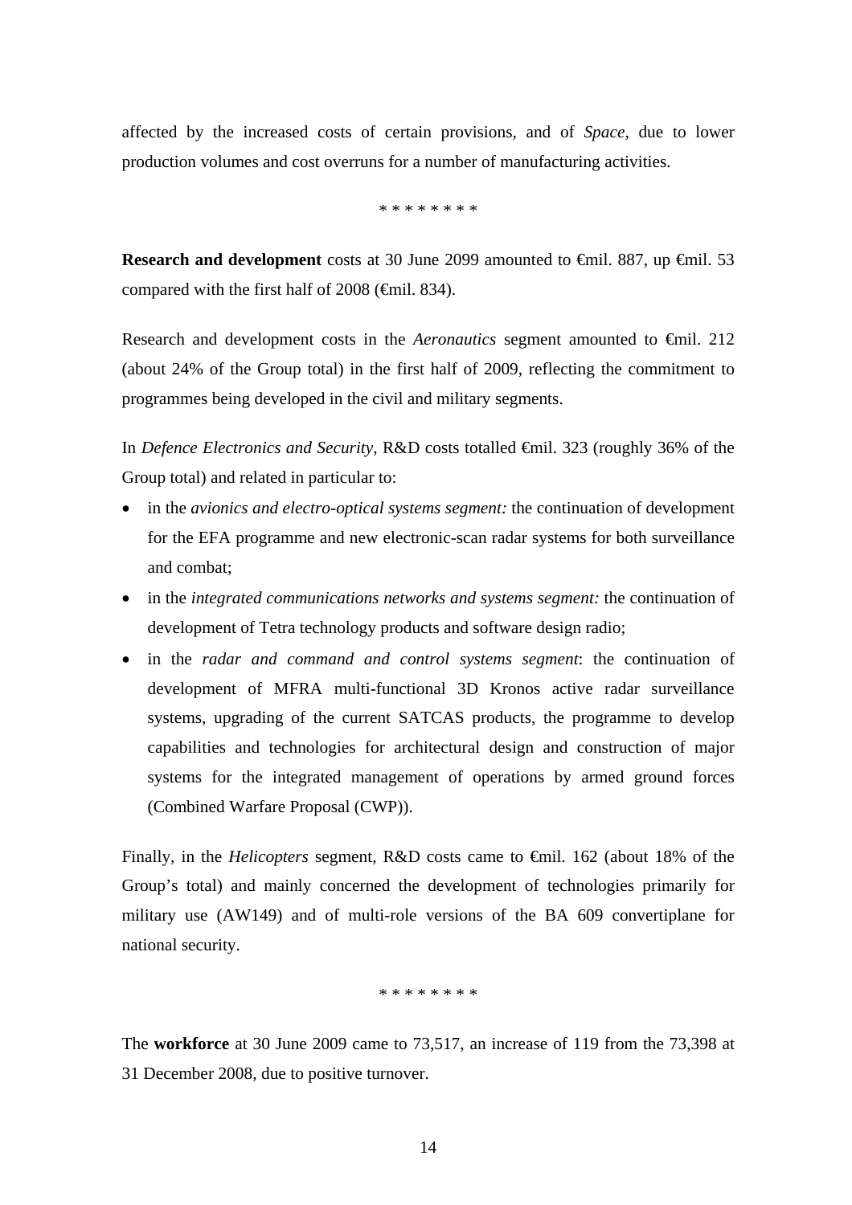affected by the increased costs of certain provisions, and of *Space*, due to lower production volumes and cost overruns for a number of manufacturing activities.

\* \* \* \* \* \* \* \*

**Research and development** costs at 30 June 2099 amounted to €mil. 887, up €mil. 53 compared with the first half of 2008 (€mil. 834).

Research and development costs in the *Aeronautics* segment amounted to €mil. 212 (about 24% of the Group total) in the first half of 2009, reflecting the commitment to programmes being developed in the civil and military segments.

In *Defence Electronics and Security,* R&D costs totalled €mil. 323 (roughly 36% of the Group total) and related in particular to:

- in the *avionics and electro-optical systems segment:* the continuation of development for the EFA programme and new electronic-scan radar systems for both surveillance and combat;
- in the *integrated communications networks and systems segment:* the continuation of development of Tetra technology products and software design radio;
- in the *radar and command and control systems segment*: the continuation of development of MFRA multi-functional 3D Kronos active radar surveillance systems, upgrading of the current SATCAS products, the programme to develop capabilities and technologies for architectural design and construction of major systems for the integrated management of operations by armed ground forces (Combined Warfare Proposal (CWP)).

Finally, in the *Helicopters* segment, R&D costs came to €mil. 162 (about 18% of the Group's total) and mainly concerned the development of technologies primarily for military use (AW149) and of multi-role versions of the BA 609 convertiplane for national security.

\* \* \* \* \* \* \* \*

The **workforce** at 30 June 2009 came to 73,517, an increase of 119 from the 73,398 at 31 December 2008, due to positive turnover.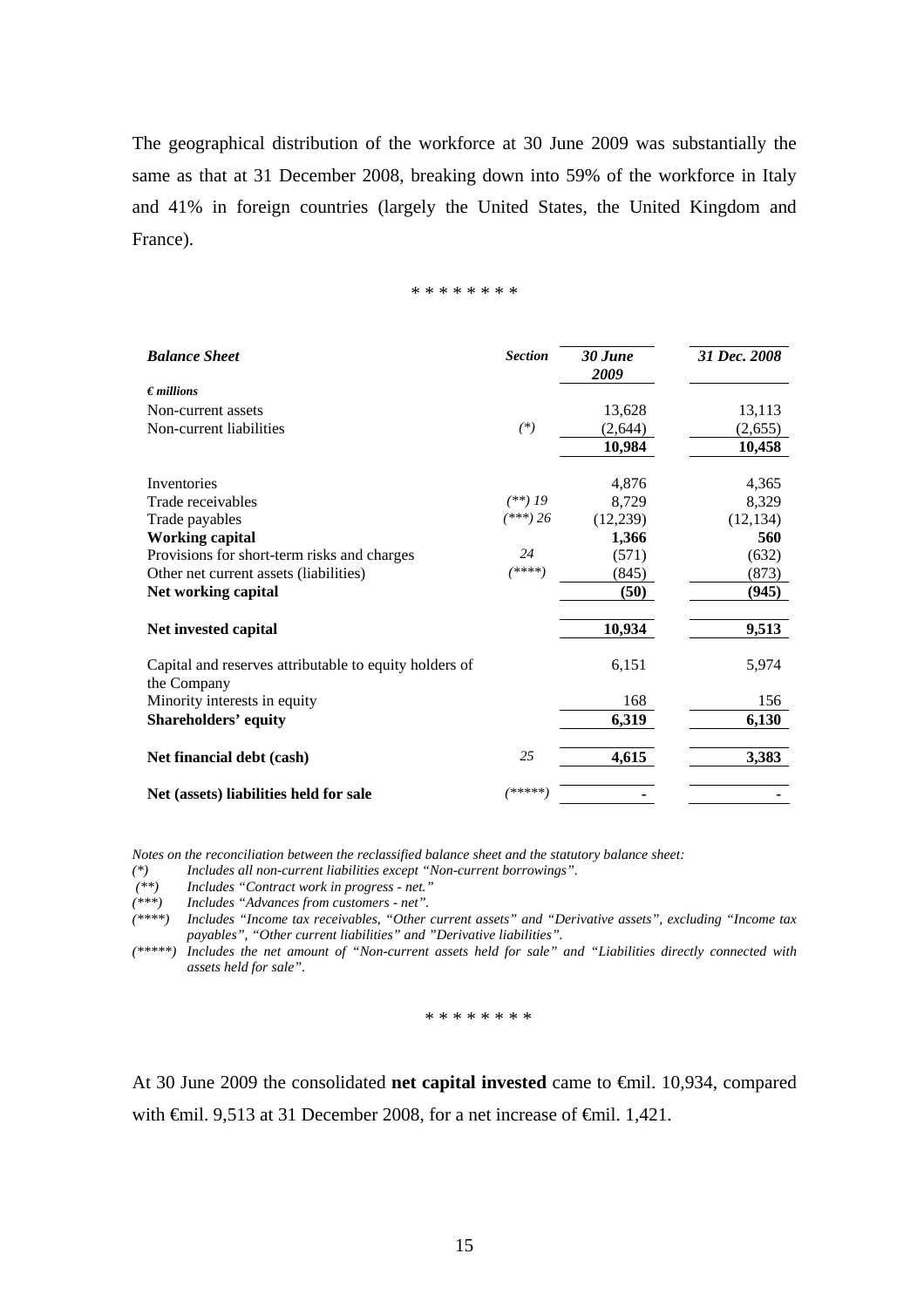The geographical distribution of the workforce at 30 June 2009 was substantially the same as that at 31 December 2008, breaking down into 59% of the workforce in Italy and 41% in foreign countries (largely the United States, the United Kingdom and France).

\* \* \* \* \* \* \* \*

| ***Balance Sheet*** | ***Section*** | ***30 June 2009*** | ***31 Dec. 2008*** |
|---|---|---|---|
| ***€ millions*** | | | |
| Non-current assets | | 13,628 | 13,113 |
| Non-current liabilities | *(\*)* | (2,644) | (2,655) |
| | | **10,984** | **10,458** |
| Inventories | | 4,876 | 4,365 |
| Trade receivables | *(\*\*) 19* | 8,729 | 8,329 |
| Trade payables | *(\*\*\*) 26* | (12,239) | (12,134) |
| **Working capital** | | **1,366** | **560** |
| Provisions for short-term risks and charges | *24* | (571) | (632) |
| Other net current assets (liabilities) | *(\*\*\*\*)* | (845) | (873) |
| **Net working capital** | | **(50)** | **(945)** |
| **Net invested capital** | | **10,934** | **9,513** |
| Capital and reserves attributable to equity holders of the Company | | 6,151 | 5,974 |
| Minority interests in equity | | 168 | 156 |
| **Shareholders' equity** | | **6,319** | **6,130** |
| **Net financial debt (cash)** | *25* | **4,615** | **3,383** |
| **Net (assets) liabilities held for sale** | *(\*\*\*\*\*)* | **-** | **-** |

*Notes on the reconciliation between the reclassified balance sheet and the statutory balance sheet:*

*(\*) Includes all non-current liabilities except "Non-current borrowings".*

*(\*\*) Includes "Contract work in progress - net."*

*(\*\*\*) Includes "Advances from customers - net".*

*(\*\*\*\*) Includes "Income tax receivables, "Other current assets" and "Derivative assets", excluding "Income tax payables", "Other current liabilities" and "Derivative liabilities".*

*(\*\*\*\*\*) Includes the net amount of "Non-current assets held for sale" and "Liabilities directly connected with assets held for sale".*

\* \* \* \* \* \* \* \*

At 30 June 2009 the consolidated **net capital invested** came to €mil. 10,934, compared with €mil. 9,513 at 31 December 2008, for a net increase of €mil. 1,421.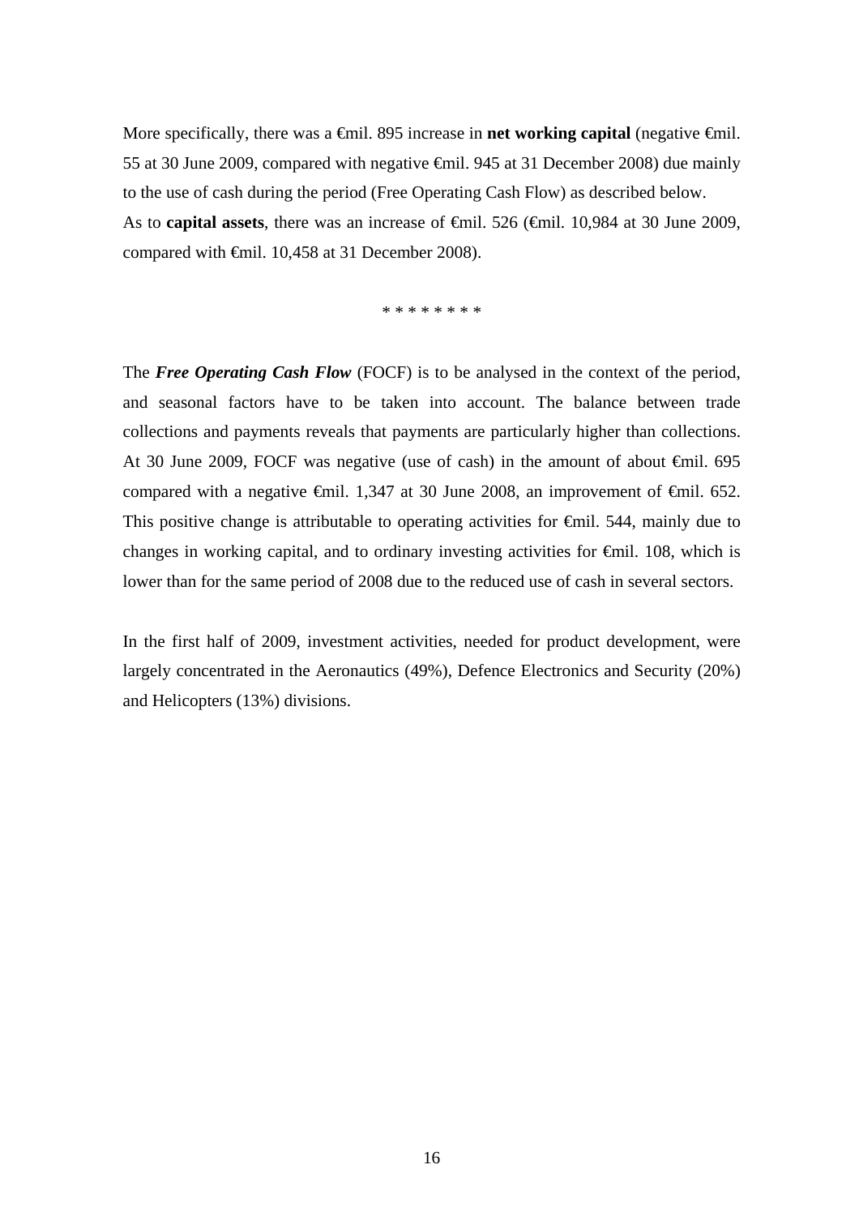More specifically, there was a €mil. 895 increase in **net working capital** (negative €mil. 55 at 30 June 2009, compared with negative €mil. 945 at 31 December 2008) due mainly to the use of cash during the period (Free Operating Cash Flow) as described below.
As to **capital assets**, there was an increase of €mil. 526 (€mil. 10,984 at 30 June 2009, compared with €mil. 10,458 at 31 December 2008).

* * * * * * * *

The ***Free Operating Cash Flow*** (FOCF) is to be analysed in the context of the period, and seasonal factors have to be taken into account. The balance between trade collections and payments reveals that payments are particularly higher than collections. At 30 June 2009, FOCF was negative (use of cash) in the amount of about €mil. 695 compared with a negative €mil. 1,347 at 30 June 2008, an improvement of €mil. 652. This positive change is attributable to operating activities for €mil. 544, mainly due to changes in working capital, and to ordinary investing activities for €mil. 108, which is lower than for the same period of 2008 due to the reduced use of cash in several sectors.

In the first half of 2009, investment activities, needed for product development, were largely concentrated in the Aeronautics (49%), Defence Electronics and Security (20%) and Helicopters (13%) divisions.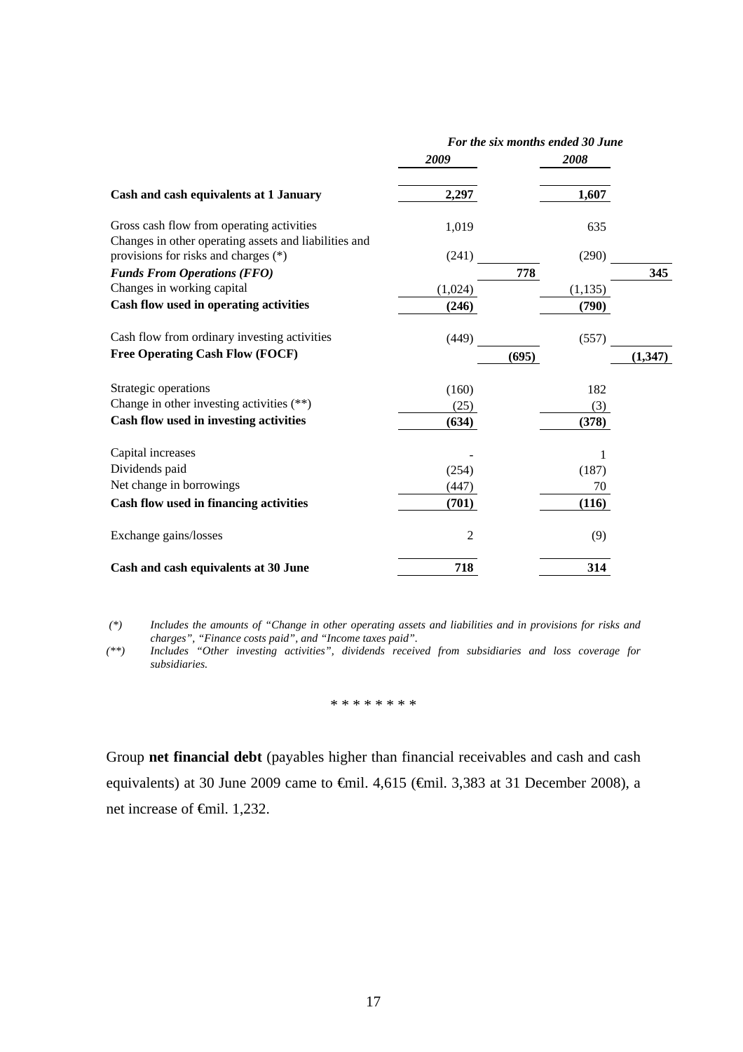| | *For the six months ended 30 June* | | | |
|---|---|---|---|---|
| | ***2009*** | | ***2008*** | |
| **Cash and cash equivalents at 1 January** | **2,297** | | **1,607** | |
| Gross cash flow from operating activities | 1,019 | | 635 | |
| Changes in other operating assets and liabilities and provisions for risks and charges (*) | (241) | | (290) | |
| ***Funds From Operations (FFO)*** | | **778** | | **345** |
| Changes in working capital | (1,024) | | (1,135) | |
| **Cash flow used in operating activities** | **(246)** | | **(790)** | |
| Cash flow from ordinary investing activities | (449) | | (557) | |
| **Free Operating Cash Flow (FOCF)** | | **(695)** | | **(1,347)** |
| Strategic operations | (160) | | 182 | |
| Change in other investing activities (**) | (25) | | (3) | |
| **Cash flow used in investing activities** | **(634)** | | **(378)** | |
| Capital increases | - | | 1 | |
| Dividends paid | (254) | | (187) | |
| Net change in borrowings | (447) | | 70 | |
| **Cash flow used in financing activities** | **(701)** | | **(116)** | |
| Exchange gains/losses | 2 | | (9) | |
| **Cash and cash equivalents at 30 June** | **718** | | **314** | |

*(\*) Includes the amounts of "Change in other operating assets and liabilities and in provisions for risks and charges", "Finance costs paid", and "Income taxes paid".*

*(\*\*) Includes "Other investing activities", dividends received from subsidiaries and loss coverage for subsidiaries.*

\* \* \* \* \* \* \* \*

Group **net financial debt** (payables higher than financial receivables and cash and cash equivalents) at 30 June 2009 came to €mil. 4,615 (€mil. 3,383 at 31 December 2008), a net increase of €mil. 1,232.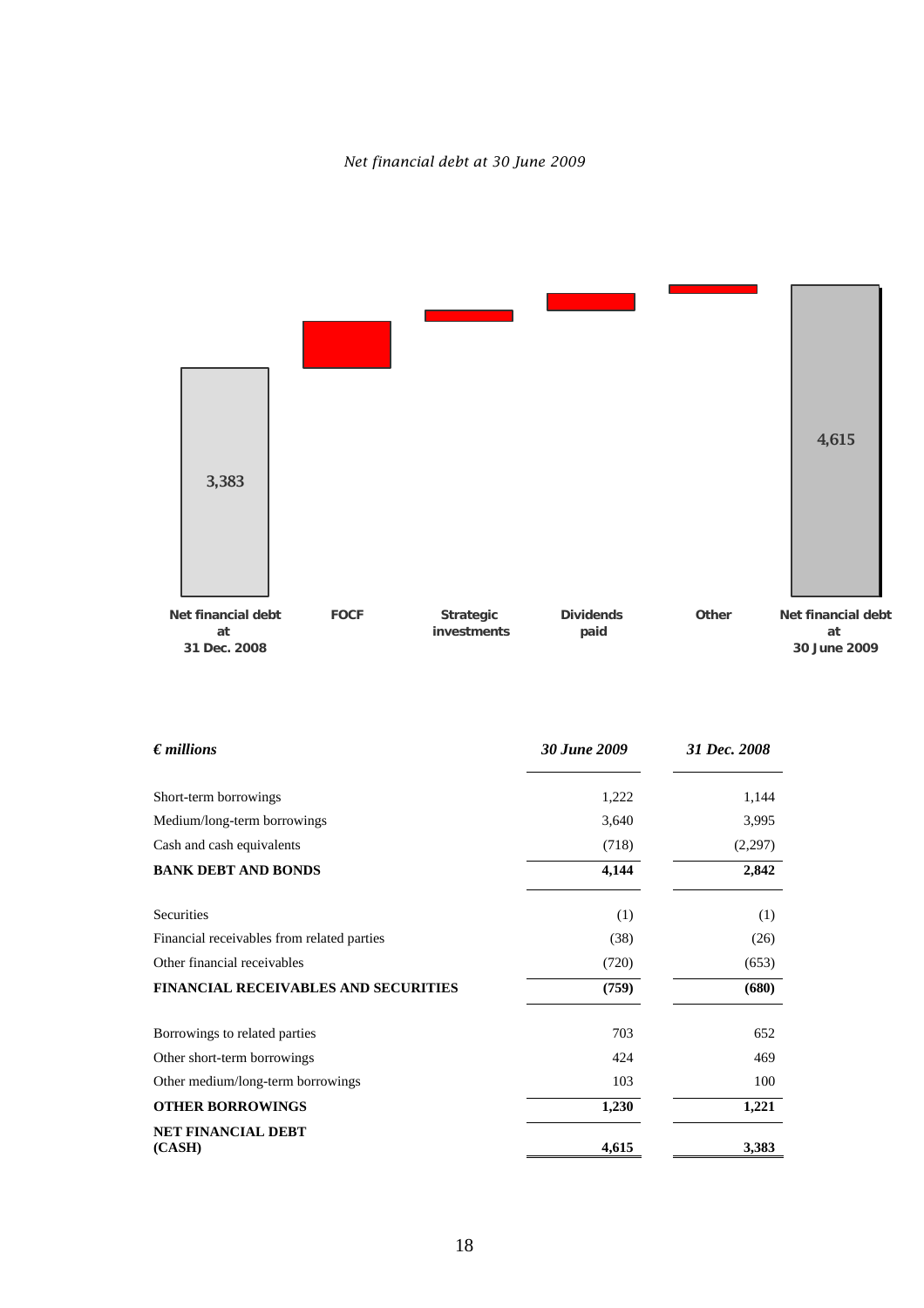*Net financial debt at 30 June 2009*

Net financial debt at 31 Dec. 2008: 3,383

FOCF

Strategic investments

Dividends paid

Other

Net financial debt at 30 June 2009: 4,615

| *€ millions* | *30 June 2009* | *31 Dec. 2008* |
|---|---|---|
| Short-term borrowings | 1,222 | 1,144 |
| Medium/long-term borrowings | 3,640 | 3,995 |
| Cash and cash equivalents | (718) | (2,297) |
| **BANK DEBT AND BONDS** | **4,144** | **2,842** |
| Securities | (1) | (1) |
| Financial receivables from related parties | (38) | (26) |
| Other financial receivables | (720) | (653) |
| **FINANCIAL RECEIVABLES AND SECURITIES** | **(759)** | **(680)** |
| Borrowings to related parties | 703 | 652 |
| Other short-term borrowings | 424 | 469 |
| Other medium/long-term borrowings | 103 | 100 |
| **OTHER BORROWINGS** | **1,230** | **1,221** |
| **NET FINANCIAL DEBT (CASH)** | **4,615** | **3,383** |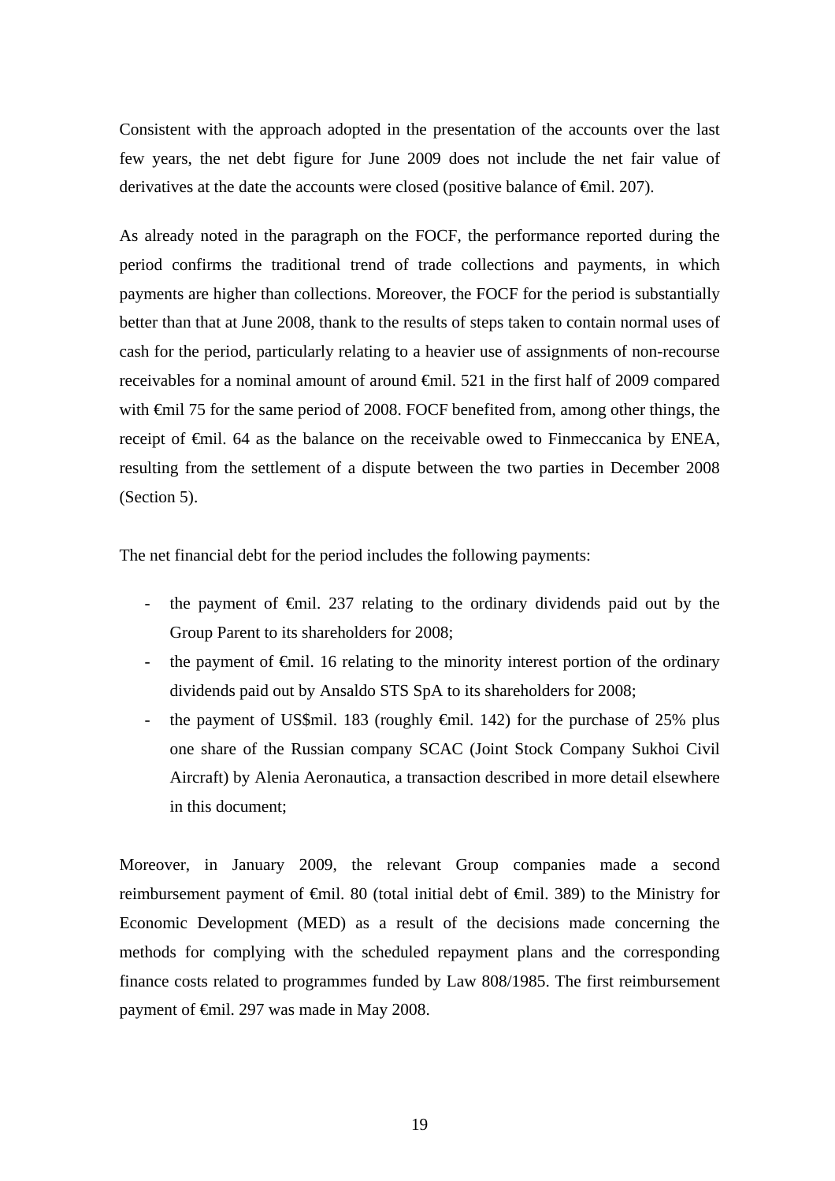Consistent with the approach adopted in the presentation of the accounts over the last few years, the net debt figure for June 2009 does not include the net fair value of derivatives at the date the accounts were closed (positive balance of €mil. 207).

As already noted in the paragraph on the FOCF, the performance reported during the period confirms the traditional trend of trade collections and payments, in which payments are higher than collections. Moreover, the FOCF for the period is substantially better than that at June 2008, thank to the results of steps taken to contain normal uses of cash for the period, particularly relating to a heavier use of assignments of non-recourse receivables for a nominal amount of around €mil. 521 in the first half of 2009 compared with €mil 75 for the same period of 2008. FOCF benefited from, among other things, the receipt of €mil. 64 as the balance on the receivable owed to Finmeccanica by ENEA, resulting from the settlement of a dispute between the two parties in December 2008 (Section 5).

The net financial debt for the period includes the following payments:

- the payment of €mil. 237 relating to the ordinary dividends paid out by the Group Parent to its shareholders for 2008;
- the payment of €mil. 16 relating to the minority interest portion of the ordinary dividends paid out by Ansaldo STS SpA to its shareholders for 2008;
- the payment of US$mil. 183 (roughly €mil. 142) for the purchase of 25% plus one share of the Russian company SCAC (Joint Stock Company Sukhoi Civil Aircraft) by Alenia Aeronautica, a transaction described in more detail elsewhere in this document;

Moreover, in January 2009, the relevant Group companies made a second reimbursement payment of €mil. 80 (total initial debt of €mil. 389) to the Ministry for Economic Development (MED) as a result of the decisions made concerning the methods for complying with the scheduled repayment plans and the corresponding finance costs related to programmes funded by Law 808/1985. The first reimbursement payment of €mil. 297 was made in May 2008.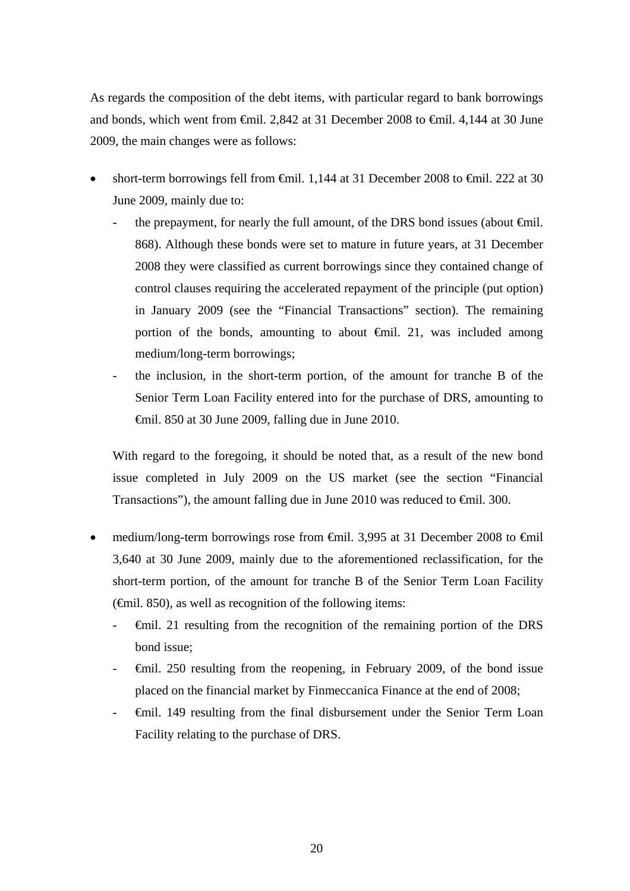As regards the composition of the debt items, with particular regard to bank borrowings and bonds, which went from €mil. 2,842 at 31 December 2008 to €mil. 4,144 at 30 June 2009, the main changes were as follows:

- short-term borrowings fell from €mil. 1,144 at 31 December 2008 to €mil. 222 at 30 June 2009, mainly due to:
  - the prepayment, for nearly the full amount, of the DRS bond issues (about €mil. 868). Although these bonds were set to mature in future years, at 31 December 2008 they were classified as current borrowings since they contained change of control clauses requiring the accelerated repayment of the principle (put option) in January 2009 (see the “Financial Transactions” section). The remaining portion of the bonds, amounting to about €mil. 21, was included among medium/long-term borrowings;
  - the inclusion, in the short-term portion, of the amount for tranche B of the Senior Term Loan Facility entered into for the purchase of DRS, amounting to €mil. 850 at 30 June 2009, falling due in June 2010.

  With regard to the foregoing, it should be noted that, as a result of the new bond issue completed in July 2009 on the US market (see the section “Financial Transactions”), the amount falling due in June 2010 was reduced to €mil. 300.

- medium/long-term borrowings rose from €mil. 3,995 at 31 December 2008 to €mil 3,640 at 30 June 2009, mainly due to the aforementioned reclassification, for the short-term portion, of the amount for tranche B of the Senior Term Loan Facility (€mil. 850), as well as recognition of the following items:
  - €mil. 21 resulting from the recognition of the remaining portion of the DRS bond issue;
  - €mil. 250 resulting from the reopening, in February 2009, of the bond issue placed on the financial market by Finmeccanica Finance at the end of 2008;
  - €mil. 149 resulting from the final disbursement under the Senior Term Loan Facility relating to the purchase of DRS.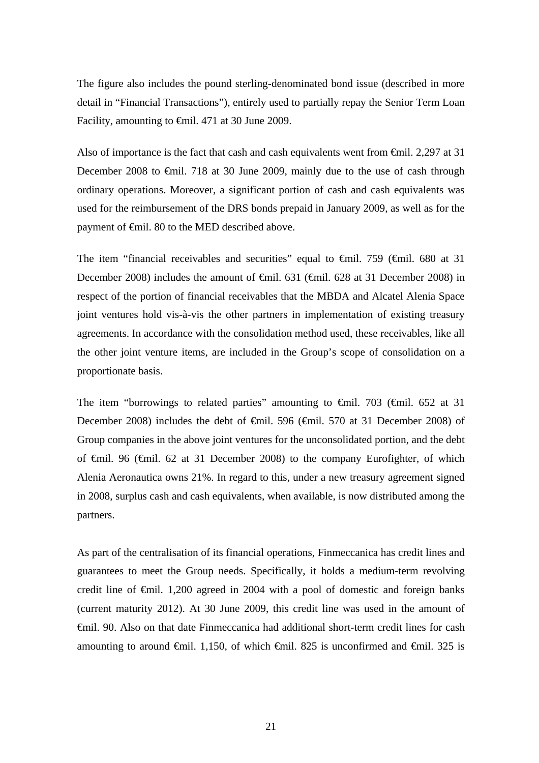The figure also includes the pound sterling-denominated bond issue (described in more detail in “Financial Transactions”), entirely used to partially repay the Senior Term Loan Facility, amounting to €mil. 471 at 30 June 2009.

Also of importance is the fact that cash and cash equivalents went from €mil. 2,297 at 31 December 2008 to €mil. 718 at 30 June 2009, mainly due to the use of cash through ordinary operations. Moreover, a significant portion of cash and cash equivalents was used for the reimbursement of the DRS bonds prepaid in January 2009, as well as for the payment of €mil. 80 to the MED described above.

The item “financial receivables and securities” equal to €mil. 759 (€mil. 680 at 31 December 2008) includes the amount of €mil. 631 (€mil. 628 at 31 December 2008) in respect of the portion of financial receivables that the MBDA and Alcatel Alenia Space joint ventures hold vis-à-vis the other partners in implementation of existing treasury agreements. In accordance with the consolidation method used, these receivables, like all the other joint venture items, are included in the Group’s scope of consolidation on a proportionate basis.

The item “borrowings to related parties” amounting to €mil. 703 (€mil. 652 at 31 December 2008) includes the debt of €mil. 596 (€mil. 570 at 31 December 2008) of Group companies in the above joint ventures for the unconsolidated portion, and the debt of €mil. 96 (€mil. 62 at 31 December 2008) to the company Eurofighter, of which Alenia Aeronautica owns 21%. In regard to this, under a new treasury agreement signed in 2008, surplus cash and cash equivalents, when available, is now distributed among the partners.

As part of the centralisation of its financial operations, Finmeccanica has credit lines and guarantees to meet the Group needs. Specifically, it holds a medium-term revolving credit line of €mil. 1,200 agreed in 2004 with a pool of domestic and foreign banks (current maturity 2012). At 30 June 2009, this credit line was used in the amount of €mil. 90. Also on that date Finmeccanica had additional short-term credit lines for cash amounting to around €mil. 1,150, of which €mil. 825 is unconfirmed and €mil. 325 is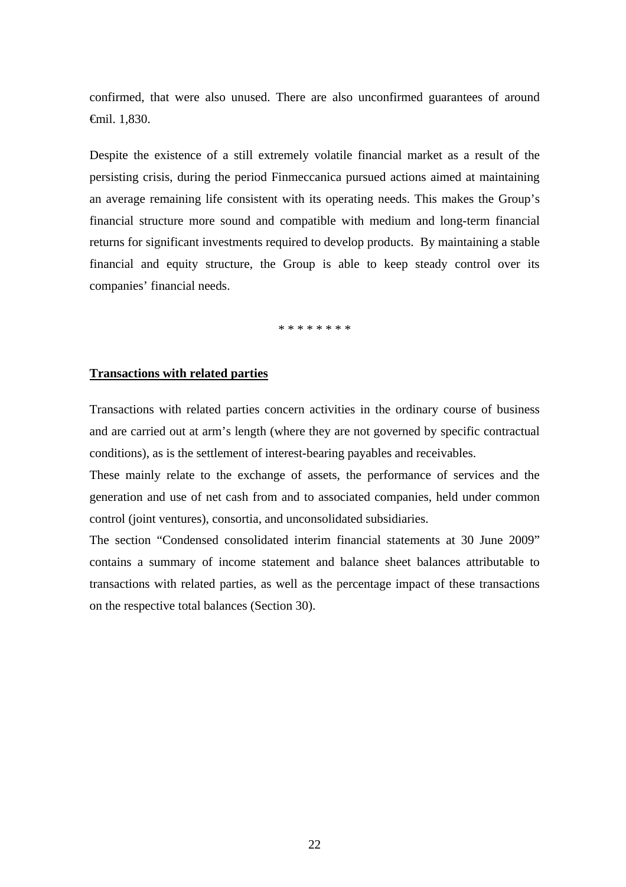confirmed, that were also unused. There are also unconfirmed guarantees of around €mil. 1,830.

Despite the existence of a still extremely volatile financial market as a result of the persisting crisis, during the period Finmeccanica pursued actions aimed at maintaining an average remaining life consistent with its operating needs. This makes the Group's financial structure more sound and compatible with medium and long-term financial returns for significant investments required to develop products. By maintaining a stable financial and equity structure, the Group is able to keep steady control over its companies' financial needs.

* * * * * * * *

**Transactions with related parties**

Transactions with related parties concern activities in the ordinary course of business and are carried out at arm's length (where they are not governed by specific contractual conditions), as is the settlement of interest-bearing payables and receivables.

These mainly relate to the exchange of assets, the performance of services and the generation and use of net cash from and to associated companies, held under common control (joint ventures), consortia, and unconsolidated subsidiaries.

The section "Condensed consolidated interim financial statements at 30 June 2009" contains a summary of income statement and balance sheet balances attributable to transactions with related parties, as well as the percentage impact of these transactions on the respective total balances (Section 30).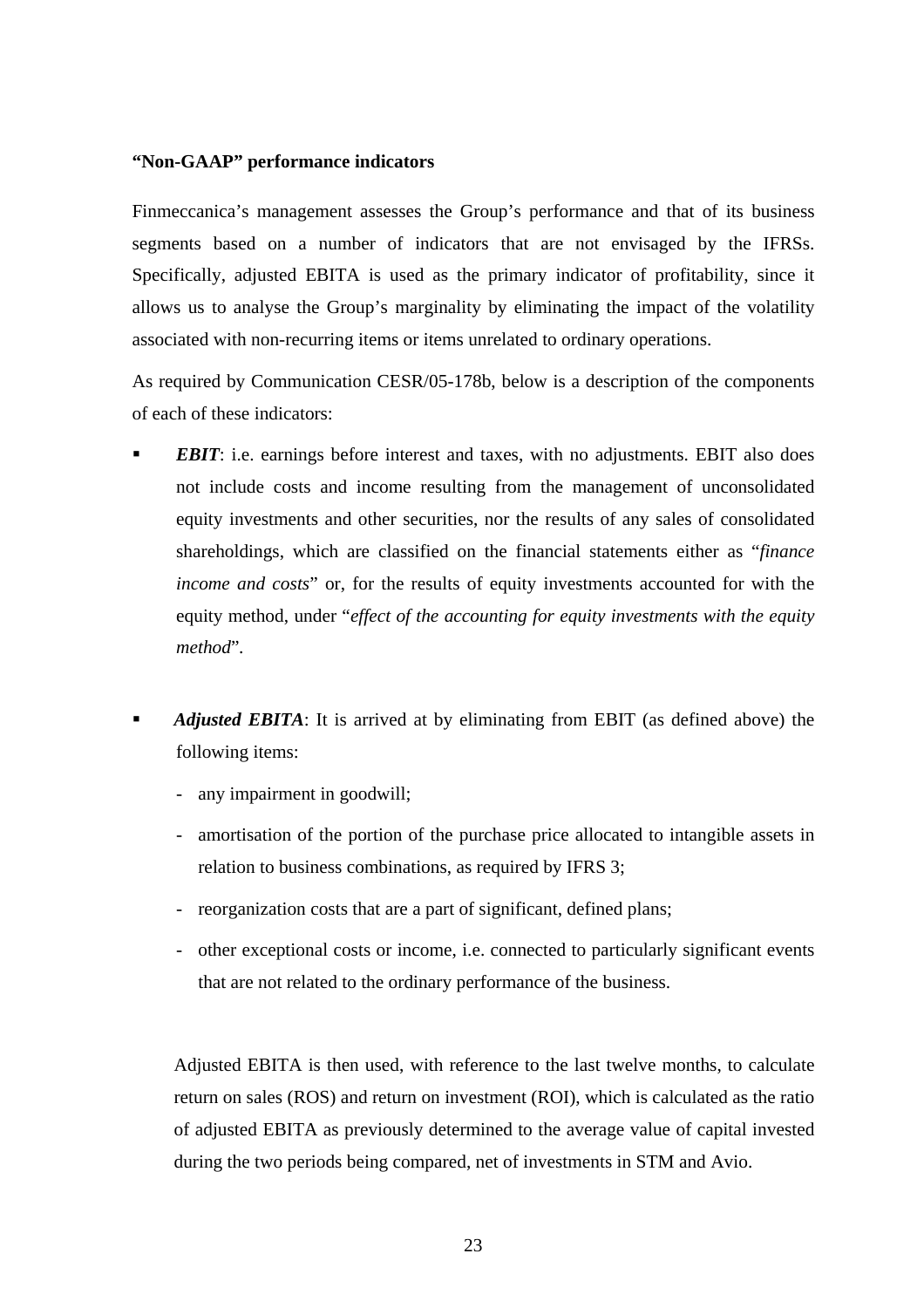**“Non-GAAP” performance indicators**

Finmeccanica’s management assesses the Group’s performance and that of its business segments based on a number of indicators that are not envisaged by the IFRSs. Specifically, adjusted EBITA is used as the primary indicator of profitability, since it allows us to analyse the Group’s marginality by eliminating the impact of the volatility associated with non-recurring items or items unrelated to ordinary operations.

As required by Communication CESR/05-178b, below is a description of the components of each of these indicators:

- ***EBIT***: i.e. earnings before interest and taxes, with no adjustments. EBIT also does not include costs and income resulting from the management of unconsolidated equity investments and other securities, nor the results of any sales of consolidated shareholdings, which are classified on the financial statements either as “*finance income and costs*” or, for the results of equity investments accounted for with the equity method, under “*effect of the accounting for equity investments with the equity method*”.

- ***Adjusted EBITA***: It is arrived at by eliminating from EBIT (as defined above) the following items:
  - any impairment in goodwill;
  - amortisation of the portion of the purchase price allocated to intangible assets in relation to business combinations, as required by IFRS 3;
  - reorganization costs that are a part of significant, defined plans;
  - other exceptional costs or income, i.e. connected to particularly significant events that are not related to the ordinary performance of the business.

  Adjusted EBITA is then used, with reference to the last twelve months, to calculate return on sales (ROS) and return on investment (ROI), which is calculated as the ratio of adjusted EBITA as previously determined to the average value of capital invested during the two periods being compared, net of investments in STM and Avio.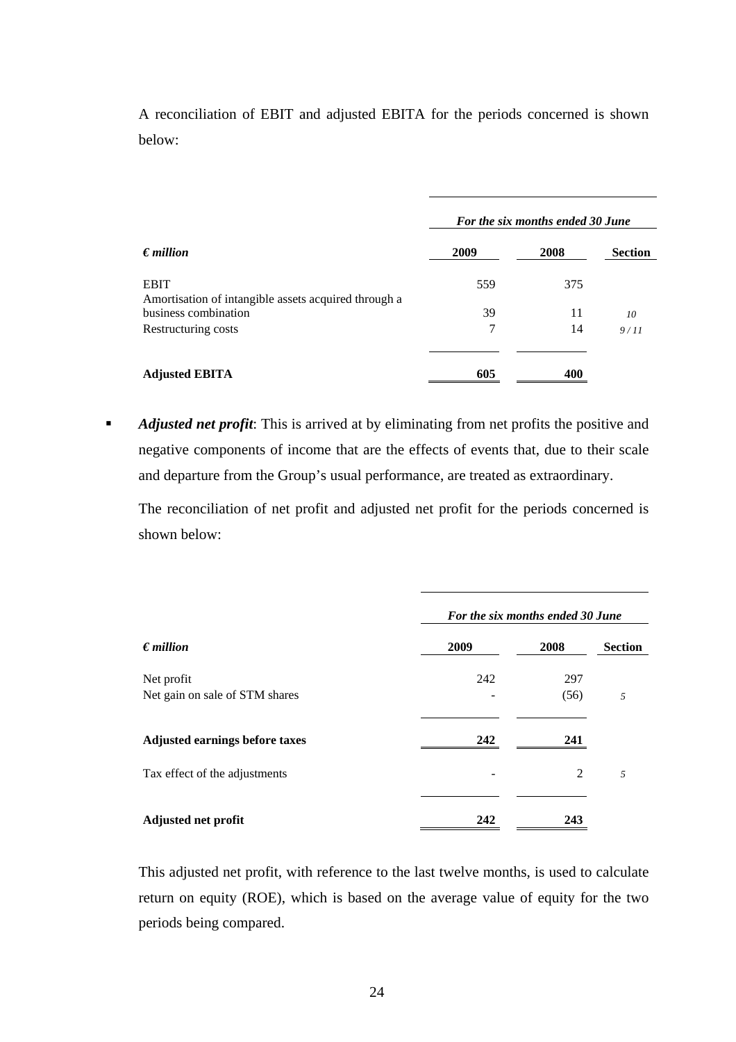A reconciliation of EBIT and adjusted EBITA for the periods concerned is shown below:

| *€ million* | *For the six months ended 30 June* 2009 | 2008 | Section |
|---|---|---|---|
| EBIT | 559 | 375 | |
| Amortisation of intangible assets acquired through a business combination | 39 | 11 | *10* |
| Restructuring costs | 7 | 14 | *9 / 11* |
| **Adjusted EBITA** | **605** | **400** | |

- ***Adjusted net profit***: This is arrived at by eliminating from net profits the positive and negative components of income that are the effects of events that, due to their scale and departure from the Group's usual performance, are treated as extraordinary.

  The reconciliation of net profit and adjusted net profit for the periods concerned is shown below:

| *€ million* | *For the six months ended 30 June* 2009 | 2008 | Section |
|---|---|---|---|
| Net profit | 242 | 297 | |
| Net gain on sale of STM shares | - | (56) | *5* |
| **Adjusted earnings before taxes** | **242** | **241** | |
| Tax effect of the adjustments | - | 2 | *5* |
| **Adjusted net profit** | **242** | **243** | |

  This adjusted net profit, with reference to the last twelve months, is used to calculate return on equity (ROE), which is based on the average value of equity for the two periods being compared.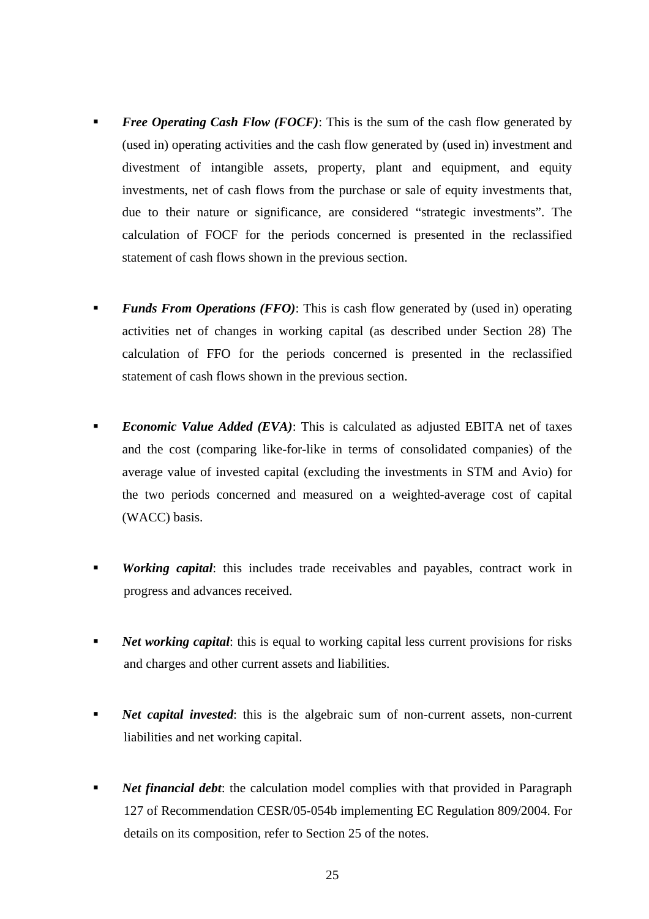- ***Free Operating Cash Flow (FOCF)***: This is the sum of the cash flow generated by (used in) operating activities and the cash flow generated by (used in) investment and divestment of intangible assets, property, plant and equipment, and equity investments, net of cash flows from the purchase or sale of equity investments that, due to their nature or significance, are considered "strategic investments". The calculation of FOCF for the periods concerned is presented in the reclassified statement of cash flows shown in the previous section.

- ***Funds From Operations (FFO)***: This is cash flow generated by (used in) operating activities net of changes in working capital (as described under Section 28) The calculation of FFO for the periods concerned is presented in the reclassified statement of cash flows shown in the previous section.

- ***Economic Value Added (EVA)***: This is calculated as adjusted EBITA net of taxes and the cost (comparing like-for-like in terms of consolidated companies) of the average value of invested capital (excluding the investments in STM and Avio) for the two periods concerned and measured on a weighted-average cost of capital (WACC) basis.

- ***Working capital***: this includes trade receivables and payables, contract work in progress and advances received.

- ***Net working capital***: this is equal to working capital less current provisions for risks and charges and other current assets and liabilities.

- ***Net capital invested***: this is the algebraic sum of non-current assets, non-current liabilities and net working capital.

- ***Net financial debt***: the calculation model complies with that provided in Paragraph 127 of Recommendation CESR/05-054b implementing EC Regulation 809/2004. For details on its composition, refer to Section 25 of the notes.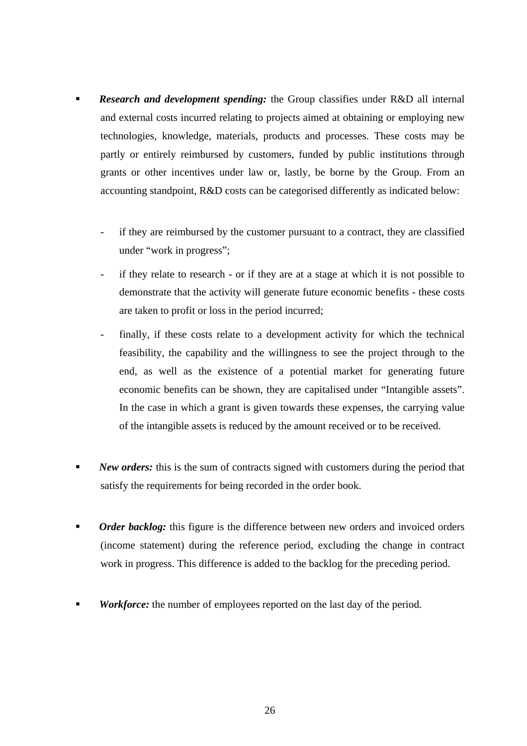- ***Research and development spending:*** the Group classifies under R&D all internal and external costs incurred relating to projects aimed at obtaining or employing new technologies, knowledge, materials, products and processes. These costs may be partly or entirely reimbursed by customers, funded by public institutions through grants or other incentives under law or, lastly, be borne by the Group. From an accounting standpoint, R&D costs can be categorised differently as indicated below:

  - if they are reimbursed by the customer pursuant to a contract, they are classified under "work in progress";
  - if they relate to research - or if they are at a stage at which it is not possible to demonstrate that the activity will generate future economic benefits - these costs are taken to profit or loss in the period incurred;
  - finally, if these costs relate to a development activity for which the technical feasibility, the capability and the willingness to see the project through to the end, as well as the existence of a potential market for generating future economic benefits can be shown, they are capitalised under "Intangible assets". In the case in which a grant is given towards these expenses, the carrying value of the intangible assets is reduced by the amount received or to be received.

- ***New orders:*** this is the sum of contracts signed with customers during the period that satisfy the requirements for being recorded in the order book.

- ***Order backlog:*** this figure is the difference between new orders and invoiced orders (income statement) during the reference period, excluding the change in contract work in progress. This difference is added to the backlog for the preceding period.

- ***Workforce:*** the number of employees reported on the last day of the period.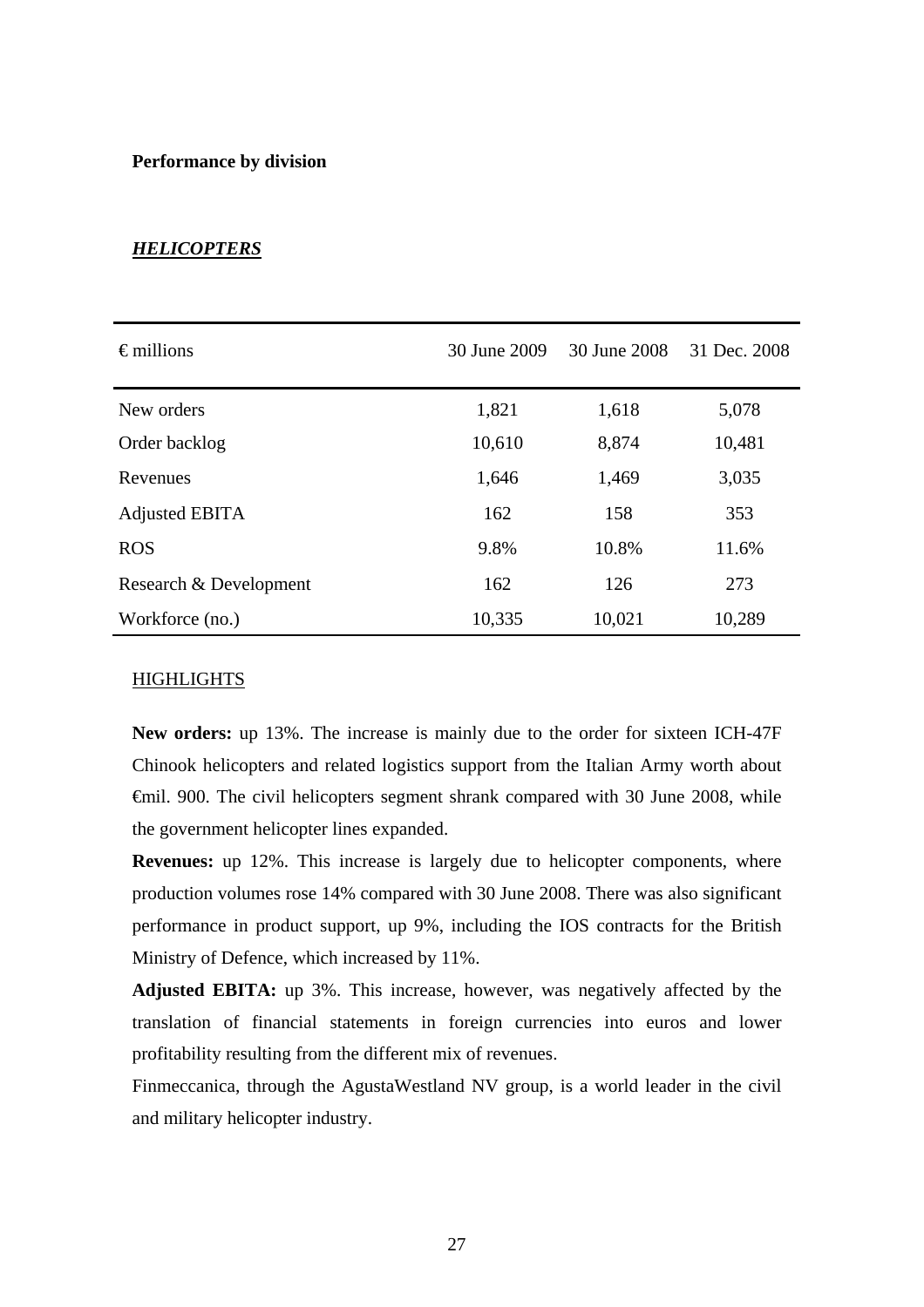**Performance by division**

***HELICOPTERS***

| € millions | 30 June 2009 | 30 June 2008 | 31 Dec. 2008 |
|---|---|---|---|
| New orders | 1,821 | 1,618 | 5,078 |
| Order backlog | 10,610 | 8,874 | 10,481 |
| Revenues | 1,646 | 1,469 | 3,035 |
| Adjusted EBITA | 162 | 158 | 353 |
| ROS | 9.8% | 10.8% | 11.6% |
| Research & Development | 162 | 126 | 273 |
| Workforce (no.) | 10,335 | 10,021 | 10,289 |

HIGHLIGHTS

**New orders:** up 13%. The increase is mainly due to the order for sixteen ICH-47F Chinook helicopters and related logistics support from the Italian Army worth about €mil. 900. The civil helicopters segment shrank compared with 30 June 2008, while the government helicopter lines expanded.

**Revenues:** up 12%. This increase is largely due to helicopter components, where production volumes rose 14% compared with 30 June 2008. There was also significant performance in product support, up 9%, including the IOS contracts for the British Ministry of Defence, which increased by 11%.

**Adjusted EBITA:** up 3%. This increase, however, was negatively affected by the translation of financial statements in foreign currencies into euros and lower profitability resulting from the different mix of revenues.

Finmeccanica, through the AgustaWestland NV group, is a world leader in the civil and military helicopter industry.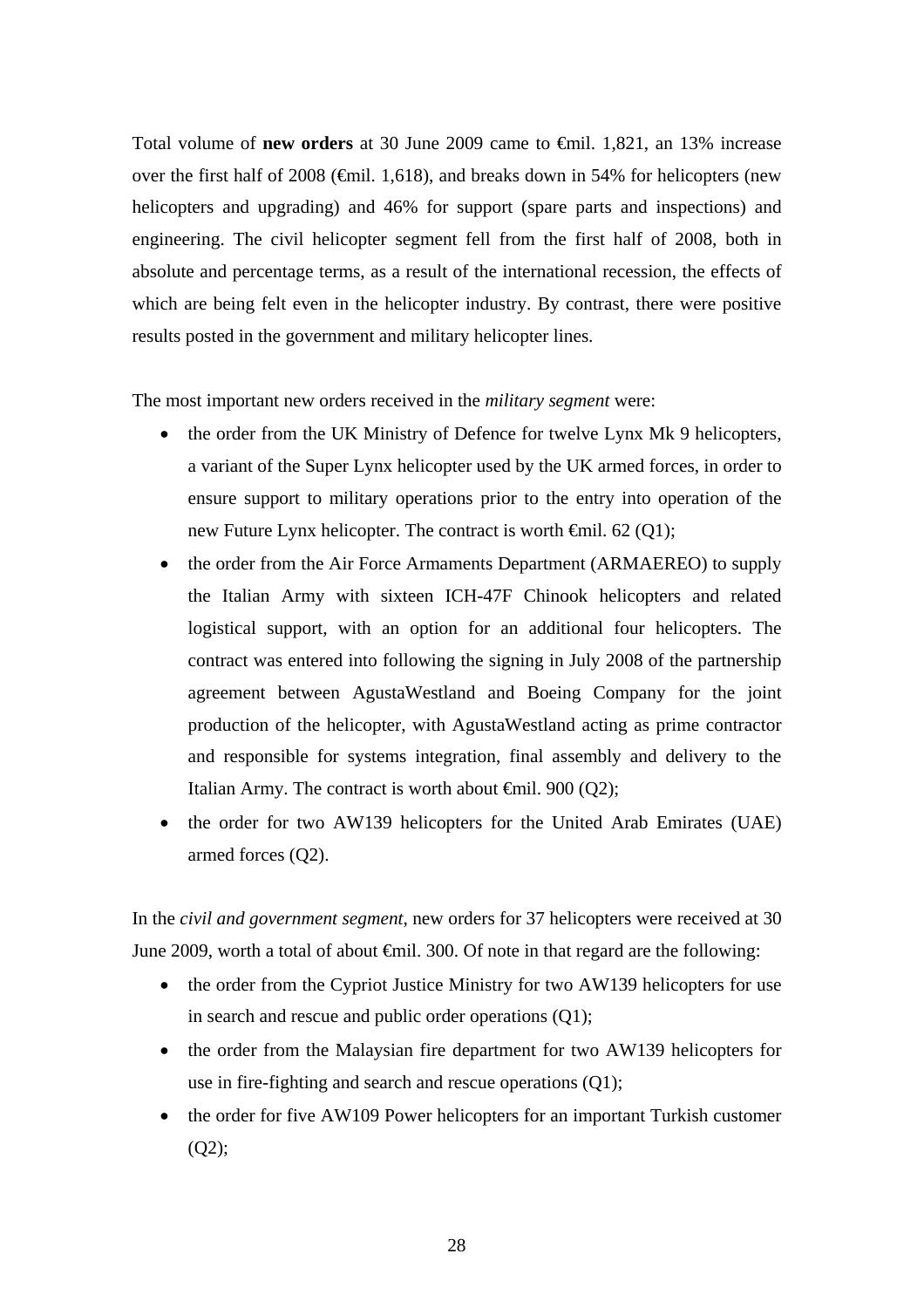Total volume of **new orders** at 30 June 2009 came to €mil. 1,821, an 13% increase over the first half of 2008 (€mil. 1,618), and breaks down in 54% for helicopters (new helicopters and upgrading) and 46% for support (spare parts and inspections) and engineering. The civil helicopter segment fell from the first half of 2008, both in absolute and percentage terms, as a result of the international recession, the effects of which are being felt even in the helicopter industry. By contrast, there were positive results posted in the government and military helicopter lines.

The most important new orders received in the *military segment* were:

- the order from the UK Ministry of Defence for twelve Lynx Mk 9 helicopters, a variant of the Super Lynx helicopter used by the UK armed forces, in order to ensure support to military operations prior to the entry into operation of the new Future Lynx helicopter. The contract is worth €mil. 62 (Q1);
- the order from the Air Force Armaments Department (ARMAEREO) to supply the Italian Army with sixteen ICH-47F Chinook helicopters and related logistical support, with an option for an additional four helicopters. The contract was entered into following the signing in July 2008 of the partnership agreement between AgustaWestland and Boeing Company for the joint production of the helicopter, with AgustaWestland acting as prime contractor and responsible for systems integration, final assembly and delivery to the Italian Army. The contract is worth about €mil. 900 (Q2);
- the order for two AW139 helicopters for the United Arab Emirates (UAE) armed forces (Q2).

In the *civil and government segment*, new orders for 37 helicopters were received at 30 June 2009, worth a total of about €mil. 300. Of note in that regard are the following:

- the order from the Cypriot Justice Ministry for two AW139 helicopters for use in search and rescue and public order operations (Q1);
- the order from the Malaysian fire department for two AW139 helicopters for use in fire-fighting and search and rescue operations (Q1);
- the order for five AW109 Power helicopters for an important Turkish customer (Q2);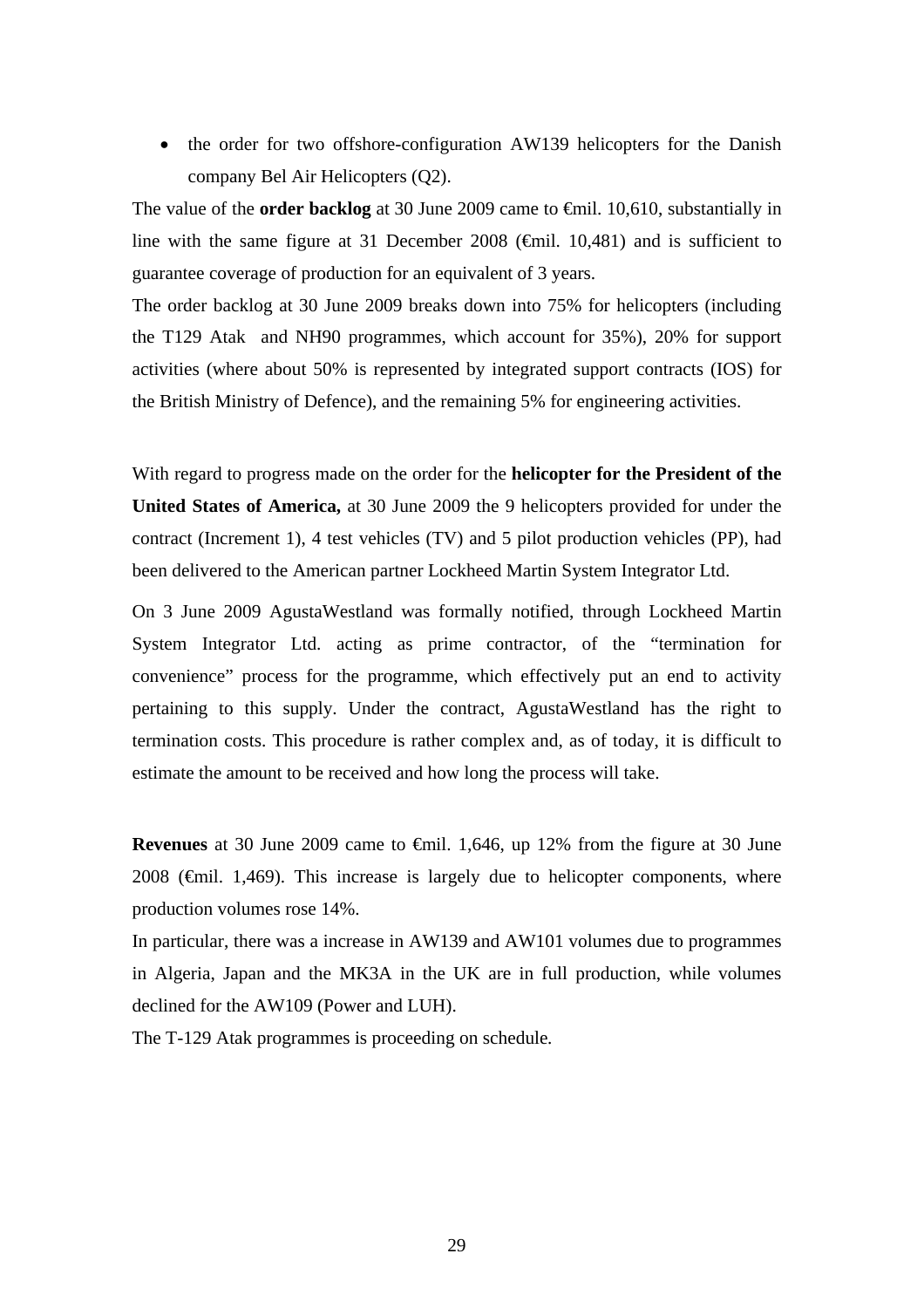- the order for two offshore-configuration AW139 helicopters for the Danish company Bel Air Helicopters (Q2).

The value of the **order backlog** at 30 June 2009 came to €mil. 10,610, substantially in line with the same figure at 31 December 2008 (€mil. 10,481) and is sufficient to guarantee coverage of production for an equivalent of 3 years.

The order backlog at 30 June 2009 breaks down into 75% for helicopters (including the T129 Atak and NH90 programmes, which account for 35%), 20% for support activities (where about 50% is represented by integrated support contracts (IOS) for the British Ministry of Defence), and the remaining 5% for engineering activities.

With regard to progress made on the order for the **helicopter for the President of the United States of America,** at 30 June 2009 the 9 helicopters provided for under the contract (Increment 1), 4 test vehicles (TV) and 5 pilot production vehicles (PP), had been delivered to the American partner Lockheed Martin System Integrator Ltd.

On 3 June 2009 AgustaWestland was formally notified, through Lockheed Martin System Integrator Ltd. acting as prime contractor, of the "termination for convenience" process for the programme, which effectively put an end to activity pertaining to this supply. Under the contract, AgustaWestland has the right to termination costs. This procedure is rather complex and, as of today, it is difficult to estimate the amount to be received and how long the process will take.

**Revenues** at 30 June 2009 came to €mil. 1,646, up 12% from the figure at 30 June 2008 (€mil. 1,469). This increase is largely due to helicopter components, where production volumes rose 14%.

In particular, there was a increase in AW139 and AW101 volumes due to programmes in Algeria, Japan and the MK3A in the UK are in full production, while volumes declined for the AW109 (Power and LUH).

The T-129 Atak programmes is proceeding on schedule.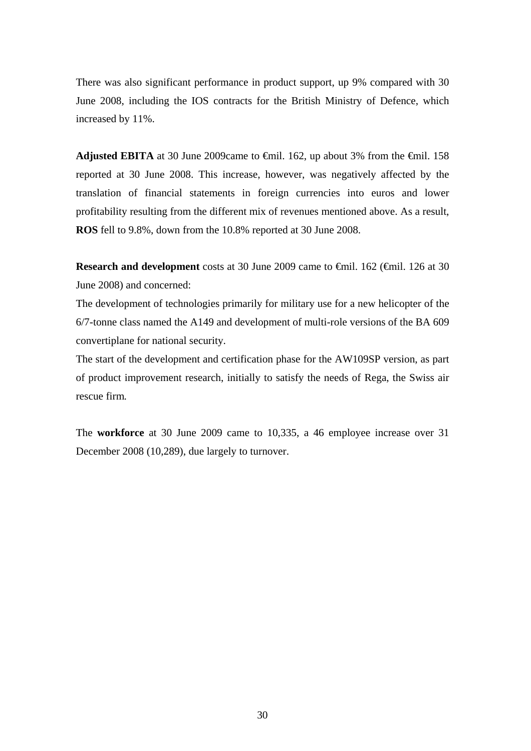There was also significant performance in product support, up 9% compared with 30 June 2008, including the IOS contracts for the British Ministry of Defence, which increased by 11%.

**Adjusted EBITA** at 30 June 2009came to €mil. 162, up about 3% from the €mil. 158 reported at 30 June 2008. This increase, however, was negatively affected by the translation of financial statements in foreign currencies into euros and lower profitability resulting from the different mix of revenues mentioned above. As a result, **ROS** fell to 9.8%, down from the 10.8% reported at 30 June 2008.

**Research and development** costs at 30 June 2009 came to €mil. 162 (€mil. 126 at 30 June 2008) and concerned:

The development of technologies primarily for military use for a new helicopter of the 6/7-tonne class named the A149 and development of multi-role versions of the BA 609 convertiplane for national security.

The start of the development and certification phase for the AW109SP version, as part of product improvement research, initially to satisfy the needs of Rega, the Swiss air rescue firm.

The **workforce** at 30 June 2009 came to 10,335, a 46 employee increase over 31 December 2008 (10,289), due largely to turnover.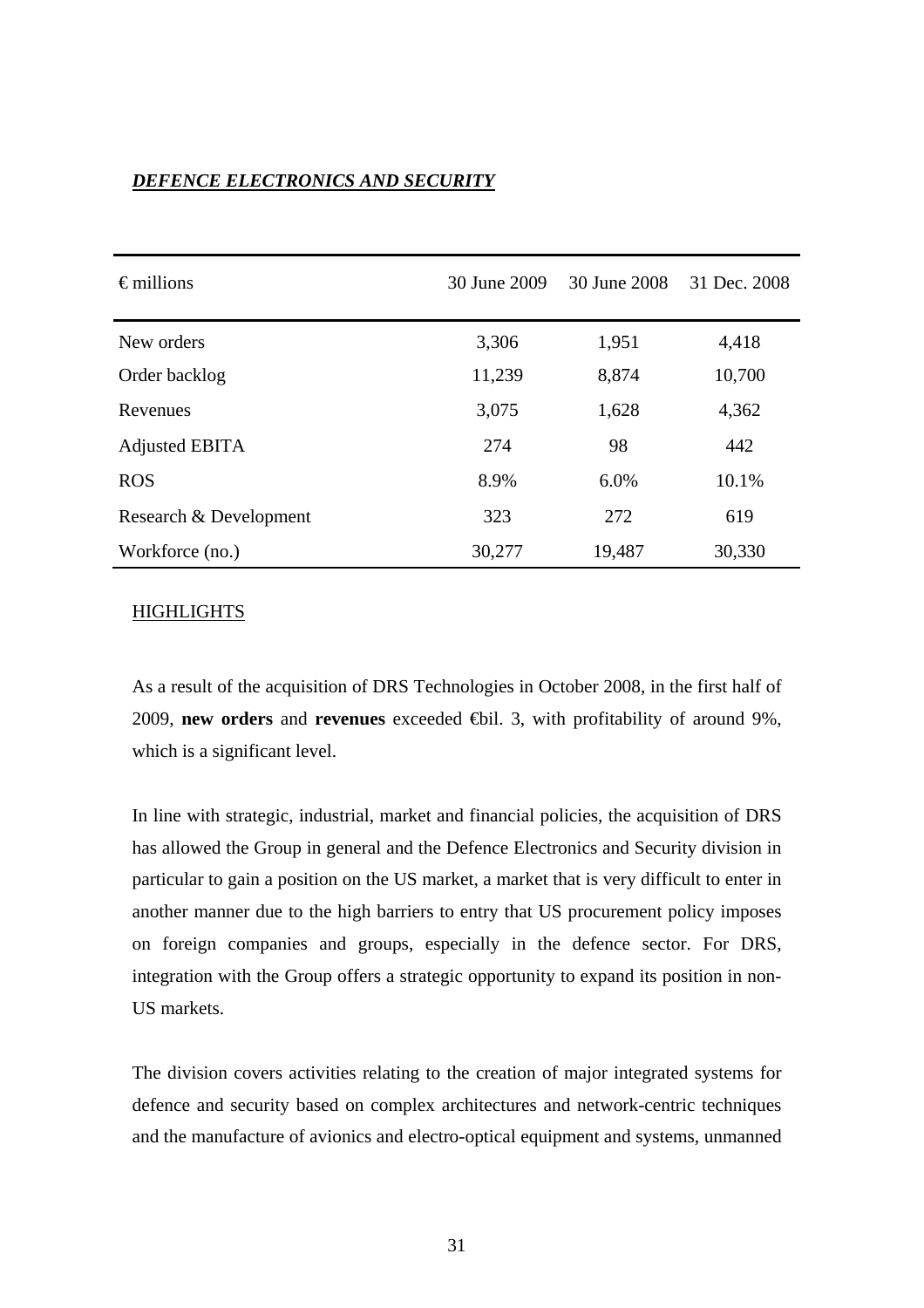***DEFENCE ELECTRONICS AND SECURITY***

| € millions | 30 June 2009 | 30 June 2008 | 31 Dec. 2008 |
|---|---|---|---|
| New orders | 3,306 | 1,951 | 4,418 |
| Order backlog | 11,239 | 8,874 | 10,700 |
| Revenues | 3,075 | 1,628 | 4,362 |
| Adjusted EBITA | 274 | 98 | 442 |
| ROS | 8.9% | 6.0% | 10.1% |
| Research & Development | 323 | 272 | 619 |
| Workforce (no.) | 30,277 | 19,487 | 30,330 |

HIGHLIGHTS

As a result of the acquisition of DRS Technologies in October 2008, in the first half of 2009, **new orders** and **revenues** exceeded €bil. 3, with profitability of around 9%, which is a significant level.

In line with strategic, industrial, market and financial policies, the acquisition of DRS has allowed the Group in general and the Defence Electronics and Security division in particular to gain a position on the US market, a market that is very difficult to enter in another manner due to the high barriers to entry that US procurement policy imposes on foreign companies and groups, especially in the defence sector. For DRS, integration with the Group offers a strategic opportunity to expand its position in non-US markets.

The division covers activities relating to the creation of major integrated systems for defence and security based on complex architectures and network-centric techniques and the manufacture of avionics and electro-optical equipment and systems, unmanned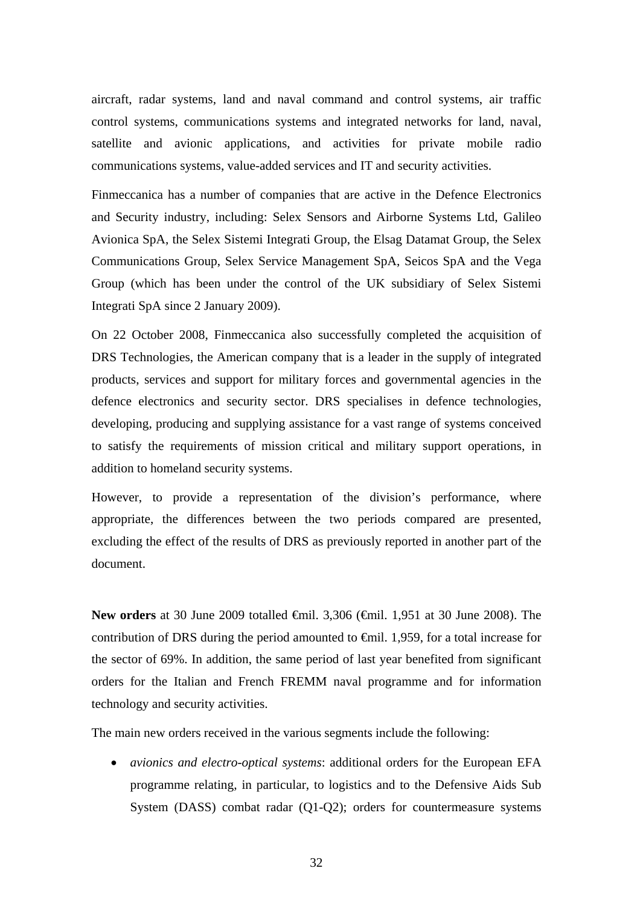aircraft, radar systems, land and naval command and control systems, air traffic control systems, communications systems and integrated networks for land, naval, satellite and avionic applications, and activities for private mobile radio communications systems, value-added services and IT and security activities.

Finmeccanica has a number of companies that are active in the Defence Electronics and Security industry, including: Selex Sensors and Airborne Systems Ltd, Galileo Avionica SpA, the Selex Sistemi Integrati Group, the Elsag Datamat Group, the Selex Communications Group, Selex Service Management SpA, Seicos SpA and the Vega Group (which has been under the control of the UK subsidiary of Selex Sistemi Integrati SpA since 2 January 2009).

On 22 October 2008, Finmeccanica also successfully completed the acquisition of DRS Technologies, the American company that is a leader in the supply of integrated products, services and support for military forces and governmental agencies in the defence electronics and security sector. DRS specialises in defence technologies, developing, producing and supplying assistance for a vast range of systems conceived to satisfy the requirements of mission critical and military support operations, in addition to homeland security systems.

However, to provide a representation of the division's performance, where appropriate, the differences between the two periods compared are presented, excluding the effect of the results of DRS as previously reported in another part of the document.

**New orders** at 30 June 2009 totalled €mil. 3,306 (€mil. 1,951 at 30 June 2008). The contribution of DRS during the period amounted to €mil. 1,959, for a total increase for the sector of 69%. In addition, the same period of last year benefited from significant orders for the Italian and French FREMM naval programme and for information technology and security activities.

The main new orders received in the various segments include the following:

- *avionics and electro-optical systems*: additional orders for the European EFA programme relating, in particular, to logistics and to the Defensive Aids Sub System (DASS) combat radar (Q1-Q2); orders for countermeasure systems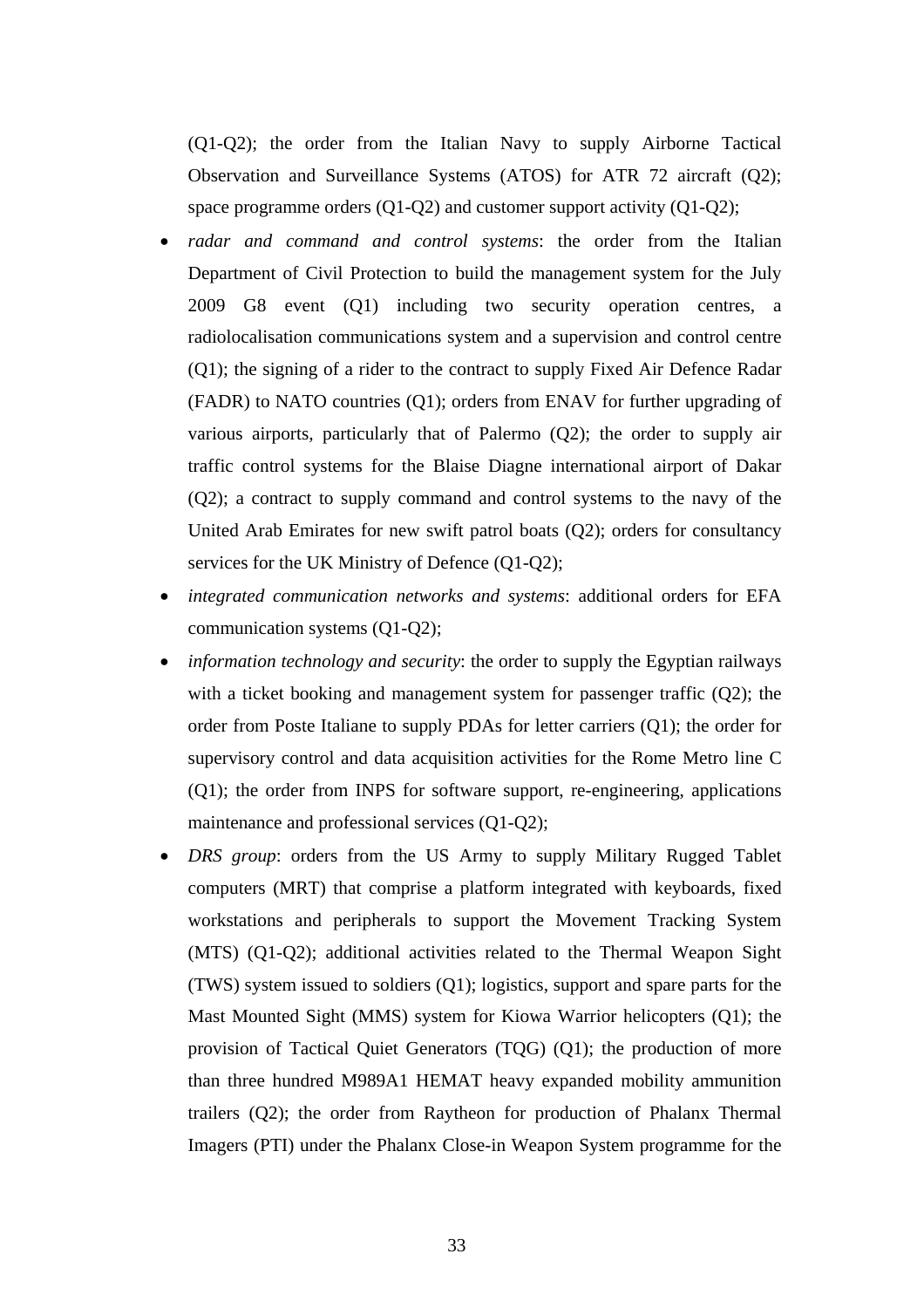(Q1-Q2); the order from the Italian Navy to supply Airborne Tactical Observation and Surveillance Systems (ATOS) for ATR 72 aircraft (Q2); space programme orders (Q1-Q2) and customer support activity (Q1-Q2);

- *radar and command and control systems*: the order from the Italian Department of Civil Protection to build the management system for the July 2009 G8 event (Q1) including two security operation centres, a radiolocalisation communications system and a supervision and control centre (Q1); the signing of a rider to the contract to supply Fixed Air Defence Radar (FADR) to NATO countries (Q1); orders from ENAV for further upgrading of various airports, particularly that of Palermo (Q2); the order to supply air traffic control systems for the Blaise Diagne international airport of Dakar (Q2); a contract to supply command and control systems to the navy of the United Arab Emirates for new swift patrol boats (Q2); orders for consultancy services for the UK Ministry of Defence (Q1-Q2);
- *integrated communication networks and systems*: additional orders for EFA communication systems (Q1-Q2);
- *information technology and security*: the order to supply the Egyptian railways with a ticket booking and management system for passenger traffic (Q2); the order from Poste Italiane to supply PDAs for letter carriers (Q1); the order for supervisory control and data acquisition activities for the Rome Metro line C (Q1); the order from INPS for software support, re-engineering, applications maintenance and professional services (Q1-Q2);
- *DRS group*: orders from the US Army to supply Military Rugged Tablet computers (MRT) that comprise a platform integrated with keyboards, fixed workstations and peripherals to support the Movement Tracking System (MTS) (Q1-Q2); additional activities related to the Thermal Weapon Sight (TWS) system issued to soldiers (Q1); logistics, support and spare parts for the Mast Mounted Sight (MMS) system for Kiowa Warrior helicopters (Q1); the provision of Tactical Quiet Generators (TQG) (Q1); the production of more than three hundred M989A1 HEMAT heavy expanded mobility ammunition trailers (Q2); the order from Raytheon for production of Phalanx Thermal Imagers (PTI) under the Phalanx Close-in Weapon System programme for the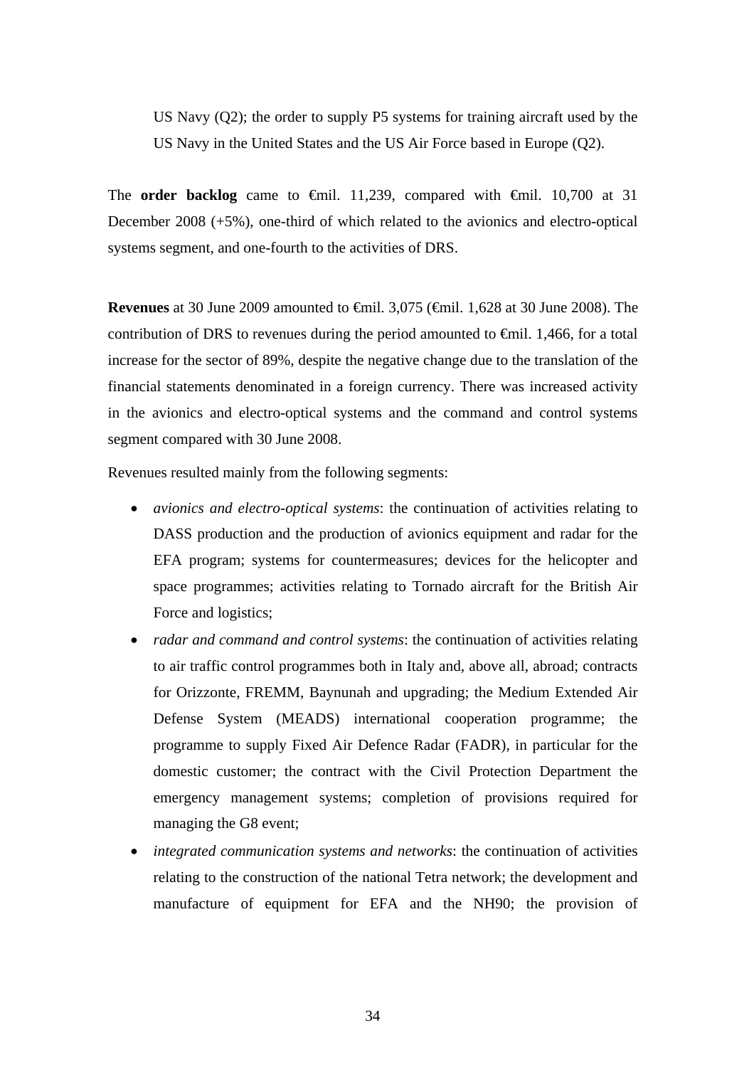US Navy (Q2); the order to supply P5 systems for training aircraft used by the US Navy in the United States and the US Air Force based in Europe (Q2).

The **order backlog** came to €mil. 11,239, compared with €mil. 10,700 at 31 December 2008 (+5%), one-third of which related to the avionics and electro-optical systems segment, and one-fourth to the activities of DRS.

**Revenues** at 30 June 2009 amounted to €mil. 3,075 (€mil. 1,628 at 30 June 2008). The contribution of DRS to revenues during the period amounted to €mil. 1,466, for a total increase for the sector of 89%, despite the negative change due to the translation of the financial statements denominated in a foreign currency. There was increased activity in the avionics and electro-optical systems and the command and control systems segment compared with 30 June 2008.

Revenues resulted mainly from the following segments:

- *avionics and electro-optical systems*: the continuation of activities relating to DASS production and the production of avionics equipment and radar for the EFA program; systems for countermeasures; devices for the helicopter and space programmes; activities relating to Tornado aircraft for the British Air Force and logistics;
- *radar and command and control systems*: the continuation of activities relating to air traffic control programmes both in Italy and, above all, abroad; contracts for Orizzonte, FREMM, Baynunah and upgrading; the Medium Extended Air Defense System (MEADS) international cooperation programme; the programme to supply Fixed Air Defence Radar (FADR), in particular for the domestic customer; the contract with the Civil Protection Department the emergency management systems; completion of provisions required for managing the G8 event;
- *integrated communication systems and networks*: the continuation of activities relating to the construction of the national Tetra network; the development and manufacture of equipment for EFA and the NH90; the provision of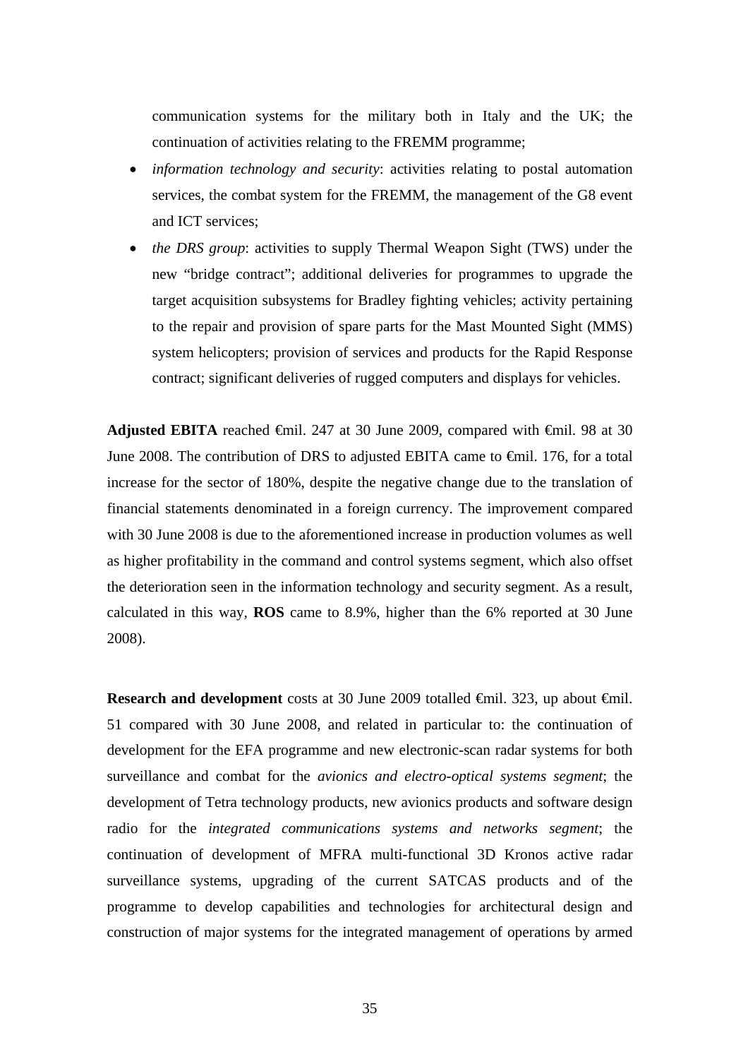communication systems for the military both in Italy and the UK; the continuation of activities relating to the FREMM programme;

- *information technology and security*: activities relating to postal automation services, the combat system for the FREMM, the management of the G8 event and ICT services;
- *the DRS group*: activities to supply Thermal Weapon Sight (TWS) under the new "bridge contract"; additional deliveries for programmes to upgrade the target acquisition subsystems for Bradley fighting vehicles; activity pertaining to the repair and provision of spare parts for the Mast Mounted Sight (MMS) system helicopters; provision of services and products for the Rapid Response contract; significant deliveries of rugged computers and displays for vehicles.

**Adjusted EBITA** reached €mil. 247 at 30 June 2009, compared with €mil. 98 at 30 June 2008. The contribution of DRS to adjusted EBITA came to €mil. 176, for a total increase for the sector of 180%, despite the negative change due to the translation of financial statements denominated in a foreign currency. The improvement compared with 30 June 2008 is due to the aforementioned increase in production volumes as well as higher profitability in the command and control systems segment, which also offset the deterioration seen in the information technology and security segment. As a result, calculated in this way, **ROS** came to 8.9%, higher than the 6% reported at 30 June 2008).

**Research and development** costs at 30 June 2009 totalled €mil. 323, up about €mil. 51 compared with 30 June 2008, and related in particular to: the continuation of development for the EFA programme and new electronic-scan radar systems for both surveillance and combat for the *avionics and electro-optical systems segment*; the development of Tetra technology products, new avionics products and software design radio for the *integrated communications systems and networks segment*; the continuation of development of MFRA multi-functional 3D Kronos active radar surveillance systems, upgrading of the current SATCAS products and of the programme to develop capabilities and technologies for architectural design and construction of major systems for the integrated management of operations by armed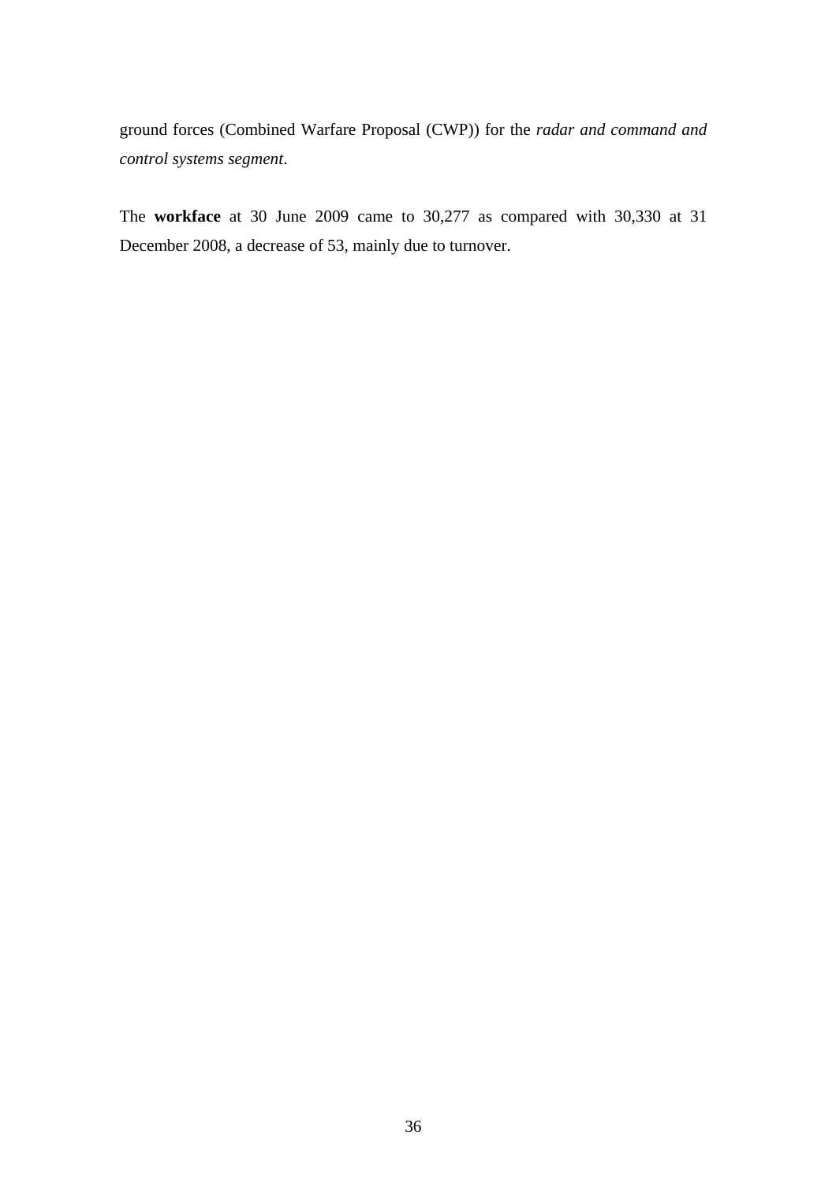ground forces (Combined Warfare Proposal (CWP)) for the *radar and command and control systems segment*.

The **workface** at 30 June 2009 came to 30,277 as compared with 30,330 at 31 December 2008, a decrease of 53, mainly due to turnover.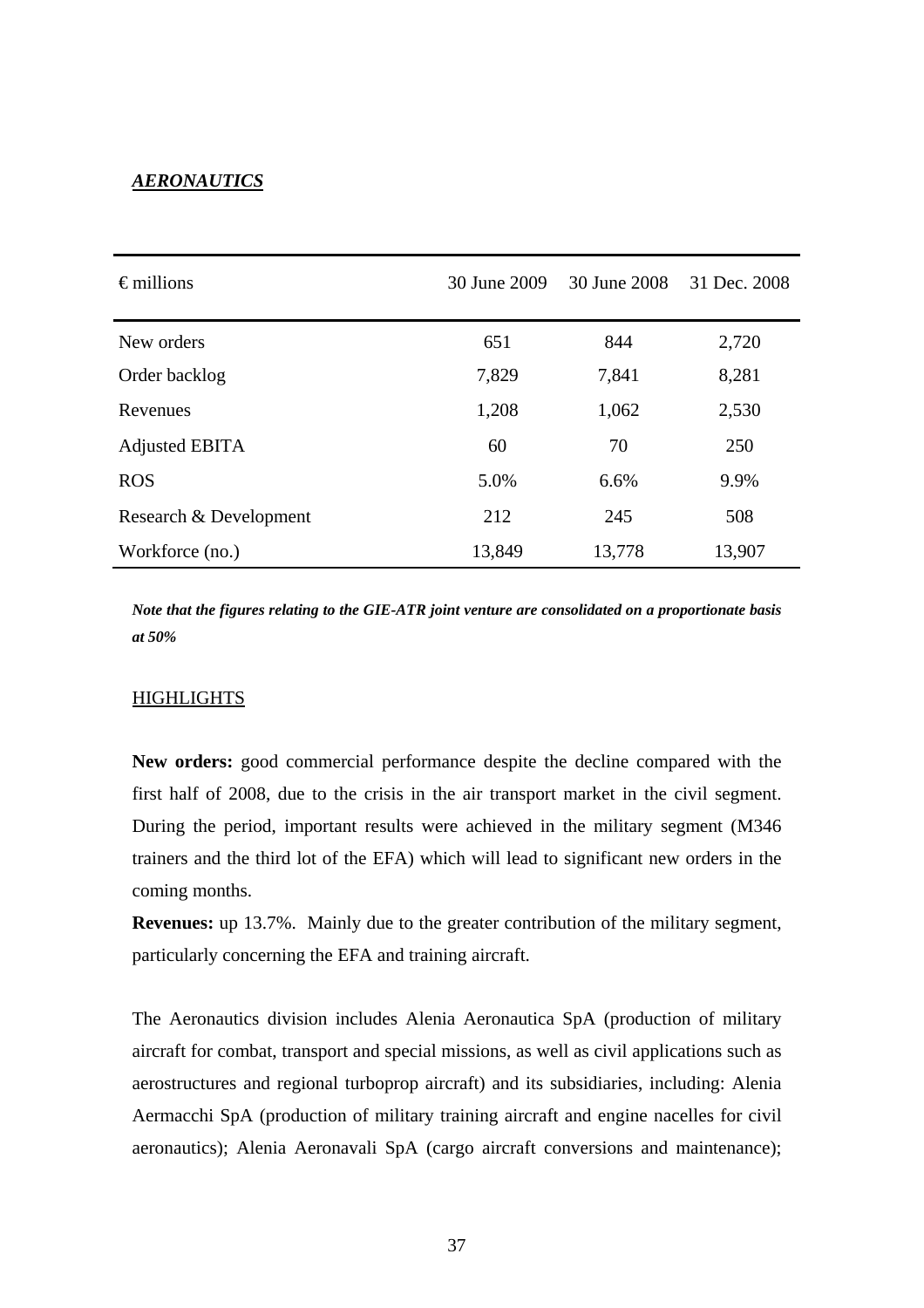***AERONAUTICS***

| € millions | 30 June 2009 | 30 June 2008 | 31 Dec. 2008 |
|---|---|---|---|
| New orders | 651 | 844 | 2,720 |
| Order backlog | 7,829 | 7,841 | 8,281 |
| Revenues | 1,208 | 1,062 | 2,530 |
| Adjusted EBITA | 60 | 70 | 250 |
| ROS | 5.0% | 6.6% | 9.9% |
| Research & Development | 212 | 245 | 508 |
| Workforce (no.) | 13,849 | 13,778 | 13,907 |

***Note that the figures relating to the GIE-ATR joint venture are consolidated on a proportionate basis at 50%***

HIGHLIGHTS

**New orders:** good commercial performance despite the decline compared with the first half of 2008, due to the crisis in the air transport market in the civil segment. During the period, important results were achieved in the military segment (M346 trainers and the third lot of the EFA) which will lead to significant new orders in the coming months.

**Revenues:** up 13.7%. Mainly due to the greater contribution of the military segment, particularly concerning the EFA and training aircraft.

The Aeronautics division includes Alenia Aeronautica SpA (production of military aircraft for combat, transport and special missions, as well as civil applications such as aerostructures and regional turboprop aircraft) and its subsidiaries, including: Alenia Aermacchi SpA (production of military training aircraft and engine nacelles for civil aeronautics); Alenia Aeronavali SpA (cargo aircraft conversions and maintenance);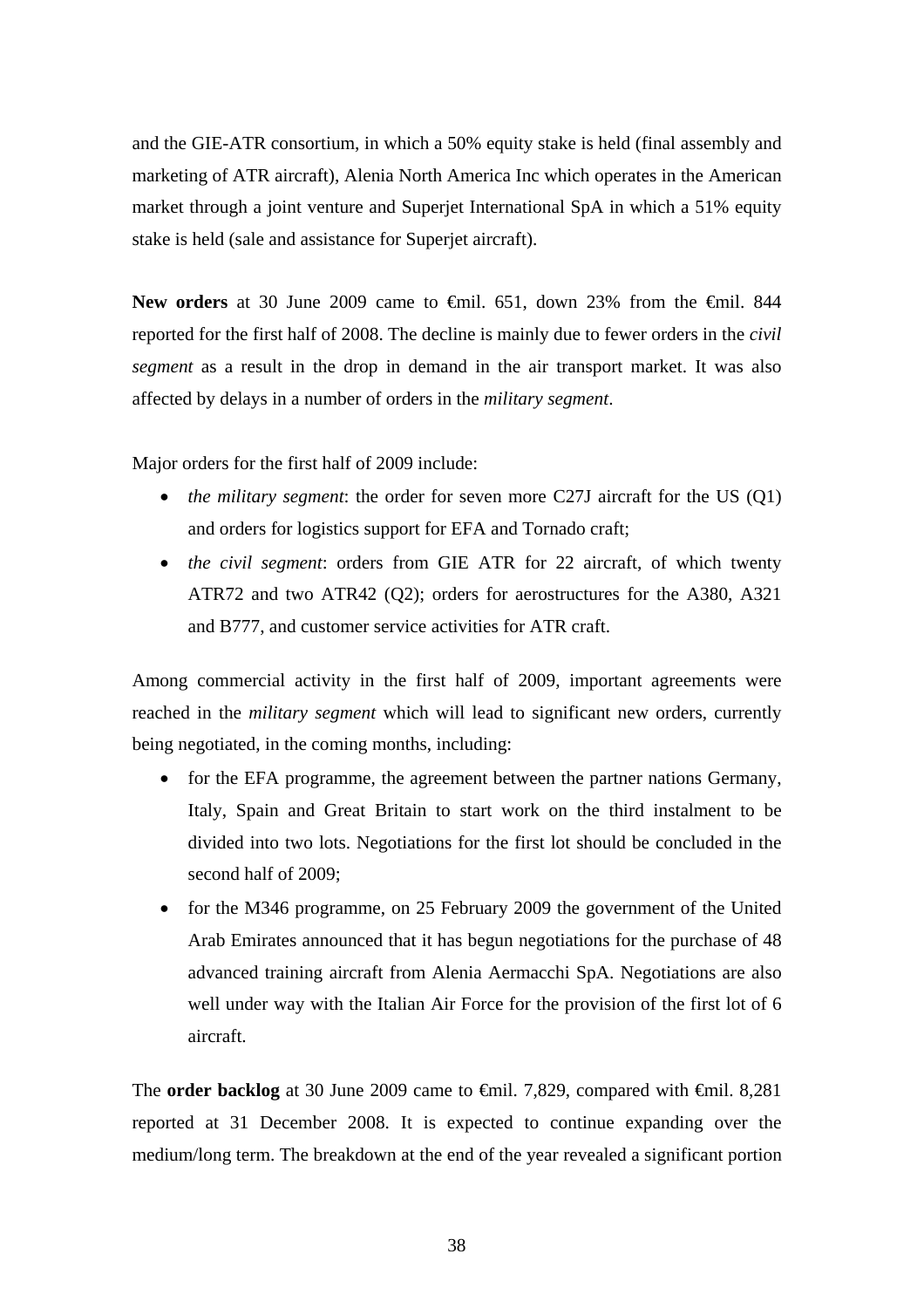and the GIE-ATR consortium, in which a 50% equity stake is held (final assembly and marketing of ATR aircraft), Alenia North America Inc which operates in the American market through a joint venture and Superjet International SpA in which a 51% equity stake is held (sale and assistance for Superjet aircraft).

**New orders** at 30 June 2009 came to €mil. 651, down 23% from the €mil. 844 reported for the first half of 2008. The decline is mainly due to fewer orders in the *civil segment* as a result in the drop in demand in the air transport market. It was also affected by delays in a number of orders in the *military segment*.

Major orders for the first half of 2009 include:

- *the military segment*: the order for seven more C27J aircraft for the US (Q1) and orders for logistics support for EFA and Tornado craft;
- *the civil segment*: orders from GIE ATR for 22 aircraft, of which twenty ATR72 and two ATR42 (Q2); orders for aerostructures for the A380, A321 and B777, and customer service activities for ATR craft.

Among commercial activity in the first half of 2009, important agreements were reached in the *military segment* which will lead to significant new orders, currently being negotiated, in the coming months, including:

- for the EFA programme, the agreement between the partner nations Germany, Italy, Spain and Great Britain to start work on the third instalment to be divided into two lots. Negotiations for the first lot should be concluded in the second half of 2009;
- for the M346 programme, on 25 February 2009 the government of the United Arab Emirates announced that it has begun negotiations for the purchase of 48 advanced training aircraft from Alenia Aermacchi SpA. Negotiations are also well under way with the Italian Air Force for the provision of the first lot of 6 aircraft.

The **order backlog** at 30 June 2009 came to €mil. 7,829, compared with €mil. 8,281 reported at 31 December 2008. It is expected to continue expanding over the medium/long term. The breakdown at the end of the year revealed a significant portion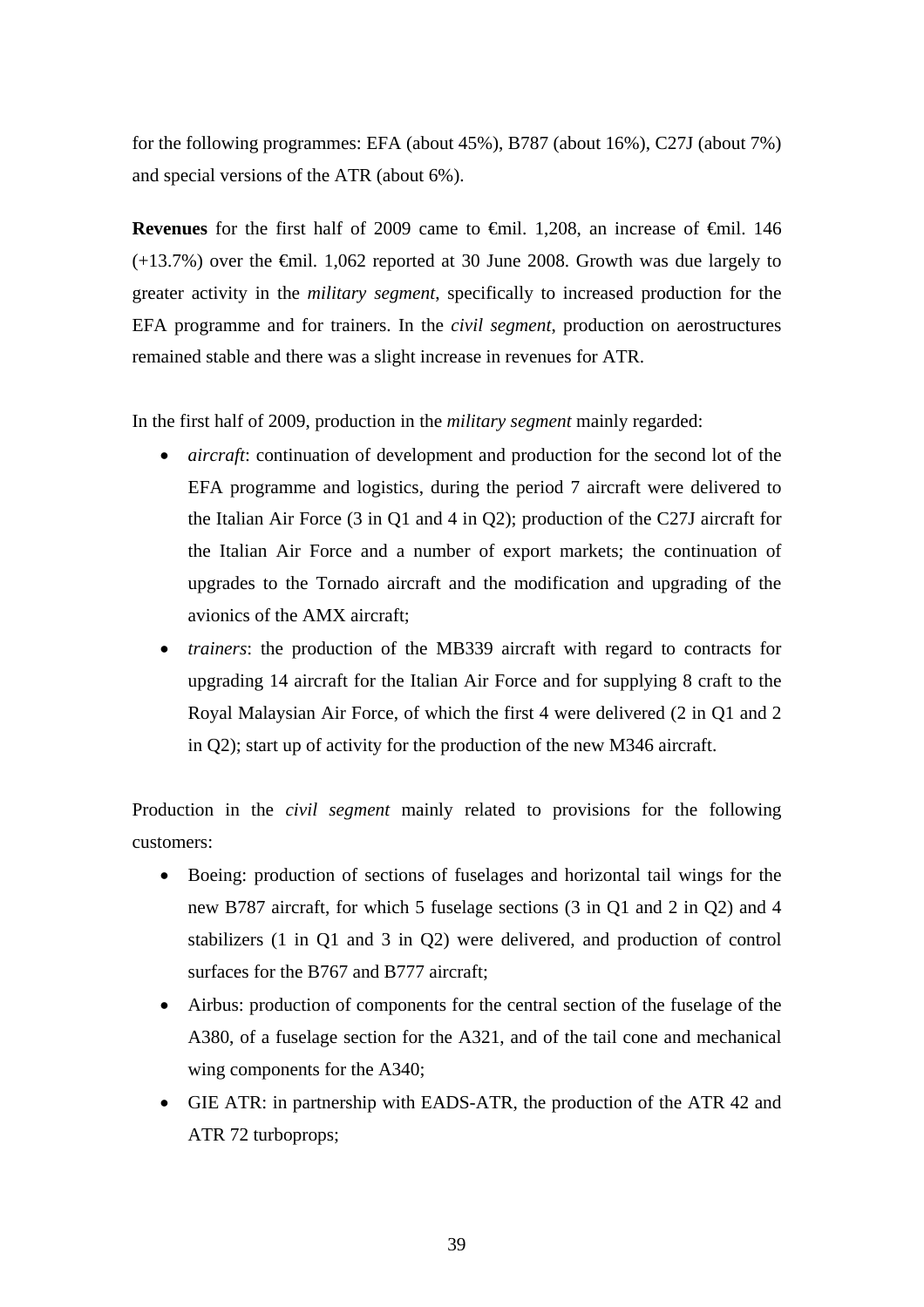for the following programmes: EFA (about 45%), B787 (about 16%), C27J (about 7%) and special versions of the ATR (about 6%).

**Revenues** for the first half of 2009 came to €mil. 1,208, an increase of €mil. 146 (+13.7%) over the €mil. 1,062 reported at 30 June 2008. Growth was due largely to greater activity in the *military segment*, specifically to increased production for the EFA programme and for trainers. In the *civil segment*, production on aerostructures remained stable and there was a slight increase in revenues for ATR.

In the first half of 2009, production in the *military segment* mainly regarded:

- *aircraft*: continuation of development and production for the second lot of the EFA programme and logistics, during the period 7 aircraft were delivered to the Italian Air Force (3 in Q1 and 4 in Q2); production of the C27J aircraft for the Italian Air Force and a number of export markets; the continuation of upgrades to the Tornado aircraft and the modification and upgrading of the avionics of the AMX aircraft;
- *trainers*: the production of the MB339 aircraft with regard to contracts for upgrading 14 aircraft for the Italian Air Force and for supplying 8 craft to the Royal Malaysian Air Force, of which the first 4 were delivered (2 in Q1 and 2 in Q2); start up of activity for the production of the new M346 aircraft.

Production in the *civil segment* mainly related to provisions for the following customers:

- Boeing: production of sections of fuselages and horizontal tail wings for the new B787 aircraft, for which 5 fuselage sections (3 in Q1 and 2 in Q2) and 4 stabilizers (1 in Q1 and 3 in Q2) were delivered, and production of control surfaces for the B767 and B777 aircraft;
- Airbus: production of components for the central section of the fuselage of the A380, of a fuselage section for the A321, and of the tail cone and mechanical wing components for the A340;
- GIE ATR: in partnership with EADS-ATR, the production of the ATR 42 and ATR 72 turboprops;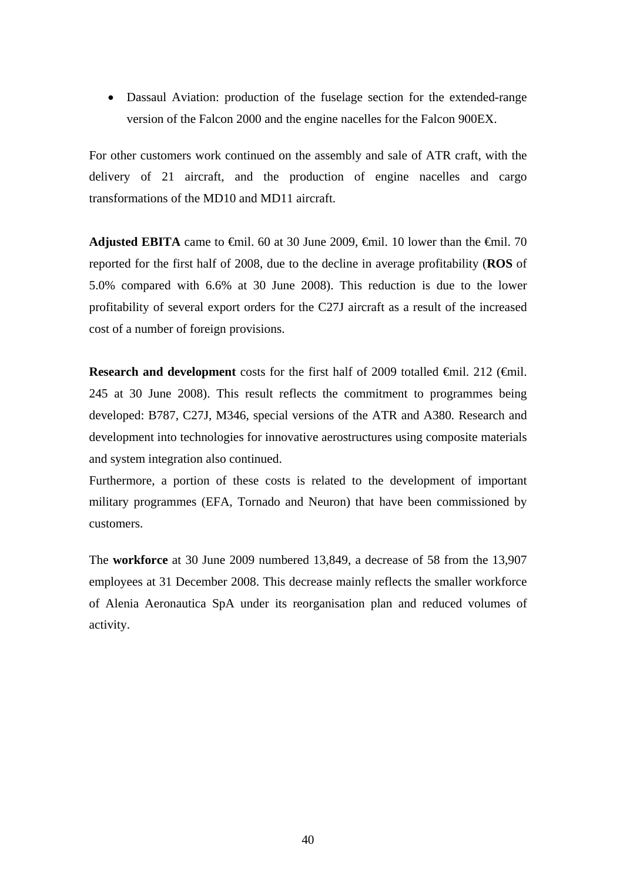- Dassaul Aviation: production of the fuselage section for the extended-range version of the Falcon 2000 and the engine nacelles for the Falcon 900EX.

For other customers work continued on the assembly and sale of ATR craft, with the delivery of 21 aircraft, and the production of engine nacelles and cargo transformations of the MD10 and MD11 aircraft.

**Adjusted EBITA** came to €mil. 60 at 30 June 2009, €mil. 10 lower than the €mil. 70 reported for the first half of 2008, due to the decline in average profitability (**ROS** of 5.0% compared with 6.6% at 30 June 2008). This reduction is due to the lower profitability of several export orders for the C27J aircraft as a result of the increased cost of a number of foreign provisions.

**Research and development** costs for the first half of 2009 totalled €mil. 212 (€mil. 245 at 30 June 2008). This result reflects the commitment to programmes being developed: B787, C27J, M346, special versions of the ATR and A380. Research and development into technologies for innovative aerostructures using composite materials and system integration also continued.
Furthermore, a portion of these costs is related to the development of important military programmes (EFA, Tornado and Neuron) that have been commissioned by customers.

The **workforce** at 30 June 2009 numbered 13,849, a decrease of 58 from the 13,907 employees at 31 December 2008. This decrease mainly reflects the smaller workforce of Alenia Aeronautica SpA under its reorganisation plan and reduced volumes of activity.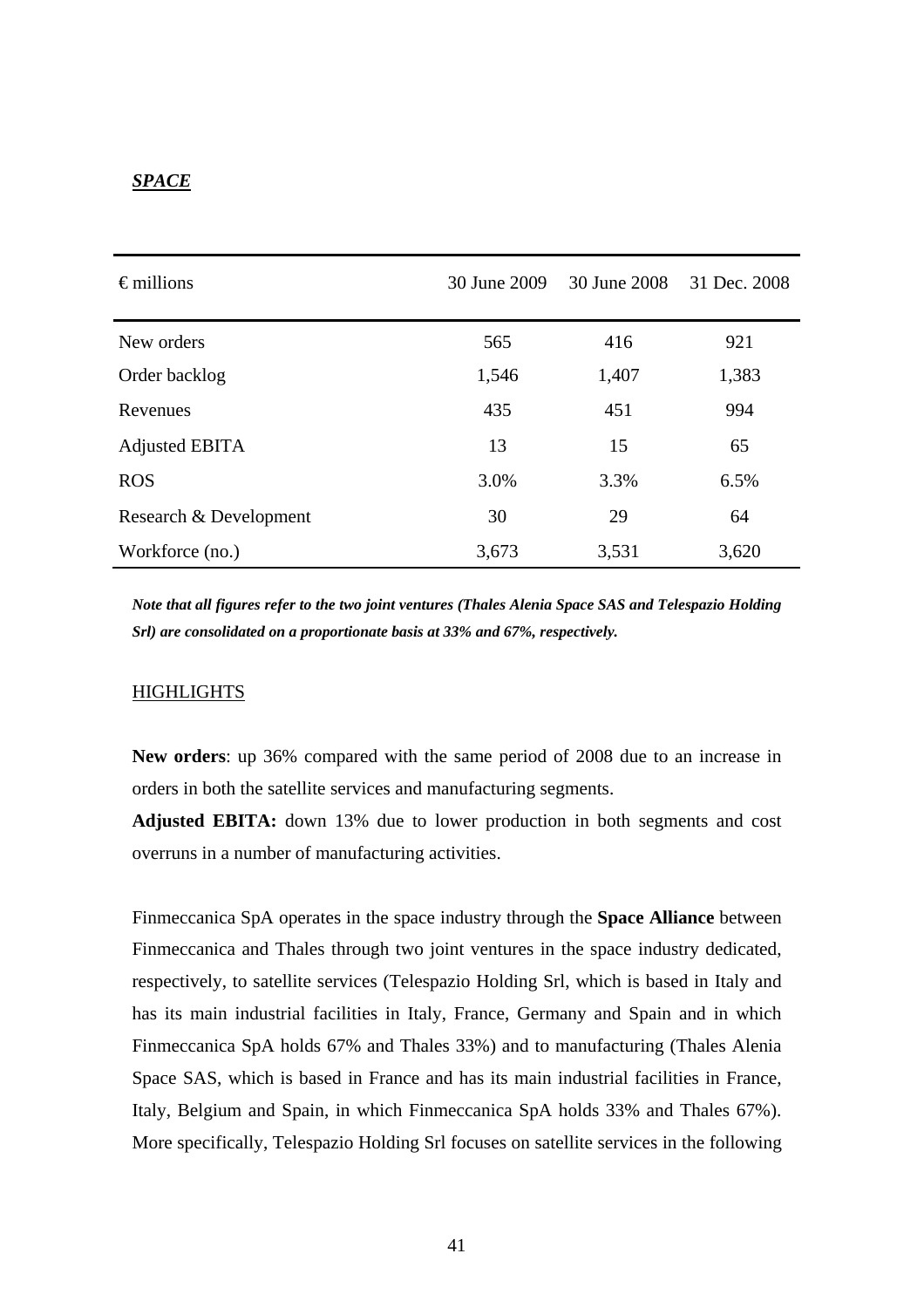***SPACE***

| € millions | 30 June 2009 | 30 June 2008 | 31 Dec. 2008 |
|---|---|---|---|
| New orders | 565 | 416 | 921 |
| Order backlog | 1,546 | 1,407 | 1,383 |
| Revenues | 435 | 451 | 994 |
| Adjusted EBITA | 13 | 15 | 65 |
| ROS | 3.0% | 3.3% | 6.5% |
| Research & Development | 30 | 29 | 64 |
| Workforce (no.) | 3,673 | 3,531 | 3,620 |

***Note that all figures refer to the two joint ventures (Thales Alenia Space SAS and Telespazio Holding Srl) are consolidated on a proportionate basis at 33% and 67%, respectively.***

HIGHLIGHTS

**New orders**: up 36% compared with the same period of 2008 due to an increase in orders in both the satellite services and manufacturing segments.

**Adjusted EBITA:** down 13% due to lower production in both segments and cost overruns in a number of manufacturing activities.

Finmeccanica SpA operates in the space industry through the **Space Alliance** between Finmeccanica and Thales through two joint ventures in the space industry dedicated, respectively, to satellite services (Telespazio Holding Srl, which is based in Italy and has its main industrial facilities in Italy, France, Germany and Spain and in which Finmeccanica SpA holds 67% and Thales 33%) and to manufacturing (Thales Alenia Space SAS, which is based in France and has its main industrial facilities in France, Italy, Belgium and Spain, in which Finmeccanica SpA holds 33% and Thales 67%). More specifically, Telespazio Holding Srl focuses on satellite services in the following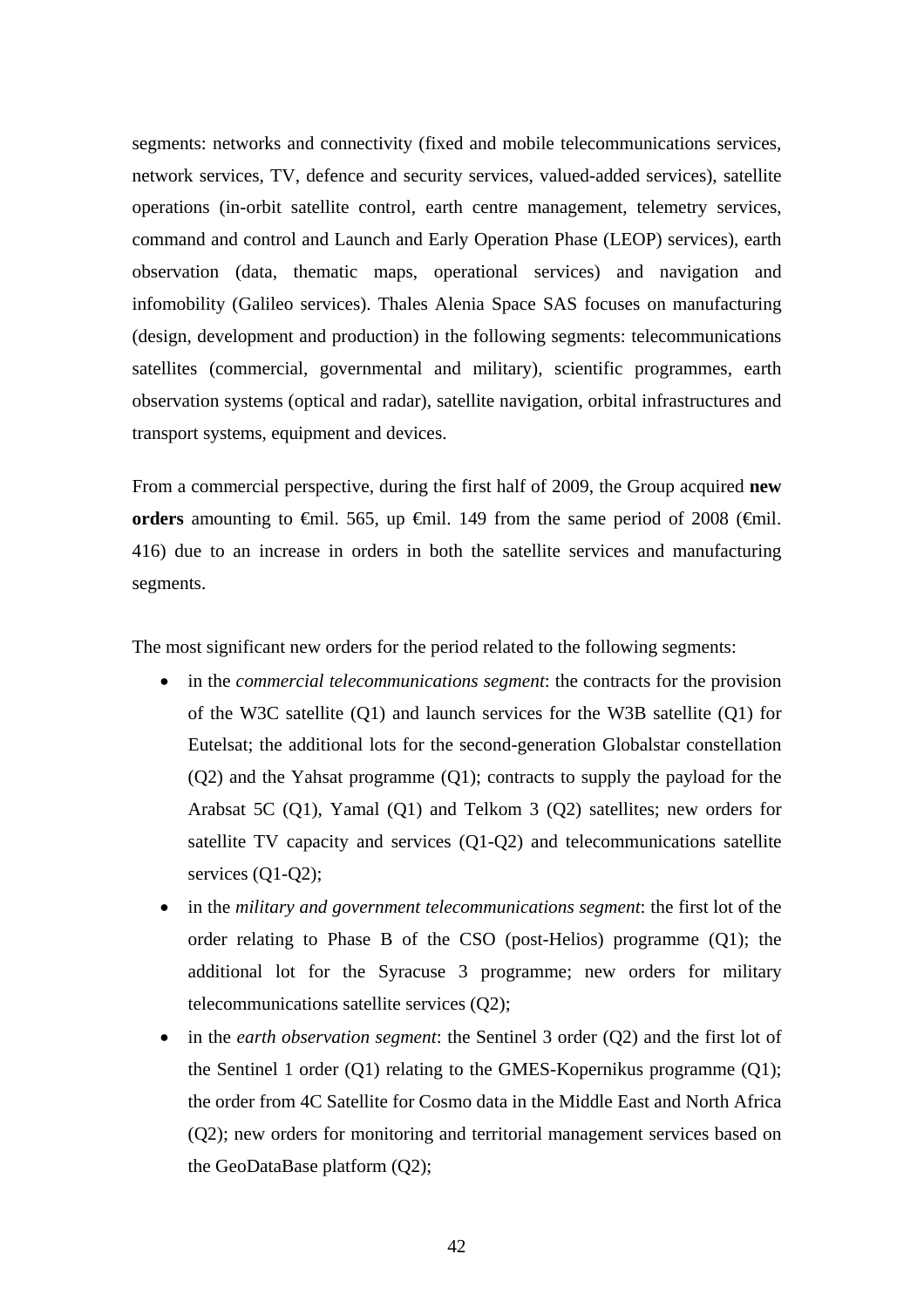segments: networks and connectivity (fixed and mobile telecommunications services, network services, TV, defence and security services, valued-added services), satellite operations (in-orbit satellite control, earth centre management, telemetry services, command and control and Launch and Early Operation Phase (LEOP) services), earth observation (data, thematic maps, operational services) and navigation and infomobility (Galileo services). Thales Alenia Space SAS focuses on manufacturing (design, development and production) in the following segments: telecommunications satellites (commercial, governmental and military), scientific programmes, earth observation systems (optical and radar), satellite navigation, orbital infrastructures and transport systems, equipment and devices.

From a commercial perspective, during the first half of 2009, the Group acquired **new orders** amounting to €mil. 565, up €mil. 149 from the same period of 2008 (€mil. 416) due to an increase in orders in both the satellite services and manufacturing segments.

The most significant new orders for the period related to the following segments:

- in the *commercial telecommunications segment*: the contracts for the provision of the W3C satellite (Q1) and launch services for the W3B satellite (Q1) for Eutelsat; the additional lots for the second-generation Globalstar constellation (Q2) and the Yahsat programme (Q1); contracts to supply the payload for the Arabsat 5C (Q1), Yamal (Q1) and Telkom 3 (Q2) satellites; new orders for satellite TV capacity and services (Q1-Q2) and telecommunications satellite services (Q1-Q2);
- in the *military and government telecommunications segment*: the first lot of the order relating to Phase B of the CSO (post-Helios) programme (Q1); the additional lot for the Syracuse 3 programme; new orders for military telecommunications satellite services (Q2);
- in the *earth observation segment*: the Sentinel 3 order (Q2) and the first lot of the Sentinel 1 order (Q1) relating to the GMES-Kopernikus programme (Q1); the order from 4C Satellite for Cosmo data in the Middle East and North Africa (Q2); new orders for monitoring and territorial management services based on the GeoDataBase platform (Q2);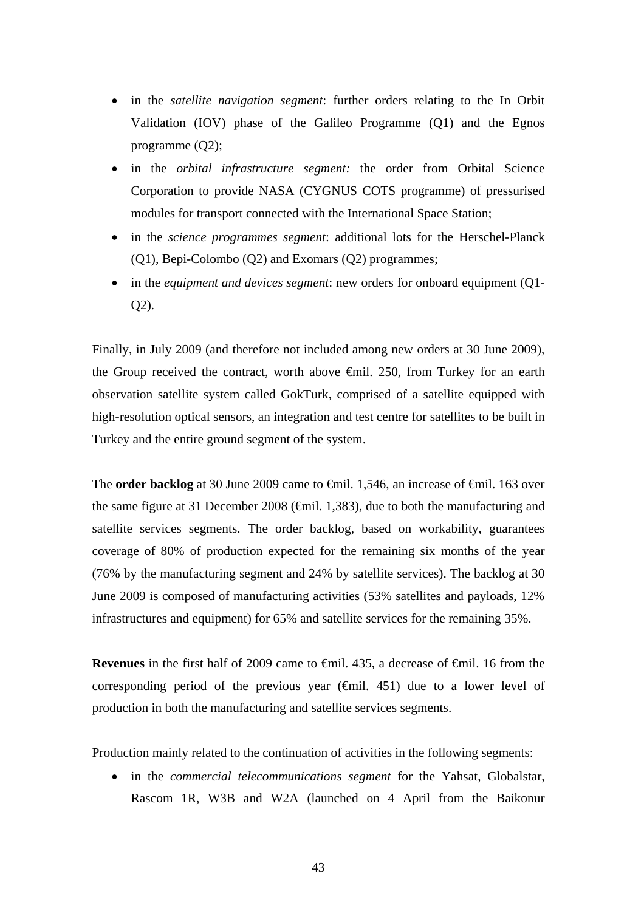- in the *satellite navigation segment*: further orders relating to the In Orbit Validation (IOV) phase of the Galileo Programme (Q1) and the Egnos programme (Q2);
- in the *orbital infrastructure segment:* the order from Orbital Science Corporation to provide NASA (CYGNUS COTS programme) of pressurised modules for transport connected with the International Space Station;
- in the *science programmes segment*: additional lots for the Herschel-Planck (Q1), Bepi-Colombo (Q2) and Exomars (Q2) programmes;
- in the *equipment and devices segment*: new orders for onboard equipment (Q1-Q2).

Finally, in July 2009 (and therefore not included among new orders at 30 June 2009), the Group received the contract, worth above €mil. 250, from Turkey for an earth observation satellite system called GokTurk, comprised of a satellite equipped with high-resolution optical sensors, an integration and test centre for satellites to be built in Turkey and the entire ground segment of the system.

The **order backlog** at 30 June 2009 came to €mil. 1,546, an increase of €mil. 163 over the same figure at 31 December 2008 (€mil. 1,383), due to both the manufacturing and satellite services segments. The order backlog, based on workability, guarantees coverage of 80% of production expected for the remaining six months of the year (76% by the manufacturing segment and 24% by satellite services). The backlog at 30 June 2009 is composed of manufacturing activities (53% satellites and payloads, 12% infrastructures and equipment) for 65% and satellite services for the remaining 35%.

**Revenues** in the first half of 2009 came to €mil. 435, a decrease of €mil. 16 from the corresponding period of the previous year (€mil. 451) due to a lower level of production in both the manufacturing and satellite services segments.

Production mainly related to the continuation of activities in the following segments:

- in the *commercial telecommunications segment* for the Yahsat, Globalstar, Rascom 1R, W3B and W2A (launched on 4 April from the Baikonur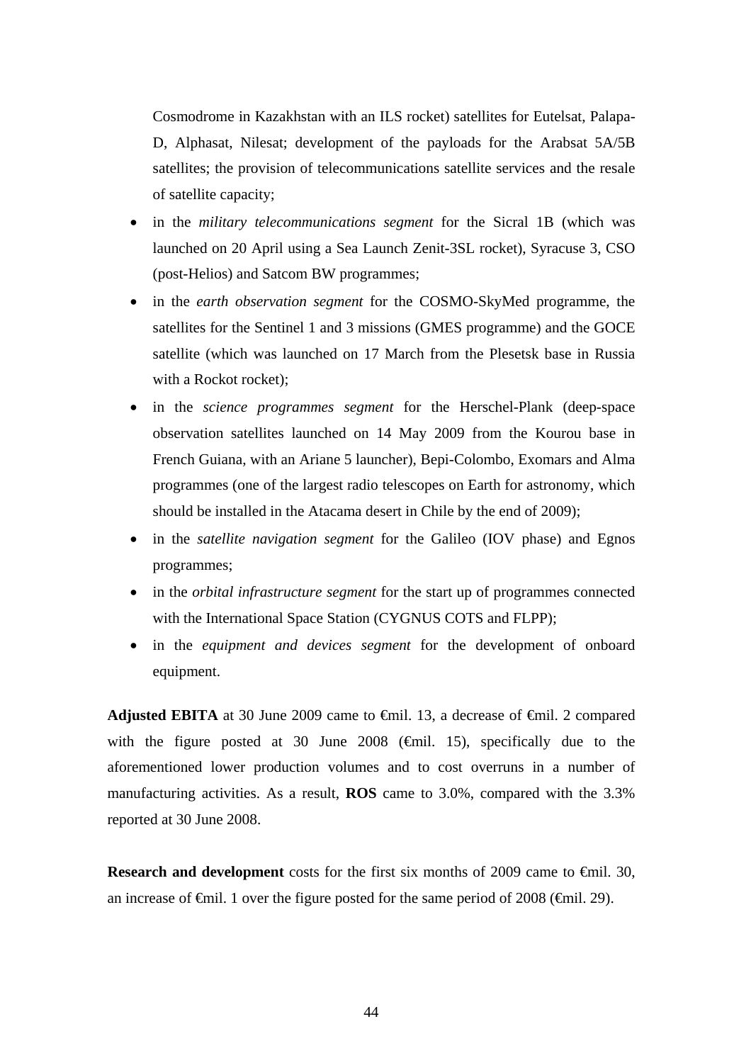Cosmodrome in Kazakhstan with an ILS rocket) satellites for Eutelsat, Palapa-D, Alphasat, Nilesat; development of the payloads for the Arabsat 5A/5B satellites; the provision of telecommunications satellite services and the resale of satellite capacity;

- in the *military telecommunications segment* for the Sicral 1B (which was launched on 20 April using a Sea Launch Zenit-3SL rocket), Syracuse 3, CSO (post-Helios) and Satcom BW programmes;
- in the *earth observation segment* for the COSMO-SkyMed programme, the satellites for the Sentinel 1 and 3 missions (GMES programme) and the GOCE satellite (which was launched on 17 March from the Plesetsk base in Russia with a Rockot rocket);
- in the *science programmes segment* for the Herschel-Plank (deep-space observation satellites launched on 14 May 2009 from the Kourou base in French Guiana, with an Ariane 5 launcher), Bepi-Colombo, Exomars and Alma programmes (one of the largest radio telescopes on Earth for astronomy, which should be installed in the Atacama desert in Chile by the end of 2009);
- in the *satellite navigation segment* for the Galileo (IOV phase) and Egnos programmes;
- in the *orbital infrastructure segment* for the start up of programmes connected with the International Space Station (CYGNUS COTS and FLPP);
- in the *equipment and devices segment* for the development of onboard equipment.

**Adjusted EBITA** at 30 June 2009 came to €mil. 13, a decrease of €mil. 2 compared with the figure posted at 30 June 2008 (€mil. 15), specifically due to the aforementioned lower production volumes and to cost overruns in a number of manufacturing activities. As a result, **ROS** came to 3.0%, compared with the 3.3% reported at 30 June 2008.

**Research and development** costs for the first six months of 2009 came to €mil. 30, an increase of €mil. 1 over the figure posted for the same period of 2008 (€mil. 29).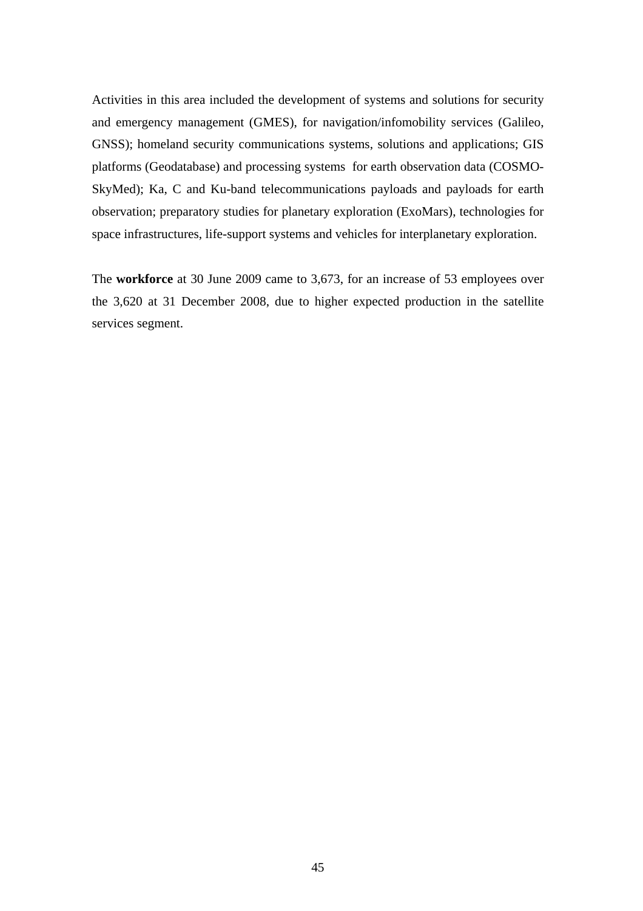Activities in this area included the development of systems and solutions for security and emergency management (GMES), for navigation/infomobility services (Galileo, GNSS); homeland security communications systems, solutions and applications; GIS platforms (Geodatabase) and processing systems for earth observation data (COSMO-SkyMed); Ka, C and Ku-band telecommunications payloads and payloads for earth observation; preparatory studies for planetary exploration (ExoMars), technologies for space infrastructures, life-support systems and vehicles for interplanetary exploration.

The **workforce** at 30 June 2009 came to 3,673, for an increase of 53 employees over the 3,620 at 31 December 2008, due to higher expected production in the satellite services segment.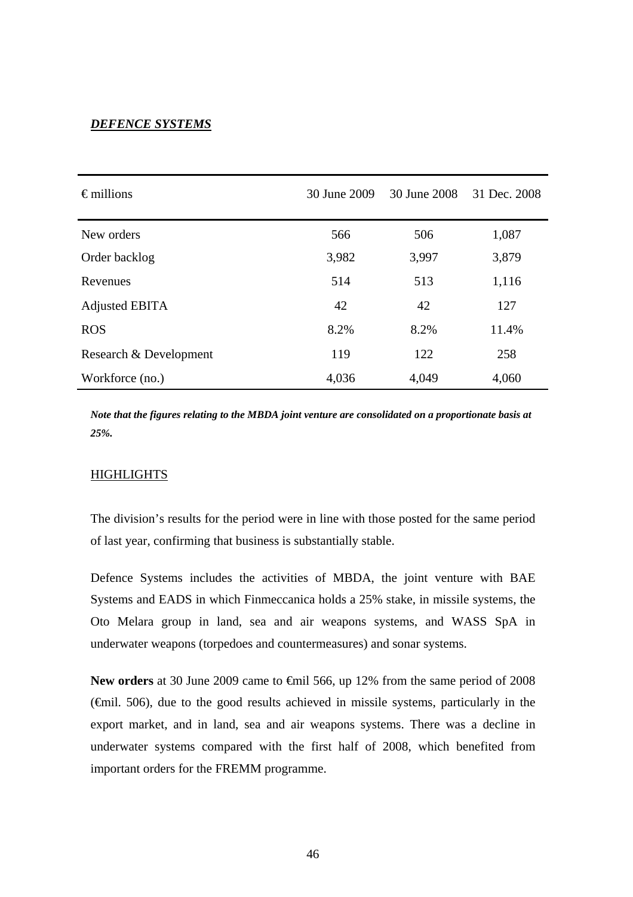***DEFENCE SYSTEMS***

| € millions | 30 June 2009 | 30 June 2008 | 31 Dec. 2008 |
|---|---|---|---|
| New orders | 566 | 506 | 1,087 |
| Order backlog | 3,982 | 3,997 | 3,879 |
| Revenues | 514 | 513 | 1,116 |
| Adjusted EBITA | 42 | 42 | 127 |
| ROS | 8.2% | 8.2% | 11.4% |
| Research & Development | 119 | 122 | 258 |
| Workforce (no.) | 4,036 | 4,049 | 4,060 |

***Note that the figures relating to the MBDA joint venture are consolidated on a proportionate basis at 25%.***

HIGHLIGHTS

The division's results for the period were in line with those posted for the same period of last year, confirming that business is substantially stable.

Defence Systems includes the activities of MBDA, the joint venture with BAE Systems and EADS in which Finmeccanica holds a 25% stake, in missile systems, the Oto Melara group in land, sea and air weapons systems, and WASS SpA in underwater weapons (torpedoes and countermeasures) and sonar systems.

**New orders** at 30 June 2009 came to €mil 566, up 12% from the same period of 2008 (€mil. 506), due to the good results achieved in missile systems, particularly in the export market, and in land, sea and air weapons systems. There was a decline in underwater systems compared with the first half of 2008, which benefited from important orders for the FREMM programme.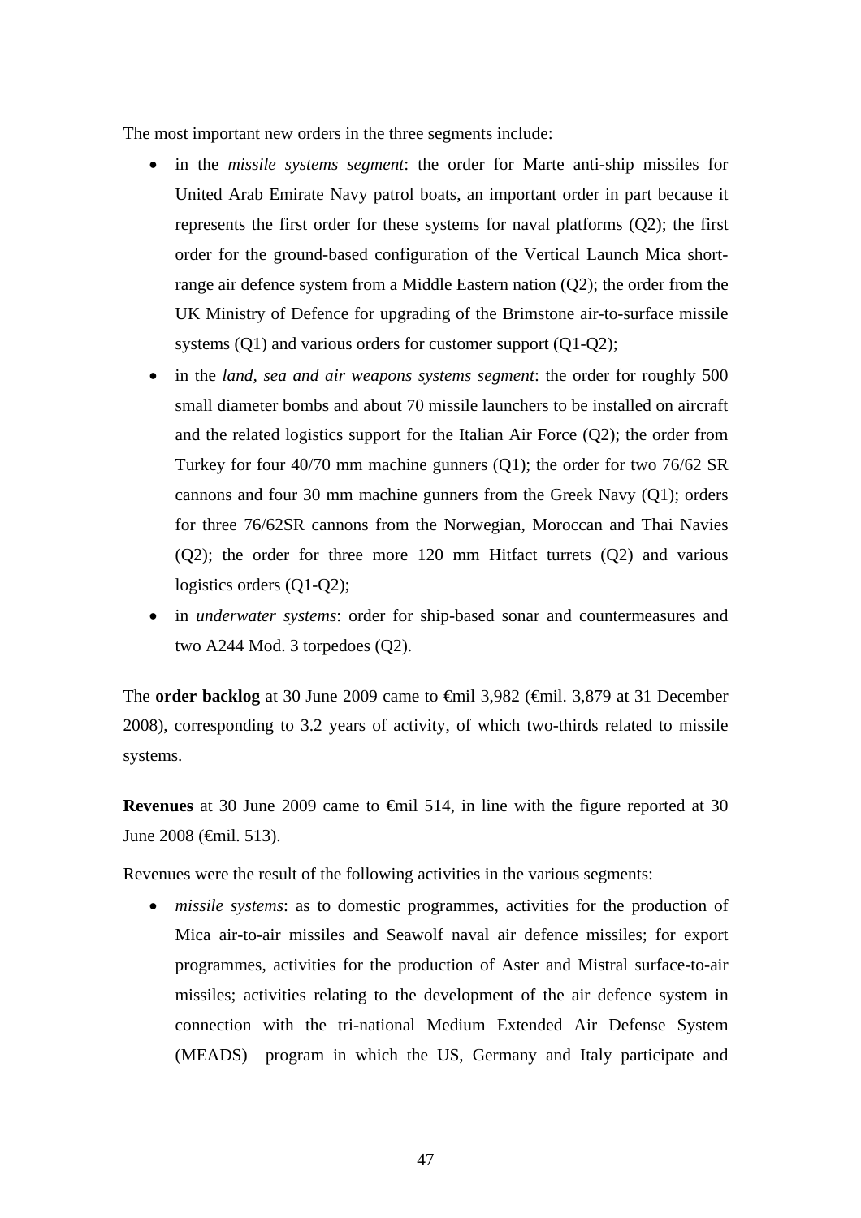The most important new orders in the three segments include:

- in the *missile systems segment*: the order for Marte anti-ship missiles for United Arab Emirate Navy patrol boats, an important order in part because it represents the first order for these systems for naval platforms (Q2); the first order for the ground-based configuration of the Vertical Launch Mica short-range air defence system from a Middle Eastern nation (Q2); the order from the UK Ministry of Defence for upgrading of the Brimstone air-to-surface missile systems (Q1) and various orders for customer support (Q1-Q2);
- in the *land, sea and air weapons systems segment*: the order for roughly 500 small diameter bombs and about 70 missile launchers to be installed on aircraft and the related logistics support for the Italian Air Force (Q2); the order from Turkey for four 40/70 mm machine gunners (Q1); the order for two 76/62 SR cannons and four 30 mm machine gunners from the Greek Navy (Q1); orders for three 76/62SR cannons from the Norwegian, Moroccan and Thai Navies (Q2); the order for three more 120 mm Hitfact turrets (Q2) and various logistics orders (Q1-Q2);
- in *underwater systems*: order for ship-based sonar and countermeasures and two A244 Mod. 3 torpedoes (Q2).

The **order backlog** at 30 June 2009 came to €mil 3,982 (€mil. 3,879 at 31 December 2008), corresponding to 3.2 years of activity, of which two-thirds related to missile systems.

**Revenues** at 30 June 2009 came to €mil 514, in line with the figure reported at 30 June 2008 (€mil. 513).

Revenues were the result of the following activities in the various segments:

- *missile systems*: as to domestic programmes, activities for the production of Mica air-to-air missiles and Seawolf naval air defence missiles; for export programmes, activities for the production of Aster and Mistral surface-to-air missiles; activities relating to the development of the air defence system in connection with the tri-national Medium Extended Air Defense System (MEADS) program in which the US, Germany and Italy participate and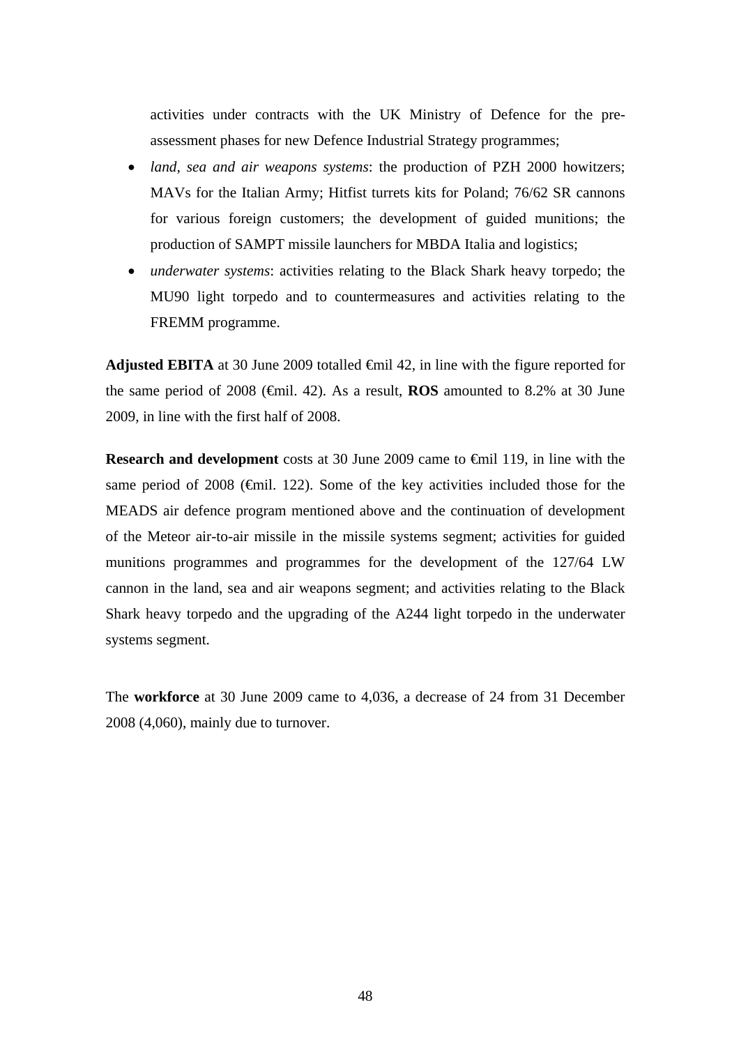activities under contracts with the UK Ministry of Defence for the pre-assessment phases for new Defence Industrial Strategy programmes;

- *land, sea and air weapons systems*: the production of PZH 2000 howitzers; MAVs for the Italian Army; Hitfist turrets kits for Poland; 76/62 SR cannons for various foreign customers; the development of guided munitions; the production of SAMPT missile launchers for MBDA Italia and logistics;
- *underwater systems*: activities relating to the Black Shark heavy torpedo; the MU90 light torpedo and to countermeasures and activities relating to the FREMM programme.

**Adjusted EBITA** at 30 June 2009 totalled €mil 42, in line with the figure reported for the same period of 2008 (€mil. 42). As a result, **ROS** amounted to 8.2% at 30 June 2009, in line with the first half of 2008.

**Research and development** costs at 30 June 2009 came to €mil 119, in line with the same period of 2008 (€mil. 122). Some of the key activities included those for the MEADS air defence program mentioned above and the continuation of development of the Meteor air-to-air missile in the missile systems segment; activities for guided munitions programmes and programmes for the development of the 127/64 LW cannon in the land, sea and air weapons segment; and activities relating to the Black Shark heavy torpedo and the upgrading of the A244 light torpedo in the underwater systems segment.

The **workforce** at 30 June 2009 came to 4,036, a decrease of 24 from 31 December 2008 (4,060), mainly due to turnover.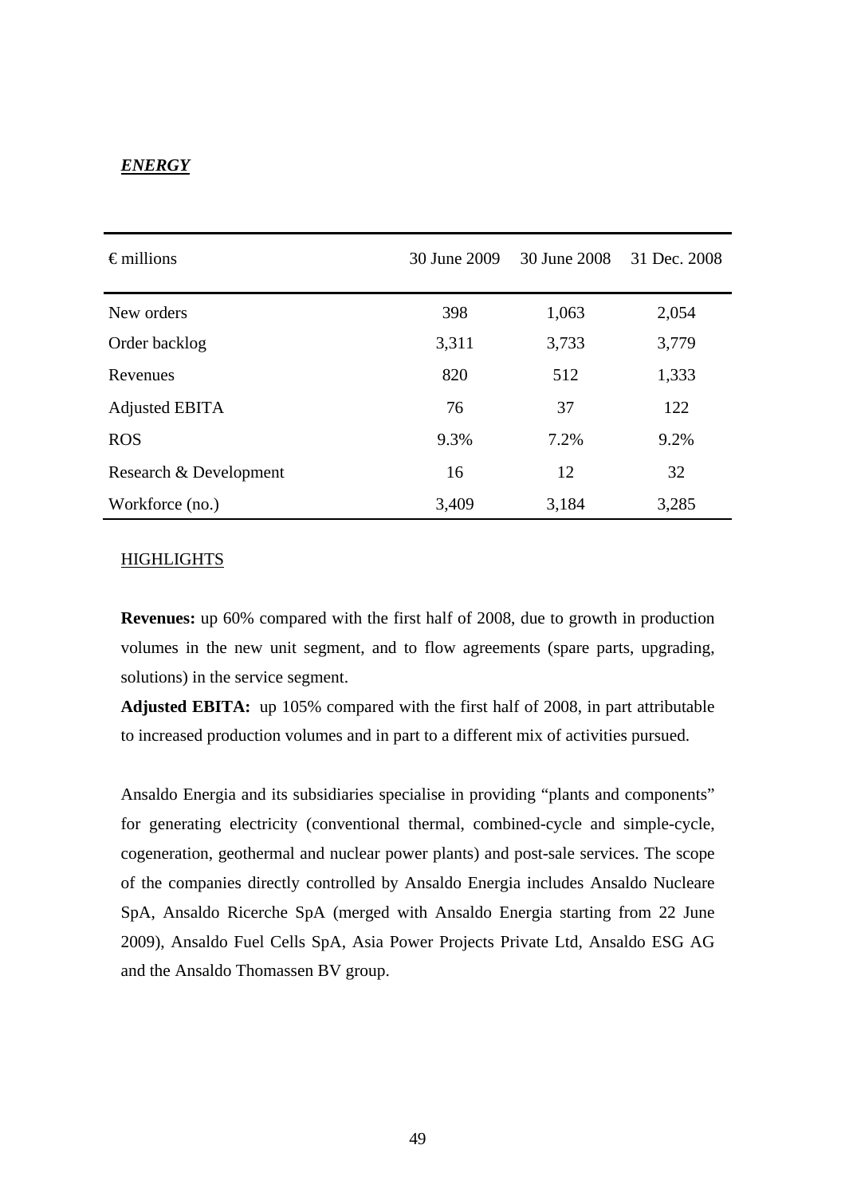## ***ENERGY***

| € millions | 30 June 2009 | 30 June 2008 | 31 Dec. 2008 |
|---|---|---|---|
| New orders | 398 | 1,063 | 2,054 |
| Order backlog | 3,311 | 3,733 | 3,779 |
| Revenues | 820 | 512 | 1,333 |
| Adjusted EBITA | 76 | 37 | 122 |
| ROS | 9.3% | 7.2% | 9.2% |
| Research & Development | 16 | 12 | 32 |
| Workforce (no.) | 3,409 | 3,184 | 3,285 |

### HIGHLIGHTS

**Revenues:** up 60% compared with the first half of 2008, due to growth in production volumes in the new unit segment, and to flow agreements (spare parts, upgrading, solutions) in the service segment.

**Adjusted EBITA:** up 105% compared with the first half of 2008, in part attributable to increased production volumes and in part to a different mix of activities pursued.

Ansaldo Energia and its subsidiaries specialise in providing "plants and components" for generating electricity (conventional thermal, combined-cycle and simple-cycle, cogeneration, geothermal and nuclear power plants) and post-sale services. The scope of the companies directly controlled by Ansaldo Energia includes Ansaldo Nucleare SpA, Ansaldo Ricerche SpA (merged with Ansaldo Energia starting from 22 June 2009), Ansaldo Fuel Cells SpA, Asia Power Projects Private Ltd, Ansaldo ESG AG and the Ansaldo Thomassen BV group.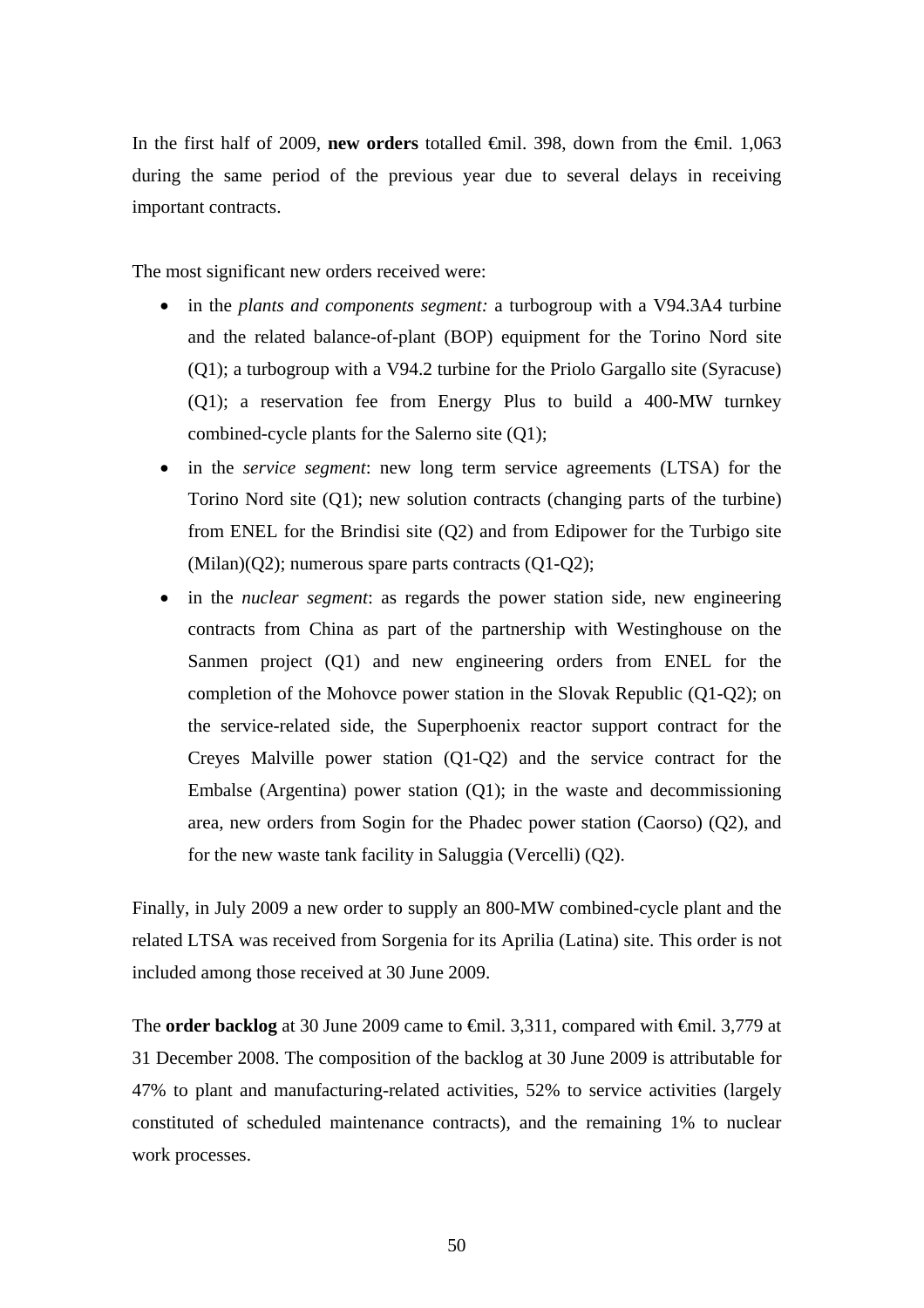In the first half of 2009, **new orders** totalled €mil. 398, down from the €mil. 1,063 during the same period of the previous year due to several delays in receiving important contracts.

The most significant new orders received were:

- in the *plants and components segment:* a turbogroup with a V94.3A4 turbine and the related balance-of-plant (BOP) equipment for the Torino Nord site (Q1); a turbogroup with a V94.2 turbine for the Priolo Gargallo site (Syracuse) (Q1); a reservation fee from Energy Plus to build a 400-MW turnkey combined-cycle plants for the Salerno site (Q1);
- in the *service segment*: new long term service agreements (LTSA) for the Torino Nord site (Q1); new solution contracts (changing parts of the turbine) from ENEL for the Brindisi site (Q2) and from Edipower for the Turbigo site (Milan)(Q2); numerous spare parts contracts (Q1-Q2);
- in the *nuclear segment*: as regards the power station side, new engineering contracts from China as part of the partnership with Westinghouse on the Sanmen project (Q1) and new engineering orders from ENEL for the completion of the Mohovce power station in the Slovak Republic (Q1-Q2); on the service-related side, the Superphoenix reactor support contract for the Creyes Malville power station (Q1-Q2) and the service contract for the Embalse (Argentina) power station (Q1); in the waste and decommissioning area, new orders from Sogin for the Phadec power station (Caorso) (Q2), and for the new waste tank facility in Saluggia (Vercelli) (Q2).

Finally, in July 2009 a new order to supply an 800-MW combined-cycle plant and the related LTSA was received from Sorgenia for its Aprilia (Latina) site. This order is not included among those received at 30 June 2009.

The **order backlog** at 30 June 2009 came to €mil. 3,311, compared with €mil. 3,779 at 31 December 2008. The composition of the backlog at 30 June 2009 is attributable for 47% to plant and manufacturing-related activities, 52% to service activities (largely constituted of scheduled maintenance contracts), and the remaining 1% to nuclear work processes.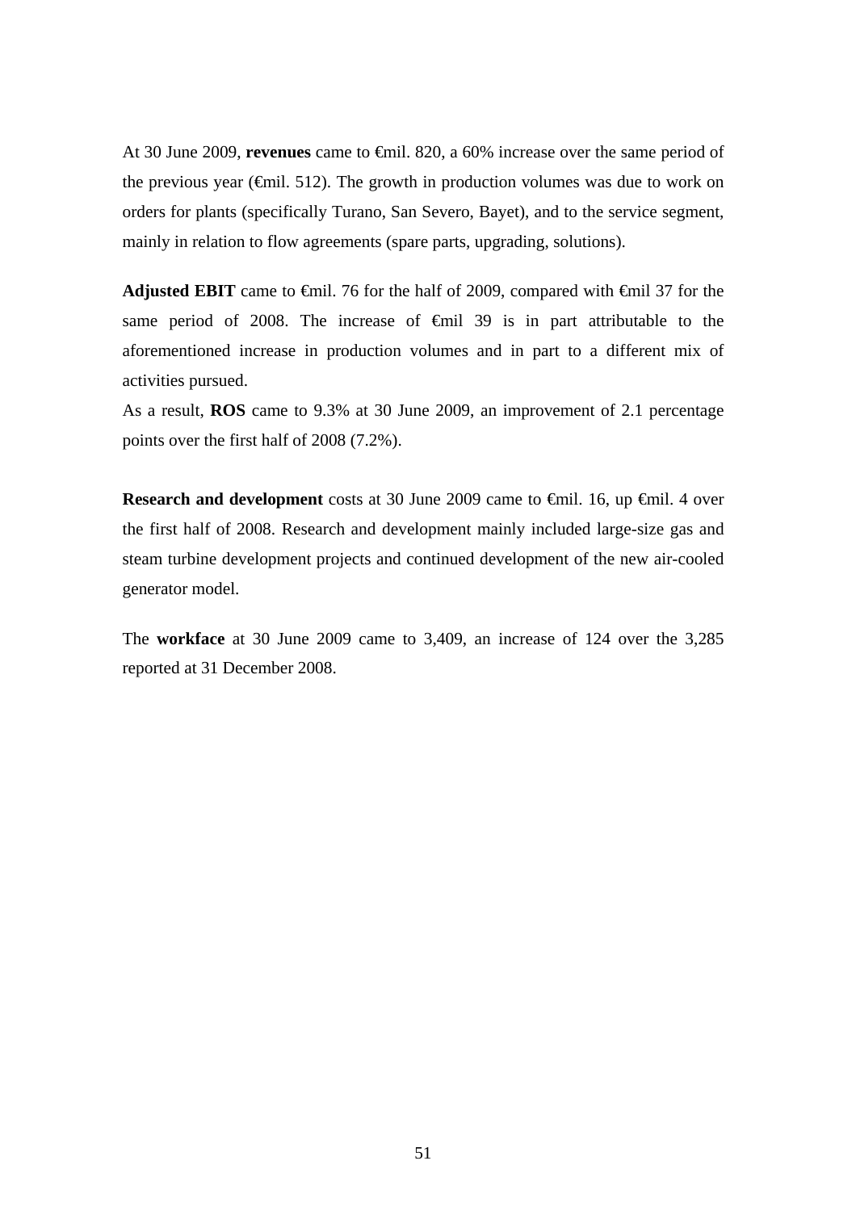At 30 June 2009, **revenues** came to €mil. 820, a 60% increase over the same period of the previous year (€mil. 512). The growth in production volumes was due to work on orders for plants (specifically Turano, San Severo, Bayet), and to the service segment, mainly in relation to flow agreements (spare parts, upgrading, solutions).

**Adjusted EBIT** came to €mil. 76 for the half of 2009, compared with €mil 37 for the same period of 2008. The increase of €mil 39 is in part attributable to the aforementioned increase in production volumes and in part to a different mix of activities pursued.
As a result, **ROS** came to 9.3% at 30 June 2009, an improvement of 2.1 percentage points over the first half of 2008 (7.2%).

**Research and development** costs at 30 June 2009 came to €mil. 16, up €mil. 4 over the first half of 2008. Research and development mainly included large-size gas and steam turbine development projects and continued development of the new air-cooled generator model.

The **workface** at 30 June 2009 came to 3,409, an increase of 124 over the 3,285 reported at 31 December 2008.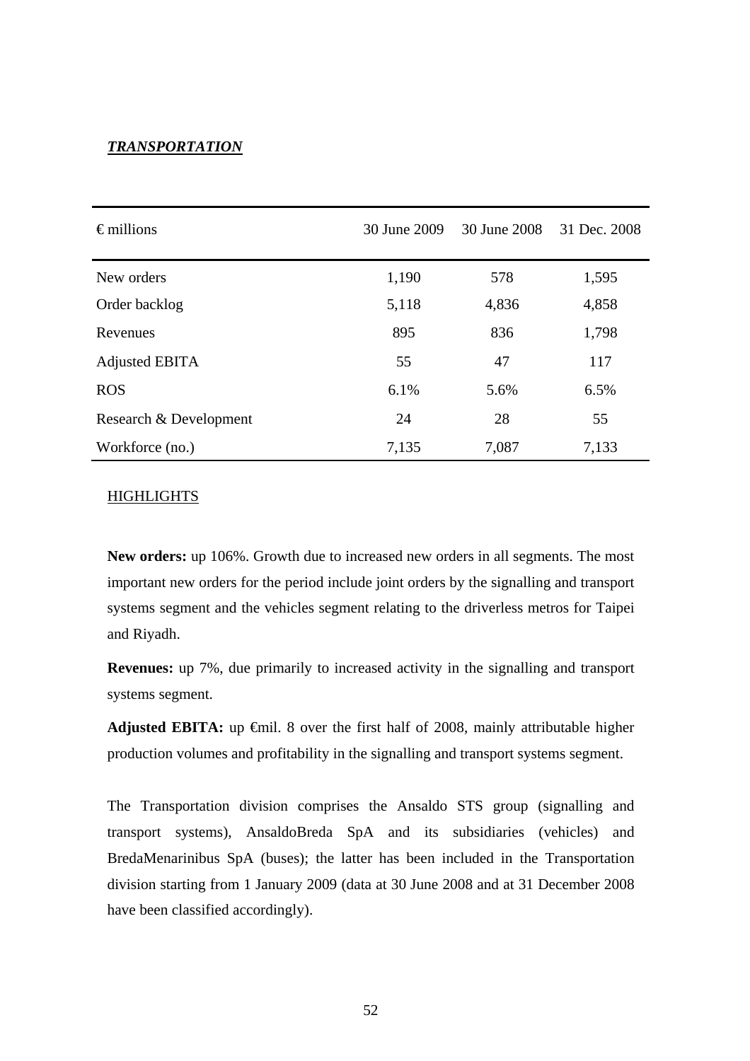***TRANSPORTATION***

| € millions | 30 June 2009 | 30 June 2008 | 31 Dec. 2008 |
|---|---|---|---|
| New orders | 1,190 | 578 | 1,595 |
| Order backlog | 5,118 | 4,836 | 4,858 |
| Revenues | 895 | 836 | 1,798 |
| Adjusted EBITA | 55 | 47 | 117 |
| ROS | 6.1% | 5.6% | 6.5% |
| Research & Development | 24 | 28 | 55 |
| Workforce (no.) | 7,135 | 7,087 | 7,133 |

HIGHLIGHTS

**New orders:** up 106%. Growth due to increased new orders in all segments. The most important new orders for the period include joint orders by the signalling and transport systems segment and the vehicles segment relating to the driverless metros for Taipei and Riyadh.

**Revenues:** up 7%, due primarily to increased activity in the signalling and transport systems segment.

**Adjusted EBITA:** up €mil. 8 over the first half of 2008, mainly attributable higher production volumes and profitability in the signalling and transport systems segment.

The Transportation division comprises the Ansaldo STS group (signalling and transport systems), AnsaldoBreda SpA and its subsidiaries (vehicles) and BredaMenarinibus SpA (buses); the latter has been included in the Transportation division starting from 1 January 2009 (data at 30 June 2008 and at 31 December 2008 have been classified accordingly).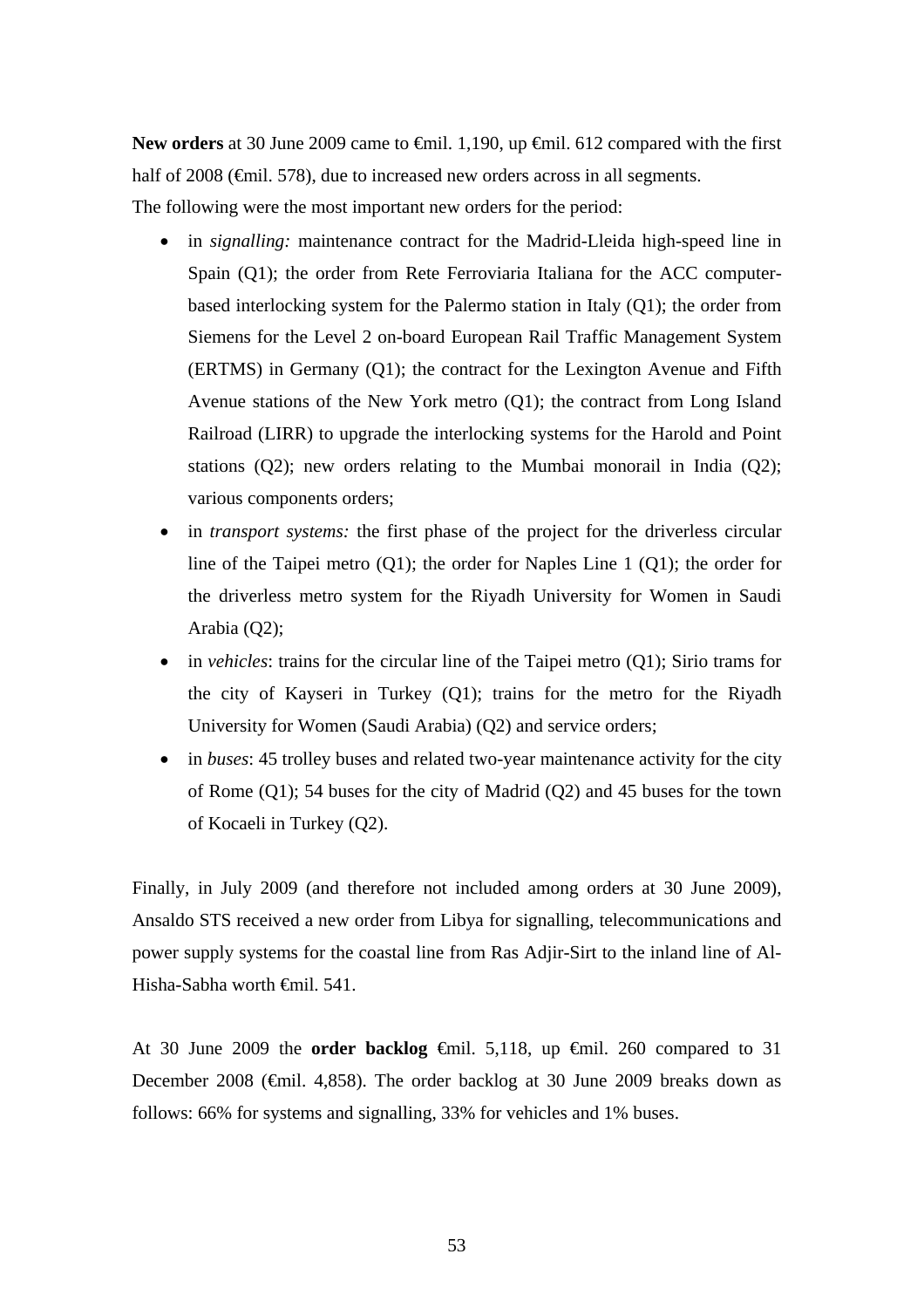**New orders** at 30 June 2009 came to €mil. 1,190, up €mil. 612 compared with the first half of 2008 (€mil. 578), due to increased new orders across in all segments.

The following were the most important new orders for the period:

- in *signalling:* maintenance contract for the Madrid-Lleida high-speed line in Spain (Q1); the order from Rete Ferroviaria Italiana for the ACC computer-based interlocking system for the Palermo station in Italy (Q1); the order from Siemens for the Level 2 on-board European Rail Traffic Management System (ERTMS) in Germany (Q1); the contract for the Lexington Avenue and Fifth Avenue stations of the New York metro (Q1); the contract from Long Island Railroad (LIRR) to upgrade the interlocking systems for the Harold and Point stations (Q2); new orders relating to the Mumbai monorail in India (Q2); various components orders;
- in *transport systems:* the first phase of the project for the driverless circular line of the Taipei metro (Q1); the order for Naples Line 1 (Q1); the order for the driverless metro system for the Riyadh University for Women in Saudi Arabia (Q2);
- in *vehicles*: trains for the circular line of the Taipei metro (Q1); Sirio trams for the city of Kayseri in Turkey (Q1); trains for the metro for the Riyadh University for Women (Saudi Arabia) (Q2) and service orders;
- in *buses*: 45 trolley buses and related two-year maintenance activity for the city of Rome (Q1); 54 buses for the city of Madrid (Q2) and 45 buses for the town of Kocaeli in Turkey (Q2).

Finally, in July 2009 (and therefore not included among orders at 30 June 2009), Ansaldo STS received a new order from Libya for signalling, telecommunications and power supply systems for the coastal line from Ras Adjir-Sirt to the inland line of Al-Hisha-Sabha worth €mil. 541.

At 30 June 2009 the **order backlog** €mil. 5,118, up €mil. 260 compared to 31 December 2008 (€mil. 4,858). The order backlog at 30 June 2009 breaks down as follows: 66% for systems and signalling, 33% for vehicles and 1% buses.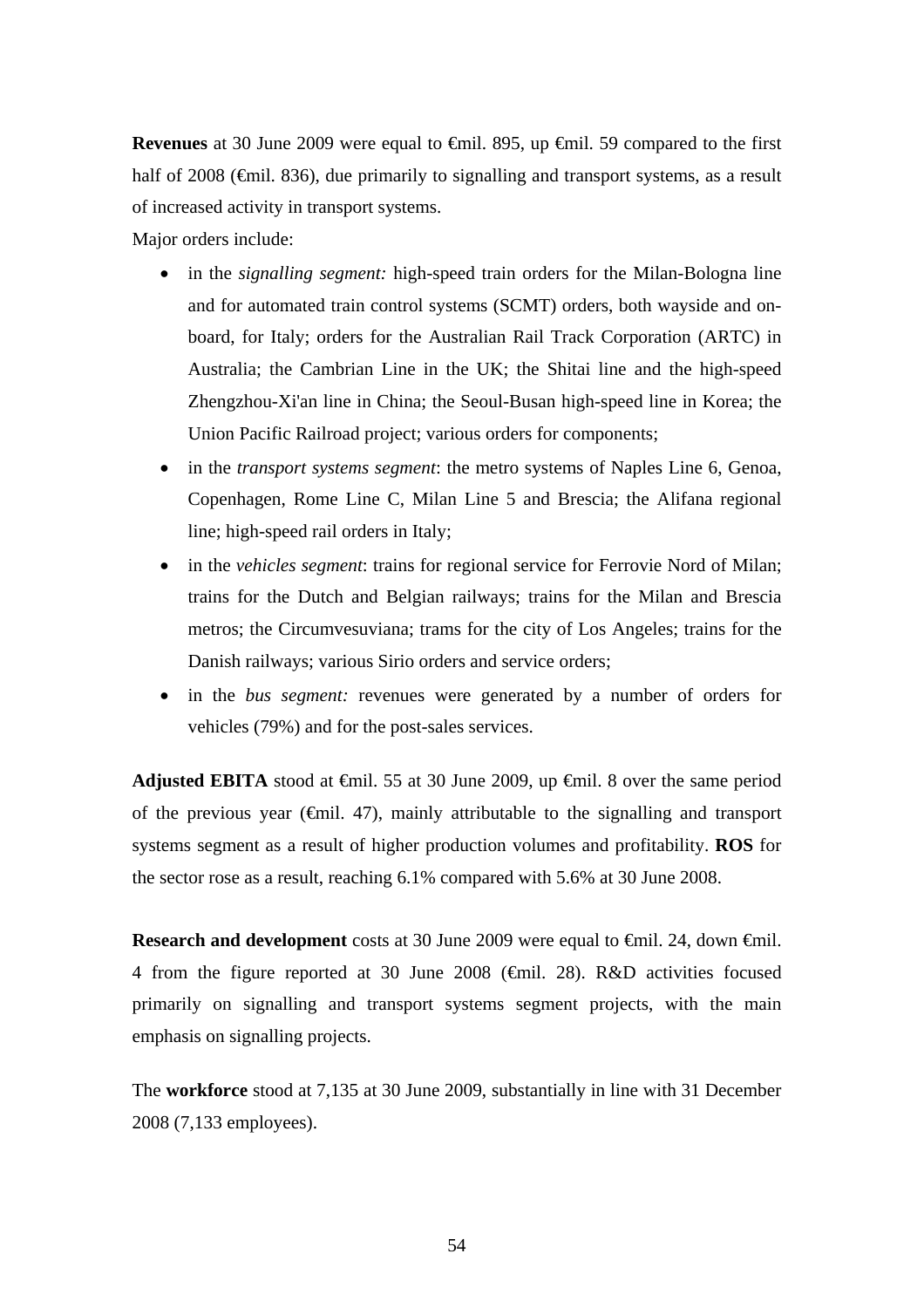**Revenues** at 30 June 2009 were equal to €mil. 895, up €mil. 59 compared to the first half of 2008 (€mil. 836), due primarily to signalling and transport systems, as a result of increased activity in transport systems.

Major orders include:

- in the *signalling segment:* high-speed train orders for the Milan-Bologna line and for automated train control systems (SCMT) orders, both wayside and on-board, for Italy; orders for the Australian Rail Track Corporation (ARTC) in Australia; the Cambrian Line in the UK; the Shitai line and the high-speed Zhengzhou-Xi'an line in China; the Seoul-Busan high-speed line in Korea; the Union Pacific Railroad project; various orders for components;
- in the *transport systems segment*: the metro systems of Naples Line 6, Genoa, Copenhagen, Rome Line C, Milan Line 5 and Brescia; the Alifana regional line; high-speed rail orders in Italy;
- in the *vehicles segment*: trains for regional service for Ferrovie Nord of Milan; trains for the Dutch and Belgian railways; trains for the Milan and Brescia metros; the Circumvesuviana; trams for the city of Los Angeles; trains for the Danish railways; various Sirio orders and service orders;
- in the *bus segment:* revenues were generated by a number of orders for vehicles (79%) and for the post-sales services.

**Adjusted EBITA** stood at €mil. 55 at 30 June 2009, up €mil. 8 over the same period of the previous year (€mil. 47), mainly attributable to the signalling and transport systems segment as a result of higher production volumes and profitability. **ROS** for the sector rose as a result, reaching 6.1% compared with 5.6% at 30 June 2008.

**Research and development** costs at 30 June 2009 were equal to €mil. 24, down €mil. 4 from the figure reported at 30 June 2008 (€mil. 28). R&D activities focused primarily on signalling and transport systems segment projects, with the main emphasis on signalling projects.

The **workforce** stood at 7,135 at 30 June 2009, substantially in line with 31 December 2008 (7,133 employees).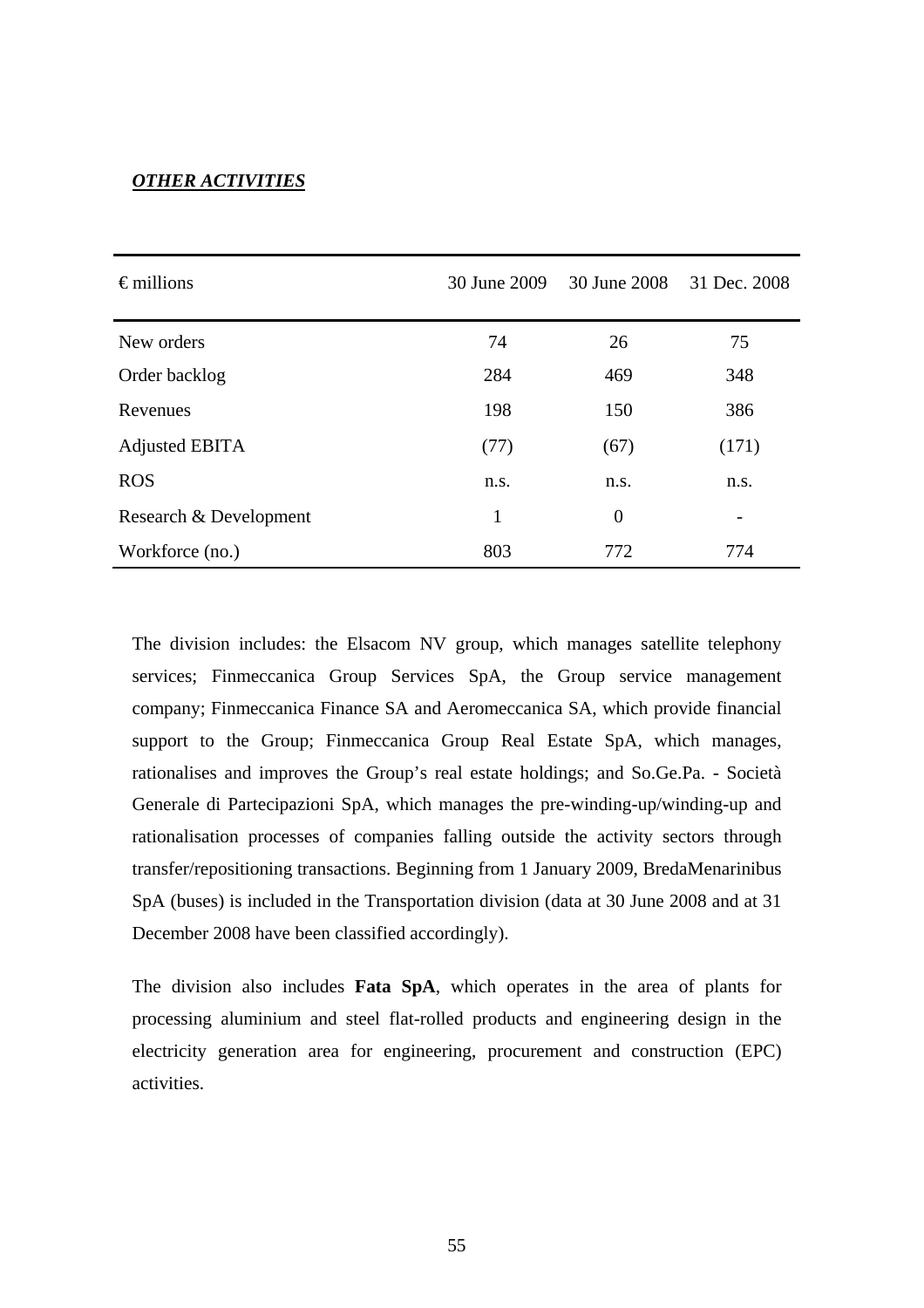***OTHER ACTIVITIES***

| € millions | 30 June 2009 | 30 June 2008 | 31 Dec. 2008 |
|---|---|---|---|
| New orders | 74 | 26 | 75 |
| Order backlog | 284 | 469 | 348 |
| Revenues | 198 | 150 | 386 |
| Adjusted EBITA | (77) | (67) | (171) |
| ROS | n.s. | n.s. | n.s. |
| Research & Development | 1 | 0 | - |
| Workforce (no.) | 803 | 772 | 774 |

The division includes: the Elsacom NV group, which manages satellite telephony services; Finmeccanica Group Services SpA, the Group service management company; Finmeccanica Finance SA and Aeromeccanica SA, which provide financial support to the Group; Finmeccanica Group Real Estate SpA, which manages, rationalises and improves the Group's real estate holdings; and So.Ge.Pa. - Società Generale di Partecipazioni SpA, which manages the pre-winding-up/winding-up and rationalisation processes of companies falling outside the activity sectors through transfer/repositioning transactions. Beginning from 1 January 2009, BredaMenarinibus SpA (buses) is included in the Transportation division (data at 30 June 2008 and at 31 December 2008 have been classified accordingly).

The division also includes **Fata SpA**, which operates in the area of plants for processing aluminium and steel flat-rolled products and engineering design in the electricity generation area for engineering, procurement and construction (EPC) activities.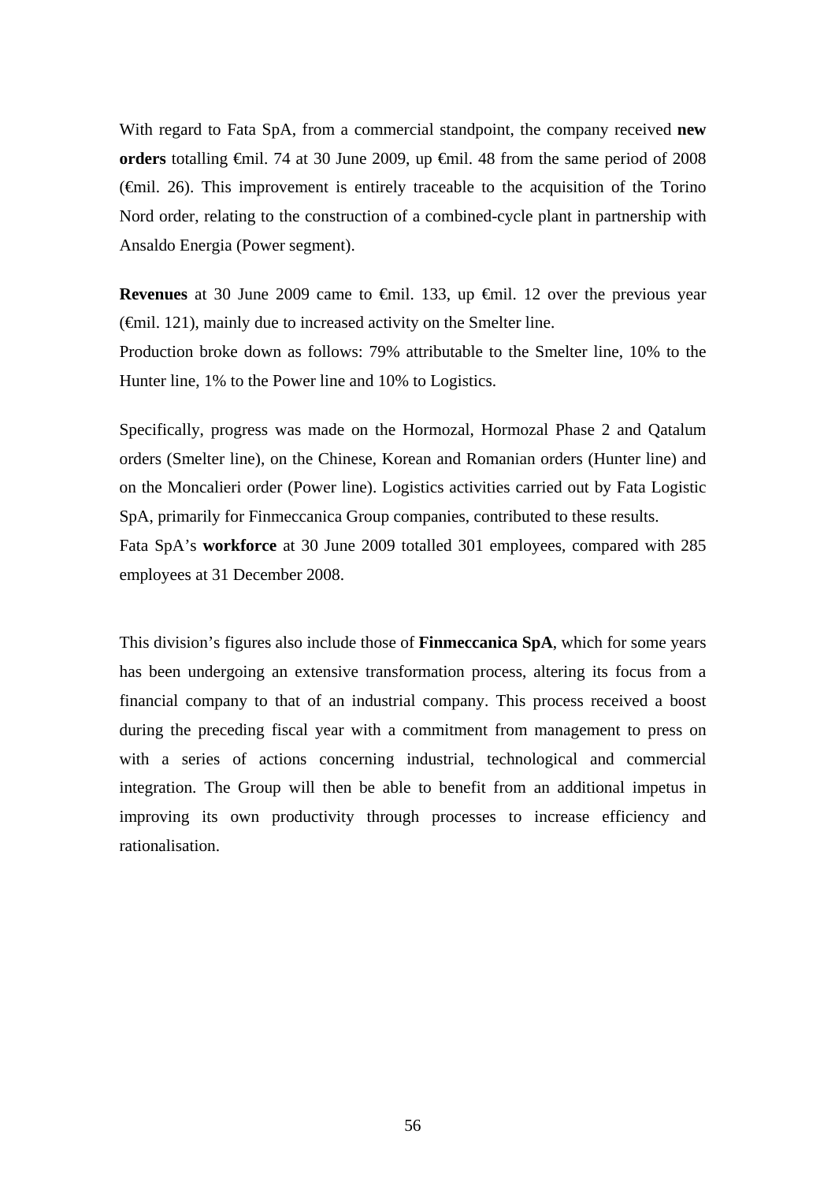With regard to Fata SpA, from a commercial standpoint, the company received **new orders** totalling €mil. 74 at 30 June 2009, up €mil. 48 from the same period of 2008 (€mil. 26). This improvement is entirely traceable to the acquisition of the Torino Nord order, relating to the construction of a combined-cycle plant in partnership with Ansaldo Energia (Power segment).

**Revenues** at 30 June 2009 came to €mil. 133, up €mil. 12 over the previous year (€mil. 121), mainly due to increased activity on the Smelter line.
Production broke down as follows: 79% attributable to the Smelter line, 10% to the Hunter line, 1% to the Power line and 10% to Logistics.

Specifically, progress was made on the Hormozal, Hormozal Phase 2 and Qatalum orders (Smelter line), on the Chinese, Korean and Romanian orders (Hunter line) and on the Moncalieri order (Power line). Logistics activities carried out by Fata Logistic SpA, primarily for Finmeccanica Group companies, contributed to these results.
Fata SpA's **workforce** at 30 June 2009 totalled 301 employees, compared with 285 employees at 31 December 2008.

This division's figures also include those of **Finmeccanica SpA**, which for some years has been undergoing an extensive transformation process, altering its focus from a financial company to that of an industrial company. This process received a boost during the preceding fiscal year with a commitment from management to press on with a series of actions concerning industrial, technological and commercial integration. The Group will then be able to benefit from an additional impetus in improving its own productivity through processes to increase efficiency and rationalisation.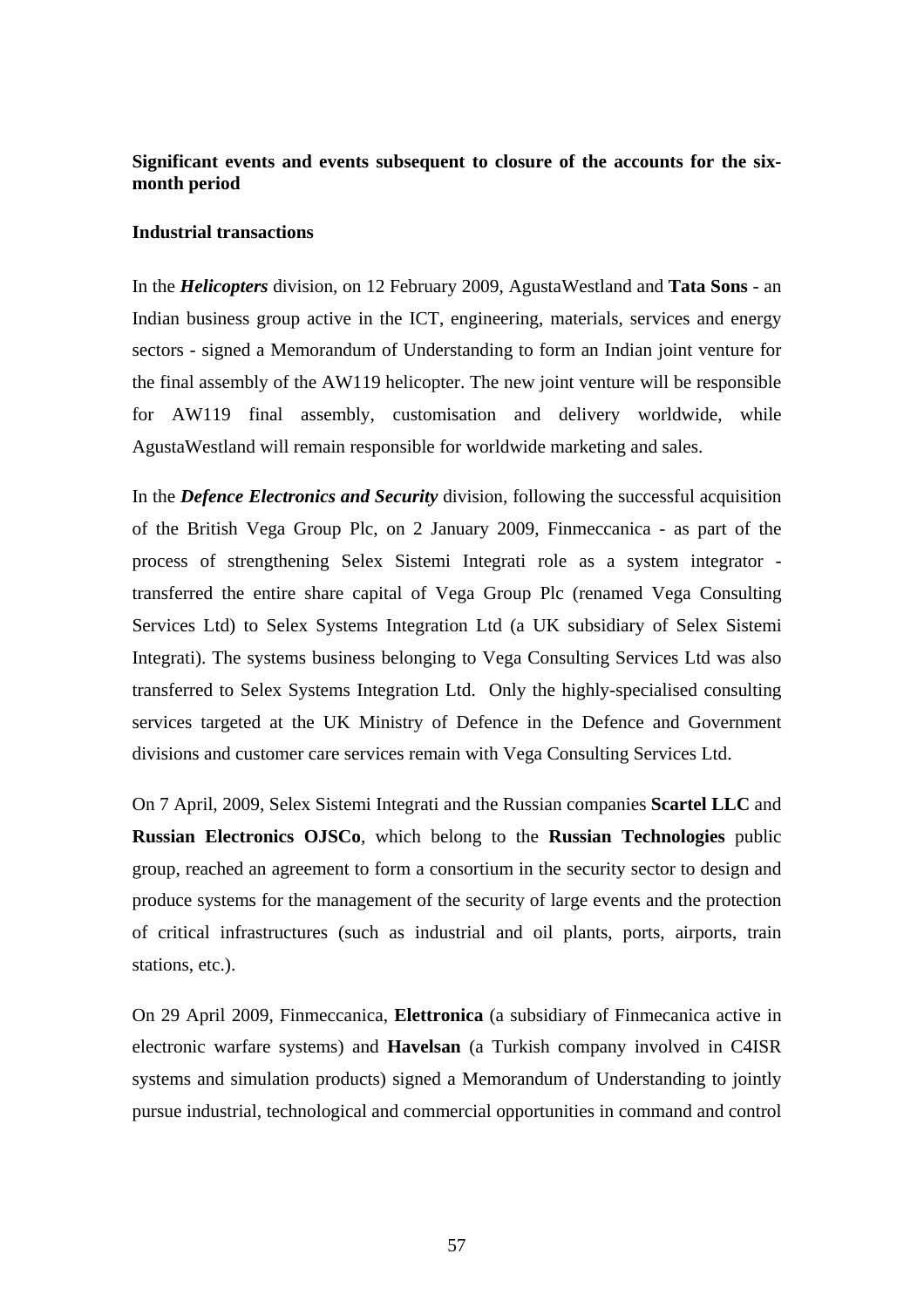**Significant events and events subsequent to closure of the accounts for the six-month period**

**Industrial transactions**

In the ***Helicopters*** division, on 12 February 2009, AgustaWestland and **Tata Sons** - an Indian business group active in the ICT, engineering, materials, services and energy sectors - signed a Memorandum of Understanding to form an Indian joint venture for the final assembly of the AW119 helicopter. The new joint venture will be responsible for AW119 final assembly, customisation and delivery worldwide, while AgustaWestland will remain responsible for worldwide marketing and sales.

In the ***Defence Electronics and Security*** division, following the successful acquisition of the British Vega Group Plc, on 2 January 2009, Finmeccanica - as part of the process of strengthening Selex Sistemi Integrati role as a system integrator - transferred the entire share capital of Vega Group Plc (renamed Vega Consulting Services Ltd) to Selex Systems Integration Ltd (a UK subsidiary of Selex Sistemi Integrati). The systems business belonging to Vega Consulting Services Ltd was also transferred to Selex Systems Integration Ltd. Only the highly-specialised consulting services targeted at the UK Ministry of Defence in the Defence and Government divisions and customer care services remain with Vega Consulting Services Ltd.

On 7 April, 2009, Selex Sistemi Integrati and the Russian companies **Scartel LLC** and **Russian Electronics OJSCo**, which belong to the **Russian Technologies** public group, reached an agreement to form a consortium in the security sector to design and produce systems for the management of the security of large events and the protection of critical infrastructures (such as industrial and oil plants, ports, airports, train stations, etc.).

On 29 April 2009, Finmeccanica, **Elettronica** (a subsidiary of Finmecanica active in electronic warfare systems) and **Havelsan** (a Turkish company involved in C4ISR systems and simulation products) signed a Memorandum of Understanding to jointly pursue industrial, technological and commercial opportunities in command and control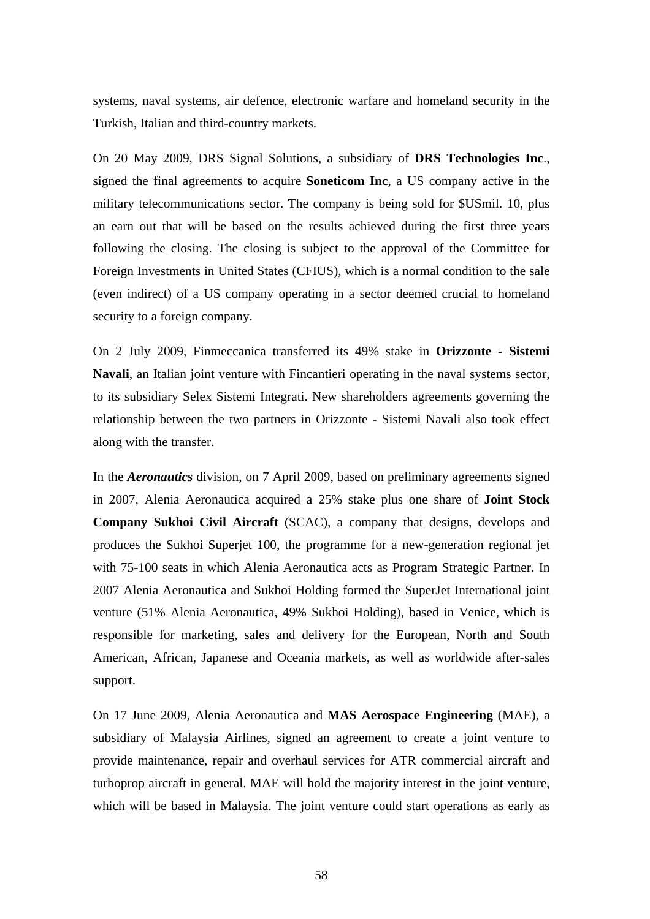systems, naval systems, air defence, electronic warfare and homeland security in the Turkish, Italian and third-country markets.

On 20 May 2009, DRS Signal Solutions, a subsidiary of **DRS Technologies Inc**., signed the final agreements to acquire **Soneticom Inc**, a US company active in the military telecommunications sector. The company is being sold for $USmil. 10, plus an earn out that will be based on the results achieved during the first three years following the closing. The closing is subject to the approval of the Committee for Foreign Investments in United States (CFIUS), which is a normal condition to the sale (even indirect) of a US company operating in a sector deemed crucial to homeland security to a foreign company.

On 2 July 2009, Finmeccanica transferred its 49% stake in **Orizzonte - Sistemi Navali**, an Italian joint venture with Fincantieri operating in the naval systems sector, to its subsidiary Selex Sistemi Integrati. New shareholders agreements governing the relationship between the two partners in Orizzonte - Sistemi Navali also took effect along with the transfer.

In the ***Aeronautics*** division, on 7 April 2009, based on preliminary agreements signed in 2007, Alenia Aeronautica acquired a 25% stake plus one share of **Joint Stock Company Sukhoi Civil Aircraft** (SCAC), a company that designs, develops and produces the Sukhoi Superjet 100, the programme for a new-generation regional jet with 75-100 seats in which Alenia Aeronautica acts as Program Strategic Partner. In 2007 Alenia Aeronautica and Sukhoi Holding formed the SuperJet International joint venture (51% Alenia Aeronautica, 49% Sukhoi Holding), based in Venice, which is responsible for marketing, sales and delivery for the European, North and South American, African, Japanese and Oceania markets, as well as worldwide after-sales support.

On 17 June 2009, Alenia Aeronautica and **MAS Aerospace Engineering** (MAE), a subsidiary of Malaysia Airlines, signed an agreement to create a joint venture to provide maintenance, repair and overhaul services for ATR commercial aircraft and turboprop aircraft in general. MAE will hold the majority interest in the joint venture, which will be based in Malaysia. The joint venture could start operations as early as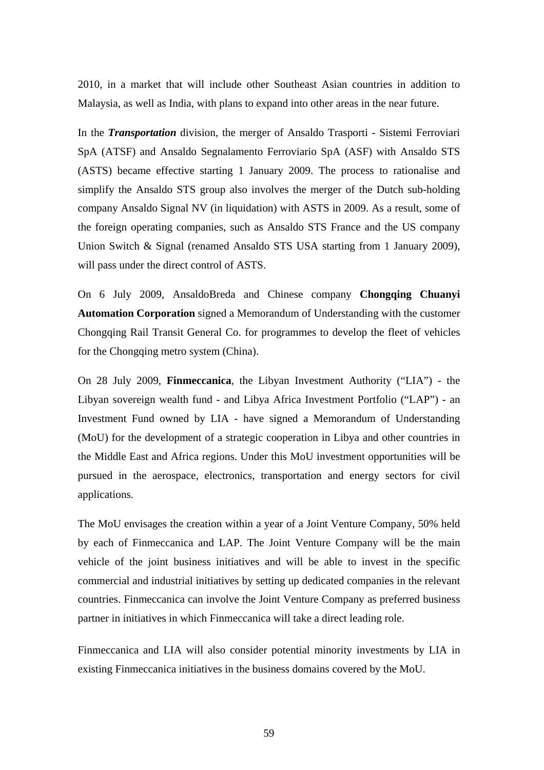2010, in a market that will include other Southeast Asian countries in addition to Malaysia, as well as India, with plans to expand into other areas in the near future.

In the ***Transportation*** division, the merger of Ansaldo Trasporti - Sistemi Ferroviari SpA (ATSF) and Ansaldo Segnalamento Ferroviario SpA (ASF) with Ansaldo STS (ASTS) became effective starting 1 January 2009. The process to rationalise and simplify the Ansaldo STS group also involves the merger of the Dutch sub-holding company Ansaldo Signal NV (in liquidation) with ASTS in 2009. As a result, some of the foreign operating companies, such as Ansaldo STS France and the US company Union Switch & Signal (renamed Ansaldo STS USA starting from 1 January 2009), will pass under the direct control of ASTS.

On 6 July 2009, AnsaldoBreda and Chinese company **Chongqing Chuanyi Automation Corporation** signed a Memorandum of Understanding with the customer Chongqing Rail Transit General Co. for programmes to develop the fleet of vehicles for the Chongqing metro system (China).

On 28 July 2009, **Finmeccanica**, the Libyan Investment Authority ("LIA") - the Libyan sovereign wealth fund - and Libya Africa Investment Portfolio ("LAP") - an Investment Fund owned by LIA - have signed a Memorandum of Understanding (MoU) for the development of a strategic cooperation in Libya and other countries in the Middle East and Africa regions. Under this MoU investment opportunities will be pursued in the aerospace, electronics, transportation and energy sectors for civil applications.

The MoU envisages the creation within a year of a Joint Venture Company, 50% held by each of Finmeccanica and LAP. The Joint Venture Company will be the main vehicle of the joint business initiatives and will be able to invest in the specific commercial and industrial initiatives by setting up dedicated companies in the relevant countries. Finmeccanica can involve the Joint Venture Company as preferred business partner in initiatives in which Finmeccanica will take a direct leading role.

Finmeccanica and LIA will also consider potential minority investments by LIA in existing Finmeccanica initiatives in the business domains covered by the MoU.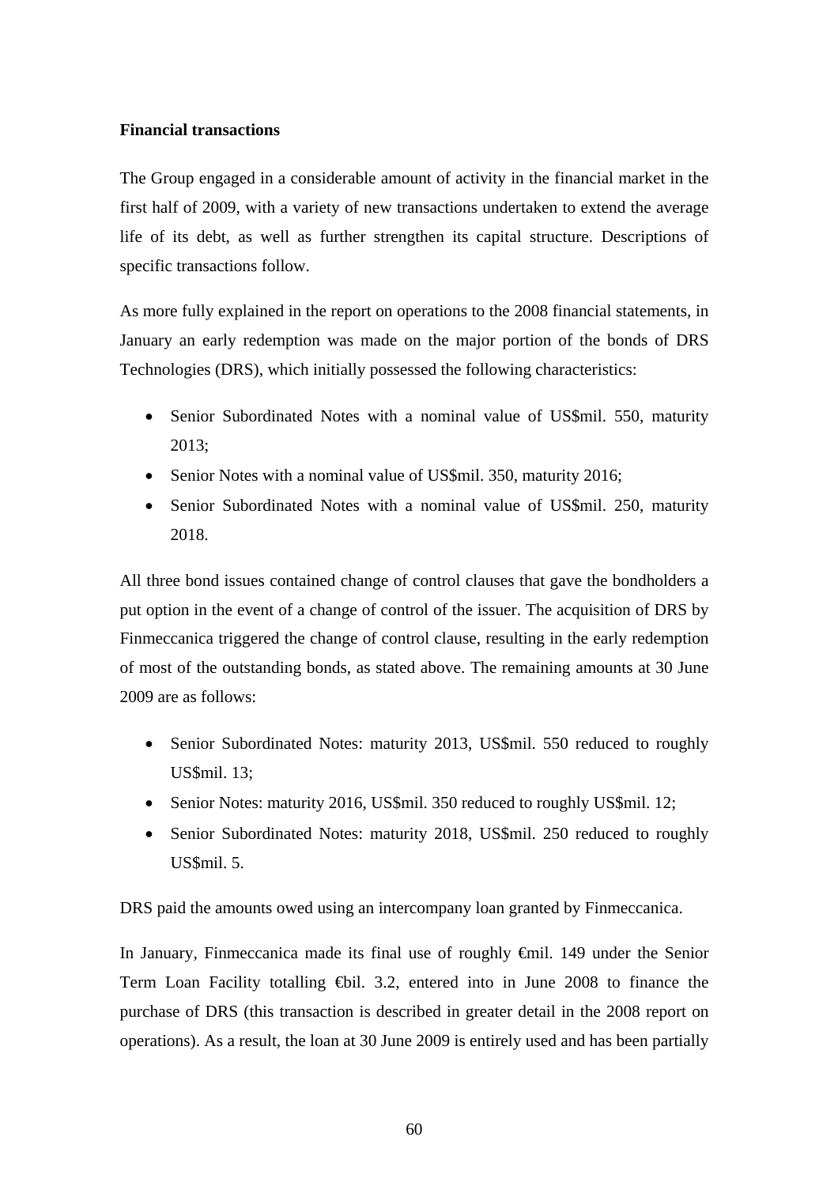**Financial transactions**

The Group engaged in a considerable amount of activity in the financial market in the first half of 2009, with a variety of new transactions undertaken to extend the average life of its debt, as well as further strengthen its capital structure. Descriptions of specific transactions follow.

As more fully explained in the report on operations to the 2008 financial statements, in January an early redemption was made on the major portion of the bonds of DRS Technologies (DRS), which initially possessed the following characteristics:

- Senior Subordinated Notes with a nominal value of US$mil. 550, maturity 2013;
- Senior Notes with a nominal value of US$mil. 350, maturity 2016;
- Senior Subordinated Notes with a nominal value of US$mil. 250, maturity 2018.

All three bond issues contained change of control clauses that gave the bondholders a put option in the event of a change of control of the issuer. The acquisition of DRS by Finmeccanica triggered the change of control clause, resulting in the early redemption of most of the outstanding bonds, as stated above. The remaining amounts at 30 June 2009 are as follows:

- Senior Subordinated Notes: maturity 2013, US$mil. 550 reduced to roughly US$mil. 13;
- Senior Notes: maturity 2016, US$mil. 350 reduced to roughly US$mil. 12;
- Senior Subordinated Notes: maturity 2018, US$mil. 250 reduced to roughly US$mil. 5.

DRS paid the amounts owed using an intercompany loan granted by Finmeccanica.

In January, Finmeccanica made its final use of roughly €mil. 149 under the Senior Term Loan Facility totalling €bil. 3.2, entered into in June 2008 to finance the purchase of DRS (this transaction is described in greater detail in the 2008 report on operations). As a result, the loan at 30 June 2009 is entirely used and has been partially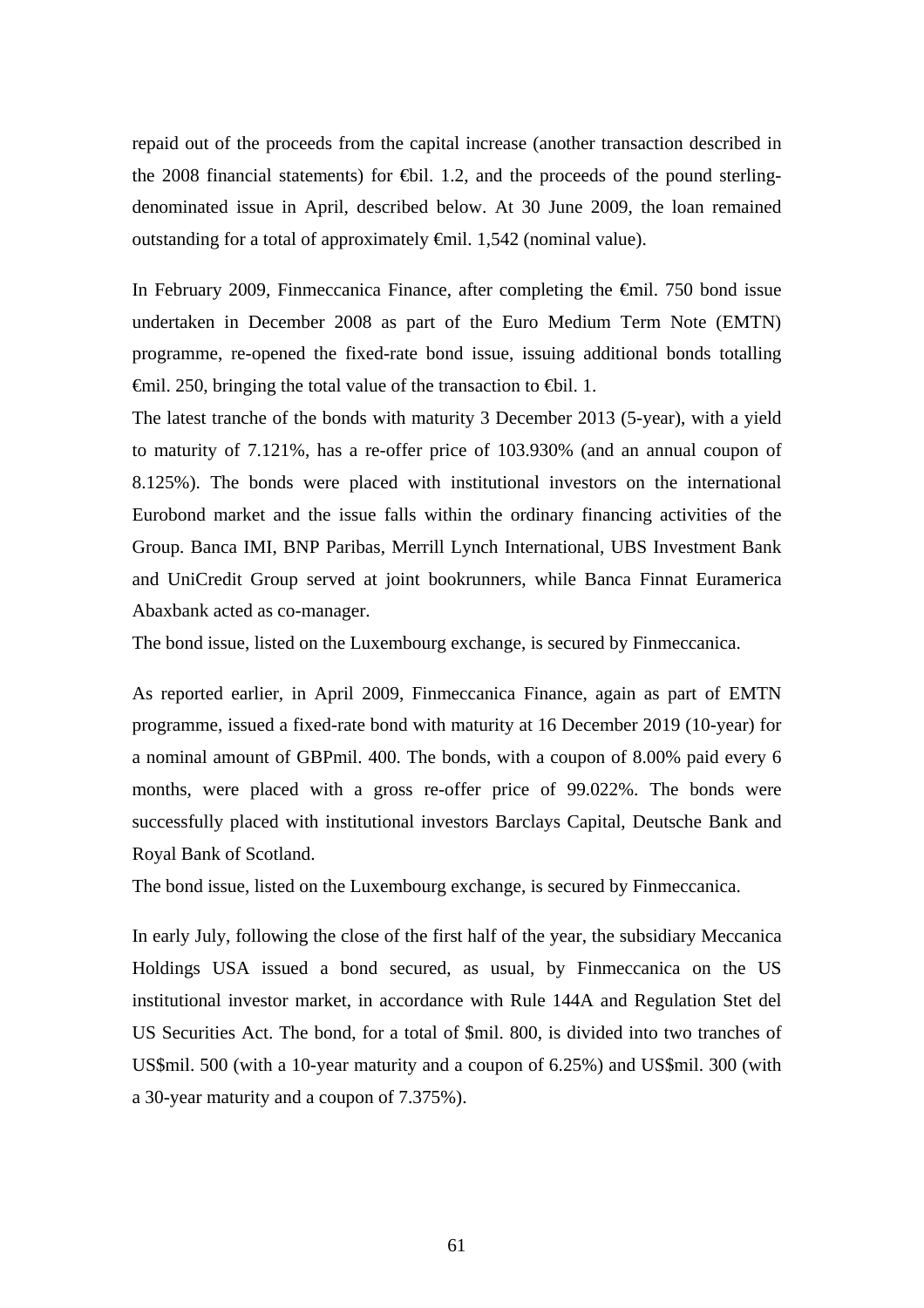repaid out of the proceeds from the capital increase (another transaction described in the 2008 financial statements) for €bil. 1.2, and the proceeds of the pound sterling-denominated issue in April, described below. At 30 June 2009, the loan remained outstanding for a total of approximately €mil. 1,542 (nominal value).

In February 2009, Finmeccanica Finance, after completing the €mil. 750 bond issue undertaken in December 2008 as part of the Euro Medium Term Note (EMTN) programme, re-opened the fixed-rate bond issue, issuing additional bonds totalling €mil. 250, bringing the total value of the transaction to €bil. 1.
The latest tranche of the bonds with maturity 3 December 2013 (5-year), with a yield to maturity of 7.121%, has a re-offer price of 103.930% (and an annual coupon of 8.125%). The bonds were placed with institutional investors on the international Eurobond market and the issue falls within the ordinary financing activities of the Group. Banca IMI, BNP Paribas, Merrill Lynch International, UBS Investment Bank and UniCredit Group served at joint bookrunners, while Banca Finnat Euramerica Abaxbank acted as co-manager.
The bond issue, listed on the Luxembourg exchange, is secured by Finmeccanica.

As reported earlier, in April 2009, Finmeccanica Finance, again as part of EMTN programme, issued a fixed-rate bond with maturity at 16 December 2019 (10-year) for a nominal amount of GBPmil. 400. The bonds, with a coupon of 8.00% paid every 6 months, were placed with a gross re-offer price of 99.022%. The bonds were successfully placed with institutional investors Barclays Capital, Deutsche Bank and Royal Bank of Scotland.
The bond issue, listed on the Luxembourg exchange, is secured by Finmeccanica.

In early July, following the close of the first half of the year, the subsidiary Meccanica Holdings USA issued a bond secured, as usual, by Finmeccanica on the US institutional investor market, in accordance with Rule 144A and Regulation Stet del US Securities Act. The bond, for a total of $mil. 800, is divided into two tranches of US$mil. 500 (with a 10-year maturity and a coupon of 6.25%) and US$mil. 300 (with a 30-year maturity and a coupon of 7.375%).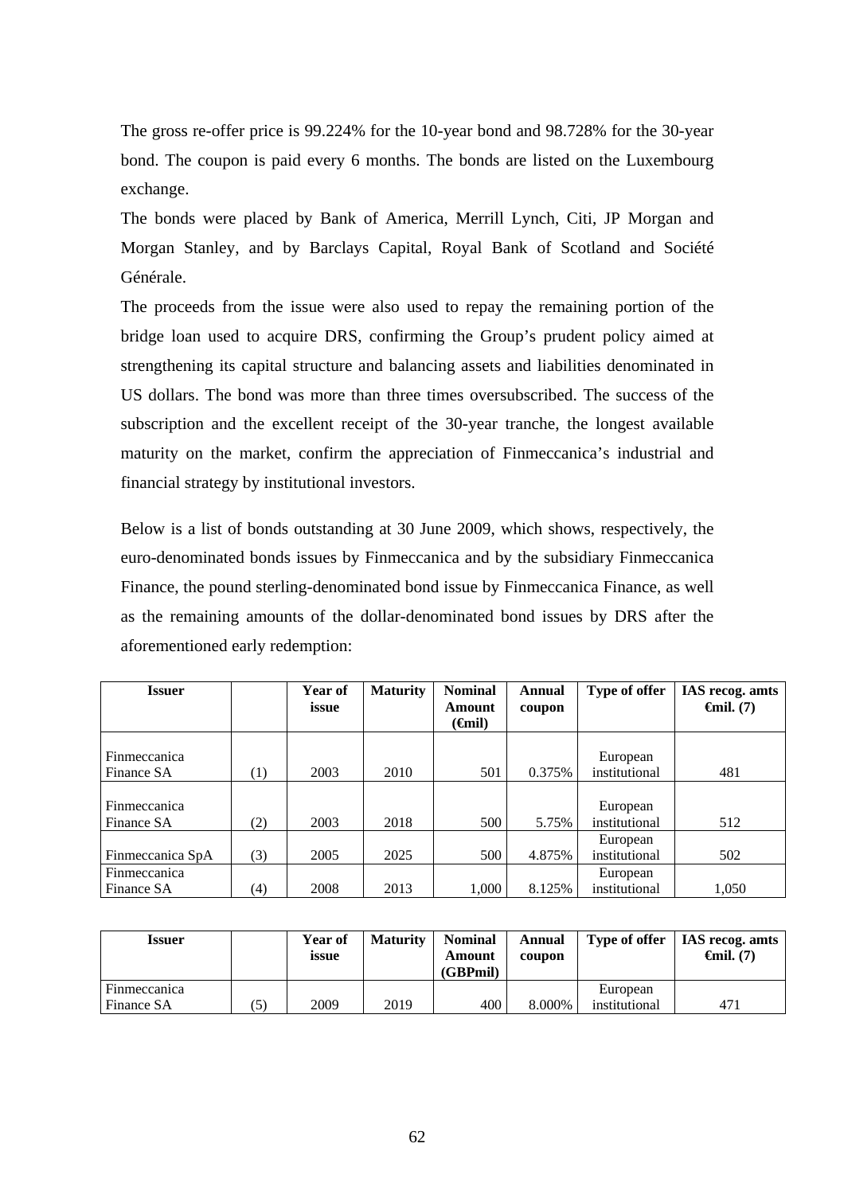The gross re-offer price is 99.224% for the 10-year bond and 98.728% for the 30-year bond. The coupon is paid every 6 months. The bonds are listed on the Luxembourg exchange.

The bonds were placed by Bank of America, Merrill Lynch, Citi, JP Morgan and Morgan Stanley, and by Barclays Capital, Royal Bank of Scotland and Société Générale.

The proceeds from the issue were also used to repay the remaining portion of the bridge loan used to acquire DRS, confirming the Group's prudent policy aimed at strengthening its capital structure and balancing assets and liabilities denominated in US dollars. The bond was more than three times oversubscribed. The success of the subscription and the excellent receipt of the 30-year tranche, the longest available maturity on the market, confirm the appreciation of Finmeccanica's industrial and financial strategy by institutional investors.

Below is a list of bonds outstanding at 30 June 2009, which shows, respectively, the euro-denominated bonds issues by Finmeccanica and by the subsidiary Finmeccanica Finance, the pound sterling-denominated bond issue by Finmeccanica Finance, as well as the remaining amounts of the dollar-denominated bond issues by DRS after the aforementioned early redemption:

| Issuer | | Year of issue | Maturity | Nominal Amount (€mil) | Annual coupon | Type of offer | IAS recog. amts €mil. (7) |
|---|---|---|---|---|---|---|---|
| Finmeccanica Finance SA | (1) | 2003 | 2010 | 501 | 0.375% | European institutional | 481 |
| Finmeccanica Finance SA | (2) | 2003 | 2018 | 500 | 5.75% | European institutional | 512 |
| Finmeccanica SpA | (3) | 2005 | 2025 | 500 | 4.875% | European institutional | 502 |
| Finmeccanica Finance SA | (4) | 2008 | 2013 | 1,000 | 8.125% | European institutional | 1,050 |

| Issuer | | Year of issue | Maturity | Nominal Amount (GBPmil) | Annual coupon | Type of offer | IAS recog. amts €mil. (7) |
|---|---|---|---|---|---|---|---|
| Finmeccanica Finance SA | (5) | 2009 | 2019 | 400 | 8.000% | European institutional | 471 |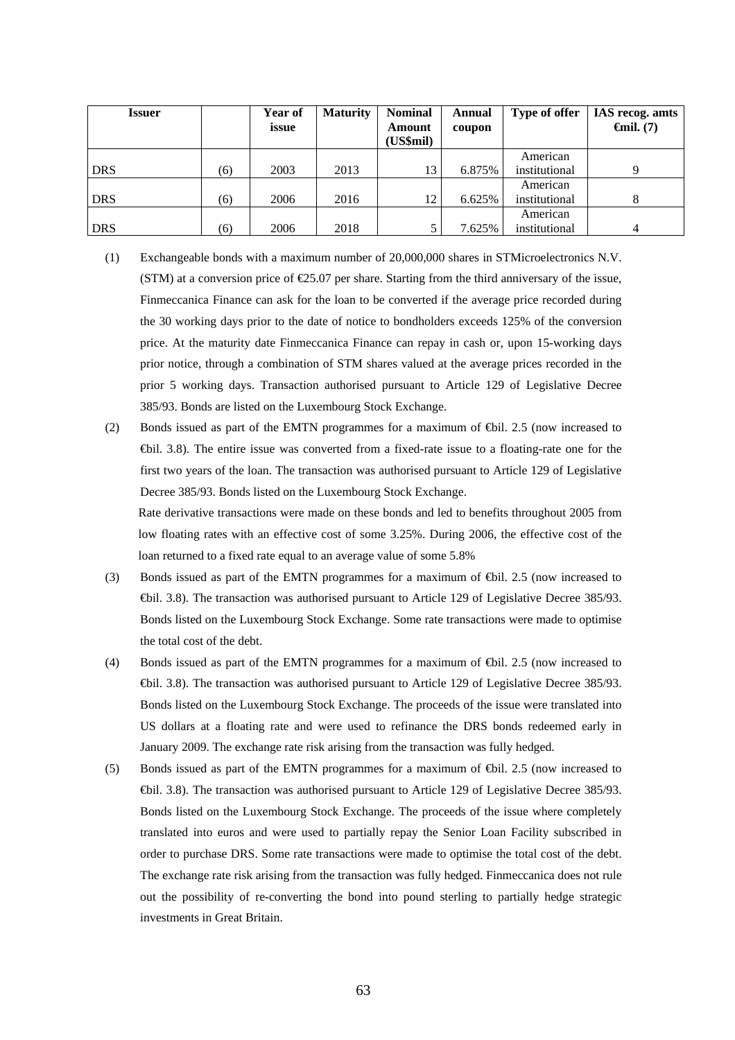| Issuer | | Year of issue | Maturity | Nominal Amount (US$mil) | Annual coupon | Type of offer | IAS recog. amts €mil. (7) |
|---|---|---|---|---|---|---|---|
| DRS | (6) | 2003 | 2013 | 13 | 6.875% | American institutional | 9 |
| DRS | (6) | 2006 | 2016 | 12 | 6.625% | American institutional | 8 |
| DRS | (6) | 2006 | 2018 | 5 | 7.625% | American institutional | 4 |

(1) Exchangeable bonds with a maximum number of 20,000,000 shares in STMicroelectronics N.V. (STM) at a conversion price of €25.07 per share. Starting from the third anniversary of the issue, Finmeccanica Finance can ask for the loan to be converted if the average price recorded during the 30 working days prior to the date of notice to bondholders exceeds 125% of the conversion price. At the maturity date Finmeccanica Finance can repay in cash or, upon 15-working days prior notice, through a combination of STM shares valued at the average prices recorded in the prior 5 working days. Transaction authorised pursuant to Article 129 of Legislative Decree 385/93. Bonds are listed on the Luxembourg Stock Exchange.

(2) Bonds issued as part of the EMTN programmes for a maximum of €bil. 2.5 (now increased to €bil. 3.8). The entire issue was converted from a fixed-rate issue to a floating-rate one for the first two years of the loan. The transaction was authorised pursuant to Article 129 of Legislative Decree 385/93. Bonds listed on the Luxembourg Stock Exchange.

Rate derivative transactions were made on these bonds and led to benefits throughout 2005 from low floating rates with an effective cost of some 3.25%. During 2006, the effective cost of the loan returned to a fixed rate equal to an average value of some 5.8%

(3) Bonds issued as part of the EMTN programmes for a maximum of €bil. 2.5 (now increased to €bil. 3.8). The transaction was authorised pursuant to Article 129 of Legislative Decree 385/93. Bonds listed on the Luxembourg Stock Exchange. Some rate transactions were made to optimise the total cost of the debt.

(4) Bonds issued as part of the EMTN programmes for a maximum of €bil. 2.5 (now increased to €bil. 3.8). The transaction was authorised pursuant to Article 129 of Legislative Decree 385/93. Bonds listed on the Luxembourg Stock Exchange. The proceeds of the issue were translated into US dollars at a floating rate and were used to refinance the DRS bonds redeemed early in January 2009. The exchange rate risk arising from the transaction was fully hedged.

(5) Bonds issued as part of the EMTN programmes for a maximum of €bil. 2.5 (now increased to €bil. 3.8). The transaction was authorised pursuant to Article 129 of Legislative Decree 385/93. Bonds listed on the Luxembourg Stock Exchange. The proceeds of the issue where completely translated into euros and were used to partially repay the Senior Loan Facility subscribed in order to purchase DRS. Some rate transactions were made to optimise the total cost of the debt. The exchange rate risk arising from the transaction was fully hedged. Finmeccanica does not rule out the possibility of re-converting the bond into pound sterling to partially hedge strategic investments in Great Britain.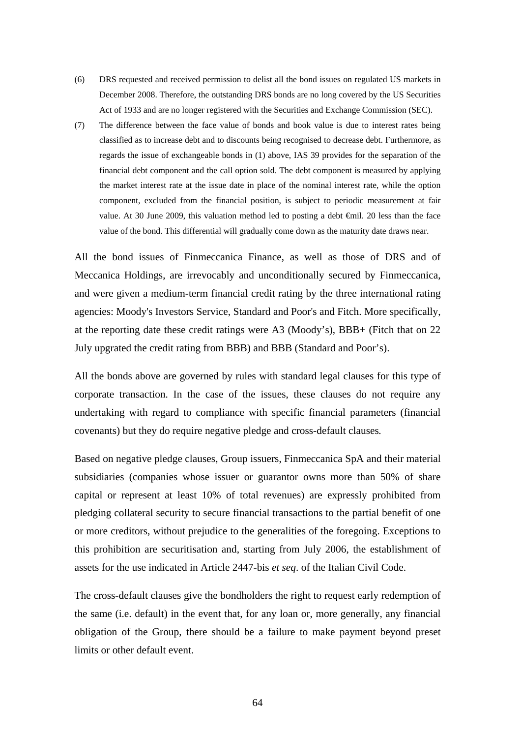(6) DRS requested and received permission to delist all the bond issues on regulated US markets in December 2008. Therefore, the outstanding DRS bonds are no long covered by the US Securities Act of 1933 and are no longer registered with the Securities and Exchange Commission (SEC).

(7) The difference between the face value of bonds and book value is due to interest rates being classified as to increase debt and to discounts being recognised to decrease debt. Furthermore, as regards the issue of exchangeable bonds in (1) above, IAS 39 provides for the separation of the financial debt component and the call option sold. The debt component is measured by applying the market interest rate at the issue date in place of the nominal interest rate, while the option component, excluded from the financial position, is subject to periodic measurement at fair value. At 30 June 2009, this valuation method led to posting a debt €mil. 20 less than the face value of the bond. This differential will gradually come down as the maturity date draws near.

All the bond issues of Finmeccanica Finance, as well as those of DRS and of Meccanica Holdings, are irrevocably and unconditionally secured by Finmeccanica, and were given a medium-term financial credit rating by the three international rating agencies: Moody's Investors Service, Standard and Poor's and Fitch. More specifically, at the reporting date these credit ratings were A3 (Moody's), BBB+ (Fitch that on 22 July upgrated the credit rating from BBB) and BBB (Standard and Poor's).

All the bonds above are governed by rules with standard legal clauses for this type of corporate transaction. In the case of the issues, these clauses do not require any undertaking with regard to compliance with specific financial parameters (financial covenants) but they do require negative pledge and cross-default clauses.

Based on negative pledge clauses, Group issuers, Finmeccanica SpA and their material subsidiaries (companies whose issuer or guarantor owns more than 50% of share capital or represent at least 10% of total revenues) are expressly prohibited from pledging collateral security to secure financial transactions to the partial benefit of one or more creditors, without prejudice to the generalities of the foregoing. Exceptions to this prohibition are securitisation and, starting from July 2006, the establishment of assets for the use indicated in Article 2447-bis *et seq*. of the Italian Civil Code.

The cross-default clauses give the bondholders the right to request early redemption of the same (i.e. default) in the event that, for any loan or, more generally, any financial obligation of the Group, there should be a failure to make payment beyond preset limits or other default event.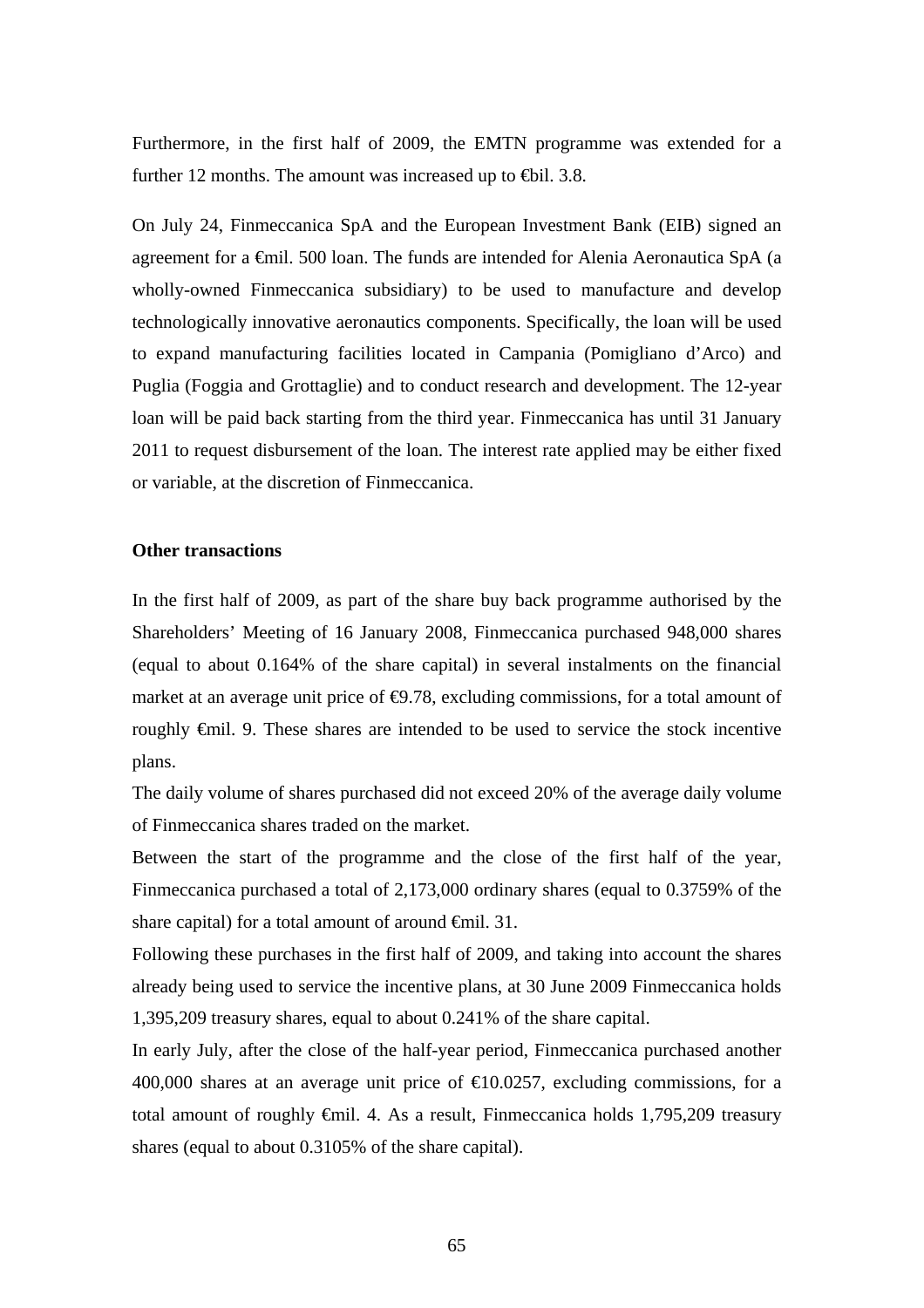Furthermore, in the first half of 2009, the EMTN programme was extended for a further 12 months. The amount was increased up to €bil. 3.8.

On July 24, Finmeccanica SpA and the European Investment Bank (EIB) signed an agreement for a €mil. 500 loan. The funds are intended for Alenia Aeronautica SpA (a wholly-owned Finmeccanica subsidiary) to be used to manufacture and develop technologically innovative aeronautics components. Specifically, the loan will be used to expand manufacturing facilities located in Campania (Pomigliano d'Arco) and Puglia (Foggia and Grottaglie) and to conduct research and development. The 12-year loan will be paid back starting from the third year. Finmeccanica has until 31 January 2011 to request disbursement of the loan. The interest rate applied may be either fixed or variable, at the discretion of Finmeccanica.

**Other transactions**

In the first half of 2009, as part of the share buy back programme authorised by the Shareholders' Meeting of 16 January 2008, Finmeccanica purchased 948,000 shares (equal to about 0.164% of the share capital) in several instalments on the financial market at an average unit price of €9.78, excluding commissions, for a total amount of roughly €mil. 9. These shares are intended to be used to service the stock incentive plans.

The daily volume of shares purchased did not exceed 20% of the average daily volume of Finmeccanica shares traded on the market.

Between the start of the programme and the close of the first half of the year, Finmeccanica purchased a total of 2,173,000 ordinary shares (equal to 0.3759% of the share capital) for a total amount of around €mil. 31.

Following these purchases in the first half of 2009, and taking into account the shares already being used to service the incentive plans, at 30 June 2009 Finmeccanica holds 1,395,209 treasury shares, equal to about 0.241% of the share capital.

In early July, after the close of the half-year period, Finmeccanica purchased another 400,000 shares at an average unit price of €10.0257, excluding commissions, for a total amount of roughly €mil. 4. As a result, Finmeccanica holds 1,795,209 treasury shares (equal to about 0.3105% of the share capital).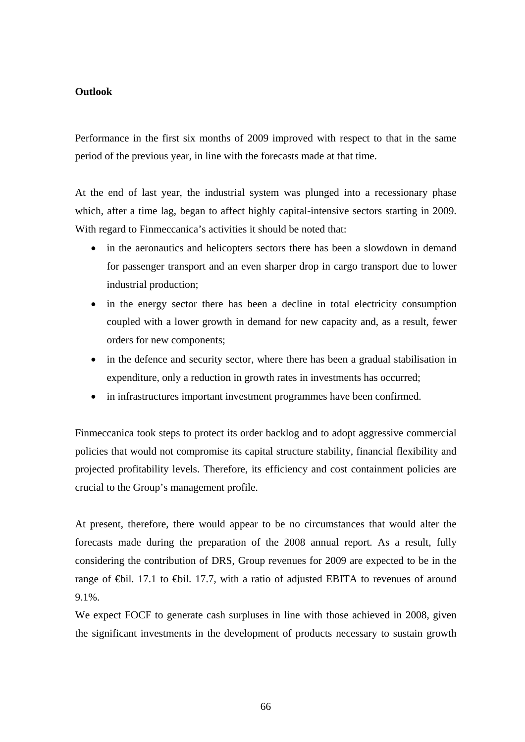**Outlook**

Performance in the first six months of 2009 improved with respect to that in the same period of the previous year, in line with the forecasts made at that time.

At the end of last year, the industrial system was plunged into a recessionary phase which, after a time lag, began to affect highly capital-intensive sectors starting in 2009. With regard to Finmeccanica's activities it should be noted that:

- in the aeronautics and helicopters sectors there has been a slowdown in demand for passenger transport and an even sharper drop in cargo transport due to lower industrial production;
- in the energy sector there has been a decline in total electricity consumption coupled with a lower growth in demand for new capacity and, as a result, fewer orders for new components;
- in the defence and security sector, where there has been a gradual stabilisation in expenditure, only a reduction in growth rates in investments has occurred;
- in infrastructures important investment programmes have been confirmed.

Finmeccanica took steps to protect its order backlog and to adopt aggressive commercial policies that would not compromise its capital structure stability, financial flexibility and projected profitability levels. Therefore, its efficiency and cost containment policies are crucial to the Group's management profile.

At present, therefore, there would appear to be no circumstances that would alter the forecasts made during the preparation of the 2008 annual report. As a result, fully considering the contribution of DRS, Group revenues for 2009 are expected to be in the range of €bil. 17.1 to €bil. 17.7, with a ratio of adjusted EBITA to revenues of around 9.1%.

We expect FOCF to generate cash surpluses in line with those achieved in 2008, given the significant investments in the development of products necessary to sustain growth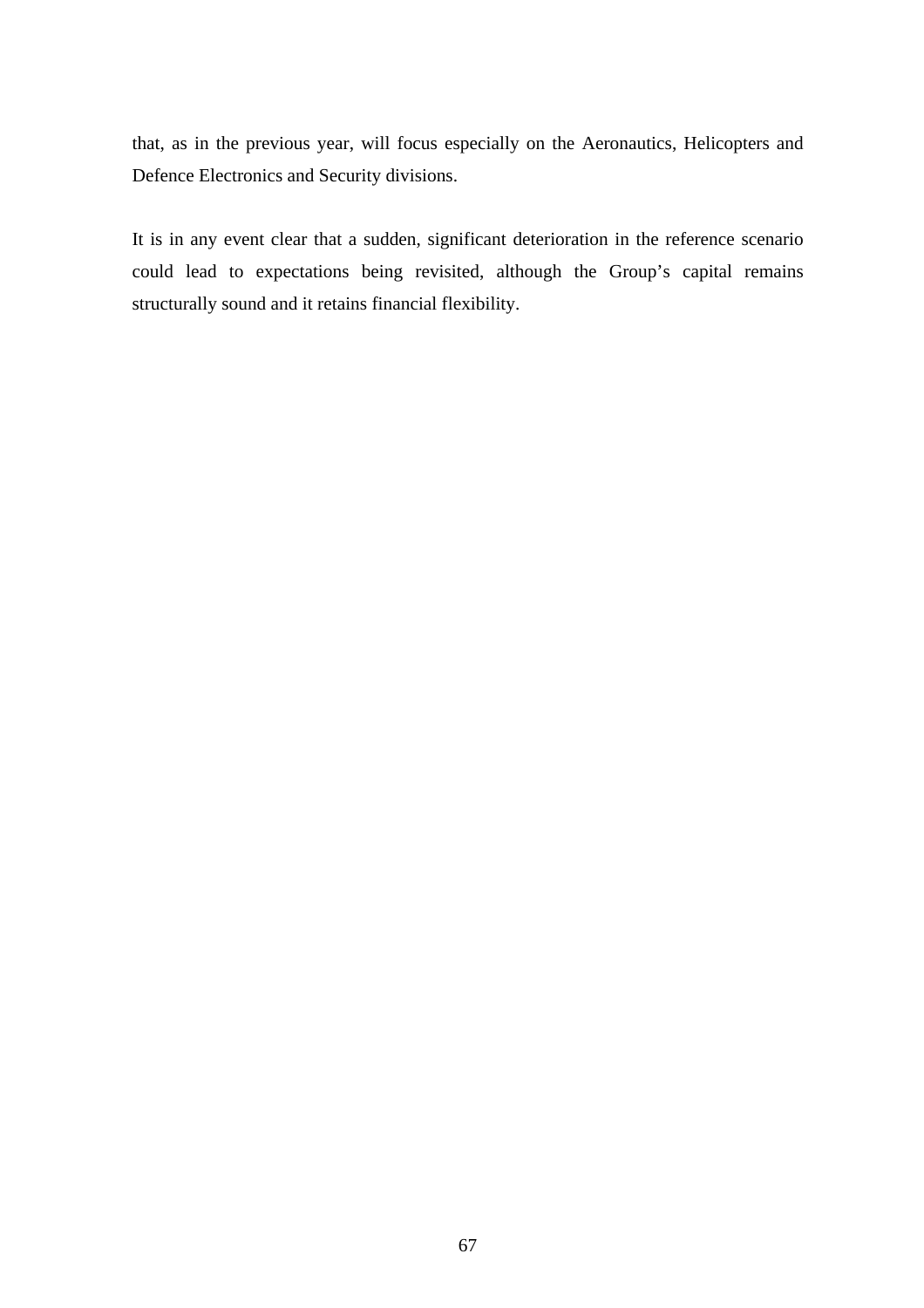that, as in the previous year, will focus especially on the Aeronautics, Helicopters and Defence Electronics and Security divisions.

It is in any event clear that a sudden, significant deterioration in the reference scenario could lead to expectations being revisited, although the Group's capital remains structurally sound and it retains financial flexibility.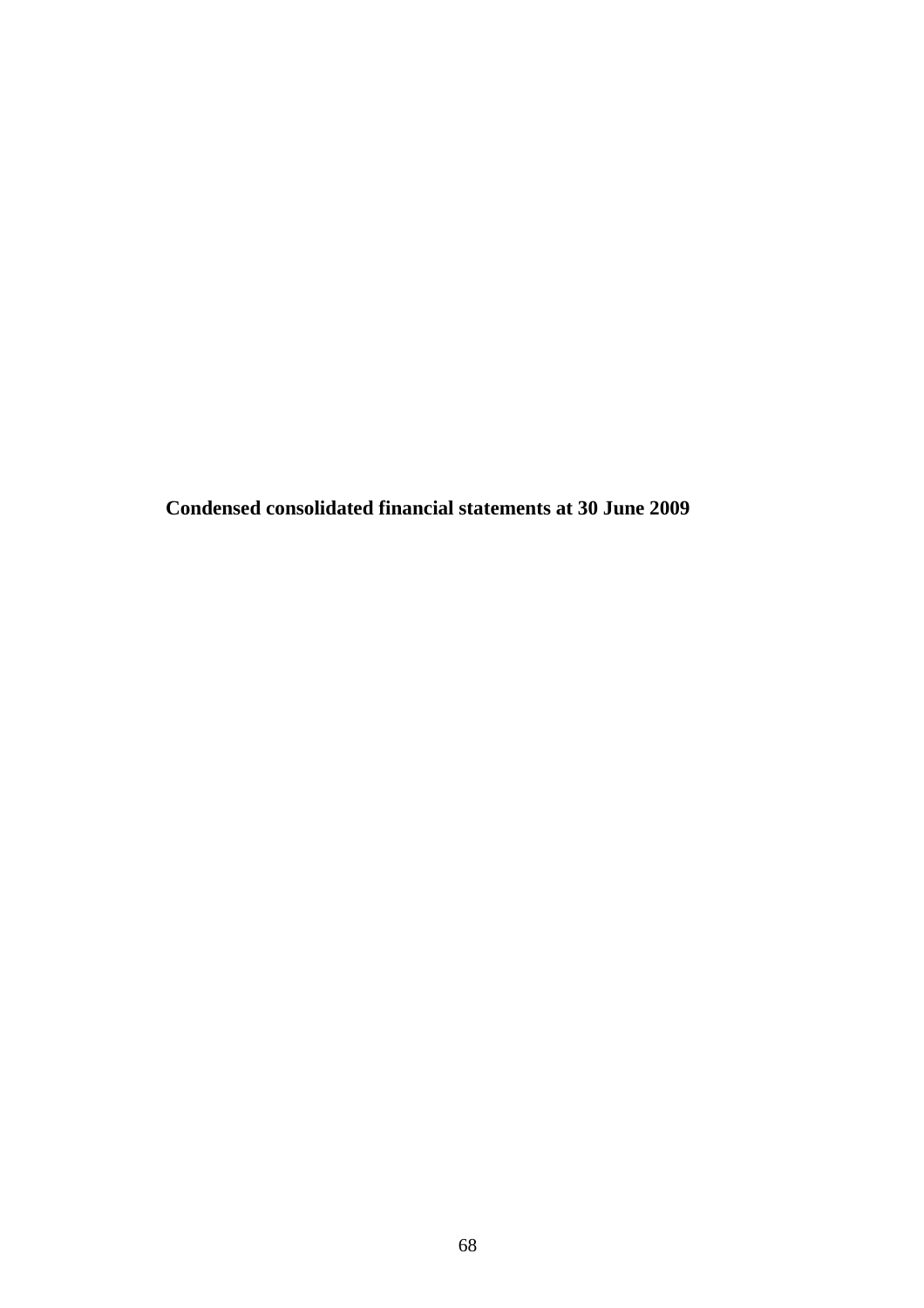# Condensed consolidated financial statements at 30 June 2009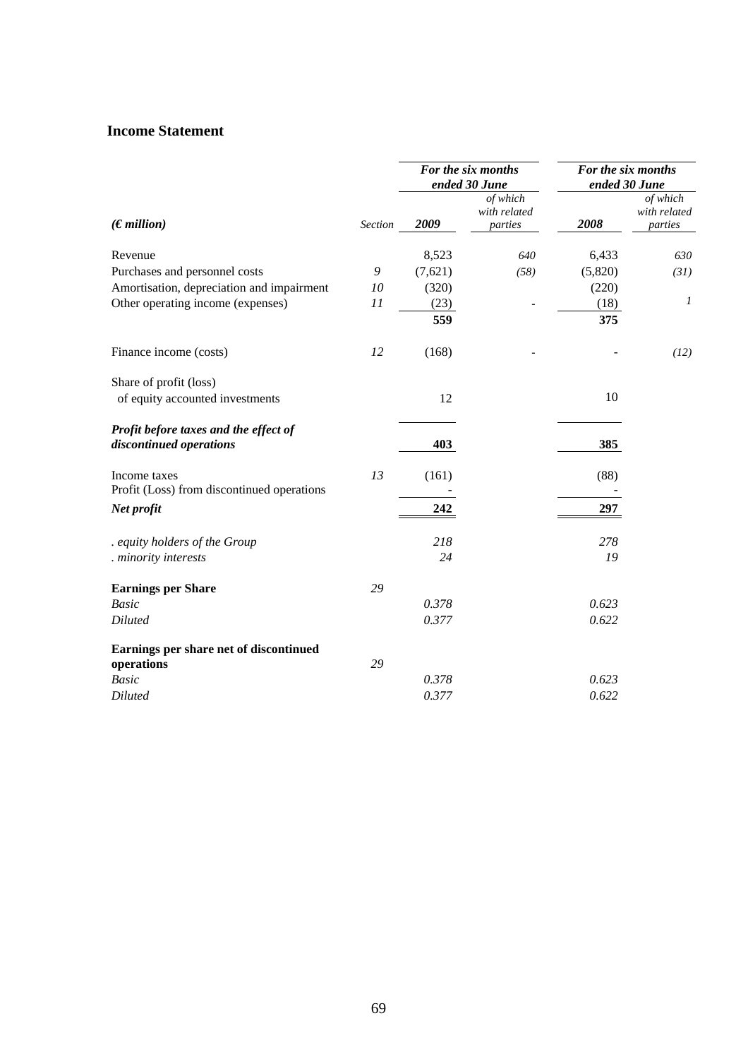## Income Statement

| *(€ million)* | *Section* | *For the six months ended 30 June* **2009** | *of which with related parties* | *For the six months ended 30 June* **2008** | *of which with related parties* |
|---|---|---|---|---|---|
| Revenue | | 8,523 | *640* | 6,433 | *630* |
| Purchases and personnel costs | *9* | (7,621) | *(58)* | (5,820) | *(31)* |
| Amortisation, depreciation and impairment | *10* | (320) | | (220) | |
| Other operating income (expenses) | *11* | (23) | - | (18) | *1* |
| | | **559** | | **375** | |
| Finance income (costs) | *12* | (168) | - | - | *(12)* |
| Share of profit (loss) of equity accounted investments | | 12 | | 10 | |
| ***Profit before taxes and the effect of discontinued operations*** | | **403** | | **385** | |
| Income taxes | *13* | (161) | | (88) | |
| Profit (Loss) from discontinued operations | | - | | - | |
| ***Net profit*** | | **242** | | **297** | |
| *. equity holders of the Group* | | *218* | | *278* | |
| *. minority interests* | | *24* | | *19* | |
| **Earnings per Share** | *29* | | | | |
| *Basic* | | *0.378* | | *0.623* | |
| *Diluted* | | *0.377* | | *0.622* | |
| **Earnings per share net of discontinued operations** | *29* | | | | |
| *Basic* | | *0.378* | | *0.623* | |
| *Diluted* | | *0.377* | | *0.622* | |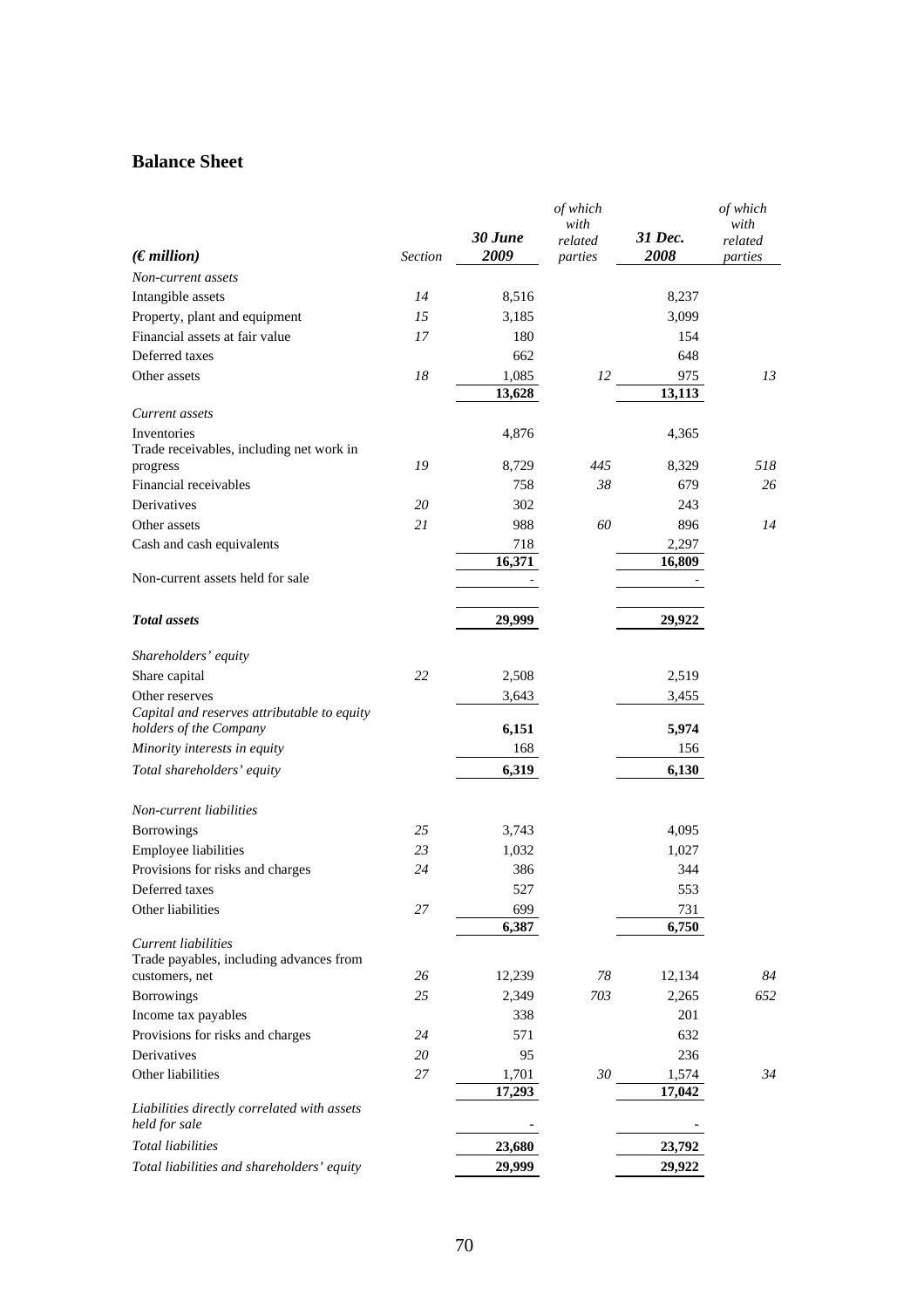## Balance Sheet

| *(€ million)* | *Section* | *30 June 2009* | *of which with related parties* | *31 Dec. 2008* | *of which with related parties* |
|---|---|---|---|---|---|
| *Non-current assets* | | | | | |
| Intangible assets | *14* | 8,516 | | 8,237 | |
| Property, plant and equipment | *15* | 3,185 | | 3,099 | |
| Financial assets at fair value | *17* | 180 | | 154 | |
| Deferred taxes | | 662 | | 648 | |
| Other assets | *18* | 1,085 | *12* | 975 | *13* |
| | | **13,628** | | **13,113** | |
| *Current assets* | | | | | |
| Inventories | | 4,876 | | 4,365 | |
| Trade receivables, including net work in progress | *19* | 8,729 | *445* | 8,329 | *518* |
| Financial receivables | | 758 | *38* | 679 | *26* |
| Derivatives | *20* | 302 | | 243 | |
| Other assets | *21* | 988 | *60* | 896 | *14* |
| Cash and cash equivalents | | 718 | | 2,297 | |
| | | **16,371** | | **16,809** | |
| Non-current assets held for sale | | - | | - | |
| ***Total assets*** | | **29,999** | | **29,922** | |
| *Shareholders' equity* | | | | | |
| Share capital | *22* | 2,508 | | 2,519 | |
| Other reserves | | 3,643 | | 3,455 | |
| *Capital and reserves attributable to equity holders of the Company* | | **6,151** | | **5,974** | |
| *Minority interests in equity* | | 168 | | 156 | |
| *Total shareholders' equity* | | **6,319** | | **6,130** | |
| *Non-current liabilities* | | | | | |
| Borrowings | *25* | 3,743 | | 4,095 | |
| Employee liabilities | *23* | 1,032 | | 1,027 | |
| Provisions for risks and charges | *24* | 386 | | 344 | |
| Deferred taxes | | 527 | | 553 | |
| Other liabilities | *27* | 699 | | 731 | |
| | | **6,387** | | **6,750** | |
| *Current liabilities* | | | | | |
| Trade payables, including advances from customers, net | *26* | 12,239 | *78* | 12,134 | *84* |
| Borrowings | *25* | 2,349 | *703* | 2,265 | *652* |
| Income tax payables | | 338 | | 201 | |
| Provisions for risks and charges | *24* | 571 | | 632 | |
| Derivatives | *20* | 95 | | 236 | |
| Other liabilities | *27* | 1,701 | *30* | 1,574 | *34* |
| | | **17,293** | | **17,042** | |
| *Liabilities directly correlated with assets held for sale* | | - | | - | |
| *Total liabilities* | | **23,680** | | **23,792** | |
| *Total liabilities and shareholders' equity* | | **29,999** | | **29,922** | |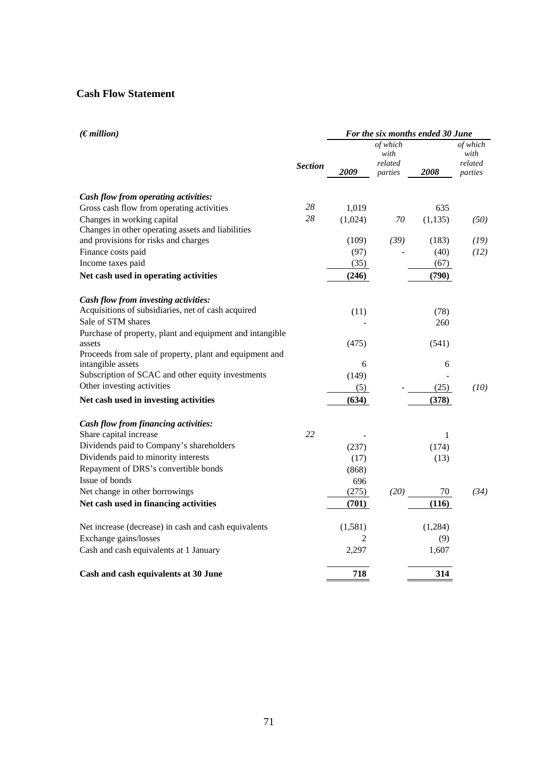## Cash Flow Statement

| *(€ million)* | | *For the six months ended 30 June* | | | |
|---|---|---|---|---|---|
| | ***Section*** | ***2009*** | *of which with related parties* | ***2008*** | *of which with related parties* |
| ***Cash flow from operating activities:*** | | | | | |
| Gross cash flow from operating activities | *28* | 1,019 | | 635 | |
| Changes in working capital | *28* | (1,024) | *70* | (1,135) | *(50)* |
| Changes in other operating assets and liabilities and provisions for risks and charges | | (109) | *(39)* | (183) | *(19)* |
| Finance costs paid | | (97) | - | (40) | *(12)* |
| Income taxes paid | | (35) | | (67) | |
| **Net cash used in operating activities** | | **(246)** | | **(790)** | |
| ***Cash flow from investing activities:*** | | | | | |
| Acquisitions of subsidiaries, net of cash acquired | | (11) | | (78) | |
| Sale of STM shares | | - | | 260 | |
| Purchase of property, plant and equipment and intangible assets | | (475) | | (541) | |
| Proceeds from sale of property, plant and equipment and intangible assets | | 6 | | 6 | |
| Subscription of SCAC and other equity investments | | (149) | | - | |
| Other investing activities | | (5) | - | (25) | *(10)* |
| **Net cash used in investing activities** | | **(634)** | | **(378)** | |
| ***Cash flow from financing activities:*** | | | | | |
| Share capital increase | *22* | - | | 1 | |
| Dividends paid to Company's shareholders | | (237) | | (174) | |
| Dividends paid to minority interests | | (17) | | (13) | |
| Repayment of DRS's convertible bonds | | (868) | | | |
| Issue of bonds | | 696 | | | |
| Net change in other borrowings | | (275) | *(20)* | 70 | *(34)* |
| **Net cash used in financing activities** | | **(701)** | | **(116)** | |
| Net increase (decrease) in cash and cash equivalents | | (1,581) | | (1,284) | |
| Exchange gains/losses | | 2 | | (9) | |
| Cash and cash equivalents at 1 January | | 2,297 | | 1,607 | |
| **Cash and cash equivalents at 30 June** | | **718** | | **314** | |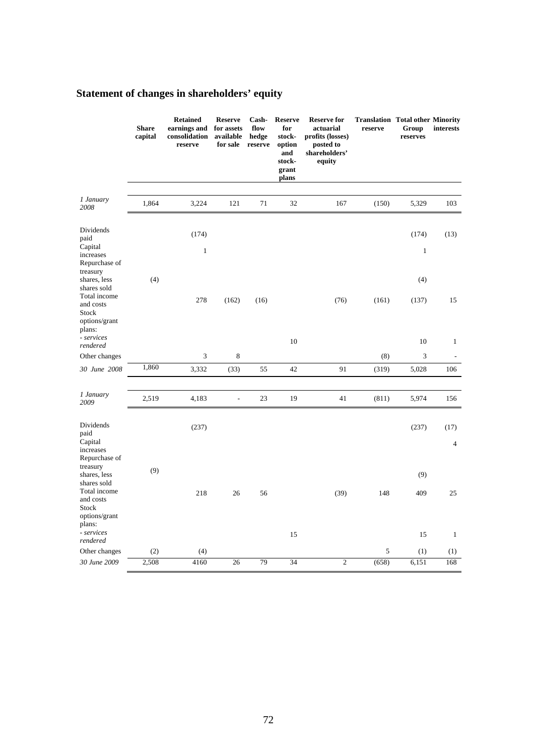# Statement of changes in shareholders' equity

| | Share capital | Retained earnings and consolidation reserve | Reserve for assets available for sale | Cash-flow hedge reserve | Reserve for stock-option and stock-grant plans | Reserve for actuarial profits (losses) posted to shareholders' equity | Translation reserve | Total other Group reserves | Minority interests |
|---|---|---|---|---|---|---|---|---|---|
| *1 January 2008* | 1,864 | 3,224 | 121 | 71 | 32 | 167 | (150) | 5,329 | 103 |
| Dividends paid | | (174) | | | | | | (174) | (13) |
| Capital increases | | 1 | | | | | | 1 | |
| Repurchase of treasury shares, less shares sold | (4) | | | | | | | (4) | |
| Total income and costs | | 278 | (162) | (16) | | (76) | (161) | (137) | 15 |
| Stock options/grant plans: | | | | | | | | | |
| *- services rendered* | | | | | 10 | | | 10 | 1 |
| Other changes | | 3 | 8 | | | | (8) | 3 | - |
| *30 June 2008* | 1,860 | 3,332 | (33) | 55 | 42 | 91 | (319) | 5,028 | 106 |
| *1 January 2009* | 2,519 | 4,183 | - | 23 | 19 | 41 | (811) | 5,974 | 156 |
| Dividends paid | | (237) | | | | | | (237) | (17) |
| Capital increases | | | | | | | | | 4 |
| Repurchase of treasury shares, less shares sold | (9) | | | | | | | (9) | |
| Total income and costs | | 218 | 26 | 56 | | (39) | 148 | 409 | 25 |
| Stock options/grant plans: | | | | | | | | | |
| *- services rendered* | | | | | 15 | | | 15 | 1 |
| Other changes | (2) | (4) | | | | | 5 | (1) | (1) |
| *30 June 2009* | 2,508 | 4160 | 26 | 79 | 34 | 2 | (658) | 6,151 | 168 |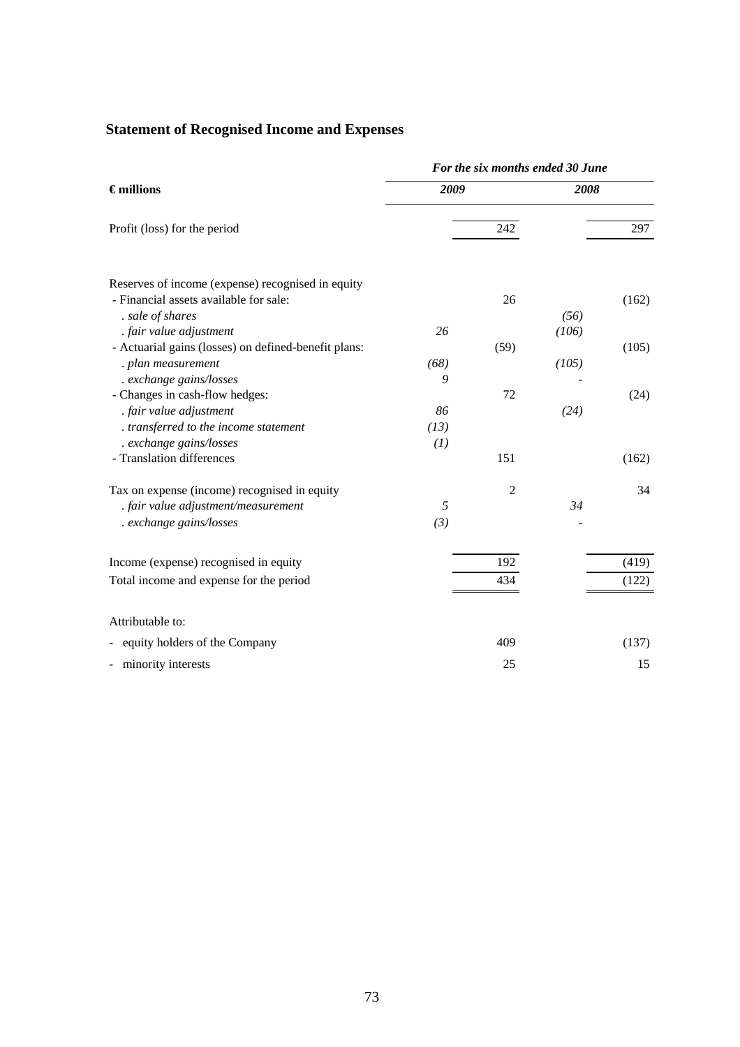## Statement of Recognised Income and Expenses

| € millions | *For the six months ended 30 June* | | | |
|---|---|---|---|---|
| | *2009* | | *2008* | |
| Profit (loss) for the period | | 242 | | 297 |
| Reserves of income (expense) recognised in equity | | | | |
| - Financial assets available for sale: | | 26 | | (162) |
| *. sale of shares* | | | *(56)* | |
| *. fair value adjustment* | *26* | | *(106)* | |
| - Actuarial gains (losses) on defined-benefit plans: | | (59) | | (105) |
| *. plan measurement* | *(68)* | | *(105)* | |
| *. exchange gains/losses* | *9* | | - | |
| - Changes in cash-flow hedges: | | 72 | | (24) |
| *. fair value adjustment* | *86* | | *(24)* | |
| *. transferred to the income statement* | *(13)* | | | |
| *. exchange gains/losses* | *(1)* | | | |
| - Translation differences | | 151 | | (162) |
| Tax on expense (income) recognised in equity | | 2 | | 34 |
| *. fair value adjustment/measurement* | *5* | | *34* | |
| *. exchange gains/losses* | *(3)* | | - | |
| Income (expense) recognised in equity | | 192 | | (419) |
| Total income and expense for the period | | 434 | | (122) |
| Attributable to: | | | | |
| - equity holders of the Company | | 409 | | (137) |
| - minority interests | | 25 | | 15 |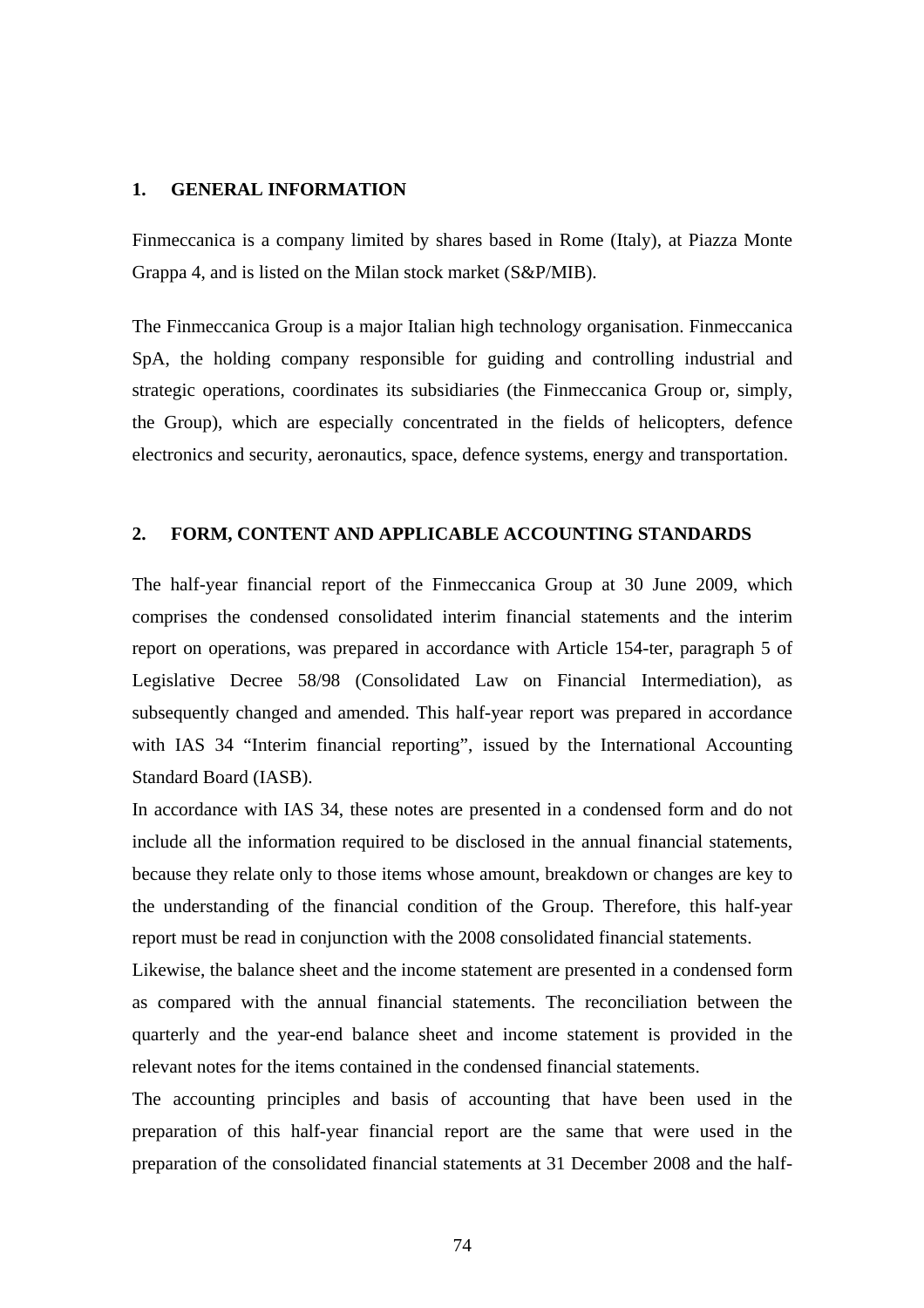## 1. GENERAL INFORMATION

Finmeccanica is a company limited by shares based in Rome (Italy), at Piazza Monte Grappa 4, and is listed on the Milan stock market (S&P/MIB).

The Finmeccanica Group is a major Italian high technology organisation. Finmeccanica SpA, the holding company responsible for guiding and controlling industrial and strategic operations, coordinates its subsidiaries (the Finmeccanica Group or, simply, the Group), which are especially concentrated in the fields of helicopters, defence electronics and security, aeronautics, space, defence systems, energy and transportation.

## 2. FORM, CONTENT AND APPLICABLE ACCOUNTING STANDARDS

The half-year financial report of the Finmeccanica Group at 30 June 2009, which comprises the condensed consolidated interim financial statements and the interim report on operations, was prepared in accordance with Article 154-ter, paragraph 5 of Legislative Decree 58/98 (Consolidated Law on Financial Intermediation), as subsequently changed and amended. This half-year report was prepared in accordance with IAS 34 "Interim financial reporting", issued by the International Accounting Standard Board (IASB).

In accordance with IAS 34, these notes are presented in a condensed form and do not include all the information required to be disclosed in the annual financial statements, because they relate only to those items whose amount, breakdown or changes are key to the understanding of the financial condition of the Group. Therefore, this half-year report must be read in conjunction with the 2008 consolidated financial statements.

Likewise, the balance sheet and the income statement are presented in a condensed form as compared with the annual financial statements. The reconciliation between the quarterly and the year-end balance sheet and income statement is provided in the relevant notes for the items contained in the condensed financial statements.

The accounting principles and basis of accounting that have been used in the preparation of this half-year financial report are the same that were used in the preparation of the consolidated financial statements at 31 December 2008 and the half-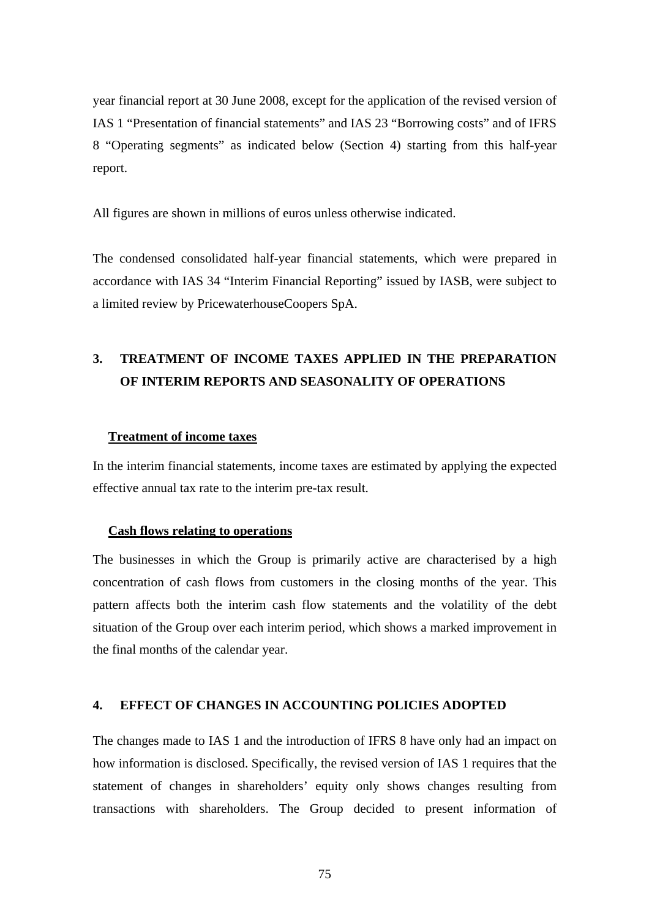year financial report at 30 June 2008, except for the application of the revised version of IAS 1 "Presentation of financial statements" and IAS 23 "Borrowing costs" and of IFRS 8 "Operating segments" as indicated below (Section 4) starting from this half-year report.

All figures are shown in millions of euros unless otherwise indicated.

The condensed consolidated half-year financial statements, which were prepared in accordance with IAS 34 "Interim Financial Reporting" issued by IASB, were subject to a limited review by PricewaterhouseCoopers SpA.

## 3. TREATMENT OF INCOME TAXES APPLIED IN THE PREPARATION OF INTERIM REPORTS AND SEASONALITY OF OPERATIONS

### Treatment of income taxes

In the interim financial statements, income taxes are estimated by applying the expected effective annual tax rate to the interim pre-tax result.

### Cash flows relating to operations

The businesses in which the Group is primarily active are characterised by a high concentration of cash flows from customers in the closing months of the year. This pattern affects both the interim cash flow statements and the volatility of the debt situation of the Group over each interim period, which shows a marked improvement in the final months of the calendar year.

## 4. EFFECT OF CHANGES IN ACCOUNTING POLICIES ADOPTED

The changes made to IAS 1 and the introduction of IFRS 8 have only had an impact on how information is disclosed. Specifically, the revised version of IAS 1 requires that the statement of changes in shareholders' equity only shows changes resulting from transactions with shareholders. The Group decided to present information of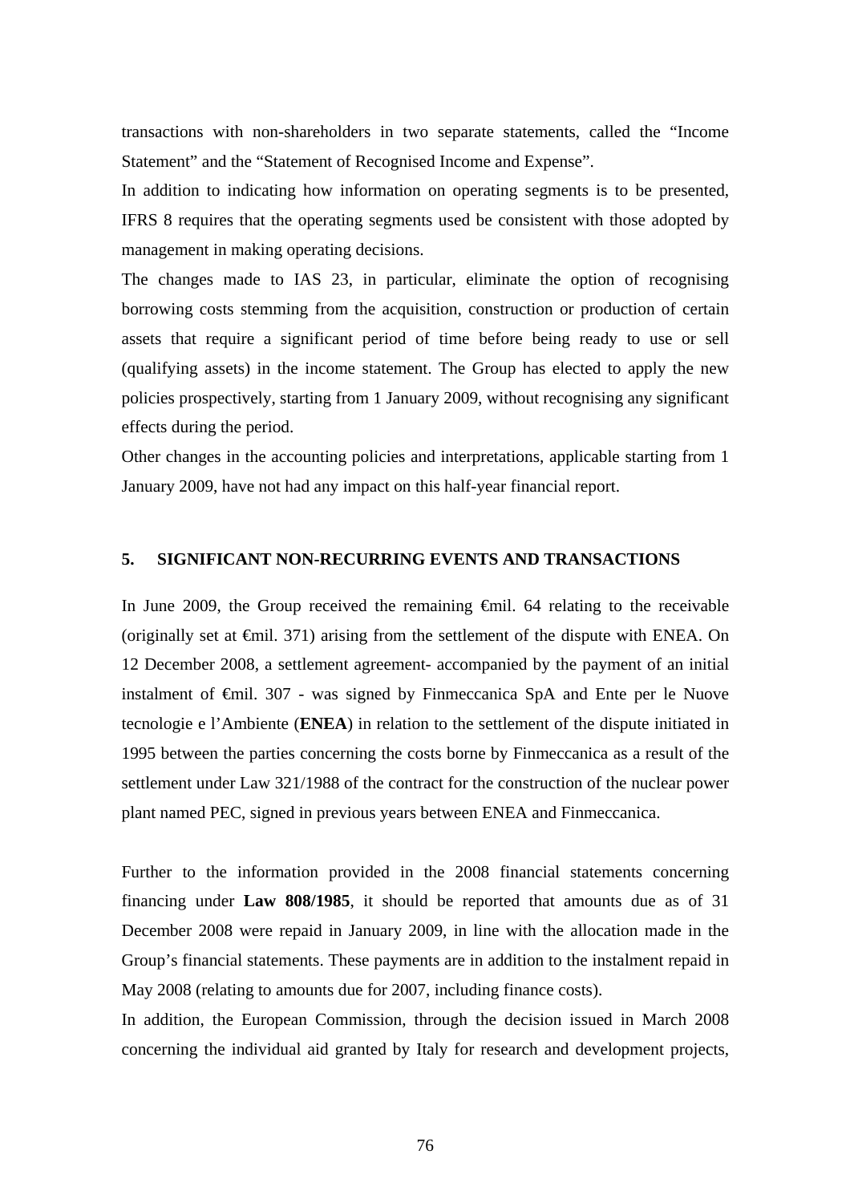transactions with non-shareholders in two separate statements, called the "Income Statement" and the "Statement of Recognised Income and Expense".

In addition to indicating how information on operating segments is to be presented, IFRS 8 requires that the operating segments used be consistent with those adopted by management in making operating decisions.

The changes made to IAS 23, in particular, eliminate the option of recognising borrowing costs stemming from the acquisition, construction or production of certain assets that require a significant period of time before being ready to use or sell (qualifying assets) in the income statement. The Group has elected to apply the new policies prospectively, starting from 1 January 2009, without recognising any significant effects during the period.

Other changes in the accounting policies and interpretations, applicable starting from 1 January 2009, have not had any impact on this half-year financial report.

## 5. SIGNIFICANT NON-RECURRING EVENTS AND TRANSACTIONS

In June 2009, the Group received the remaining €mil. 64 relating to the receivable (originally set at €mil. 371) arising from the settlement of the dispute with ENEA. On 12 December 2008, a settlement agreement- accompanied by the payment of an initial instalment of €mil. 307 - was signed by Finmeccanica SpA and Ente per le Nuove tecnologie e l'Ambiente (**ENEA**) in relation to the settlement of the dispute initiated in 1995 between the parties concerning the costs borne by Finmeccanica as a result of the settlement under Law 321/1988 of the contract for the construction of the nuclear power plant named PEC, signed in previous years between ENEA and Finmeccanica.

Further to the information provided in the 2008 financial statements concerning financing under **Law 808/1985**, it should be reported that amounts due as of 31 December 2008 were repaid in January 2009, in line with the allocation made in the Group's financial statements. These payments are in addition to the instalment repaid in May 2008 (relating to amounts due for 2007, including finance costs).

In addition, the European Commission, through the decision issued in March 2008 concerning the individual aid granted by Italy for research and development projects,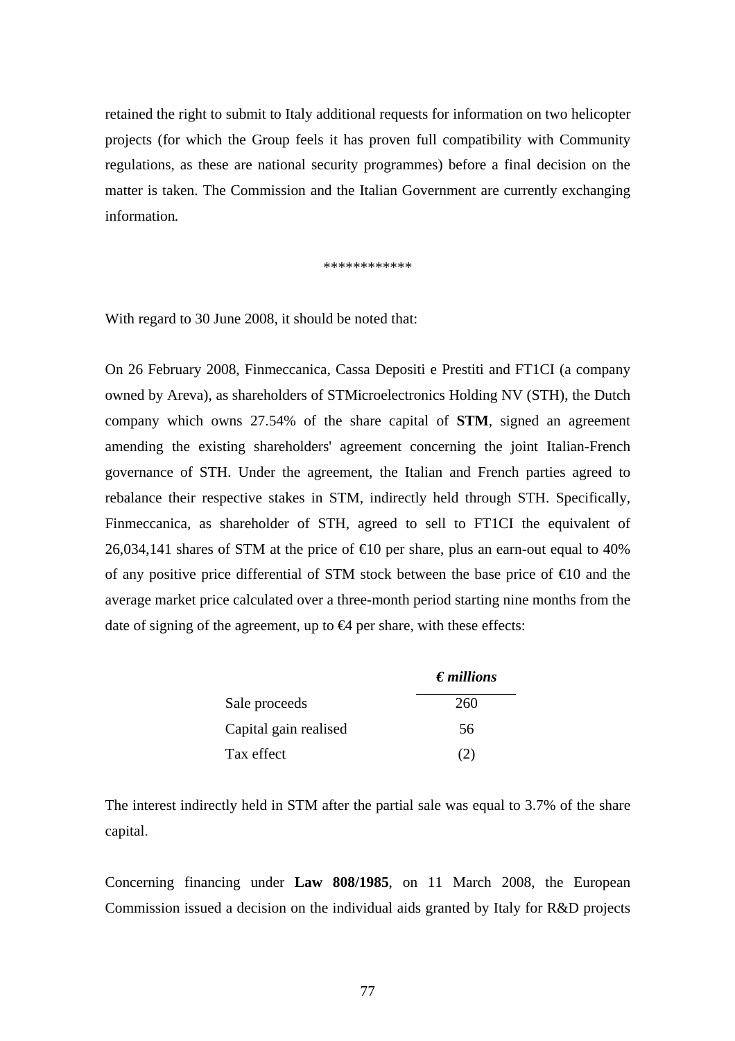retained the right to submit to Italy additional requests for information on two helicopter projects (for which the Group feels it has proven full compatibility with Community regulations, as these are national security programmes) before a final decision on the matter is taken. The Commission and the Italian Government are currently exchanging information.

************

With regard to 30 June 2008, it should be noted that:

On 26 February 2008, Finmeccanica, Cassa Depositi e Prestiti and FT1CI (a company owned by Areva), as shareholders of STMicroelectronics Holding NV (STH), the Dutch company which owns 27.54% of the share capital of **STM**, signed an agreement amending the existing shareholders' agreement concerning the joint Italian-French governance of STH. Under the agreement, the Italian and French parties agreed to rebalance their respective stakes in STM, indirectly held through STH. Specifically, Finmeccanica, as shareholder of STH, agreed to sell to FT1CI the equivalent of 26,034,141 shares of STM at the price of €10 per share, plus an earn-out equal to 40% of any positive price differential of STM stock between the base price of €10 and the average market price calculated over a three-month period starting nine months from the date of signing of the agreement, up to €4 per share, with these effects:

| | *€ millions* |
|---|---|
| Sale proceeds | 260 |
| Capital gain realised | 56 |
| Tax effect | (2) |

The interest indirectly held in STM after the partial sale was equal to 3.7% of the share capital.

Concerning financing under **Law 808/1985**, on 11 March 2008, the European Commission issued a decision on the individual aids granted by Italy for R&D projects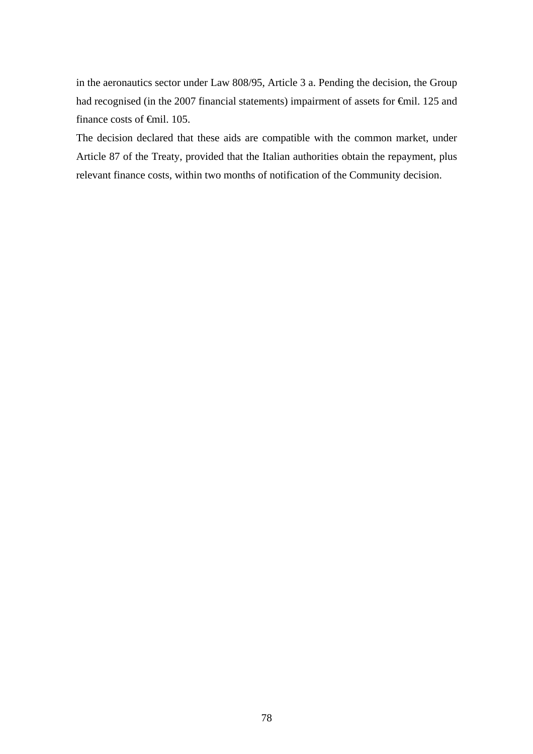in the aeronautics sector under Law 808/95, Article 3 a. Pending the decision, the Group had recognised (in the 2007 financial statements) impairment of assets for €mil. 125 and finance costs of €mil. 105.

The decision declared that these aids are compatible with the common market, under Article 87 of the Treaty, provided that the Italian authorities obtain the repayment, plus relevant finance costs, within two months of notification of the Community decision.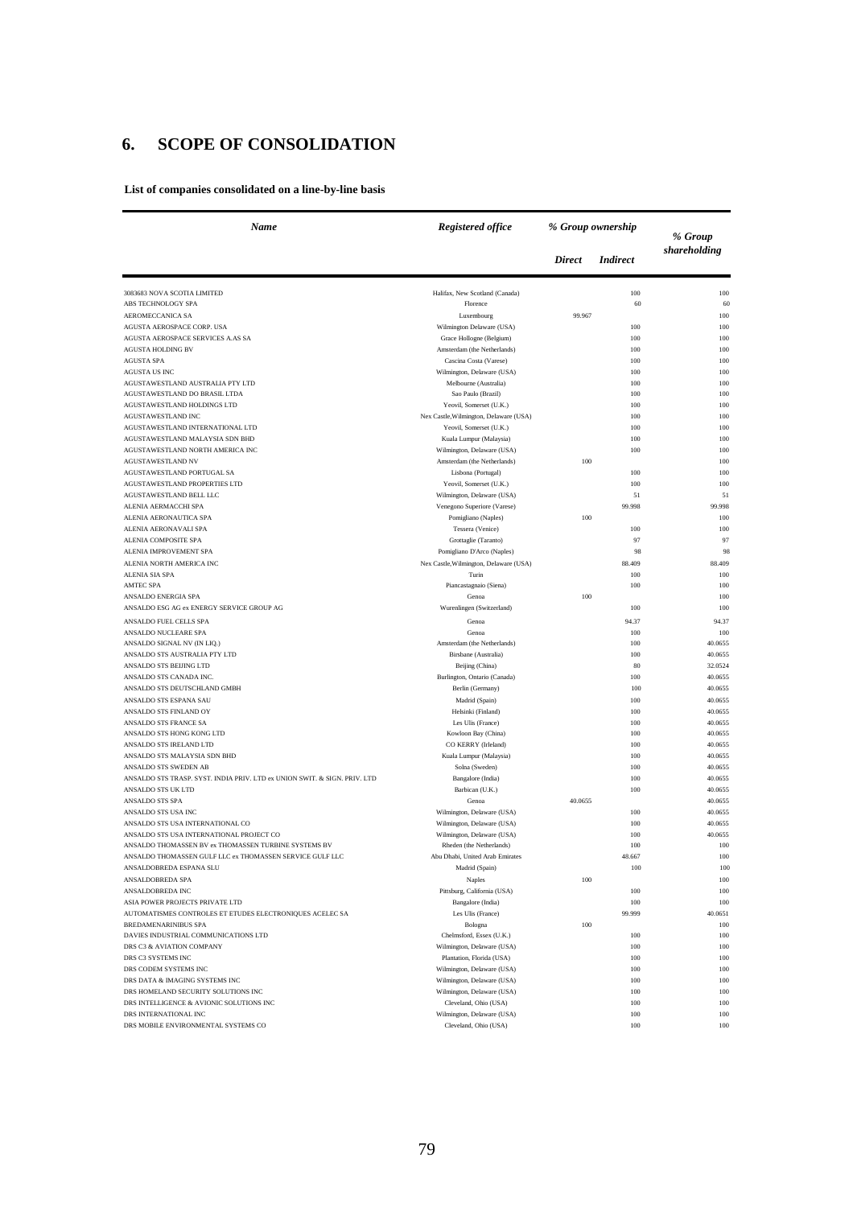## 6. SCOPE OF CONSOLIDATION

**List of companies consolidated on a line-by-line basis**

| *Name* | *Registered office* | *% Group ownership* | | *% Group shareholding* |
|---|---|---|---|---|
| | | *Direct* | *Indirect* | |
| 3083683 NOVA SCOTIA LIMITED | Halifax, New Scotland (Canada) | | 100 | 100 |
| ABS TECHNOLOGY SPA | Florence | | 60 | 60 |
| AEROMECCANICA SA | Luxembourg | 99.967 | | 100 |
| AGUSTA AEROSPACE CORP. USA | Wilmington Delaware (USA) | | 100 | 100 |
| AGUSTA AEROSPACE SERVICES A.AS SA | Grace Hollogne (Belgium) | | 100 | 100 |
| AGUSTA HOLDING BV | Amsterdam (the Netherlands) | | 100 | 100 |
| AGUSTA SPA | Cascina Costa (Varese) | | 100 | 100 |
| AGUSTA US INC | Wilmington, Delaware (USA) | | 100 | 100 |
| AGUSTAWESTLAND AUSTRALIA PTY LTD | Melbourne (Australia) | | 100 | 100 |
| AGUSTAWESTLAND DO BRASIL LTDA | Sao Paulo (Brazil) | | 100 | 100 |
| AGUSTAWESTLAND HOLDINGS LTD | Yeovil, Somerset (U.K.) | | 100 | 100 |
| AGUSTAWESTLAND INC | Nex Castle,Wilmington, Delaware (USA) | | 100 | 100 |
| AGUSTAWESTLAND INTERNATIONAL LTD | Yeovil, Somerset (U.K.) | | 100 | 100 |
| AGUSTAWESTLAND MALAYSIA SDN BHD | Kuala Lumpur (Malaysia) | | 100 | 100 |
| AGUSTAWESTLAND NORTH AMERICA INC | Wilmington, Delaware (USA) | | 100 | 100 |
| AGUSTAWESTLAND NV | Amsterdam (the Netherlands) | 100 | | 100 |
| AGUSTAWESTLAND PORTUGAL SA | Lisbona (Portugal) | | 100 | 100 |
| AGUSTAWESTLAND PROPERTIES LTD | Yeovil, Somerset (U.K.) | | 100 | 100 |
| AGUSTAWESTLAND BELL LLC | Wilmington, Delaware (USA) | | 51 | 51 |
| ALENIA AERMACCHI SPA | Venegono Superiore (Varese) | | 99.998 | 99.998 |
| ALENIA AERONAUTICA SPA | Pomigliano (Naples) | 100 | | 100 |
| ALENIA AERONAVALI SPA | Tessera (Venice) | | 100 | 100 |
| ALENIA COMPOSITE SPA | Grottaglie (Taranto) | | 97 | 97 |
| ALENIA IMPROVEMENT SPA | Pomigliano D'Arco (Naples) | | 98 | 98 |
| ALENIA NORTH AMERICA INC | Nex Castle,Wilmington, Delaware (USA) | | 88.409 | 88.409 |
| ALENIA SIA SPA | Turin | | 100 | 100 |
| AMTEC SPA | Piancastagnaio (Siena) | | 100 | 100 |
| ANSALDO ENERGIA SPA | Genoa | 100 | | 100 |
| ANSALDO ESG AG ex ENERGY SERVICE GROUP AG | Wurenlingen (Switzerland) | | 100 | 100 |
| ANSALDO FUEL CELLS SPA | Genoa | | 94.37 | 94.37 |
| ANSALDO NUCLEARE SPA | Genoa | | 100 | 100 |
| ANSALDO SIGNAL NV (IN LIQ.) | Amsterdam (the Netherlands) | | 100 | 40.0655 |
| ANSALDO STS AUSTRALIA PTY LTD | Birsbane (Australia) | | 100 | 40.0655 |
| ANSALDO STS BEIJING LTD | Beijing (China) | | 80 | 32.0524 |
| ANSALDO STS CANADA INC. | Burlington, Ontario (Canada) | | 100 | 40.0655 |
| ANSALDO STS DEUTSCHLAND GMBH | Berlin (Germany) | | 100 | 40.0655 |
| ANSALDO STS ESPANA SAU | Madrid (Spain) | | 100 | 40.0655 |
| ANSALDO STS FINLAND OY | Helsinki (Finland) | | 100 | 40.0655 |
| ANSALDO STS FRANCE SA | Les Ulis (France) | | 100 | 40.0655 |
| ANSALDO STS HONG KONG LTD | Kowloon Bay (China) | | 100 | 40.0655 |
| ANSALDO STS IRELAND LTD | CO KERRY (Irleland) | | 100 | 40.0655 |
| ANSALDO STS MALAYSIA SDN BHD | Kuala Lumpur (Malaysia) | | 100 | 40.0655 |
| ANSALDO STS SWEDEN AB | Solna (Sweden) | | 100 | 40.0655 |
| ANSALDO STS TRASP. SYST. INDIA PRIV. LTD ex UNION SWIT. & SIGN. PRIV. LTD | Bangalore (India) | | 100 | 40.0655 |
| ANSALDO STS UK LTD | Barbican (U.K.) | | 100 | 40.0655 |
| ANSALDO STS SPA | Genoa | 40.0655 | | 40.0655 |
| ANSALDO STS USA INC | Wilmington, Delaware (USA) | | 100 | 40.0655 |
| ANSALDO STS USA INTERNATIONAL CO | Wilmington, Delaware (USA) | | 100 | 40.0655 |
| ANSALDO STS USA INTERNATIONAL PROJECT CO | Wilmington, Delaware (USA) | | 100 | 40.0655 |
| ANSALDO THOMASSEN BV ex THOMASSEN TURBINE SYSTEMS BV | Rheden (the Netherlands) | | 100 | 100 |
| ANSALDO THOMASSEN GULF LLC ex THOMASSEN SERVICE GULF LLC | Abu Dhabi, United Arab Emirates | | 48.667 | 100 |
| ANSALDOBREDA ESPANA SLU | Madrid (Spain) | | 100 | 100 |
| ANSALDOBREDA SPA | Naples | 100 | | 100 |
| ANSALDOBREDA INC | Pittsburg, California (USA) | | 100 | 100 |
| ASIA POWER PROJECTS PRIVATE LTD | Bangalore (India) | | 100 | 100 |
| AUTOMATISMES CONTROLES ET ETUDES ELECTRONIQUES ACELEC SA | Les Ulis (France) | | 99.999 | 40.0651 |
| BREDAMENARINIBUS SPA | Bologna | 100 | | 100 |
| DAVIES INDUSTRIAL COMMUNICATIONS LTD | Chelmsford, Essex (U.K.) | | 100 | 100 |
| DRS C3 & AVIATION COMPANY | Wilmington, Delaware (USA) | | 100 | 100 |
| DRS C3 SYSTEMS INC | Plantation, Florida (USA) | | 100 | 100 |
| DRS CODEM SYSTEMS INC | Wilmington, Delaware (USA) | | 100 | 100 |
| DRS DATA & IMAGING SYSTEMS INC | Wilmington, Delaware (USA) | | 100 | 100 |
| DRS HOMELAND SECURITY SOLUTIONS INC | Wilmington, Delaware (USA) | | 100 | 100 |
| DRS INTELLIGENCE & AVIONIC SOLUTIONS INC | Cleveland, Ohio (USA) | | 100 | 100 |
| DRS INTERNATIONAL INC | Wilmington, Delaware (USA) | | 100 | 100 |
| DRS MOBILE ENVIRONMENTAL SYSTEMS CO | Cleveland, Ohio (USA) | | 100 | 100 |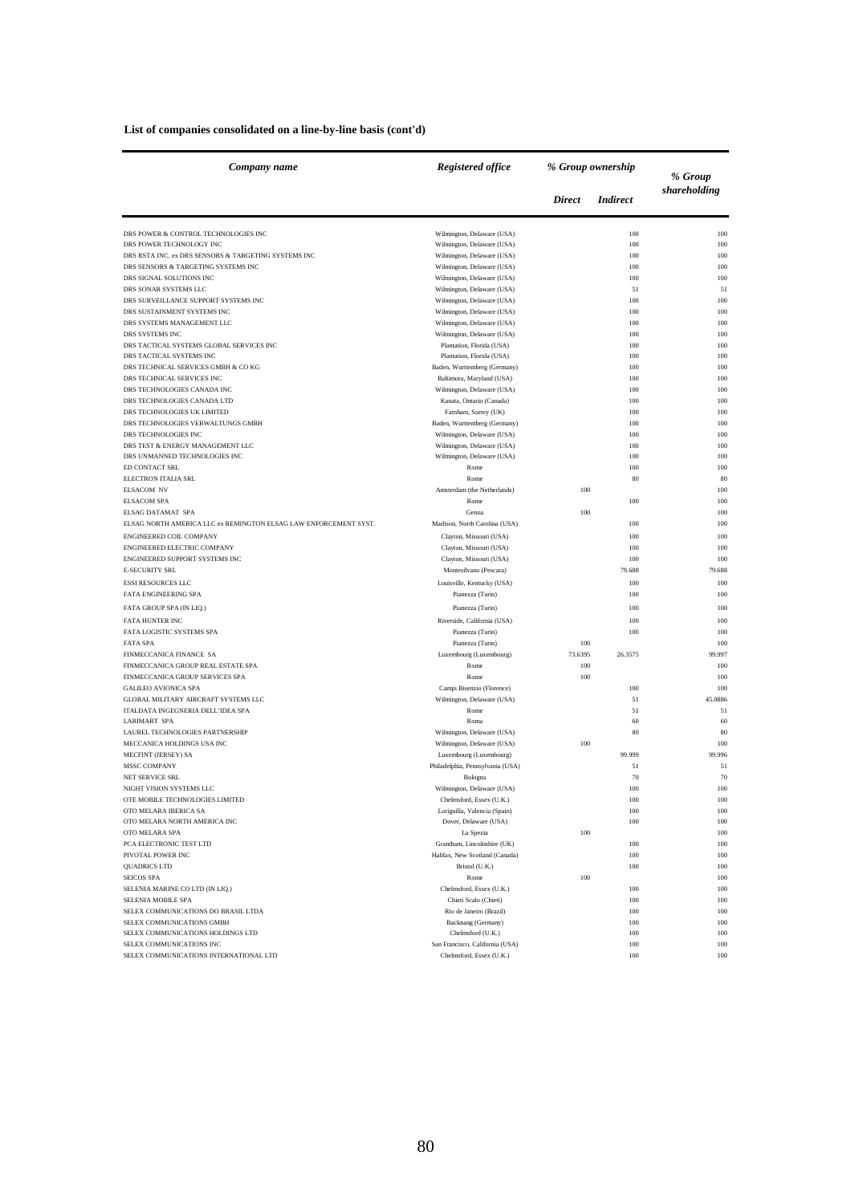**List of companies consolidated on a line-by-line basis (cont'd)**

| *Company name* | *Registered office* | *% Group ownership* | | *% Group shareholding* |
|---|---|---|---|---|
| | | *Direct* | *Indirect* | |
| DRS POWER & CONTROL TECHNOLOGIES INC | Wilmington, Delaware (USA) | | 100 | 100 |
| DRS POWER TECHNOLOGY INC | Wilmington, Delaware (USA) | | 100 | 100 |
| DRS RSTA INC. ex DRS SENSORS & TARGETING SYSTEMS INC | Wilmington, Delaware (USA) | | 100 | 100 |
| DRS SENSORS & TARGETING SYSTEMS INC | Wilmington, Delaware (USA) | | 100 | 100 |
| DRS SIGNAL SOLUTIONS INC | Wilmington, Delaware (USA) | | 100 | 100 |
| DRS SONAR SYSTEMS LLC | Wilmington, Delaware (USA) | | 51 | 51 |
| DRS SURVEILLANCE SUPPORT SYSTEMS INC | Wilmington, Delaware (USA) | | 100 | 100 |
| DRS SUSTAINMENT SYSTEMS INC | Wilmington, Delaware (USA) | | 100 | 100 |
| DRS SYSTEMS MANAGEMENT LLC | Wilmington, Delaware (USA) | | 100 | 100 |
| DRS SYSTEMS INC | Wilmington, Delaware (USA) | | 100 | 100 |
| DRS TACTICAL SYSTEMS GLOBAL SERVICES INC | Plantation, Florida (USA) | | 100 | 100 |
| DRS TACTICAL SYSTEMS INC | Plantation, Florida (USA) | | 100 | 100 |
| DRS TECHNICAL SERVICES GMBH & CO KG | Baden, Wurttemberg (Germany) | | 100 | 100 |
| DRS TECHNICAL SERVICES INC | Baltimora, Maryland (USA) | | 100 | 100 |
| DRS TECHNOLOGIES CANADA INC | Wilmington, Delaware (USA) | | 100 | 100 |
| DRS TECHNOLOGIES CANADA LTD | Kanata, Ontario (Canada) | | 100 | 100 |
| DRS TECHNOLOGIES UK LIMITED | Farnham, Surrey (UK) | | 100 | 100 |
| DRS TECHNOLOGIES VERWALTUNGS GMBH | Baden, Wurttemberg (Germany) | | 100 | 100 |
| DRS TECHNOLOGIES INC | Wilmington, Delaware (USA) | | 100 | 100 |
| DRS TEST & ENERGY MANAGEMENT LLC | Wilmington, Delaware (USA) | | 100 | 100 |
| DRS UNMANNED TECHNOLOGIES INC | Wilmington, Delaware (USA) | | 100 | 100 |
| ED CONTACT SRL | Rome | | 100 | 100 |
| ELECTRON ITALIA SRL | Rome | | 80 | 80 |
| ELSACOM NV | Amsterdam (the Netherlands) | 100 | | 100 |
| ELSACOM SPA | Rome | | 100 | 100 |
| ELSAG DATAMAT SPA | Genoa | 100 | | 100 |
| ELSAG NORTH AMERICA LLC ex REMINGTON ELSAG LAW ENFORCEMENT SYST. | Madison, North Carolina (USA) | | 100 | 100 |
| ENGINEERED COIL COMPANY | Clayton, Missouri (USA) | | 100 | 100 |
| ENGINEERED ELECTRIC COMPANY | Clayton, Missouri (USA) | | 100 | 100 |
| ENGINEERED SUPPORT SYSTEMS INC | Clayton, Missouri (USA) | | 100 | 100 |
| E-SECURITY SRL | Montesilvano (Pescara) | | 79.688 | 79.688 |
| ESSI RESOURCES LLC | Louisville, Kentucky (USA) | | 100 | 100 |
| FATA ENGINEERING SPA | Pianezza (Turin) | | 100 | 100 |
| FATA GROUP SPA (IN LIQ.) | Pianezza (Turin) | | 100 | 100 |
| FATA HUNTER INC | Riverside, California (USA) | | 100 | 100 |
| FATA LOGISTIC SYSTEMS SPA | Pianezza (Turin) | | 100 | 100 |
| FATA SPA | Pianezza (Turin) | 100 | | 100 |
| FINMECCANICA FINANCE SA | Luxembourg (Luxembourg) | 73.6395 | 26.3575 | 99.997 |
| FINMECCANICA GROUP REAL ESTATE SPA | Rome | 100 | | 100 |
| FINMECCANICA GROUP SERVICES SPA | Rome | 100 | | 100 |
| GALILEO AVIONICA SPA | Campi Bisenzio (Florence) | | 100 | 100 |
| GLOBAL MILITARY AIRCRAFT SYSTEMS LLC | Wilmington, Delaware (USA) | | 51 | 45.0886 |
| ITALDATA INGEGNERIA DELL'IDEA SPA | Rome | | 51 | 51 |
| LARIMART SPA | Roma | | 60 | 60 |
| LAUREL TECHNOLOGIES PARTNERSHIP | Wilmington, Delaware (USA) | | 80 | 80 |
| MECCANICA HOLDINGS USA INC | Wilmington, Delaware (USA) | 100 | | 100 |
| MECFINT (JERSEY) SA | Luxembourg (Luxembourg) | | 99.999 | 99.996 |
| MSSC COMPANY | Philadelphia, Pennsylvania (USA) | | 51 | 51 |
| NET SERVICE SRL | Bologna | | 70 | 70 |
| NIGHT VISION SYSTEMS LLC | Wilmington, Delaware (USA) | | 100 | 100 |
| OTE MOBILE TECHNOLOGIES LIMITED | Chelmsford, Essex (U.K.) | | 100 | 100 |
| OTO MELARA IBERICA SA | Loriguilla, Valencia (Spain) | | 100 | 100 |
| OTO MELARA NORTH AMERICA INC | Dover, Delaware (USA) | | 100 | 100 |
| OTO MELARA SPA | La Spezia | 100 | | 100 |
| PCA ELECTRONIC TEST LTD | Grantham, Lincolnshire (UK) | | 100 | 100 |
| PIVOTAL POWER INC | Halifax, New Scotland (Canada) | | 100 | 100 |
| QUADRICS LTD | Bristol (U.K.) | | 100 | 100 |
| SEICOS SPA | Rome | 100 | | 100 |
| SELENIA MARINE CO LTD (IN LIQ.) | Chelmsford, Essex (U.K.) | | 100 | 100 |
| SELENIA MOBILE SPA | Chieti Scalo (Chieti) | | 100 | 100 |
| SELEX COMMUNICATIONS DO BRASIL LTDA | Rio de Janeiro (Brazil) | | 100 | 100 |
| SELEX COMMUNICATIONS GMBH | Backnang (Germany) | | 100 | 100 |
| SELEX COMMUNICATIONS HOLDINGS LTD | Chelmsford (U.K.) | | 100 | 100 |
| SELEX COMMUNICATIONS INC | San Francisco, California (USA) | | 100 | 100 |
| SELEX COMMUNICATIONS INTERNATIONAL LTD | Chelmsford, Essex (U.K.) | | 100 | 100 |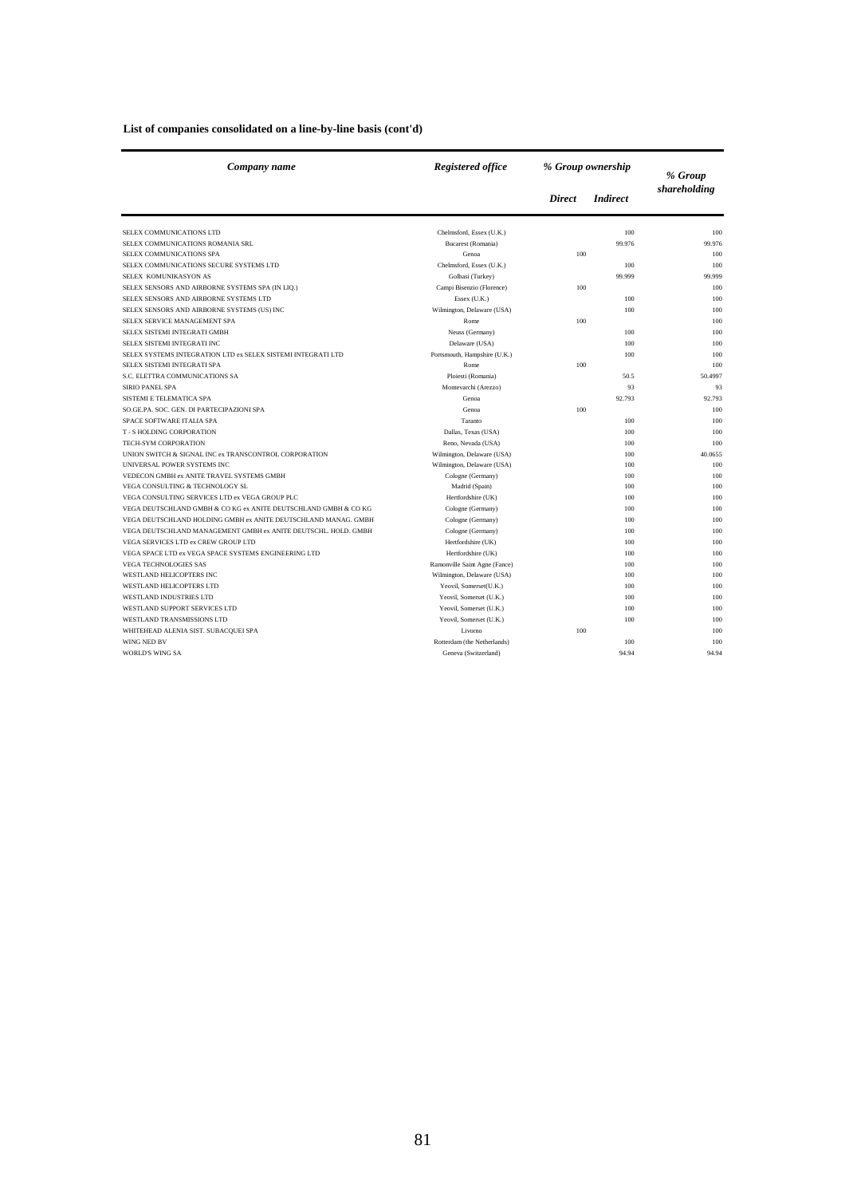**List of companies consolidated on a line-by-line basis (cont'd)**

| *Company name* | *Registered office* | *% Group ownership* | | *% Group shareholding* |
|---|---|---|---|---|
| | | *Direct* | *Indirect* | |
| SELEX COMMUNICATIONS LTD | Chelmsford, Essex (U.K.) | | 100 | 100 |
| SELEX COMMUNICATIONS ROMANIA SRL | Bucarest (Romania) | | 99.976 | 99.976 |
| SELEX COMMUNICATIONS SPA | Genoa | 100 | | 100 |
| SELEX COMMUNICATIONS SECURE SYSTEMS LTD | Chelmsford, Essex (U.K.) | | 100 | 100 |
| SELEX KOMUNIKASYON AS | Golbasi (Turkey) | | 99.999 | 99.999 |
| SELEX SENSORS AND AIRBORNE SYSTEMS SPA (IN LIQ.) | Campi Bisenzio (Florence) | 100 | | 100 |
| SELEX SENSORS AND AIRBORNE SYSTEMS LTD | Essex (U.K.) | | 100 | 100 |
| SELEX SENSORS AND AIRBORNE SYSTEMS (US) INC | Wilmington, Delaware (USA) | | 100 | 100 |
| SELEX SERVICE MANAGEMENT SPA | Rome | 100 | | 100 |
| SELEX SISTEMI INTEGRATI GMBH | Neuss (Germany) | | 100 | 100 |
| SELEX SISTEMI INTEGRATI INC | Delaware (USA) | | 100 | 100 |
| SELEX SYSTEMS INTEGRATION LTD ex SELEX SISTEMI INTEGRATI LTD | Portsmouth, Hampshire (U.K.) | | 100 | 100 |
| SELEX SISTEMI INTEGRATI SPA | Rome | 100 | | 100 |
| S.C. ELETTRA COMMUNICATIONS SA | Ploiesti (Romania) | | 50.5 | 50.4997 |
| SIRIO PANEL SPA | Montevarchi (Arezzo) | | 93 | 93 |
| SISTEMI E TELEMATICA SPA | Genoa | | 92.793 | 92.793 |
| SO.GE.PA. SOC. GEN. DI PARTECIPAZIONI SPA | Genoa | 100 | | 100 |
| SPACE SOFTWARE ITALIA SPA | Taranto | | 100 | 100 |
| T - S HOLDING CORPORATION | Dallas, Texas (USA) | | 100 | 100 |
| TECH-SYM CORPORATION | Reno, Nevada (USA) | | 100 | 100 |
| UNION SWITCH & SIGNAL INC ex TRANSCONTROL CORPORATION | Wilmington, Delaware (USA) | | 100 | 40.0655 |
| UNIVERSAL POWER SYSTEMS INC | Wilmington, Delaware (USA) | | 100 | 100 |
| VEDECON GMBH ex ANITE TRAVEL SYSTEMS GMBH | Cologne (Germany) | | 100 | 100 |
| VEGA CONSULTING & TECHNOLOGY SL | Madrid (Spain) | | 100 | 100 |
| VEGA CONSULTING SERVICES LTD ex VEGA GROUP PLC | Hertfordshire (UK) | | 100 | 100 |
| VEGA DEUTSCHLAND GMBH & CO KG ex ANITE DEUTSCHLAND GMBH & CO KG | Cologne (Germany) | | 100 | 100 |
| VEGA DEUTSCHLAND HOLDING GMBH ex ANITE DEUTSCHLAND MANAG. GMBH | Cologne (Germany) | | 100 | 100 |
| VEGA DEUTSCHLAND MANAGEMENT GMBH ex ANITE DEUTSCHL. HOLD. GMBH | Cologne (Germany) | | 100 | 100 |
| VEGA SERVICES LTD ex CREW GROUP LTD | Hertfordshire (UK) | | 100 | 100 |
| VEGA SPACE LTD ex VEGA SPACE SYSTEMS ENGINEERING LTD | Hertfordshire (UK) | | 100 | 100 |
| VEGA TECHNOLOGIES SAS | Ramonville Saint Agne (Fance) | | 100 | 100 |
| WESTLAND HELICOPTERS INC | Wilmington, Delaware (USA) | | 100 | 100 |
| WESTLAND HELICOPTERS LTD | Yeovil, Somerset(U.K.) | | 100 | 100 |
| WESTLAND INDUSTRIES LTD | Yeovil, Somerset (U.K.) | | 100 | 100 |
| WESTLAND SUPPORT SERVICES LTD | Yeovil, Somerset (U.K.) | | 100 | 100 |
| WESTLAND TRANSMISSIONS LTD | Yeovil, Somerset (U.K.) | | 100 | 100 |
| WHITEHEAD ALENIA SIST. SUBACQUEI SPA | Livorno | 100 | | 100 |
| WING NED BV | Rotterdam (the Netherlands) | | 100 | 100 |
| WORLD'S WING SA | Geneva (Switzerland) | | 94.94 | 94.94 |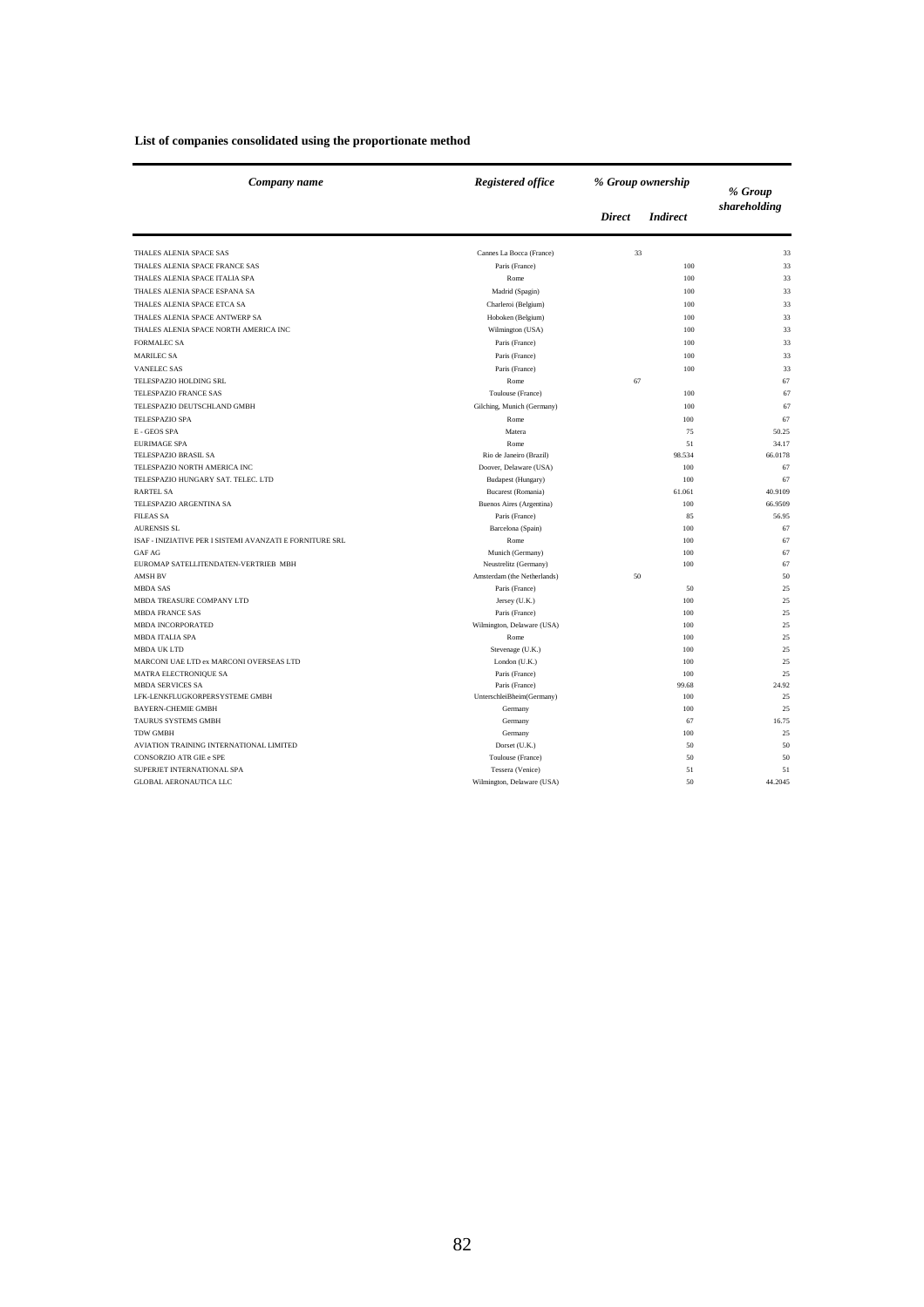**List of companies consolidated using the proportionate method**

| *Company name* | *Registered office* | *% Group ownership* | | *% Group shareholding* |
|---|---|---|---|---|
| | | *Direct* | *Indirect* | |
| THALES ALENIA SPACE SAS | Cannes La Bocca (France) | 33 | | 33 |
| THALES ALENIA SPACE FRANCE SAS | Paris (France) | | 100 | 33 |
| THALES ALENIA SPACE ITALIA SPA | Rome | | 100 | 33 |
| THALES ALENIA SPACE ESPANA SA | Madrid (Spagin) | | 100 | 33 |
| THALES ALENIA SPACE ETCA SA | Charleroi (Belgium) | | 100 | 33 |
| THALES ALENIA SPACE ANTWERP SA | Hoboken (Belgium) | | 100 | 33 |
| THALES ALENIA SPACE NORTH AMERICA INC | Wilmington (USA) | | 100 | 33 |
| FORMALEC SA | Paris (France) | | 100 | 33 |
| MARILEC SA | Paris (France) | | 100 | 33 |
| VANELEC SAS | Paris (France) | | 100 | 33 |
| TELESPAZIO HOLDING SRL | Rome | 67 | | 67 |
| TELESPAZIO FRANCE SAS | Toulouse (France) | | 100 | 67 |
| TELESPAZIO DEUTSCHLAND GMBH | Gilching, Munich (Germany) | | 100 | 67 |
| TELESPAZIO SPA | Rome | | 100 | 67 |
| E - GEOS SPA | Matera | | 75 | 50.25 |
| EURIMAGE SPA | Rome | | 51 | 34.17 |
| TELESPAZIO BRASIL SA | Rio de Janeiro (Brazil) | | 98.534 | 66.0178 |
| TELESPAZIO NORTH AMERICA INC | Doover, Delaware (USA) | | 100 | 67 |
| TELESPAZIO HUNGARY SAT. TELEC. LTD | Budapest (Hungary) | | 100 | 67 |
| RARTEL SA | Bucarest (Romania) | | 61.061 | 40.9109 |
| TELESPAZIO ARGENTINA SA | Buenos Aires (Argentina) | | 100 | 66.9509 |
| FILEAS SA | Paris (France) | | 85 | 56.95 |
| AURENSIS SL | Barcelona (Spain) | | 100 | 67 |
| ISAF - INIZIATIVE PER I SISTEMI AVANZATI E FORNITURE SRL | Rome | | 100 | 67 |
| GAF AG | Munich (Germany) | | 100 | 67 |
| EUROMAP SATELLITENDATEN-VERTRIEB MBH | Neustrelitz (Germany) | | 100 | 67 |
| AMSH BV | Amsterdam (the Netherlands) | 50 | | 50 |
| MBDA SAS | Paris (France) | | 50 | 25 |
| MBDA TREASURE COMPANY LTD | Jersey (U.K.) | | 100 | 25 |
| MBDA FRANCE SAS | Paris (France) | | 100 | 25 |
| MBDA INCORPORATED | Wilmington, Delaware (USA) | | 100 | 25 |
| MBDA ITALIA SPA | Rome | | 100 | 25 |
| MBDA UK LTD | Stevenage (U.K.) | | 100 | 25 |
| MARCONI UAE LTD ex MARCONI OVERSEAS LTD | London (U.K.) | | 100 | 25 |
| MATRA ELECTRONIQUE SA | Paris (France) | | 100 | 25 |
| MBDA SERVICES SA | Paris (France) | | 99.68 | 24.92 |
| LFK-LENKFLUGKORPERSYSTEME GMBH | UnterschleiBheim(Germany) | | 100 | 25 |
| BAYERN-CHEMIE GMBH | Germany | | 100 | 25 |
| TAURUS SYSTEMS GMBH | Germany | | 67 | 16.75 |
| TDW GMBH | Germany | | 100 | 25 |
| AVIATION TRAINING INTERNATIONAL LIMITED | Dorset (U.K.) | | 50 | 50 |
| CONSORZIO ATR GIE e SPE | Toulouse (France) | | 50 | 50 |
| SUPERJET INTERNATIONAL SPA | Tessera (Venice) | | 51 | 51 |
| GLOBAL AERONAUTICA LLC | Wilmington, Delaware (USA) | | 50 | 44.2045 |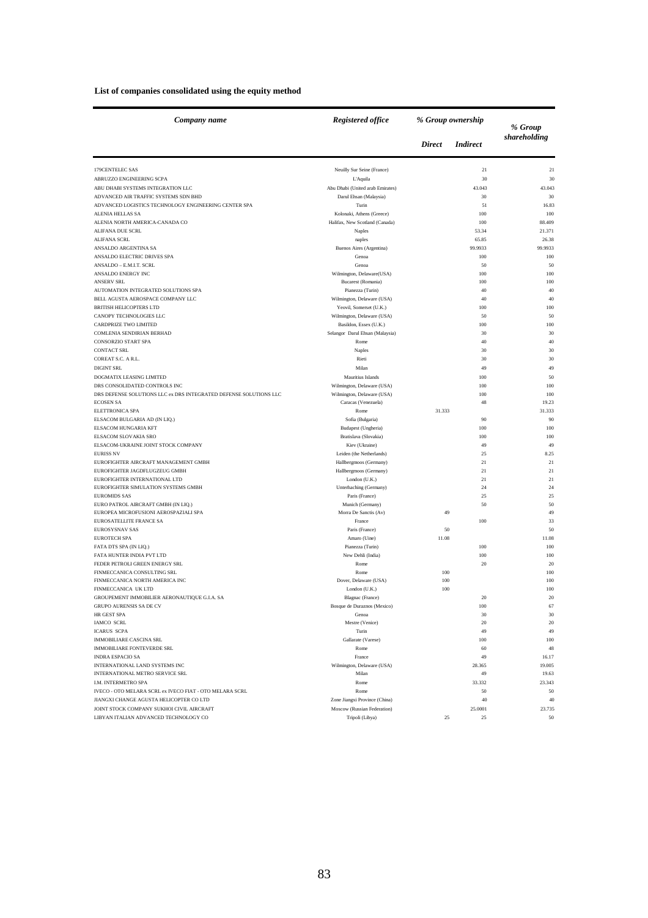**List of companies consolidated using the equity method**

| *Company name* | *Registered office* | *% Group ownership* | | *% Group shareholding* |
|---|---|---|---|---|
| | | *Direct* | *Indirect* | |
| 179CENTELEC SAS | Neuilly Sur Seine (France) | | 21 | 21 |
| ABRUZZO ENGINEERING SCPA | L'Aquila | | 30 | 30 |
| ABU DHABI SYSTEMS INTEGRATION LLC | Abu Dhabi (United arab Emirates) | | 43.043 | 43.043 |
| ADVANCED AIR TRAFFIC SYSTEMS SDN BHD | Darul Ehsan (Malaysia) | | 30 | 30 |
| ADVANCED LOGISTICS TECHNOLOGY ENGINEERING CENTER SPA | Turin | | 51 | 16.83 |
| ALENIA HELLAS SA | Kolonaki, Athens (Greece) | | 100 | 100 |
| ALENIA NORTH AMERICA-CANADA CO | Halifax, New Scotland (Canada) | | 100 | 88.409 |
| ALIFANA DUE SCRL | Naples | | 53.34 | 21.371 |
| ALIFANA SCRL | naples | | 65.85 | 26.38 |
| ANSALDO ARGENTINA SA | Buenos Aires (Argentina) | | 99.9933 | 99.9933 |
| ANSALDO ELECTRIC DRIVES SPA | Genoa | | 100 | 100 |
| ANSALDO – E.M.I.T. SCRL | Genoa | | 50 | 50 |
| ANSALDO ENERGY INC | Wilmington, Delaware(USA) | | 100 | 100 |
| ANSERV SRL | Bucarest (Romania) | | 100 | 100 |
| AUTOMATION INTEGRATED SOLUTIONS SPA | Pianezza (Turin) | | 40 | 40 |
| BELL AGUSTA AEROSPACE COMPANY LLC | Wilmington, Delaware (USA) | | 40 | 40 |
| BRITISH HELICOPTERS LTD | Yeovil, Somerset (U.K.) | | 100 | 100 |
| CANOPY TECHNOLOGIES LLC | Wilmington, Delaware (USA) | | 50 | 50 |
| CARDPRIZE TWO LIMITED | Basildon, Essex (U.K.) | | 100 | 100 |
| COMLENIA SENDIRIAN BERHAD | Selangor Darul Ehsan (Malaysia) | | 30 | 30 |
| CONSORZIO START SPA | Rome | | 40 | 40 |
| CONTACT SRL | Naples | | 30 | 30 |
| COREAT S.C. A R.L. | Rieti | | 30 | 30 |
| DIGINT SRL | Milan | | 49 | 49 |
| DOGMATIX LEASING LIMITED | Mauritius Islands | | 100 | 50 |
| DRS CONSOLIDATED CONTROLS INC | Wilmington, Delaware (USA) | | 100 | 100 |
| DRS DEFENSE SOLUTIONS LLC ex DRS INTEGRATED DEFENSE SOLUTIONS LLC | Wilmington, Delaware (USA) | | 100 | 100 |
| ECOSEN SA | Caracas (Venezuela) | | 48 | 19.23 |
| ELETTRONICA SPA | Rome | 31.333 | | 31.333 |
| ELSACOM BULGARIA AD (IN LIQ.) | Sofia (Bulgaria) | | 90 | 90 |
| ELSACOM HUNGARIA KFT | Budapest (Ungheria) | | 100 | 100 |
| ELSACOM SLOVAKIA SRO | Bratislava (Slovakia) | | 100 | 100 |
| ELSACOM-UKRAINE JOINT STOCK COMPANY | Kiev (Ukraine) | | 49 | 49 |
| EURISS NV | Leiden (the Netherlands) | | 25 | 8.25 |
| EUROFIGHTER AIRCRAFT MANAGEMENT GMBH | Hallbergmoos (Germany) | | 21 | 21 |
| EUROFIGHTER JAGDFLUGZEUG GMBH | Hallbergmoos (Germany) | | 21 | 21 |
| EUROFIGHTER INTERNATIONAL LTD | London (U.K.) | | 21 | 21 |
| EUROFIGHTER SIMULATION SYSTEMS GMBH | Unterhaching (Germany) | | 24 | 24 |
| EUROMIDS SAS | Paris (France) | | 25 | 25 |
| EURO PATROL AIRCRAFT GMBH (IN LIQ.) | Munich (Germany) | | 50 | 50 |
| EUROPEA MICROFUSIONI AEROSPAZIALI SPA | Morra De Sanctis (Av) | 49 | | 49 |
| EUROSATELLITE FRANCE SA | France | | 100 | 33 |
| EUROSYSNAV SAS | Paris (France) | 50 | | 50 |
| EUROTECH SPA | Amaro (Uine) | 11.08 | | 11.08 |
| FATA DTS SPA (IN LIQ.) | Pianezza (Turin) | | 100 | 100 |
| FATA HUNTER INDIA PVT LTD | New Dehli (India) | | 100 | 100 |
| FEDER PETROLI GREEN ENERGY SRL | Rome | | 20 | 20 |
| FINMECCANICA CONSULTING SRL | Rome | 100 | | 100 |
| FINMECCANICA NORTH AMERICA INC | Dover, Delaware (USA) | 100 | | 100 |
| FINMECCANICA UK LTD | London (U.K.) | 100 | | 100 |
| GROUPEMENT IMMOBILIER AERONAUTIQUE G.I.A. SA | Blagnac (France) | | 20 | 20 |
| GRUPO AURENSIS SA DE CV | Bosque de Duraznos (Mexico) | | 100 | 67 |
| HR GEST SPA | Genoa | | 30 | 30 |
| IAMCO SCRL | Mestre (Venice) | | 20 | 20 |
| ICARUS SCPA | Turin | | 49 | 49 |
| IMMOBILIARE CASCINA SRL | Gallarate (Varese) | | 100 | 100 |
| IMMOBILIARE FONTEVERDE SRL | Rome | | 60 | 48 |
| INDRA ESPACIO SA | France | | 49 | 16.17 |
| INTERNATIONAL LAND SYSTEMS INC | Wilmington, Delaware (USA) | | 28.365 | 19.005 |
| INTERNATIONAL METRO SERVICE SRL | Milan | | 49 | 19.63 |
| I.M. INTERMETRO SPA | Rome | | 33.332 | 23.343 |
| IVECO - OTO MELARA SCRL ex IVECO FIAT - OTO MELARA SCRL | Rome | | 50 | 50 |
| JIANGXI CHANGE AGUSTA HELICOPTER CO LTD | Zone Jiangxi Province (China) | | 40 | 40 |
| JOINT STOCK COMPANY SUKHOI CIVIL AIRCRAFT | Moscow (Russian Federation) | | 25.0001 | 23.735 |
| LIBYAN ITALIAN ADVANCED TECHNOLOGY CO | Tripoli (Libya) | 25 | 25 | 50 |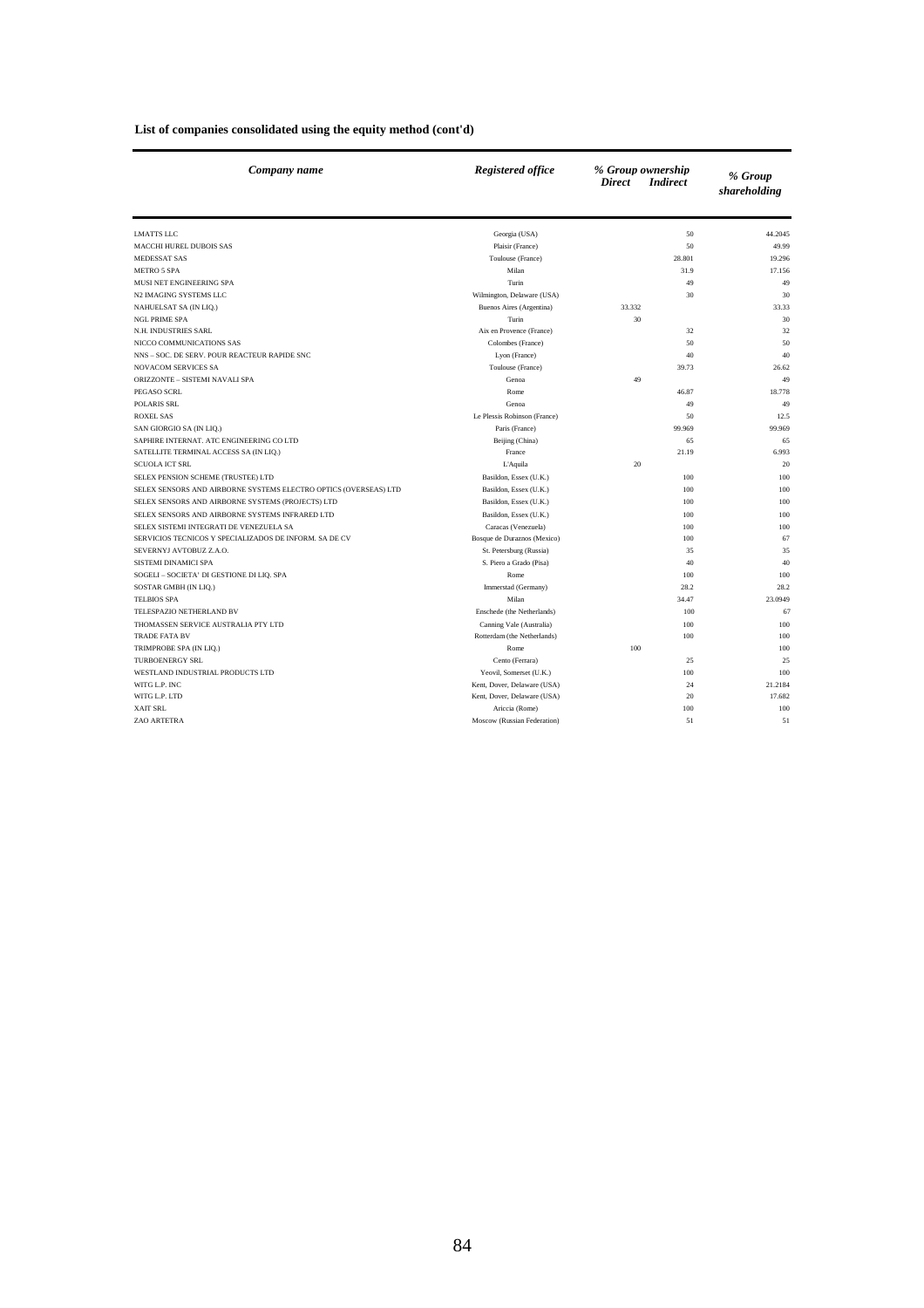**List of companies consolidated using the equity method (cont'd)**

| *Company name* | *Registered office* | *% Group ownership* | | *% Group shareholding* |
|---|---|---|---|---|
| | | *Direct* | *Indirect* | |
| LMATTS LLC | Georgia (USA) | | 50 | 44.2045 |
| MACCHI HUREL DUBOIS SAS | Plaisir (France) | | 50 | 49.99 |
| MEDESSAT SAS | Toulouse (France) | | 28.801 | 19.296 |
| METRO 5 SPA | Milan | | 31.9 | 17.156 |
| MUSI NET ENGINEERING SPA | Turin | | 49 | 49 |
| N2 IMAGING SYSTEMS LLC | Wilmington, Delaware (USA) | | 30 | 30 |
| NAHUELSAT SA (IN LIQ.) | Buenos Aires (Argentina) | 33.332 | | 33.33 |
| NGL PRIME SPA | Turin | 30 | | 30 |
| N.H. INDUSTRIES SARL | Aix en Provence (France) | | 32 | 32 |
| NICCO COMMUNICATIONS SAS | Colombes (France) | | 50 | 50 |
| NNS – SOC. DE SERV. POUR REACTEUR RAPIDE SNC | Lyon (France) | | 40 | 40 |
| NOVACOM SERVICES SA | Toulouse (France) | | 39.73 | 26.62 |
| ORIZZONTE – SISTEMI NAVALI SPA | Genoa | 49 | | 49 |
| PEGASO SCRL | Rome | | 46.87 | 18.778 |
| POLARIS SRL | Genoa | | 49 | 49 |
| ROXEL SAS | Le Plessis Robinson (France) | | 50 | 12.5 |
| SAN GIORGIO SA (IN LIQ.) | Paris (France) | | 99.969 | 99.969 |
| SAPHIRE INTERNAT. ATC ENGINEERING CO LTD | Beijing (China) | | 65 | 65 |
| SATELLITE TERMINAL ACCESS SA (IN LIQ.) | France | | 21.19 | 6.993 |
| SCUOLA ICT SRL | L'Aquila | 20 | | 20 |
| SELEX PENSION SCHEME (TRUSTEE) LTD | Basildon, Essex (U.K.) | | 100 | 100 |
| SELEX SENSORS AND AIRBORNE SYSTEMS ELECTRO OPTICS (OVERSEAS) LTD | Basildon, Essex (U.K.) | | 100 | 100 |
| SELEX SENSORS AND AIRBORNE SYSTEMS (PROJECTS) LTD | Basildon, Essex (U.K.) | | 100 | 100 |
| SELEX SENSORS AND AIRBORNE SYSTEMS INFRARED LTD | Basildon, Essex (U.K.) | | 100 | 100 |
| SELEX SISTEMI INTEGRATI DE VENEZUELA SA | Caracas (Venezuela) | | 100 | 100 |
| SERVICIOS TECNICOS Y SPECIALIZADOS DE INFORM. SA DE CV | Bosque de Duraznos (Mexico) | | 100 | 67 |
| SEVERNYJ AVTOBUZ Z.A.O. | St. Petersburg (Russia) | | 35 | 35 |
| SISTEMI DINAMICI SPA | S. Piero a Grado (Pisa) | | 40 | 40 |
| SOGELI – SOCIETA' DI GESTIONE DI LIQ. SPA | Rome | | 100 | 100 |
| SOSTAR GMBH (IN LIQ.) | Immerstad (Germany) | | 28.2 | 28.2 |
| TELBIOS SPA | Milan | | 34.47 | 23.0949 |
| TELESPAZIO NETHERLAND BV | Enschede (the Netherlands) | | 100 | 67 |
| THOMASSEN SERVICE AUSTRALIA PTY LTD | Canning Vale (Australia) | | 100 | 100 |
| TRADE FATA BV | Rotterdam (the Netherlands) | | 100 | 100 |
| TRIMPROBE SPA (IN LIQ.) | Rome | 100 | | 100 |
| TURBOENERGY SRL | Cento (Ferrara) | | 25 | 25 |
| WESTLAND INDUSTRIAL PRODUCTS LTD | Yeovil, Somerset (U.K.) | | 100 | 100 |
| WITG L.P. INC | Kent, Dover, Delaware (USA) | | 24 | 21.2184 |
| WITG L.P. LTD | Kent, Dover, Delaware (USA) | | 20 | 17.682 |
| XAIT SRL | Ariccia (Rome) | | 100 | 100 |
| ZAO ARTETRA | Moscow (Russian Federation) | | 51 | 51 |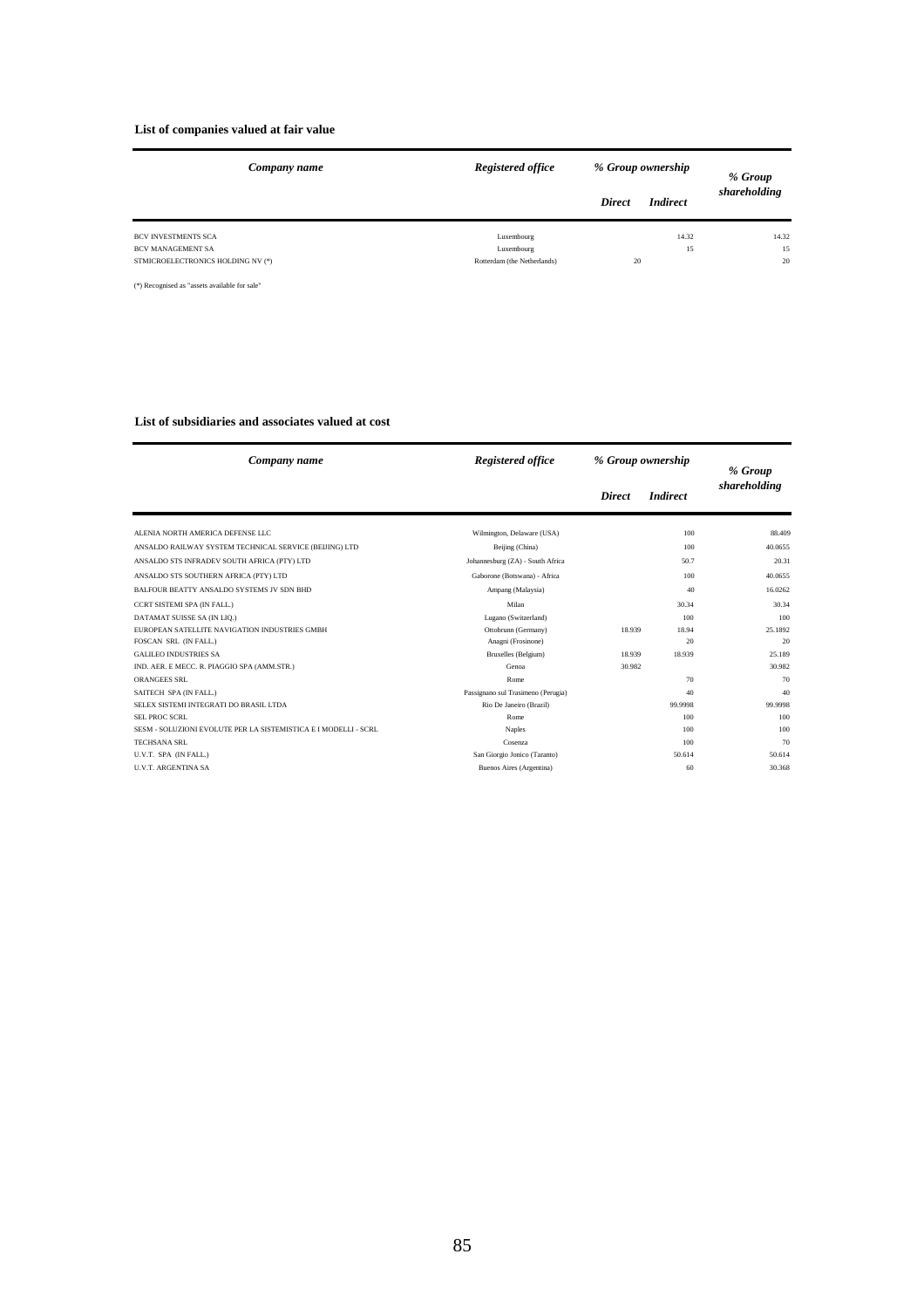**List of companies valued at fair value**

| *Company name* | *Registered office* | *% Group ownership* | | *% Group shareholding* |
|---|---|---|---|---|
| | | *Direct* | *Indirect* | |
| BCV INVESTMENTS SCA | Luxembourg | | 14.32 | 14.32 |
| BCV MANAGEMENT SA | Luxembourg | | 15 | 15 |
| STMICROELECTRONICS HOLDING NV (*) | Rotterdam (the Netherlands) | 20 | | 20 |

(*) Recognised as "assets available for sale"

**List of subsidiaries and associates valued at cost**

| *Company name* | *Registered office* | *% Group ownership* | | *% Group shareholding* |
|---|---|---|---|---|
| | | *Direct* | *Indirect* | |
| ALENIA NORTH AMERICA DEFENSE LLC | Wilmington, Delaware (USA) | | 100 | 88.409 |
| ANSALDO RAILWAY SYSTEM TECHNICAL SERVICE (BEIJING) LTD | Beijing (China) | | 100 | 40.0655 |
| ANSALDO STS INFRADEV SOUTH AFRICA (PTY) LTD | Johannesburg (ZA) - South Africa | | 50.7 | 20.31 |
| ANSALDO STS SOUTHERN AFRICA (PTY) LTD | Gaborone (Botswana) - Africa | | 100 | 40.0655 |
| BALFOUR BEATTY ANSALDO SYSTEMS JV SDN BHD | Ampang (Malaysia) | | 40 | 16.0262 |
| CCRT SISTEMI SPA (IN FALL.) | Milan | | 30.34 | 30.34 |
| DATAMAT SUISSE SA (IN LIQ.) | Lugano (Switzerland) | | 100 | 100 |
| EUROPEAN SATELLITE NAVIGATION INDUSTRIES GMBH | Ottobrunn (Germany) | 18.939 | 18.94 | 25.1892 |
| FOSCAN SRL (IN FALL.) | Anagni (Frosinone) | | 20 | 20 |
| GALILEO INDUSTRIES SA | Bruxelles (Belgium) | 18.939 | 18.939 | 25.189 |
| IND. AER. E MECC. R. PIAGGIO SPA (AMM.STR.) | Genoa | 30.982 | | 30.982 |
| ORANGEES SRL | Rome | | 70 | 70 |
| SAITECH SPA (IN FALL.) | Passignano sul Trasimeno (Perugia) | | 40 | 40 |
| SELEX SISTEMI INTEGRATI DO BRASIL LTDA | Rio De Janeiro (Brazil) | | 99.9998 | 99.9998 |
| SEL PROC SCRL | Rome | | 100 | 100 |
| SESM - SOLUZIONI EVOLUTE PER LA SISTEMISTICA E I MODELLI - SCRL | Naples | | 100 | 100 |
| TECHSANA SRL | Cosenza | | 100 | 70 |
| U.V.T. SPA (IN FALL.) | San Giorgio Jonico (Taranto) | | 50.614 | 50.614 |
| U.V.T. ARGENTINA SA | Buenos Aires (Argentina) | | 60 | 30.368 |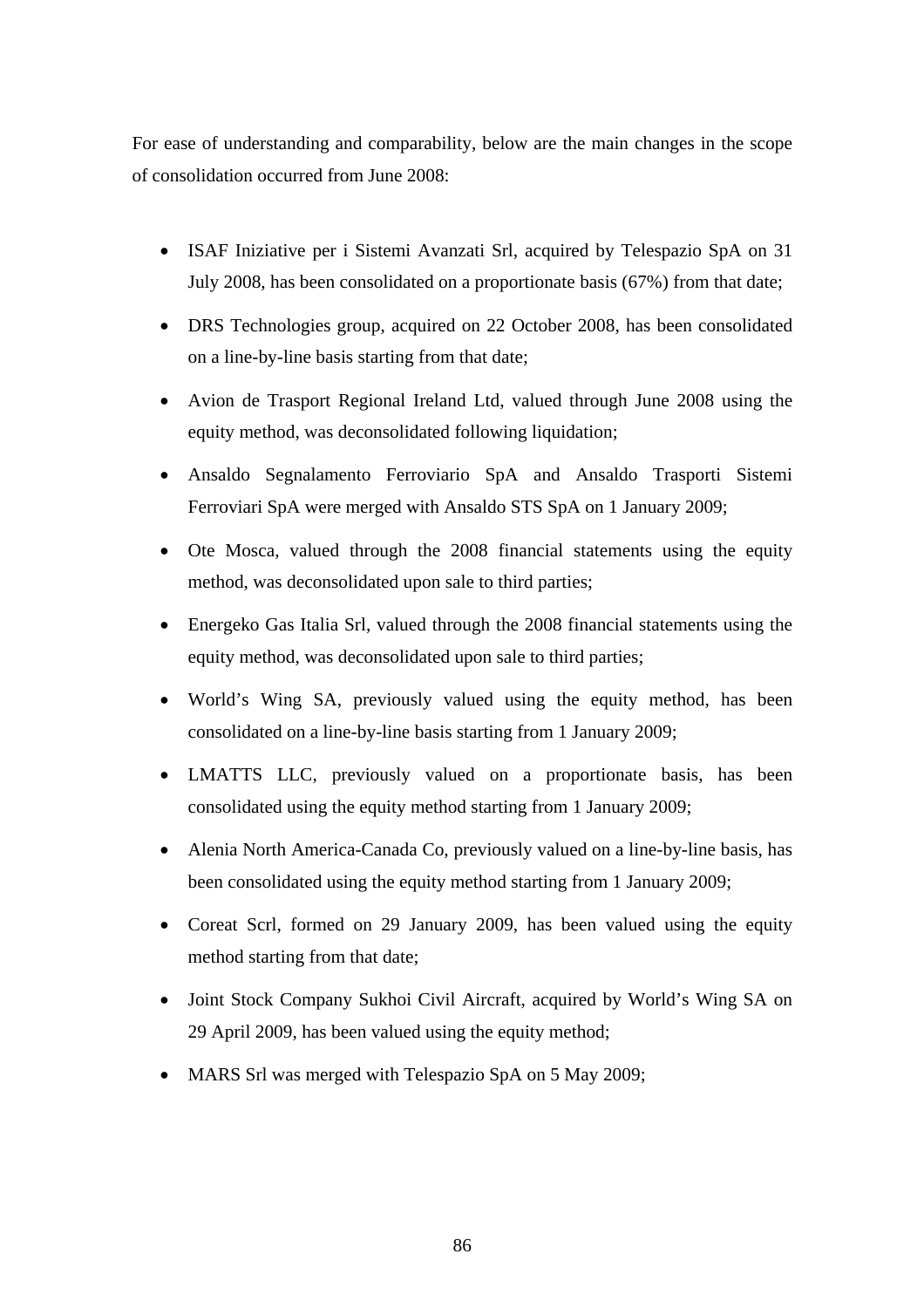For ease of understanding and comparability, below are the main changes in the scope of consolidation occurred from June 2008:

- ISAF Iniziative per i Sistemi Avanzati Srl, acquired by Telespazio SpA on 31 July 2008, has been consolidated on a proportionate basis (67%) from that date;
- DRS Technologies group, acquired on 22 October 2008, has been consolidated on a line-by-line basis starting from that date;
- Avion de Trasport Regional Ireland Ltd, valued through June 2008 using the equity method, was deconsolidated following liquidation;
- Ansaldo Segnalamento Ferroviario SpA and Ansaldo Trasporti Sistemi Ferroviari SpA were merged with Ansaldo STS SpA on 1 January 2009;
- Ote Mosca, valued through the 2008 financial statements using the equity method, was deconsolidated upon sale to third parties;
- Energeko Gas Italia Srl, valued through the 2008 financial statements using the equity method, was deconsolidated upon sale to third parties;
- World's Wing SA, previously valued using the equity method, has been consolidated on a line-by-line basis starting from 1 January 2009;
- LMATTS LLC, previously valued on a proportionate basis, has been consolidated using the equity method starting from 1 January 2009;
- Alenia North America-Canada Co, previously valued on a line-by-line basis, has been consolidated using the equity method starting from 1 January 2009;
- Coreat Scrl, formed on 29 January 2009, has been valued using the equity method starting from that date;
- Joint Stock Company Sukhoi Civil Aircraft, acquired by World's Wing SA on 29 April 2009, has been valued using the equity method;
- MARS Srl was merged with Telespazio SpA on 5 May 2009;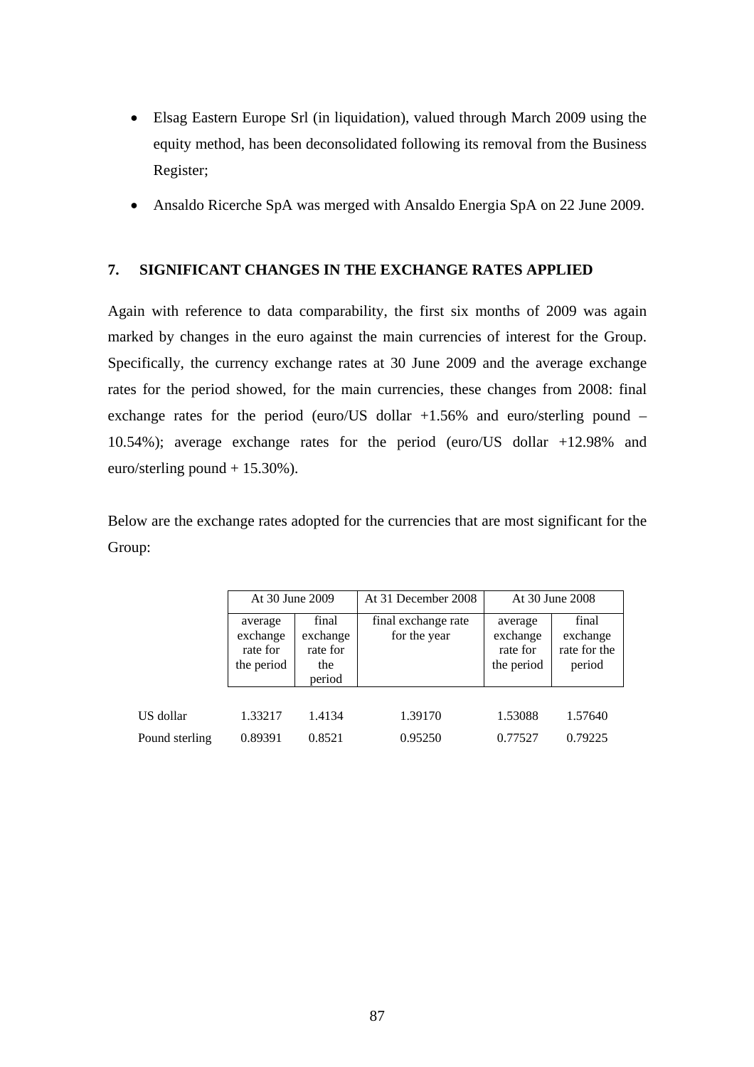- Elsag Eastern Europe Srl (in liquidation), valued through March 2009 using the equity method, has been deconsolidated following its removal from the Business Register;
- Ansaldo Ricerche SpA was merged with Ansaldo Energia SpA on 22 June 2009.

## 7. SIGNIFICANT CHANGES IN THE EXCHANGE RATES APPLIED

Again with reference to data comparability, the first six months of 2009 was again marked by changes in the euro against the main currencies of interest for the Group. Specifically, the currency exchange rates at 30 June 2009 and the average exchange rates for the period showed, for the main currencies, these changes from 2008: final exchange rates for the period (euro/US dollar +1.56% and euro/sterling pound –10.54%); average exchange rates for the period (euro/US dollar +12.98% and euro/sterling pound + 15.30%).

Below are the exchange rates adopted for the currencies that are most significant for the Group:

| | At 30 June 2009 | | At 31 December 2008 | At 30 June 2008 | |
|---|---|---|---|---|---|
| | average exchange rate for the period | final exchange rate for the period | final exchange rate for the year | average exchange rate for the period | final exchange rate for the period |
| US dollar | 1.33217 | 1.4134 | 1.39170 | 1.53088 | 1.57640 |
| Pound sterling | 0.89391 | 0.8521 | 0.95250 | 0.77527 | 0.79225 |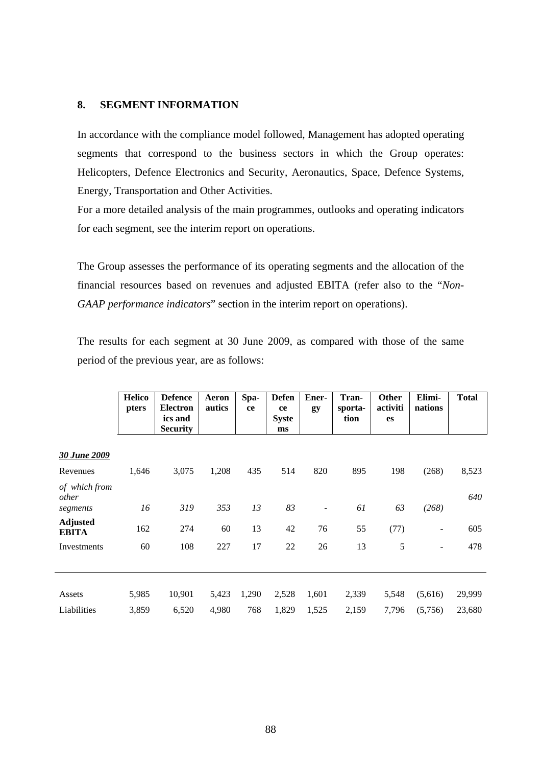## 8. SEGMENT INFORMATION

In accordance with the compliance model followed, Management has adopted operating segments that correspond to the business sectors in which the Group operates: Helicopters, Defence Electronics and Security, Aeronautics, Space, Defence Systems, Energy, Transportation and Other Activities.

For a more detailed analysis of the main programmes, outlooks and operating indicators for each segment, see the interim report on operations.

The Group assesses the performance of its operating segments and the allocation of the financial resources based on revenues and adjusted EBITA (refer also to the "*Non-GAAP performance indicators*" section in the interim report on operations).

The results for each segment at 30 June 2009, as compared with those of the same period of the previous year, are as follows:

| | Helicopters | Defence Electronics and Security | Aeronautics | Space | Defence Systems | Energy | Transportation | Other activities | Eliminations | Total |
|---|---|---|---|---|---|---|---|---|---|---|
| ***30 June 2009*** | | | | | | | | | | |
| Revenues | 1,646 | 3,075 | 1,208 | 435 | 514 | 820 | 895 | 198 | (268) | 8,523 |
| *of which from other segments* | *16* | *319* | *353* | *13* | *83* | - | *61* | *63* | *(268)* | *640* |
| **Adjusted EBITA** | 162 | 274 | 60 | 13 | 42 | 76 | 55 | (77) | - | 605 |
| Investments | 60 | 108 | 227 | 17 | 22 | 26 | 13 | 5 | - | 478 |
| | | | | | | | | | | |
| Assets | 5,985 | 10,901 | 5,423 | 1,290 | 2,528 | 1,601 | 2,339 | 5,548 | (5,616) | 29,999 |
| Liabilities | 3,859 | 6,520 | 4,980 | 768 | 1,829 | 1,525 | 2,159 | 7,796 | (5,756) | 23,680 |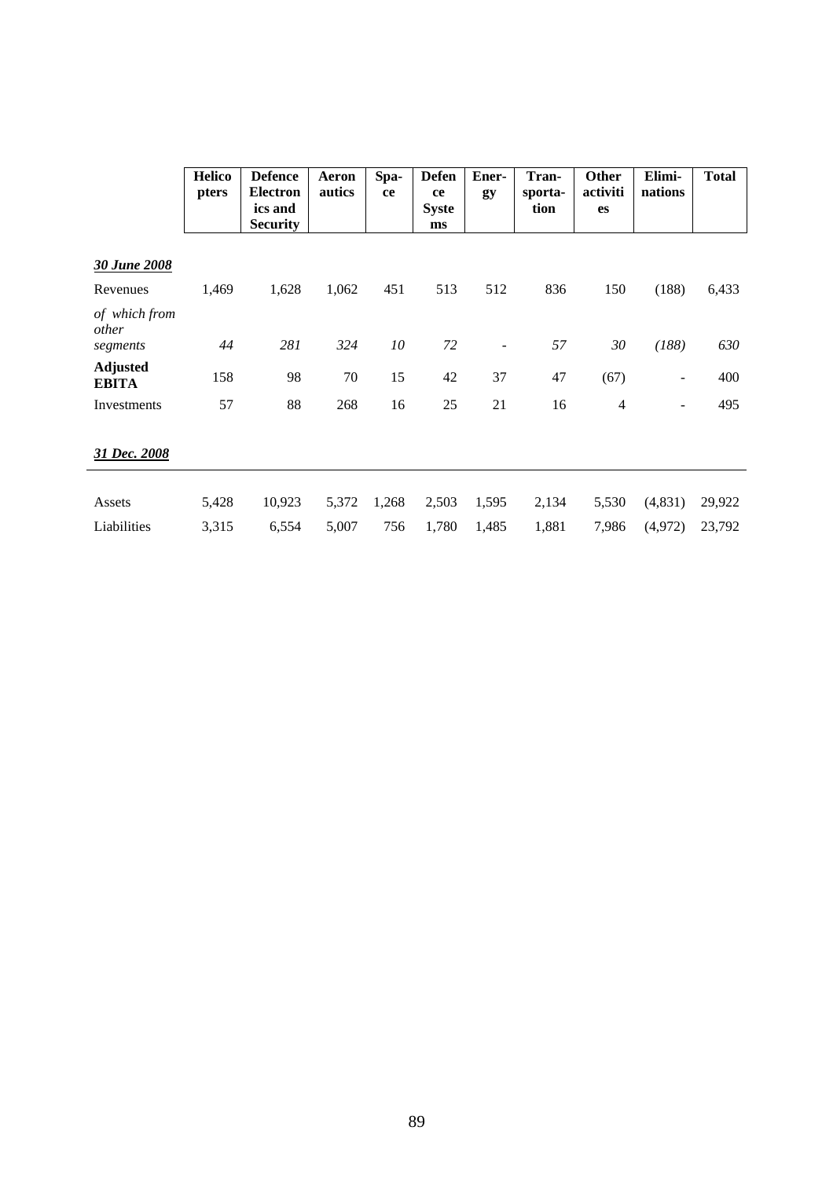| | Helicopters | Defence Electronics and Security | Aeronautics | Space | Defence Systems | Energy | Transportation | Other activities | Eliminations | Total |
|---|---|---|---|---|---|---|---|---|---|---|
| ***30 June 2008*** | | | | | | | | | | |
| Revenues | 1,469 | 1,628 | 1,062 | 451 | 513 | 512 | 836 | 150 | (188) | 6,433 |
| *of which from other segments* | *44* | *281* | *324* | *10* | *72* | - | *57* | *30* | *(188)* | *630* |
| **Adjusted EBITA** | 158 | 98 | 70 | 15 | 42 | 37 | 47 | (67) | - | 400 |
| Investments | 57 | 88 | 268 | 16 | 25 | 21 | 16 | 4 | - | 495 |
| ***31 Dec. 2008*** | | | | | | | | | | |
| Assets | 5,428 | 10,923 | 5,372 | 1,268 | 2,503 | 1,595 | 2,134 | 5,530 | (4,831) | 29,922 |
| Liabilities | 3,315 | 6,554 | 5,007 | 756 | 1,780 | 1,485 | 1,881 | 7,986 | (4,972) | 23,792 |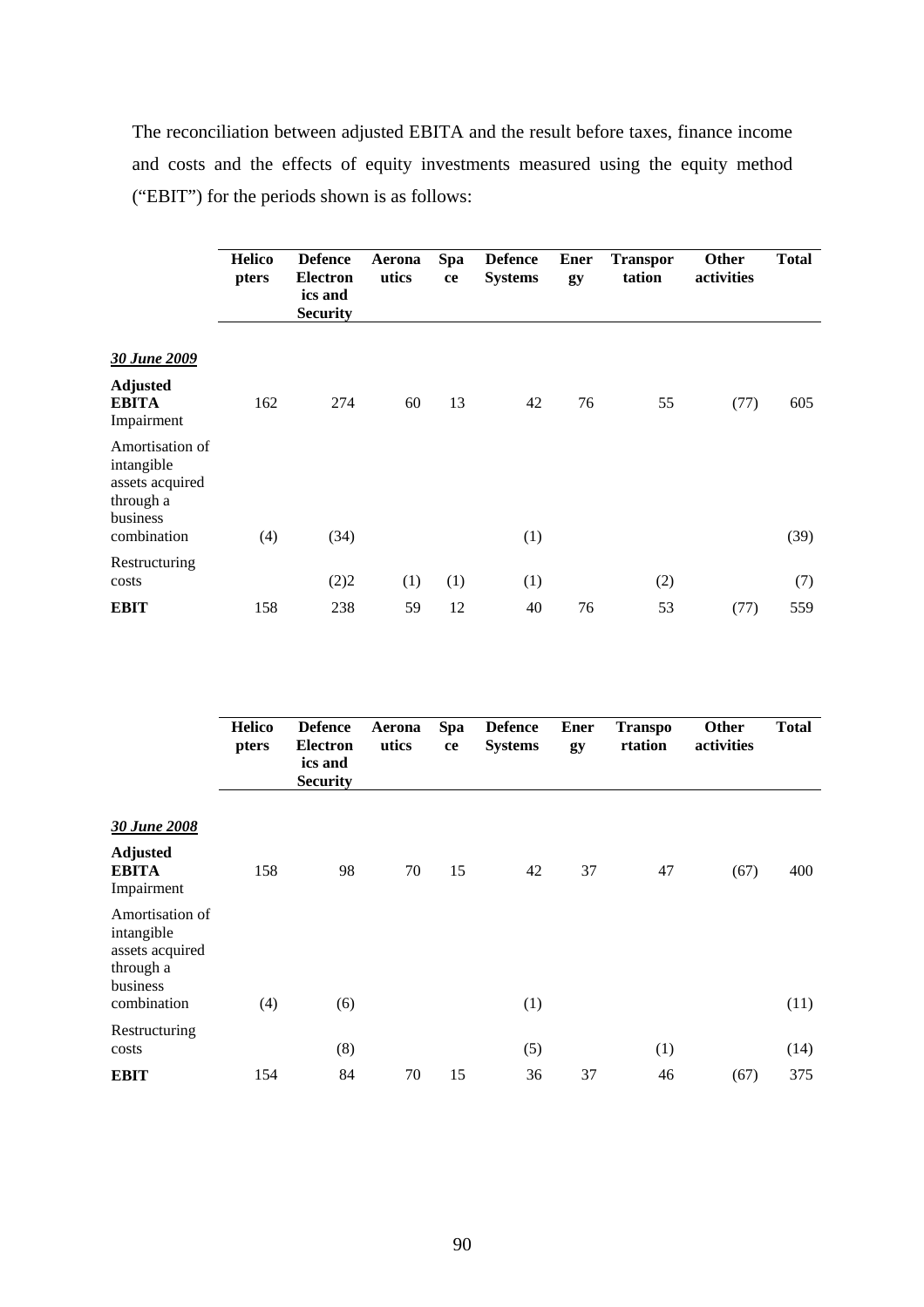The reconciliation between adjusted EBITA and the result before taxes, finance income and costs and the effects of equity investments measured using the equity method ("EBIT") for the periods shown is as follows:

| | Helicopters | Defence Electronics and Security | Aeronautics | Space | Defence Systems | Energy | Transportation | Other activities | Total |
|---|---|---|---|---|---|---|---|---|---|
| ***30 June 2009*** | | | | | | | | | |
| **Adjusted EBITA** | 162 | 274 | 60 | 13 | 42 | 76 | 55 | (77) | 605 |
| Impairment | | | | | | | | | |
| Amortisation of intangible assets acquired through a business combination | (4) | (34) | | | (1) | | | | (39) |
| Restructuring costs | | (2)2 | (1) | (1) | (1) | | (2) | | (7) |
| **EBIT** | 158 | 238 | 59 | 12 | 40 | 76 | 53 | (77) | 559 |

| | Helicopters | Defence Electronics and Security | Aeronautics | Space | Defence Systems | Energy | Transportation | Other activities | Total |
|---|---|---|---|---|---|---|---|---|---|
| ***30 June 2008*** | | | | | | | | | |
| **Adjusted EBITA** | 158 | 98 | 70 | 15 | 42 | 37 | 47 | (67) | 400 |
| Impairment | | | | | | | | | |
| Amortisation of intangible assets acquired through a business combination | (4) | (6) | | | (1) | | | | (11) |
| Restructuring costs | | (8) | | | (5) | | (1) | | (14) |
| **EBIT** | 154 | 84 | 70 | 15 | 36 | 37 | 46 | (67) | 375 |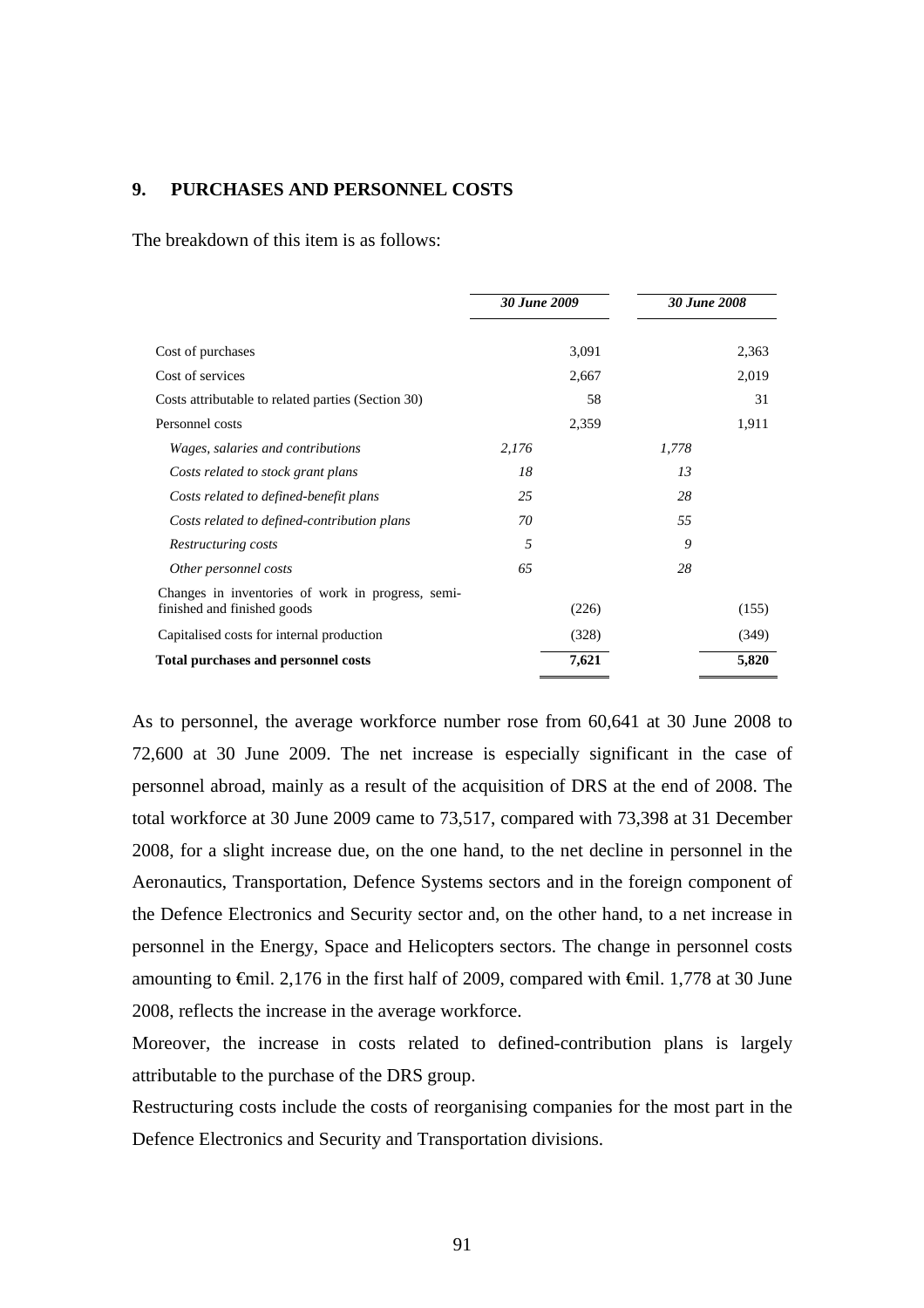## 9. PURCHASES AND PERSONNEL COSTS

The breakdown of this item is as follows:

| | *30 June 2009* | | *30 June 2008* | |
|---|---|---|---|---|
| Cost of purchases | | 3,091 | | 2,363 |
| Cost of services | | 2,667 | | 2,019 |
| Costs attributable to related parties (Section 30) | | 58 | | 31 |
| Personnel costs | | 2,359 | | 1,911 |
| *Wages, salaries and contributions* | *2,176* | | *1,778* | |
| *Costs related to stock grant plans* | *18* | | *13* | |
| *Costs related to defined-benefit plans* | *25* | | *28* | |
| *Costs related to defined-contribution plans* | *70* | | *55* | |
| *Restructuring costs* | *5* | | *9* | |
| *Other personnel costs* | *65* | | *28* | |
| Changes in inventories of work in progress, semi-finished and finished goods | | (226) | | (155) |
| Capitalised costs for internal production | | (328) | | (349) |
| **Total purchases and personnel costs** | | **7,621** | | **5,820** |

As to personnel, the average workforce number rose from 60,641 at 30 June 2008 to 72,600 at 30 June 2009. The net increase is especially significant in the case of personnel abroad, mainly as a result of the acquisition of DRS at the end of 2008. The total workforce at 30 June 2009 came to 73,517, compared with 73,398 at 31 December 2008, for a slight increase due, on the one hand, to the net decline in personnel in the Aeronautics, Transportation, Defence Systems sectors and in the foreign component of the Defence Electronics and Security sector and, on the other hand, to a net increase in personnel in the Energy, Space and Helicopters sectors. The change in personnel costs amounting to €mil. 2,176 in the first half of 2009, compared with €mil. 1,778 at 30 June 2008, reflects the increase in the average workforce.

Moreover, the increase in costs related to defined-contribution plans is largely attributable to the purchase of the DRS group.

Restructuring costs include the costs of reorganising companies for the most part in the Defence Electronics and Security and Transportation divisions.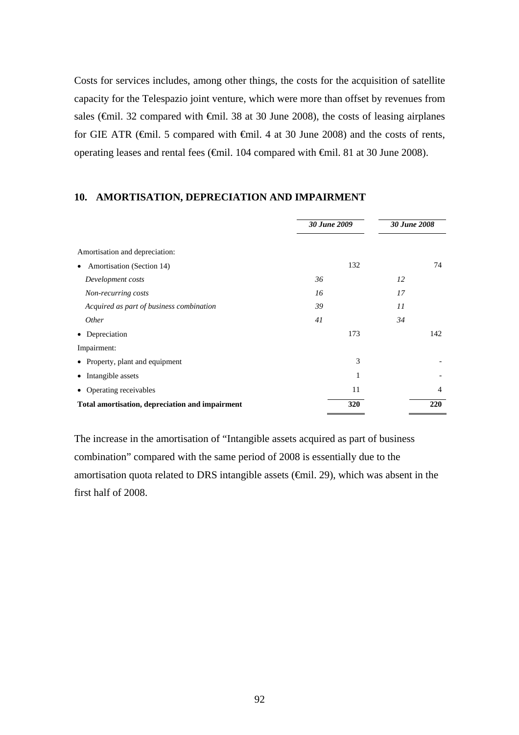Costs for services includes, among other things, the costs for the acquisition of satellite capacity for the Telespazio joint venture, which were more than offset by revenues from sales (€mil. 32 compared with €mil. 38 at 30 June 2008), the costs of leasing airplanes for GIE ATR (€mil. 5 compared with €mil. 4 at 30 June 2008) and the costs of rents, operating leases and rental fees (€mil. 104 compared with €mil. 81 at 30 June 2008).

## 10. AMORTISATION, DEPRECIATION AND IMPAIRMENT

| | *30 June 2009* | | *30 June 2008* | |
|---|---|---|---|---|
| Amortisation and depreciation: | | | | |
| • Amortisation (Section 14) | | 132 | | 74 |
| *Development costs* | *36* | | *12* | |
| *Non-recurring costs* | *16* | | *17* | |
| *Acquired as part of business combination* | *39* | | *11* | |
| *Other* | *41* | | *34* | |
| • Depreciation | | 173 | | 142 |
| Impairment: | | | | |
| • Property, plant and equipment | | 3 | | - |
| • Intangible assets | | 1 | | - |
| • Operating receivables | | 11 | | 4 |
| **Total amortisation, depreciation and impairment** | | **320** | | **220** |

The increase in the amortisation of "Intangible assets acquired as part of business combination" compared with the same period of 2008 is essentially due to the amortisation quota related to DRS intangible assets (€mil. 29), which was absent in the first half of 2008.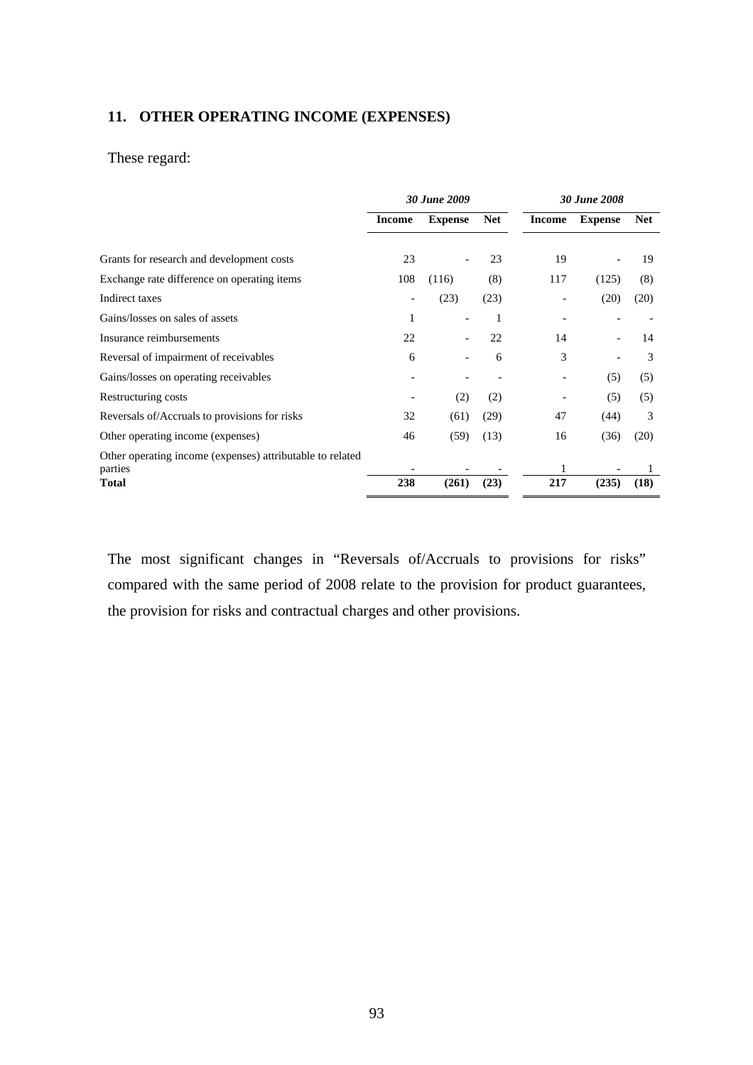## 11. OTHER OPERATING INCOME (EXPENSES)

These regard:

| | *30 June 2009* | | | *30 June 2008* | | |
|---|---|---|---|---|---|---|
| | **Income** | **Expense** | **Net** | **Income** | **Expense** | **Net** |
| Grants for research and development costs | 23 | - | 23 | 19 | - | 19 |
| Exchange rate difference on operating items | 108 | (116) | (8) | 117 | (125) | (8) |
| Indirect taxes | - | (23) | (23) | - | (20) | (20) |
| Gains/losses on sales of assets | 1 | - | 1 | - | - | - |
| Insurance reimbursements | 22 | - | 22 | 14 | - | 14 |
| Reversal of impairment of receivables | 6 | - | 6 | 3 | - | 3 |
| Gains/losses on operating receivables | - | - | - | - | (5) | (5) |
| Restructuring costs | - | (2) | (2) | - | (5) | (5) |
| Reversals of/Accruals to provisions for risks | 32 | (61) | (29) | 47 | (44) | 3 |
| Other operating income (expenses) | 46 | (59) | (13) | 16 | (36) | (20) |
| Other operating income (expenses) attributable to related parties | - | - | - | 1 | - | 1 |
| **Total** | **238** | **(261)** | **(23)** | **217** | **(235)** | **(18)** |

The most significant changes in "Reversals of/Accruals to provisions for risks" compared with the same period of 2008 relate to the provision for product guarantees, the provision for risks and contractual charges and other provisions.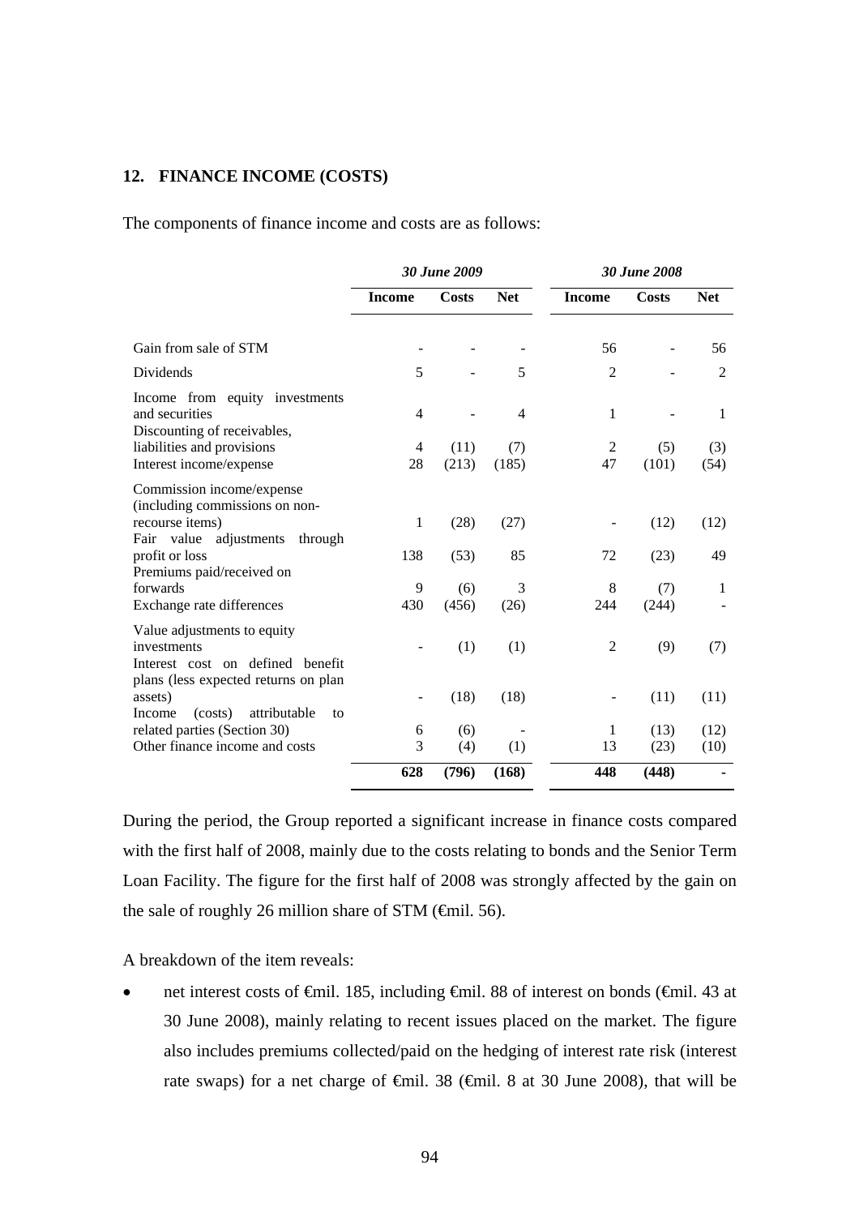## 12. FINANCE INCOME (COSTS)

The components of finance income and costs are as follows:

| | *30 June 2009* | | | *30 June 2008* | | |
|---|---|---|---|---|---|---|
| | **Income** | **Costs** | **Net** | **Income** | **Costs** | **Net** |
| Gain from sale of STM | - | - | - | 56 | - | 56 |
| Dividends | 5 | - | 5 | 2 | - | 2 |
| Income from equity investments and securities | 4 | - | 4 | 1 | - | 1 |
| Discounting of receivables, liabilities and provisions | 4 | (11) | (7) | 2 | (5) | (3) |
| Interest income/expense | 28 | (213) | (185) | 47 | (101) | (54) |
| Commission income/expense (including commissions on non-recourse items) | 1 | (28) | (27) | - | (12) | (12) |
| Fair value adjustments through profit or loss | 138 | (53) | 85 | 72 | (23) | 49 |
| Premiums paid/received on forwards | 9 | (6) | 3 | 8 | (7) | 1 |
| Exchange rate differences | 430 | (456) | (26) | 244 | (244) | - |
| Value adjustments to equity investments | - | (1) | (1) | 2 | (9) | (7) |
| Interest cost on defined benefit plans (less expected returns on plan assets) | - | (18) | (18) | - | (11) | (11) |
| Income (costs) attributable to related parties (Section 30) | 6 | (6) | - | 1 | (13) | (12) |
| Other finance income and costs | 3 | (4) | (1) | 13 | (23) | (10) |
| | **628** | **(796)** | **(168)** | **448** | **(448)** | **-** |

During the period, the Group reported a significant increase in finance costs compared with the first half of 2008, mainly due to the costs relating to bonds and the Senior Term Loan Facility. The figure for the first half of 2008 was strongly affected by the gain on the sale of roughly 26 million share of STM (€mil. 56).

A breakdown of the item reveals:

- net interest costs of €mil. 185, including €mil. 88 of interest on bonds (€mil. 43 at 30 June 2008), mainly relating to recent issues placed on the market. The figure also includes premiums collected/paid on the hedging of interest rate risk (interest rate swaps) for a net charge of €mil. 38 (€mil. 8 at 30 June 2008), that will be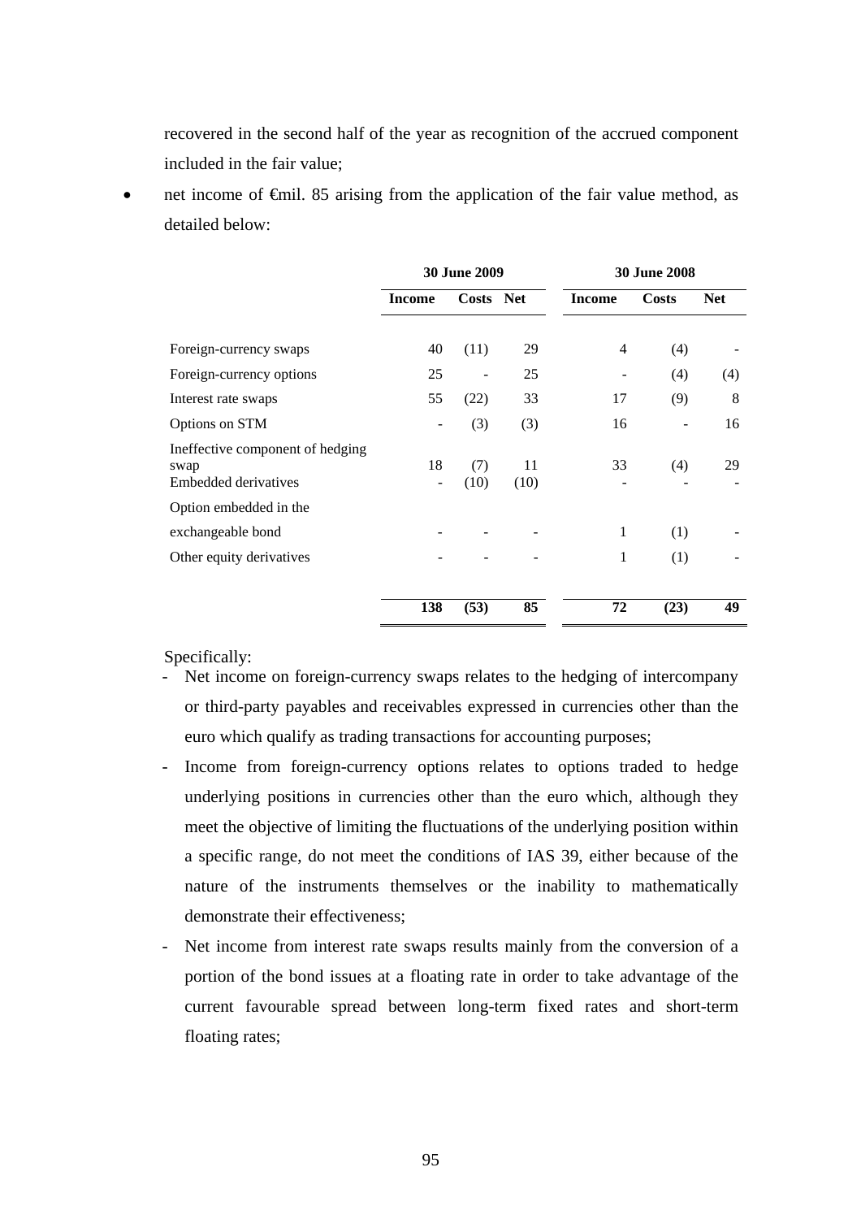recovered in the second half of the year as recognition of the accrued component included in the fair value;

- net income of €mil. 85 arising from the application of the fair value method, as detailed below:

| | 30 June 2009 | | | 30 June 2008 | | |
|---|---|---|---|---|---|---|
| | **Income** | **Costs** | **Net** | **Income** | **Costs** | **Net** |
| Foreign-currency swaps | 40 | (11) | 29 | 4 | (4) | - |
| Foreign-currency options | 25 | - | 25 | - | (4) | (4) |
| Interest rate swaps | 55 | (22) | 33 | 17 | (9) | 8 |
| Options on STM | - | (3) | (3) | 16 | - | 16 |
| Ineffective component of hedging swap | 18 | (7) | 11 | 33 | (4) | 29 |
| Embedded derivatives | - | (10) | (10) | - | - | - |
| Option embedded in the exchangeable bond | - | - | - | 1 | (1) | - |
| Other equity derivatives | - | - | - | 1 | (1) | - |
| | **138** | **(53)** | **85** | **72** | **(23)** | **49** |

Specifically:

- Net income on foreign-currency swaps relates to the hedging of intercompany or third-party payables and receivables expressed in currencies other than the euro which qualify as trading transactions for accounting purposes;
- Income from foreign-currency options relates to options traded to hedge underlying positions in currencies other than the euro which, although they meet the objective of limiting the fluctuations of the underlying position within a specific range, do not meet the conditions of IAS 39, either because of the nature of the instruments themselves or the inability to mathematically demonstrate their effectiveness;
- Net income from interest rate swaps results mainly from the conversion of a portion of the bond issues at a floating rate in order to take advantage of the current favourable spread between long-term fixed rates and short-term floating rates;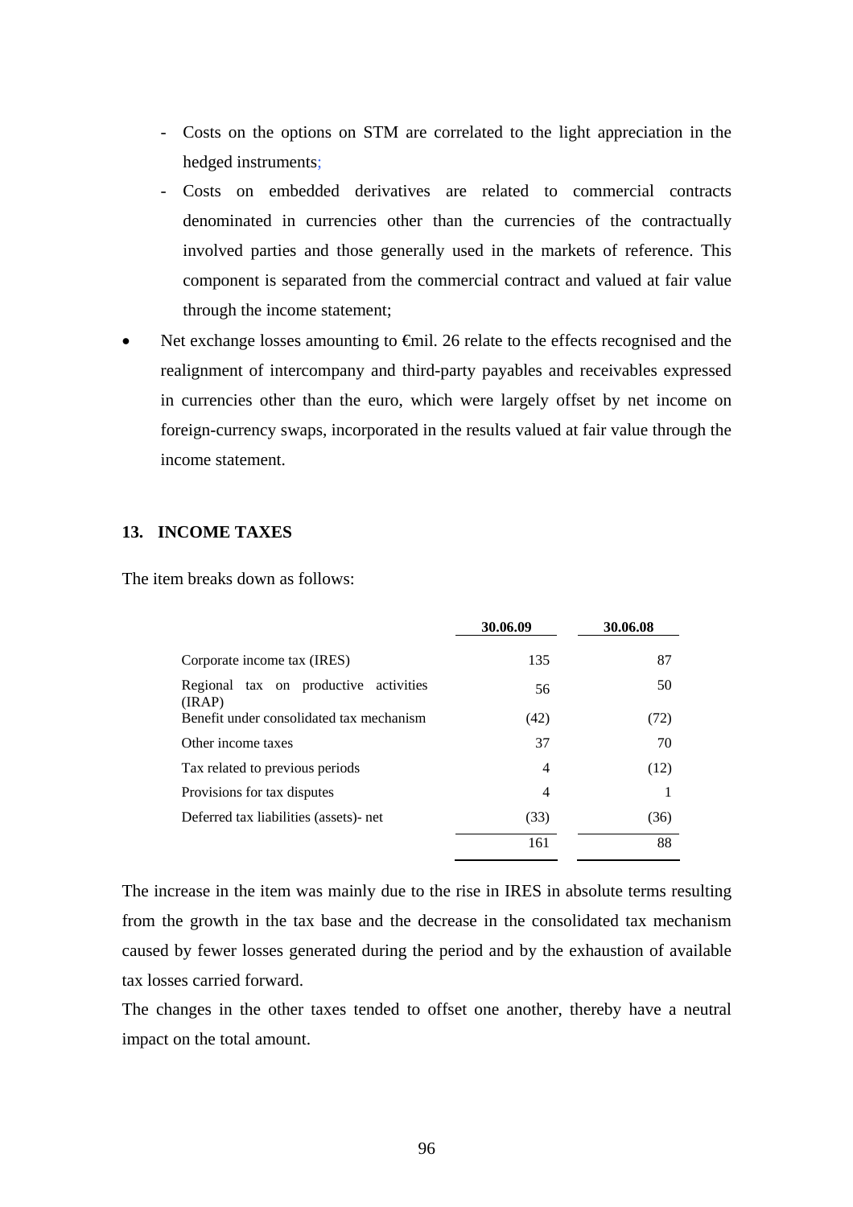- Costs on the options on STM are correlated to the light appreciation in the hedged instruments;
- Costs on embedded derivatives are related to commercial contracts denominated in currencies other than the currencies of the contractually involved parties and those generally used in the markets of reference. This component is separated from the commercial contract and valued at fair value through the income statement;

- Net exchange losses amounting to €mil. 26 relate to the effects recognised and the realignment of intercompany and third-party payables and receivables expressed in currencies other than the euro, which were largely offset by net income on foreign-currency swaps, incorporated in the results valued at fair value through the income statement.

### 13. INCOME TAXES

The item breaks down as follows:

| | 30.06.09 | 30.06.08 |
|---|---|---|
| Corporate income tax (IRES) | 135 | 87 |
| Regional tax on productive activities (IRAP) | 56 | 50 |
| Benefit under consolidated tax mechanism | (42) | (72) |
| Other income taxes | 37 | 70 |
| Tax related to previous periods | 4 | (12) |
| Provisions for tax disputes | 4 | 1 |
| Deferred tax liabilities (assets)- net | (33) | (36) |
| | 161 | 88 |

The increase in the item was mainly due to the rise in IRES in absolute terms resulting from the growth in the tax base and the decrease in the consolidated tax mechanism caused by fewer losses generated during the period and by the exhaustion of available tax losses carried forward.

The changes in the other taxes tended to offset one another, thereby have a neutral impact on the total amount.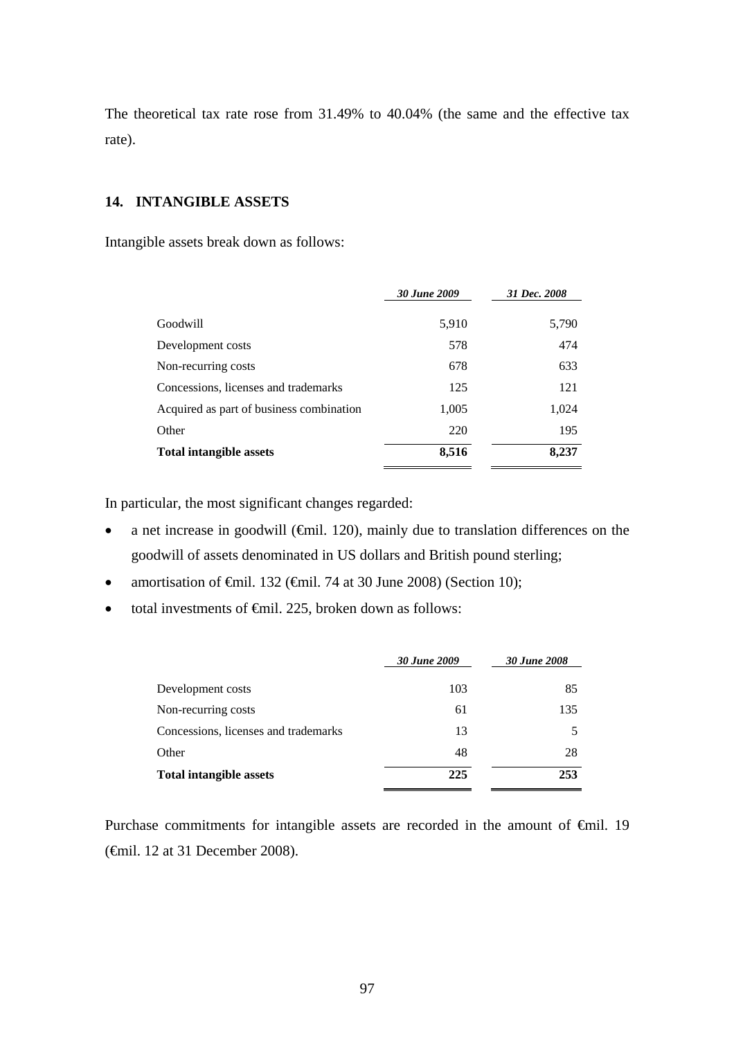The theoretical tax rate rose from 31.49% to 40.04% (the same and the effective tax rate).

## 14. INTANGIBLE ASSETS

Intangible assets break down as follows:

| | *30 June 2009* | *31 Dec. 2008* |
|---|---|---|
| Goodwill | 5,910 | 5,790 |
| Development costs | 578 | 474 |
| Non-recurring costs | 678 | 633 |
| Concessions, licenses and trademarks | 125 | 121 |
| Acquired as part of business combination | 1,005 | 1,024 |
| Other | 220 | 195 |
| **Total intangible assets** | **8,516** | **8,237** |

In particular, the most significant changes regarded:

- a net increase in goodwill (€mil. 120), mainly due to translation differences on the goodwill of assets denominated in US dollars and British pound sterling;
- amortisation of €mil. 132 (€mil. 74 at 30 June 2008) (Section 10);
- total investments of €mil. 225, broken down as follows:

| | *30 June 2009* | *30 June 2008* |
|---|---|---|
| Development costs | 103 | 85 |
| Non-recurring costs | 61 | 135 |
| Concessions, licenses and trademarks | 13 | 5 |
| Other | 48 | 28 |
| **Total intangible assets** | **225** | **253** |

Purchase commitments for intangible assets are recorded in the amount of €mil. 19 (€mil. 12 at 31 December 2008).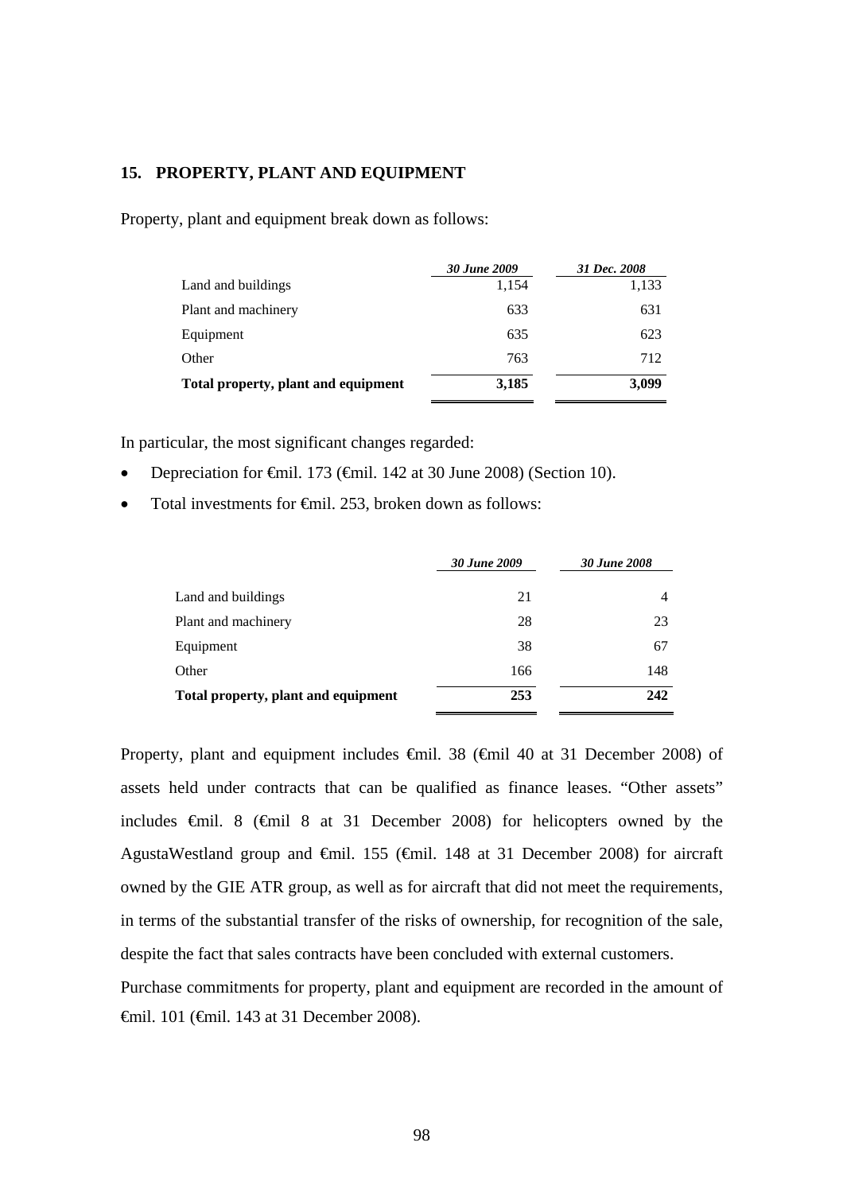## 15. PROPERTY, PLANT AND EQUIPMENT

Property, plant and equipment break down as follows:

| | *30 June 2009* | *31 Dec. 2008* |
|---|---|---|
| Land and buildings | 1,154 | 1,133 |
| Plant and machinery | 633 | 631 |
| Equipment | 635 | 623 |
| Other | 763 | 712 |
| **Total property, plant and equipment** | **3,185** | **3,099** |

In particular, the most significant changes regarded:

- Depreciation for €mil. 173 (€mil. 142 at 30 June 2008) (Section 10).
- Total investments for €mil. 253, broken down as follows:

| | *30 June 2009* | *30 June 2008* |
|---|---|---|
| Land and buildings | 21 | 4 |
| Plant and machinery | 28 | 23 |
| Equipment | 38 | 67 |
| Other | 166 | 148 |
| **Total property, plant and equipment** | **253** | **242** |

Property, plant and equipment includes €mil. 38 (€mil 40 at 31 December 2008) of assets held under contracts that can be qualified as finance leases. "Other assets" includes €mil. 8 (€mil 8 at 31 December 2008) for helicopters owned by the AgustaWestland group and €mil. 155 (€mil. 148 at 31 December 2008) for aircraft owned by the GIE ATR group, as well as for aircraft that did not meet the requirements, in terms of the substantial transfer of the risks of ownership, for recognition of the sale, despite the fact that sales contracts have been concluded with external customers.

Purchase commitments for property, plant and equipment are recorded in the amount of €mil. 101 (€mil. 143 at 31 December 2008).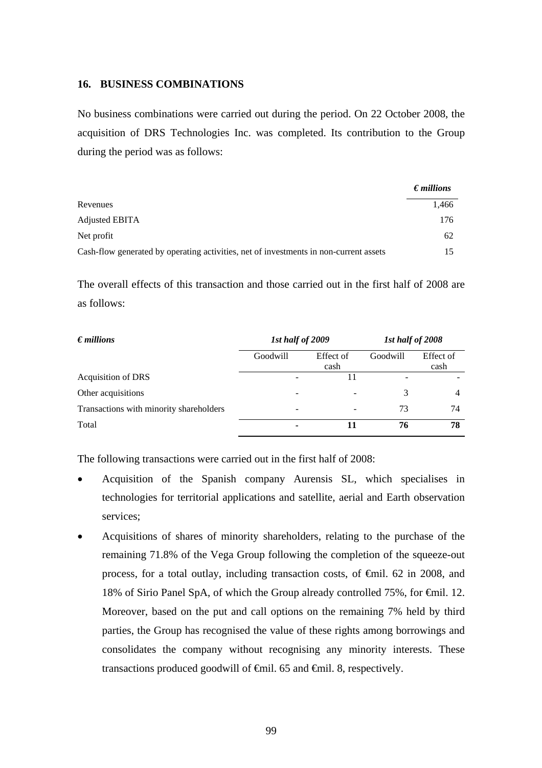## 16. BUSINESS COMBINATIONS

No business combinations were carried out during the period. On 22 October 2008, the acquisition of DRS Technologies Inc. was completed. Its contribution to the Group during the period was as follows:

| | *€ millions* |
|---|---|
| Revenues | 1,466 |
| Adjusted EBITA | 176 |
| Net profit | 62 |
| Cash-flow generated by operating activities, net of investments in non-current assets | 15 |

The overall effects of this transaction and those carried out in the first half of 2008 are as follows:

| *€ millions* | *1st half of 2009* | | *1st half of 2008* | |
|---|---|---|---|---|
| | Goodwill | Effect of cash | Goodwill | Effect of cash |
| Acquisition of DRS | - | 11 | - | - |
| Other acquisitions | - | - | 3 | 4 |
| Transactions with minority shareholders | - | - | 73 | 74 |
| Total | **-** | **11** | **76** | **78** |

The following transactions were carried out in the first half of 2008:

- Acquisition of the Spanish company Aurensis SL, which specialises in technologies for territorial applications and satellite, aerial and Earth observation services;
- Acquisitions of shares of minority shareholders, relating to the purchase of the remaining 71.8% of the Vega Group following the completion of the squeeze-out process, for a total outlay, including transaction costs, of €mil. 62 in 2008, and 18% of Sirio Panel SpA, of which the Group already controlled 75%, for €mil. 12. Moreover, based on the put and call options on the remaining 7% held by third parties, the Group has recognised the value of these rights among borrowings and consolidates the company without recognising any minority interests. These transactions produced goodwill of €mil. 65 and €mil. 8, respectively.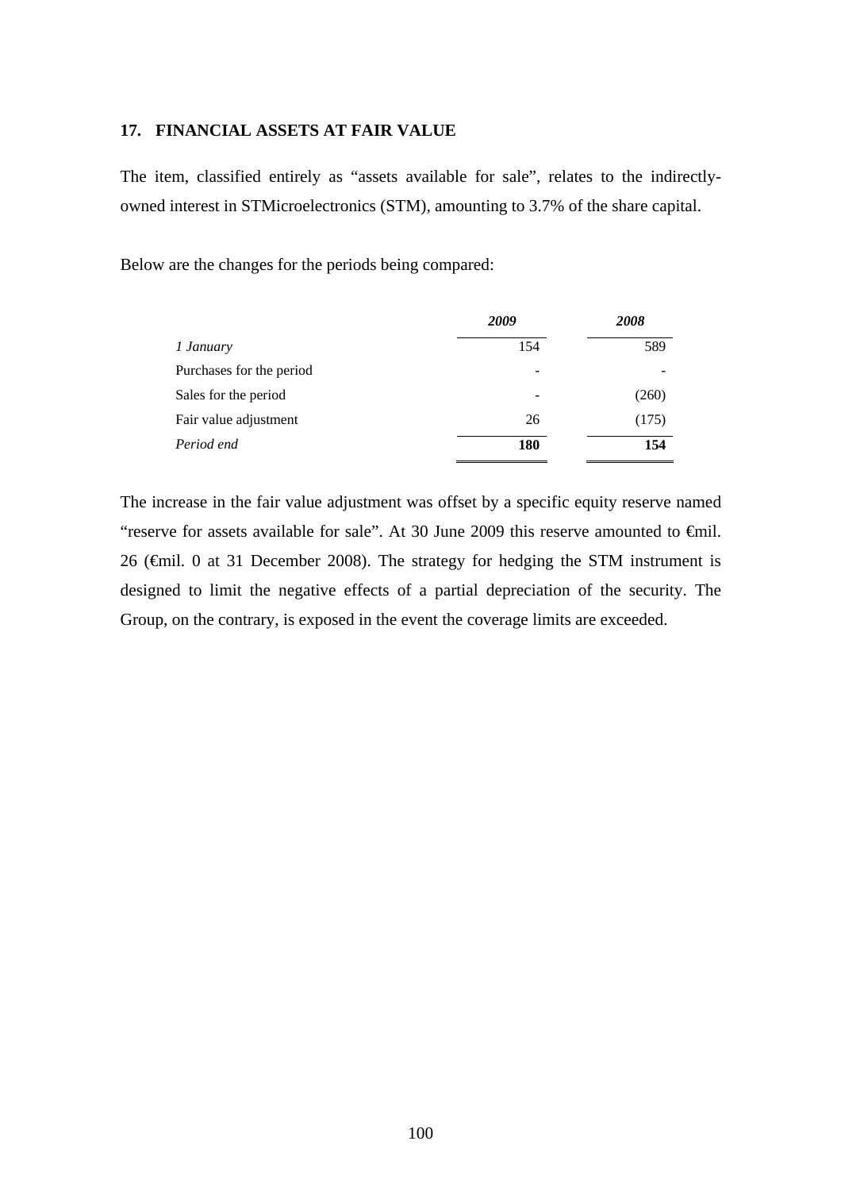## 17. FINANCIAL ASSETS AT FAIR VALUE

The item, classified entirely as "assets available for sale", relates to the indirectly-owned interest in STMicroelectronics (STM), amounting to 3.7% of the share capital.

Below are the changes for the periods being compared:

| | *2009* | *2008* |
|---|---|---|
| *1 January* | 154 | 589 |
| Purchases for the period | - | - |
| Sales for the period | - | (260) |
| Fair value adjustment | 26 | (175) |
| *Period end* | **180** | **154** |

The increase in the fair value adjustment was offset by a specific equity reserve named "reserve for assets available for sale". At 30 June 2009 this reserve amounted to €mil. 26 (€mil. 0 at 31 December 2008). The strategy for hedging the STM instrument is designed to limit the negative effects of a partial depreciation of the security. The Group, on the contrary, is exposed in the event the coverage limits are exceeded.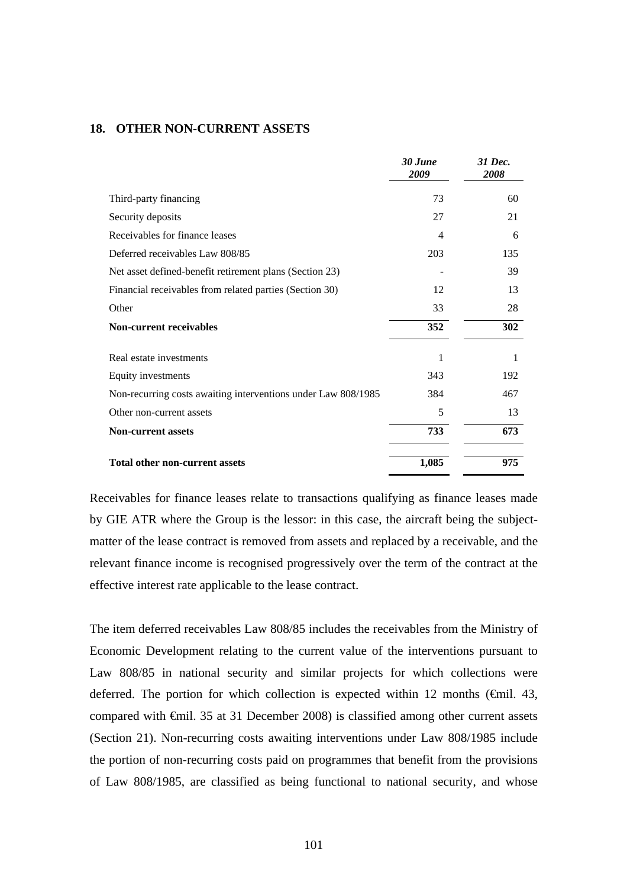## 18. OTHER NON-CURRENT ASSETS

| | *30 June 2009* | *31 Dec. 2008* |
|---|---|---|
| Third-party financing | 73 | 60 |
| Security deposits | 27 | 21 |
| Receivables for finance leases | 4 | 6 |
| Deferred receivables Law 808/85 | 203 | 135 |
| Net asset defined-benefit retirement plans (Section 23) | - | 39 |
| Financial receivables from related parties (Section 30) | 12 | 13 |
| Other | 33 | 28 |
| **Non-current receivables** | **352** | **302** |
| Real estate investments | 1 | 1 |
| Equity investments | 343 | 192 |
| Non-recurring costs awaiting interventions under Law 808/1985 | 384 | 467 |
| Other non-current assets | 5 | 13 |
| **Non-current assets** | **733** | **673** |
| **Total other non-current assets** | **1,085** | **975** |

Receivables for finance leases relate to transactions qualifying as finance leases made by GIE ATR where the Group is the lessor: in this case, the aircraft being the subject-matter of the lease contract is removed from assets and replaced by a receivable, and the relevant finance income is recognised progressively over the term of the contract at the effective interest rate applicable to the lease contract.

The item deferred receivables Law 808/85 includes the receivables from the Ministry of Economic Development relating to the current value of the interventions pursuant to Law 808/85 in national security and similar projects for which collections were deferred. The portion for which collection is expected within 12 months (€mil. 43, compared with €mil. 35 at 31 December 2008) is classified among other current assets (Section 21). Non-recurring costs awaiting interventions under Law 808/1985 include the portion of non-recurring costs paid on programmes that benefit from the provisions of Law 808/1985, are classified as being functional to national security, and whose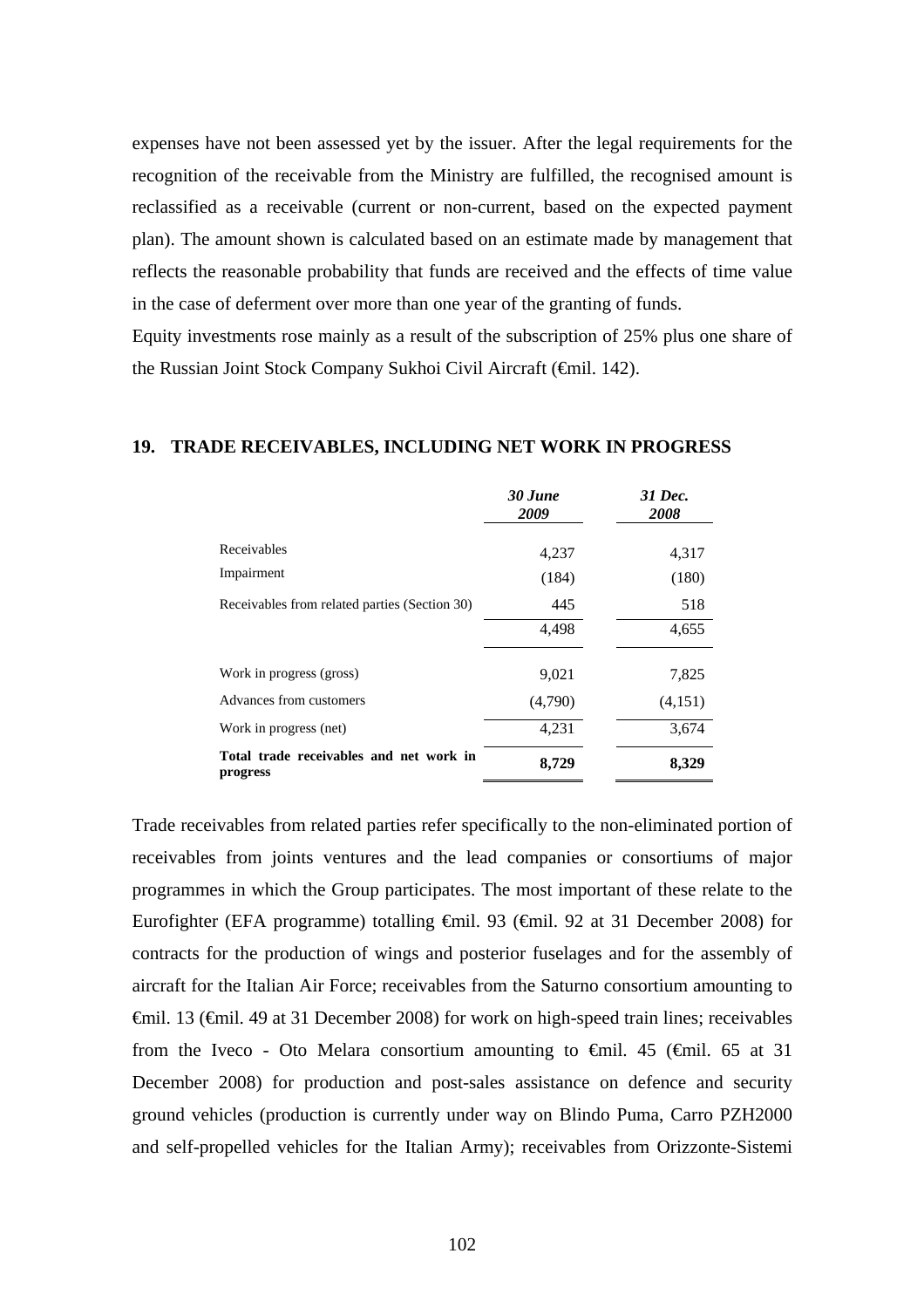expenses have not been assessed yet by the issuer. After the legal requirements for the recognition of the receivable from the Ministry are fulfilled, the recognised amount is reclassified as a receivable (current or non-current, based on the expected payment plan). The amount shown is calculated based on an estimate made by management that reflects the reasonable probability that funds are received and the effects of time value in the case of deferment over more than one year of the granting of funds.

Equity investments rose mainly as a result of the subscription of 25% plus one share of the Russian Joint Stock Company Sukhoi Civil Aircraft (€mil. 142).

## 19. TRADE RECEIVABLES, INCLUDING NET WORK IN PROGRESS

| | *30 June 2009* | *31 Dec. 2008* |
|---|---|---|
| Receivables | 4,237 | 4,317 |
| Impairment | (184) | (180) |
| Receivables from related parties (Section 30) | 445 | 518 |
| | 4,498 | 4,655 |
| Work in progress (gross) | 9,021 | 7,825 |
| Advances from customers | (4,790) | (4,151) |
| Work in progress (net) | 4,231 | 3,674 |
| **Total trade receivables and net work in progress** | **8,729** | **8,329** |

Trade receivables from related parties refer specifically to the non-eliminated portion of receivables from joints ventures and the lead companies or consortiums of major programmes in which the Group participates. The most important of these relate to the Eurofighter (EFA programme) totalling €mil. 93 (€mil. 92 at 31 December 2008) for contracts for the production of wings and posterior fuselages and for the assembly of aircraft for the Italian Air Force; receivables from the Saturno consortium amounting to €mil. 13 (€mil. 49 at 31 December 2008) for work on high-speed train lines; receivables from the Iveco - Oto Melara consortium amounting to €mil. 45 (€mil. 65 at 31 December 2008) for production and post-sales assistance on defence and security ground vehicles (production is currently under way on Blindo Puma, Carro PZH2000 and self-propelled vehicles for the Italian Army); receivables from Orizzonte-Sistemi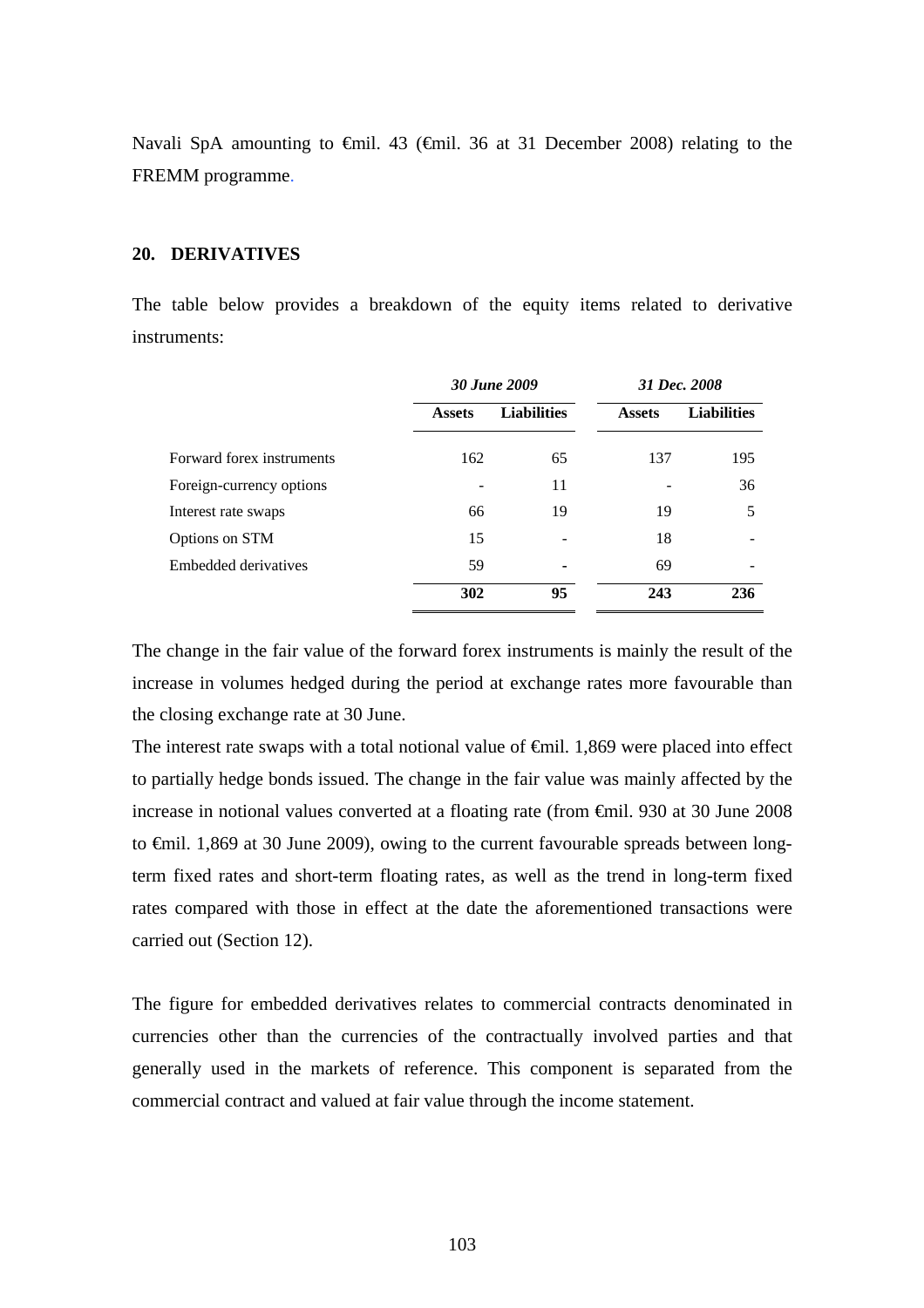Navali SpA amounting to €mil. 43 (€mil. 36 at 31 December 2008) relating to the FREMM programme.

## 20. DERIVATIVES

The table below provides a breakdown of the equity items related to derivative instruments:

| | *30 June 2009* | | *31 Dec. 2008* | |
|---|---|---|---|---|
| | **Assets** | **Liabilities** | **Assets** | **Liabilities** |
| Forward forex instruments | 162 | 65 | 137 | 195 |
| Foreign-currency options | - | 11 | - | 36 |
| Interest rate swaps | 66 | 19 | 19 | 5 |
| Options on STM | 15 | - | 18 | - |
| Embedded derivatives | 59 | - | 69 | - |
| | **302** | **95** | **243** | **236** |

The change in the fair value of the forward forex instruments is mainly the result of the increase in volumes hedged during the period at exchange rates more favourable than the closing exchange rate at 30 June.

The interest rate swaps with a total notional value of €mil. 1,869 were placed into effect to partially hedge bonds issued. The change in the fair value was mainly affected by the increase in notional values converted at a floating rate (from €mil. 930 at 30 June 2008 to €mil. 1,869 at 30 June 2009), owing to the current favourable spreads between long-term fixed rates and short-term floating rates, as well as the trend in long-term fixed rates compared with those in effect at the date the aforementioned transactions were carried out (Section 12).

The figure for embedded derivatives relates to commercial contracts denominated in currencies other than the currencies of the contractually involved parties and that generally used in the markets of reference. This component is separated from the commercial contract and valued at fair value through the income statement.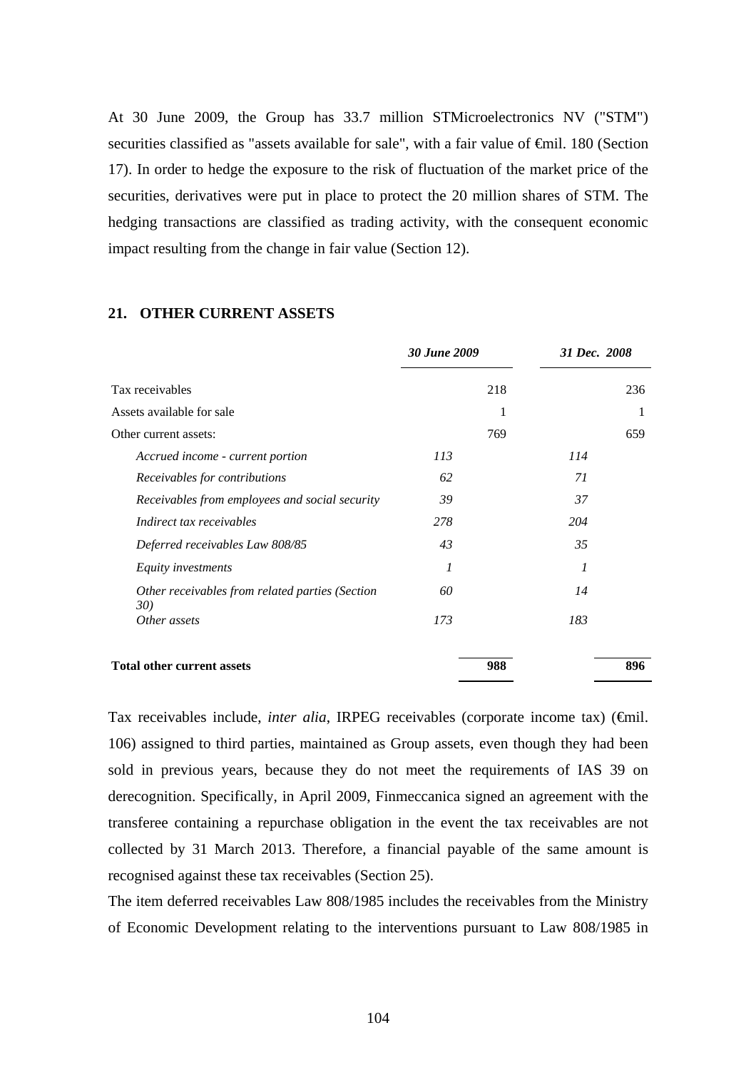At 30 June 2009, the Group has 33.7 million STMicroelectronics NV ("STM") securities classified as "assets available for sale", with a fair value of €mil. 180 (Section 17). In order to hedge the exposure to the risk of fluctuation of the market price of the securities, derivatives were put in place to protect the 20 million shares of STM. The hedging transactions are classified as trading activity, with the consequent economic impact resulting from the change in fair value (Section 12).

## 21. OTHER CURRENT ASSETS

| | *30 June 2009* | | *31 Dec. 2008* | |
|---|---|---|---|---|
| Tax receivables | | 218 | | 236 |
| Assets available for sale | | 1 | | 1 |
| Other current assets: | | 769 | | 659 |
| *Accrued income - current portion* | *113* | | *114* | |
| *Receivables for contributions* | *62* | | *71* | |
| *Receivables from employees and social security* | *39* | | *37* | |
| *Indirect tax receivables* | *278* | | *204* | |
| *Deferred receivables Law 808/85* | *43* | | *35* | |
| *Equity investments* | *1* | | *1* | |
| *Other receivables from related parties (Section 30)* | *60* | | *14* | |
| *Other assets* | *173* | | *183* | |
| **Total other current assets** | | **988** | | **896** |

Tax receivables include, *inter alia*, IRPEG receivables (corporate income tax) (€mil. 106) assigned to third parties, maintained as Group assets, even though they had been sold in previous years, because they do not meet the requirements of IAS 39 on derecognition. Specifically, in April 2009, Finmeccanica signed an agreement with the transferee containing a repurchase obligation in the event the tax receivables are not collected by 31 March 2013. Therefore, a financial payable of the same amount is recognised against these tax receivables (Section 25).

The item deferred receivables Law 808/1985 includes the receivables from the Ministry of Economic Development relating to the interventions pursuant to Law 808/1985 in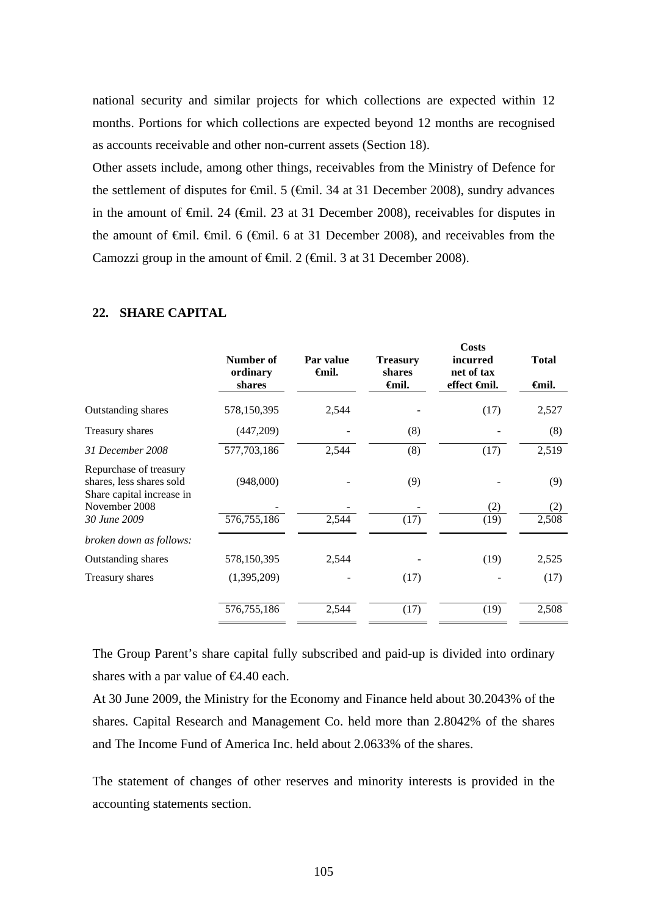national security and similar projects for which collections are expected within 12 months. Portions for which collections are expected beyond 12 months are recognised as accounts receivable and other non-current assets (Section 18).

Other assets include, among other things, receivables from the Ministry of Defence for the settlement of disputes for €mil. 5 (€mil. 34 at 31 December 2008), sundry advances in the amount of €mil. 24 (€mil. 23 at 31 December 2008), receivables for disputes in the amount of €mil. €mil. 6 (€mil. 6 at 31 December 2008), and receivables from the Camozzi group in the amount of €mil. 2 (€mil. 3 at 31 December 2008).

## 22. SHARE CAPITAL

| | Number of ordinary shares | Par value €mil. | Treasury shares €mil. | Costs incurred net of tax effect €mil. | Total €mil. |
|---|---|---|---|---|---|
| Outstanding shares | 578,150,395 | 2,544 | - | (17) | 2,527 |
| Treasury shares | (447,209) | - | (8) | - | (8) |
| *31 December 2008* | 577,703,186 | 2,544 | (8) | (17) | 2,519 |
| Repurchase of treasury shares, less shares sold | (948,000) | - | (9) | - | (9) |
| Share capital increase in November 2008 | - | - | - | (2) | (2) |
| *30 June 2009* | 576,755,186 | 2,544 | (17) | (19) | 2,508 |
| *broken down as follows:* | | | | | |
| Outstanding shares | 578,150,395 | 2,544 | - | (19) | 2,525 |
| Treasury shares | (1,395,209) | - | (17) | - | (17) |
| | 576,755,186 | 2,544 | (17) | (19) | 2,508 |

The Group Parent's share capital fully subscribed and paid-up is divided into ordinary shares with a par value of €4.40 each.

At 30 June 2009, the Ministry for the Economy and Finance held about 30.2043% of the shares. Capital Research and Management Co. held more than 2.8042% of the shares and The Income Fund of America Inc. held about 2.0633% of the shares.

The statement of changes of other reserves and minority interests is provided in the accounting statements section.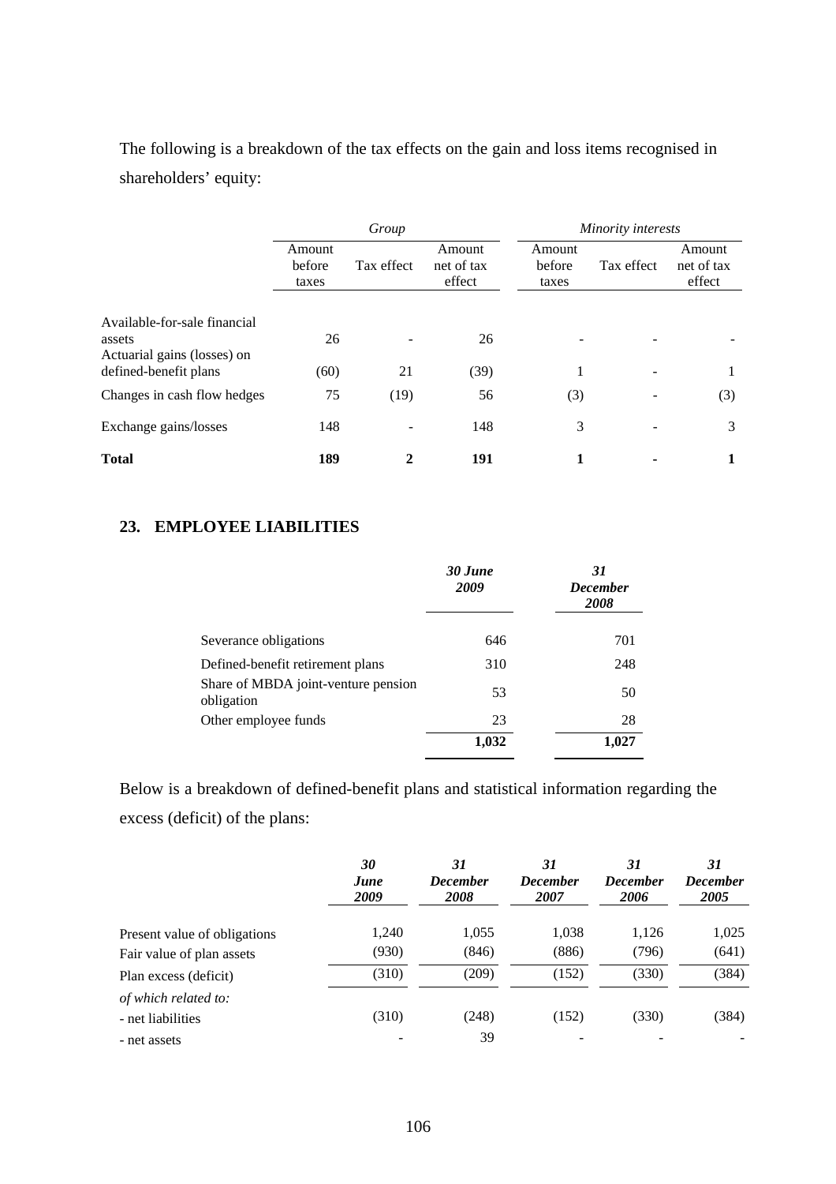The following is a breakdown of the tax effects on the gain and loss items recognised in shareholders' equity:

| | *Group* | | | *Minority interests* | | |
|---|---|---|---|---|---|---|
| | Amount before taxes | Tax effect | Amount net of tax effect | Amount before taxes | Tax effect | Amount net of tax effect |
| Available-for-sale financial assets | 26 | - | 26 | - | - | - |
| Actuarial gains (losses) on defined-benefit plans | (60) | 21 | (39) | 1 | - | 1 |
| Changes in cash flow hedges | 75 | (19) | 56 | (3) | - | (3) |
| Exchange gains/losses | 148 | - | 148 | 3 | - | 3 |
| **Total** | **189** | **2** | **191** | **1** | **-** | **1** |

## 23. EMPLOYEE LIABILITIES

| | ***30 June 2009*** | ***31 December 2008*** |
|---|---|---|
| Severance obligations | 646 | 701 |
| Defined-benefit retirement plans | 310 | 248 |
| Share of MBDA joint-venture pension obligation | 53 | 50 |
| Other employee funds | 23 | 28 |
| | **1,032** | **1,027** |

Below is a breakdown of defined-benefit plans and statistical information regarding the excess (deficit) of the plans:

| | ***30 June 2009*** | ***31 December 2008*** | ***31 December 2007*** | ***31 December 2006*** | ***31 December 2005*** |
|---|---|---|---|---|---|
| Present value of obligations | 1,240 | 1,055 | 1,038 | 1,126 | 1,025 |
| Fair value of plan assets | (930) | (846) | (886) | (796) | (641) |
| Plan excess (deficit) | (310) | (209) | (152) | (330) | (384) |
| *of which related to:* | | | | | |
| - net liabilities | (310) | (248) | (152) | (330) | (384) |
| - net assets | - | 39 | - | - | - |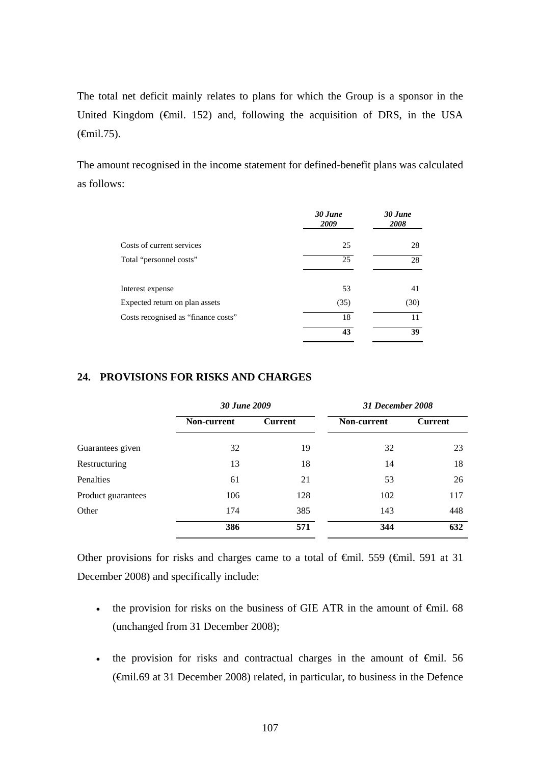The total net deficit mainly relates to plans for which the Group is a sponsor in the United Kingdom (€mil. 152) and, following the acquisition of DRS, in the USA (€mil.75).

The amount recognised in the income statement for defined-benefit plans was calculated as follows:

| | *30 June 2009* | *30 June 2008* |
|---|---|---|
| Costs of current services | 25 | 28 |
| Total "personnel costs" | 25 | 28 |
| | | |
| Interest expense | 53 | 41 |
| Expected return on plan assets | (35) | (30) |
| Costs recognised as "finance costs" | 18 | 11 |
| | **43** | **39** |

## 24. PROVISIONS FOR RISKS AND CHARGES

| | *30 June 2009* | | *31 December 2008* | |
|---|---|---|---|---|
| | **Non-current** | **Current** | **Non-current** | **Current** |
| Guarantees given | 32 | 19 | 32 | 23 |
| Restructuring | 13 | 18 | 14 | 18 |
| Penalties | 61 | 21 | 53 | 26 |
| Product guarantees | 106 | 128 | 102 | 117 |
| Other | 174 | 385 | 143 | 448 |
| | **386** | **571** | **344** | **632** |

Other provisions for risks and charges came to a total of €mil. 559 (€mil. 591 at 31 December 2008) and specifically include:

- the provision for risks on the business of GIE ATR in the amount of €mil. 68 (unchanged from 31 December 2008);
- the provision for risks and contractual charges in the amount of €mil. 56 (€mil.69 at 31 December 2008) related, in particular, to business in the Defence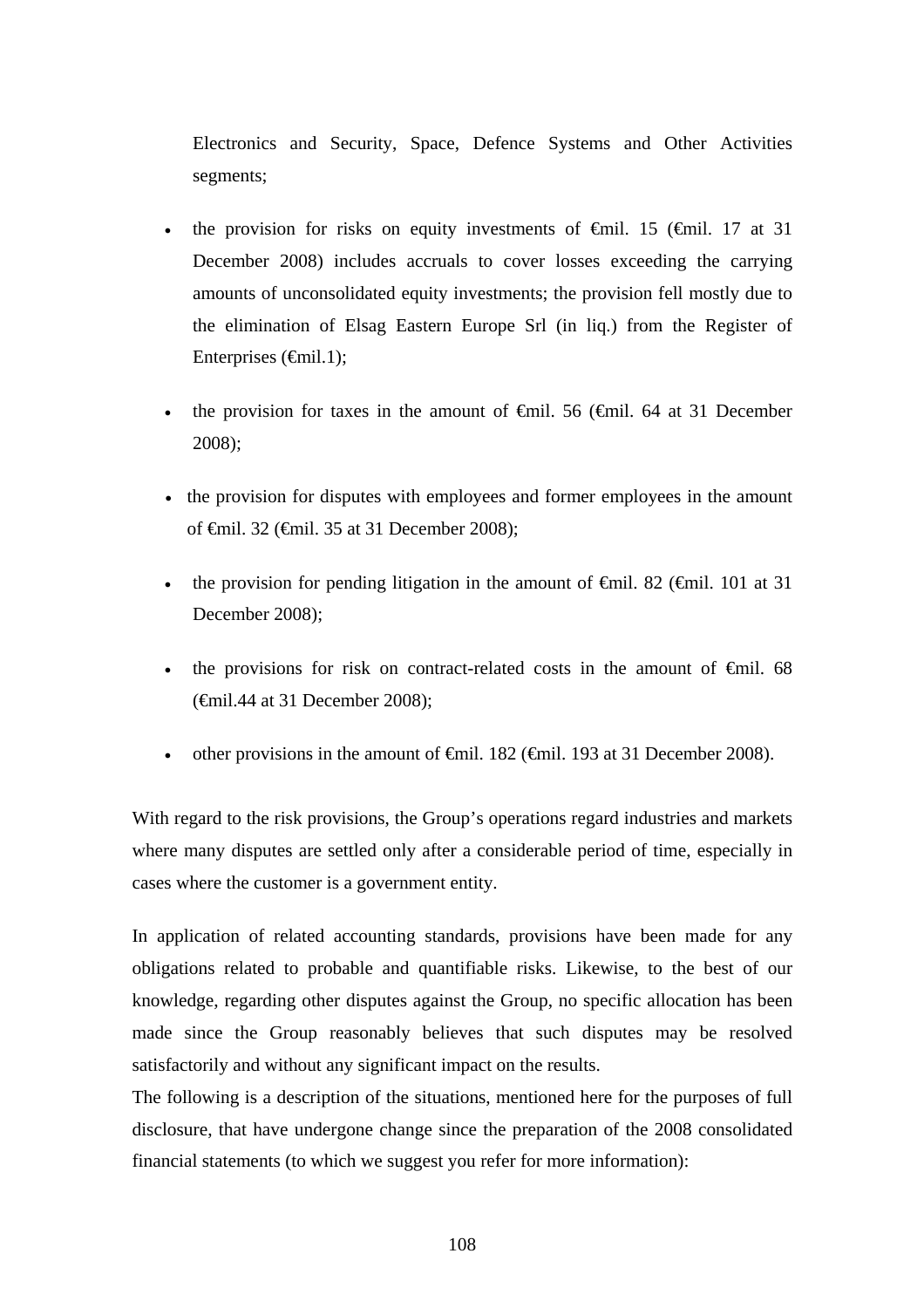Electronics and Security, Space, Defence Systems and Other Activities segments;

- the provision for risks on equity investments of €mil. 15 (€mil. 17 at 31 December 2008) includes accruals to cover losses exceeding the carrying amounts of unconsolidated equity investments; the provision fell mostly due to the elimination of Elsag Eastern Europe Srl (in liq.) from the Register of Enterprises (€mil.1);
- the provision for taxes in the amount of €mil. 56 (€mil. 64 at 31 December 2008);
- the provision for disputes with employees and former employees in the amount of €mil. 32 (€mil. 35 at 31 December 2008);
- the provision for pending litigation in the amount of €mil. 82 (€mil. 101 at 31 December 2008);
- the provisions for risk on contract-related costs in the amount of €mil. 68 (€mil.44 at 31 December 2008);
- other provisions in the amount of €mil. 182 (€mil. 193 at 31 December 2008).

With regard to the risk provisions, the Group's operations regard industries and markets where many disputes are settled only after a considerable period of time, especially in cases where the customer is a government entity.

In application of related accounting standards, provisions have been made for any obligations related to probable and quantifiable risks. Likewise, to the best of our knowledge, regarding other disputes against the Group, no specific allocation has been made since the Group reasonably believes that such disputes may be resolved satisfactorily and without any significant impact on the results.
The following is a description of the situations, mentioned here for the purposes of full disclosure, that have undergone change since the preparation of the 2008 consolidated financial statements (to which we suggest you refer for more information):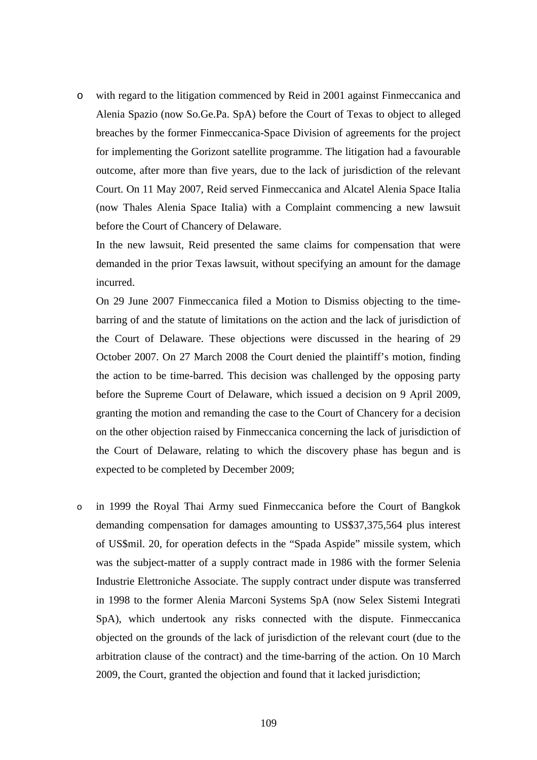- with regard to the litigation commenced by Reid in 2001 against Finmeccanica and Alenia Spazio (now So.Ge.Pa. SpA) before the Court of Texas to object to alleged breaches by the former Finmeccanica-Space Division of agreements for the project for implementing the Gorizont satellite programme. The litigation had a favourable outcome, after more than five years, due to the lack of jurisdiction of the relevant Court. On 11 May 2007, Reid served Finmeccanica and Alcatel Alenia Space Italia (now Thales Alenia Space Italia) with a Complaint commencing a new lawsuit before the Court of Chancery of Delaware.

  In the new lawsuit, Reid presented the same claims for compensation that were demanded in the prior Texas lawsuit, without specifying an amount for the damage incurred.

  On 29 June 2007 Finmeccanica filed a Motion to Dismiss objecting to the time-barring of and the statute of limitations on the action and the lack of jurisdiction of the Court of Delaware. These objections were discussed in the hearing of 29 October 2007. On 27 March 2008 the Court denied the plaintiff's motion, finding the action to be time-barred. This decision was challenged by the opposing party before the Supreme Court of Delaware, which issued a decision on 9 April 2009, granting the motion and remanding the case to the Court of Chancery for a decision on the other objection raised by Finmeccanica concerning the lack of jurisdiction of the Court of Delaware, relating to which the discovery phase has begun and is expected to be completed by December 2009;

- in 1999 the Royal Thai Army sued Finmeccanica before the Court of Bangkok demanding compensation for damages amounting to US$37,375,564 plus interest of US$mil. 20, for operation defects in the "Spada Aspide" missile system, which was the subject-matter of a supply contract made in 1986 with the former Selenia Industrie Elettroniche Associate. The supply contract under dispute was transferred in 1998 to the former Alenia Marconi Systems SpA (now Selex Sistemi Integrati SpA), which undertook any risks connected with the dispute. Finmeccanica objected on the grounds of the lack of jurisdiction of the relevant court (due to the arbitration clause of the contract) and the time-barring of the action. On 10 March 2009, the Court, granted the objection and found that it lacked jurisdiction;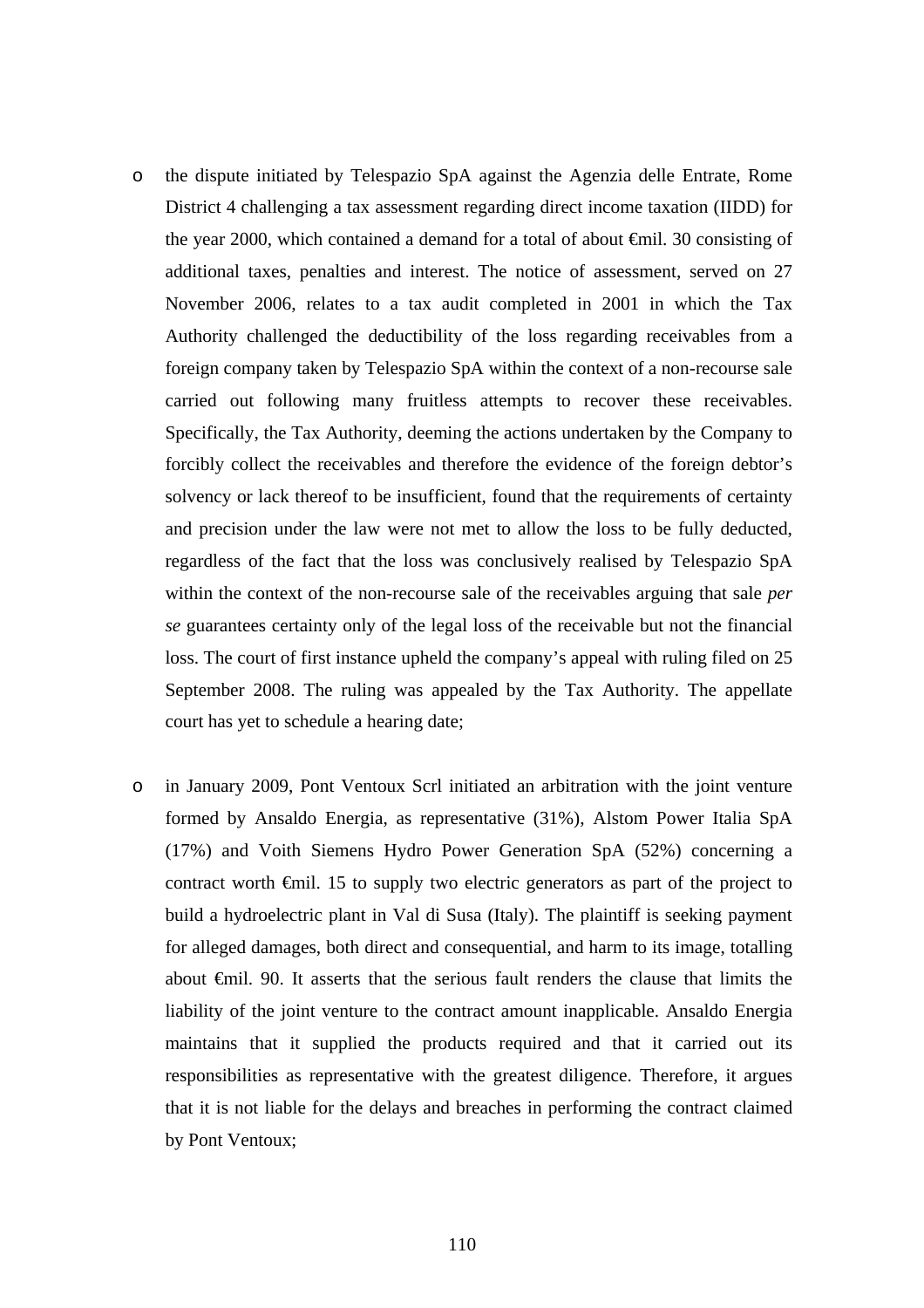- the dispute initiated by Telespazio SpA against the Agenzia delle Entrate, Rome District 4 challenging a tax assessment regarding direct income taxation (IIDD) for the year 2000, which contained a demand for a total of about €mil. 30 consisting of additional taxes, penalties and interest. The notice of assessment, served on 27 November 2006, relates to a tax audit completed in 2001 in which the Tax Authority challenged the deductibility of the loss regarding receivables from a foreign company taken by Telespazio SpA within the context of a non-recourse sale carried out following many fruitless attempts to recover these receivables. Specifically, the Tax Authority, deeming the actions undertaken by the Company to forcibly collect the receivables and therefore the evidence of the foreign debtor's solvency or lack thereof to be insufficient, found that the requirements of certainty and precision under the law were not met to allow the loss to be fully deducted, regardless of the fact that the loss was conclusively realised by Telespazio SpA within the context of the non-recourse sale of the receivables arguing that sale *per se* guarantees certainty only of the legal loss of the receivable but not the financial loss. The court of first instance upheld the company's appeal with ruling filed on 25 September 2008. The ruling was appealed by the Tax Authority. The appellate court has yet to schedule a hearing date;

- in January 2009, Pont Ventoux Scrl initiated an arbitration with the joint venture formed by Ansaldo Energia, as representative (31%), Alstom Power Italia SpA (17%) and Voith Siemens Hydro Power Generation SpA (52%) concerning a contract worth €mil. 15 to supply two electric generators as part of the project to build a hydroelectric plant in Val di Susa (Italy). The plaintiff is seeking payment for alleged damages, both direct and consequential, and harm to its image, totalling about €mil. 90. It asserts that the serious fault renders the clause that limits the liability of the joint venture to the contract amount inapplicable. Ansaldo Energia maintains that it supplied the products required and that it carried out its responsibilities as representative with the greatest diligence. Therefore, it argues that it is not liable for the delays and breaches in performing the contract claimed by Pont Ventoux;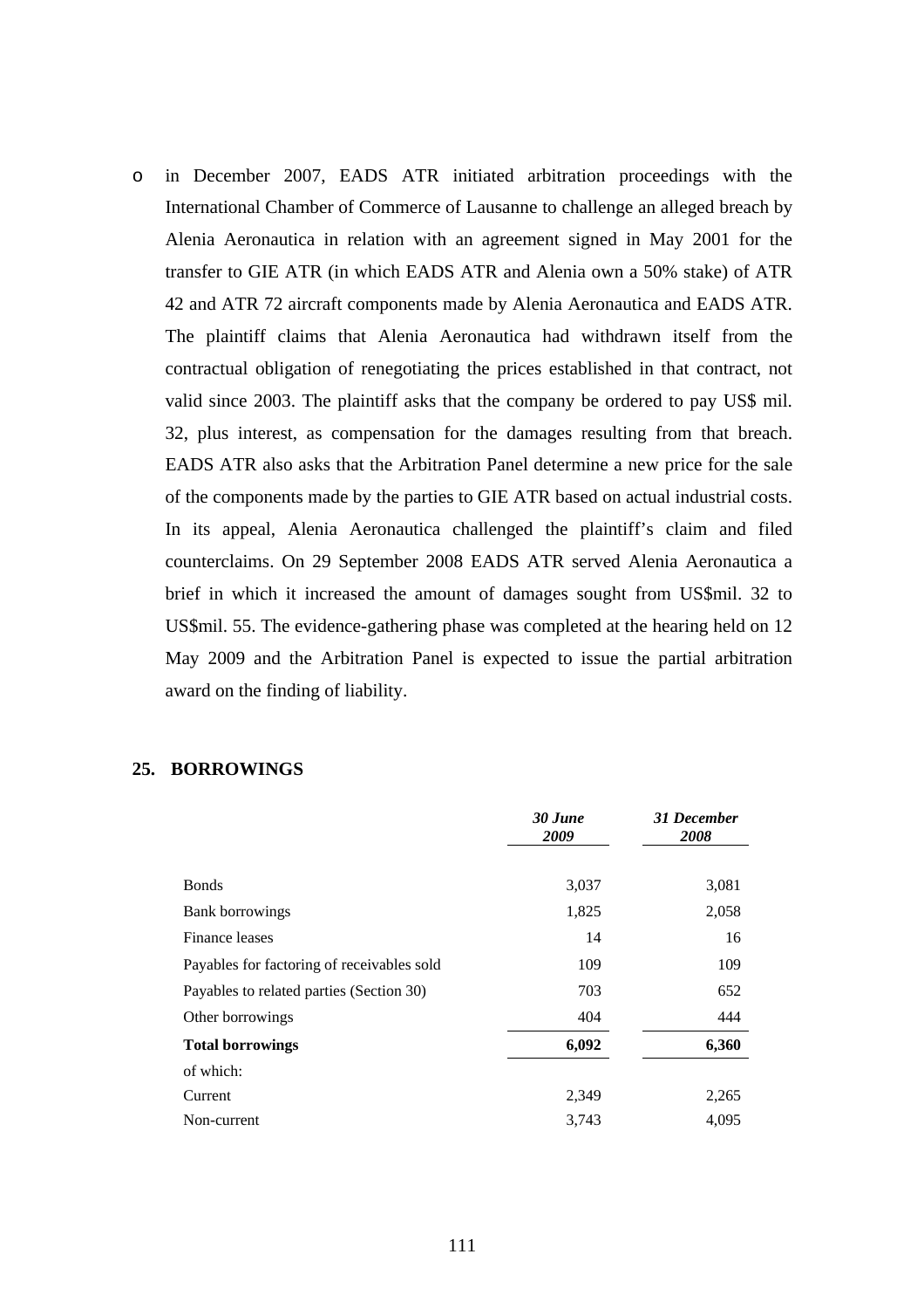- in December 2007, EADS ATR initiated arbitration proceedings with the International Chamber of Commerce of Lausanne to challenge an alleged breach by Alenia Aeronautica in relation with an agreement signed in May 2001 for the transfer to GIE ATR (in which EADS ATR and Alenia own a 50% stake) of ATR 42 and ATR 72 aircraft components made by Alenia Aeronautica and EADS ATR. The plaintiff claims that Alenia Aeronautica had withdrawn itself from the contractual obligation of renegotiating the prices established in that contract, not valid since 2003. The plaintiff asks that the company be ordered to pay US$ mil. 32, plus interest, as compensation for the damages resulting from that breach. EADS ATR also asks that the Arbitration Panel determine a new price for the sale of the components made by the parties to GIE ATR based on actual industrial costs. In its appeal, Alenia Aeronautica challenged the plaintiff's claim and filed counterclaims. On 29 September 2008 EADS ATR served Alenia Aeronautica a brief in which it increased the amount of damages sought from US$mil. 32 to US$mil. 55. The evidence-gathering phase was completed at the hearing held on 12 May 2009 and the Arbitration Panel is expected to issue the partial arbitration award on the finding of liability.

## 25. BORROWINGS

| | *30 June 2009* | *31 December 2008* |
|---|---:|---:|
| Bonds | 3,037 | 3,081 |
| Bank borrowings | 1,825 | 2,058 |
| Finance leases | 14 | 16 |
| Payables for factoring of receivables sold | 109 | 109 |
| Payables to related parties (Section 30) | 703 | 652 |
| Other borrowings | 404 | 444 |
| **Total borrowings** | **6,092** | **6,360** |
| of which: | | |
| Current | 2,349 | 2,265 |
| Non-current | 3,743 | 4,095 |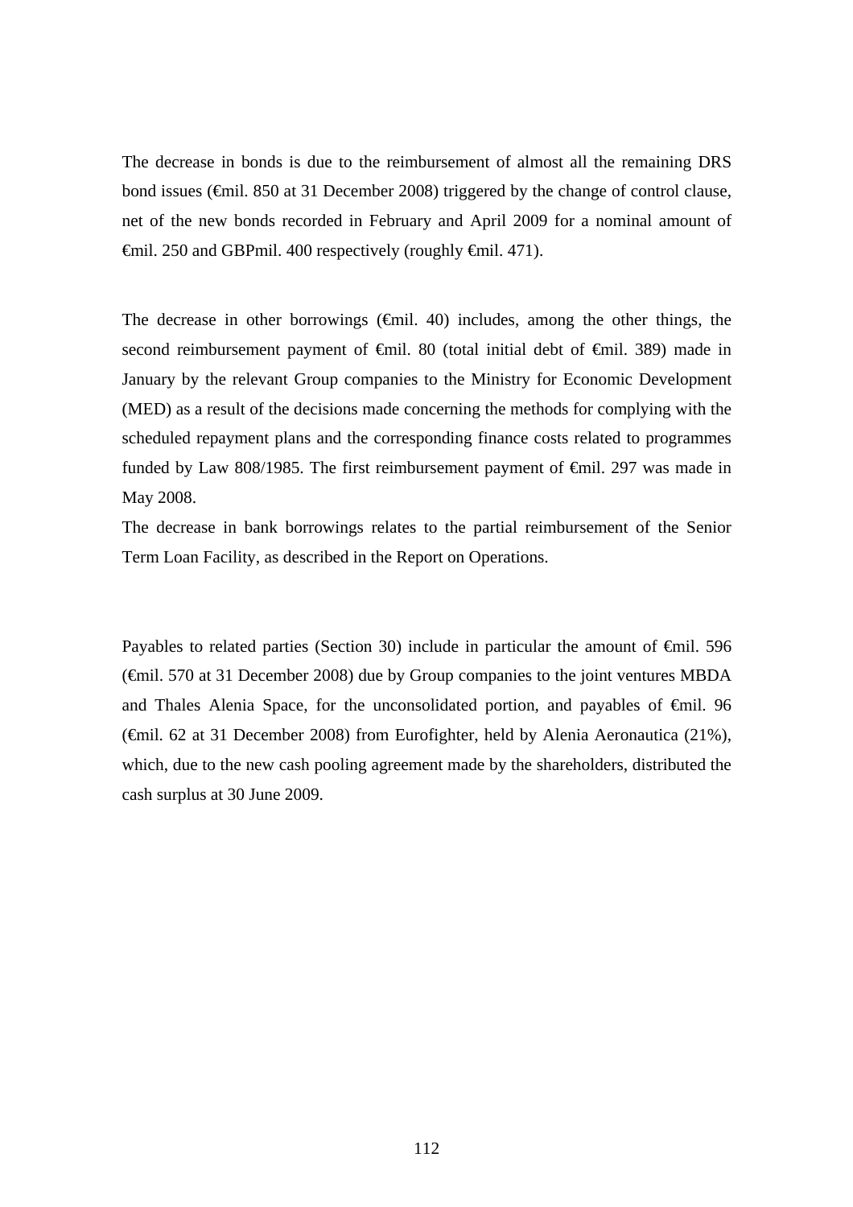The decrease in bonds is due to the reimbursement of almost all the remaining DRS bond issues (€mil. 850 at 31 December 2008) triggered by the change of control clause, net of the new bonds recorded in February and April 2009 for a nominal amount of €mil. 250 and GBPmil. 400 respectively (roughly €mil. 471).

The decrease in other borrowings (€mil. 40) includes, among the other things, the second reimbursement payment of €mil. 80 (total initial debt of €mil. 389) made in January by the relevant Group companies to the Ministry for Economic Development (MED) as a result of the decisions made concerning the methods for complying with the scheduled repayment plans and the corresponding finance costs related to programmes funded by Law 808/1985. The first reimbursement payment of €mil. 297 was made in May 2008.

The decrease in bank borrowings relates to the partial reimbursement of the Senior Term Loan Facility, as described in the Report on Operations.

Payables to related parties (Section 30) include in particular the amount of €mil. 596 (€mil. 570 at 31 December 2008) due by Group companies to the joint ventures MBDA and Thales Alenia Space, for the unconsolidated portion, and payables of €mil. 96 (€mil. 62 at 31 December 2008) from Eurofighter, held by Alenia Aeronautica (21%), which, due to the new cash pooling agreement made by the shareholders, distributed the cash surplus at 30 June 2009.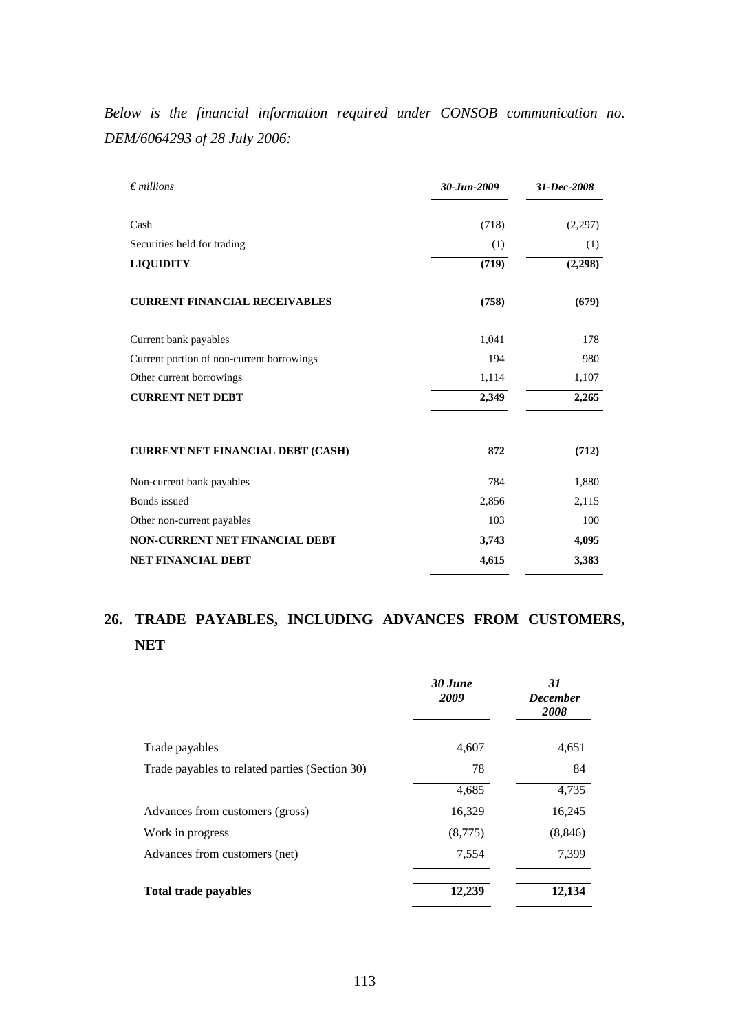*Below is the financial information required under CONSOB communication no. DEM/6064293 of 28 July 2006:*

| *€ millions* | *30-Jun-2009* | *31-Dec-2008* |
|---|---|---|
| Cash | (718) | (2,297) |
| Securities held for trading | (1) | (1) |
| **LIQUIDITY** | **(719)** | **(2,298)** |
| **CURRENT FINANCIAL RECEIVABLES** | **(758)** | **(679)** |
| Current bank payables | 1,041 | 178 |
| Current portion of non-current borrowings | 194 | 980 |
| Other current borrowings | 1,114 | 1,107 |
| **CURRENT NET DEBT** | **2,349** | **2,265** |
| **CURRENT NET FINANCIAL DEBT (CASH)** | **872** | **(712)** |
| Non-current bank payables | 784 | 1,880 |
| Bonds issued | 2,856 | 2,115 |
| Other non-current payables | 103 | 100 |
| **NON-CURRENT NET FINANCIAL DEBT** | **3,743** | **4,095** |
| **NET FINANCIAL DEBT** | **4,615** | **3,383** |

## 26. TRADE PAYABLES, INCLUDING ADVANCES FROM CUSTOMERS, NET

| | *30 June 2009* | *31 December 2008* |
|---|---|---|
| Trade payables | 4,607 | 4,651 |
| Trade payables to related parties (Section 30) | 78 | 84 |
| | 4,685 | 4,735 |
| Advances from customers (gross) | 16,329 | 16,245 |
| Work in progress | (8,775) | (8,846) |
| Advances from customers (net) | 7,554 | 7,399 |
| **Total trade payables** | **12,239** | **12,134** |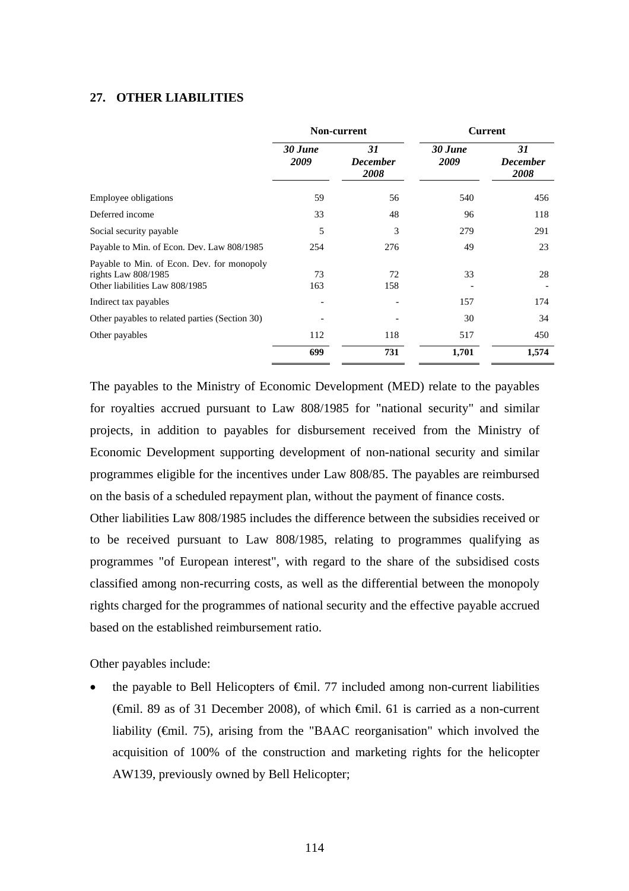## 27. OTHER LIABILITIES

| | Non-current | | Current | |
|---|---|---|---|---|
| | *30 June 2009* | *31 December 2008* | *30 June 2009* | *31 December 2008* |
| Employee obligations | 59 | 56 | 540 | 456 |
| Deferred income | 33 | 48 | 96 | 118 |
| Social security payable | 5 | 3 | 279 | 291 |
| Payable to Min. of Econ. Dev. Law 808/1985 | 254 | 276 | 49 | 23 |
| Payable to Min. of Econ. Dev. for monopoly rights Law 808/1985 | 73 | 72 | 33 | 28 |
| Other liabilities Law 808/1985 | 163 | 158 | - | - |
| Indirect tax payables | - | - | 157 | 174 |
| Other payables to related parties (Section 30) | - | - | 30 | 34 |
| Other payables | 112 | 118 | 517 | 450 |
| | **699** | **731** | **1,701** | **1,574** |

The payables to the Ministry of Economic Development (MED) relate to the payables for royalties accrued pursuant to Law 808/1985 for "national security" and similar projects, in addition to payables for disbursement received from the Ministry of Economic Development supporting development of non-national security and similar programmes eligible for the incentives under Law 808/85. The payables are reimbursed on the basis of a scheduled repayment plan, without the payment of finance costs.

Other liabilities Law 808/1985 includes the difference between the subsidies received or to be received pursuant to Law 808/1985, relating to programmes qualifying as programmes "of European interest", with regard to the share of the subsidised costs classified among non-recurring costs, as well as the differential between the monopoly rights charged for the programmes of national security and the effective payable accrued based on the established reimbursement ratio.

Other payables include:

- the payable to Bell Helicopters of €mil. 77 included among non-current liabilities (€mil. 89 as of 31 December 2008), of which €mil. 61 is carried as a non-current liability (€mil. 75), arising from the "BAAC reorganisation" which involved the acquisition of 100% of the construction and marketing rights for the helicopter AW139, previously owned by Bell Helicopter;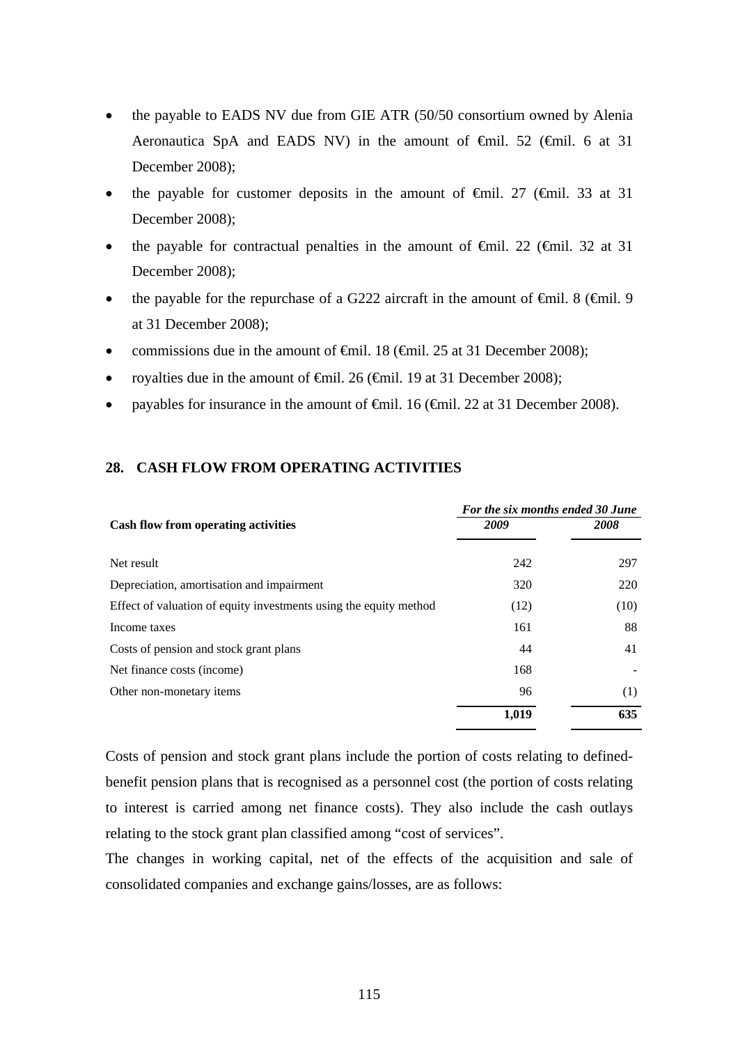- the payable to EADS NV due from GIE ATR (50/50 consortium owned by Alenia Aeronautica SpA and EADS NV) in the amount of €mil. 52 (€mil. 6 at 31 December 2008);
- the payable for customer deposits in the amount of €mil. 27 (€mil. 33 at 31 December 2008);
- the payable for contractual penalties in the amount of €mil. 22 (€mil. 32 at 31 December 2008);
- the payable for the repurchase of a G222 aircraft in the amount of €mil. 8 (€mil. 9 at 31 December 2008);
- commissions due in the amount of €mil. 18 (€mil. 25 at 31 December 2008);
- royalties due in the amount of €mil. 26 (€mil. 19 at 31 December 2008);
- payables for insurance in the amount of €mil. 16 (€mil. 22 at 31 December 2008).

## 28. CASH FLOW FROM OPERATING ACTIVITIES

| | *For the six months ended 30 June* | |
|---|---|---|
| **Cash flow from operating activities** | ***2009*** | ***2008*** |
| Net result | 242 | 297 |
| Depreciation, amortisation and impairment | 320 | 220 |
| Effect of valuation of equity investments using the equity method | (12) | (10) |
| Income taxes | 161 | 88 |
| Costs of pension and stock grant plans | 44 | 41 |
| Net finance costs (income) | 168 | - |
| Other non-monetary items | 96 | (1) |
| | **1,019** | **635** |

Costs of pension and stock grant plans include the portion of costs relating to defined-benefit pension plans that is recognised as a personnel cost (the portion of costs relating to interest is carried among net finance costs). They also include the cash outlays relating to the stock grant plan classified among "cost of services".

The changes in working capital, net of the effects of the acquisition and sale of consolidated companies and exchange gains/losses, are as follows: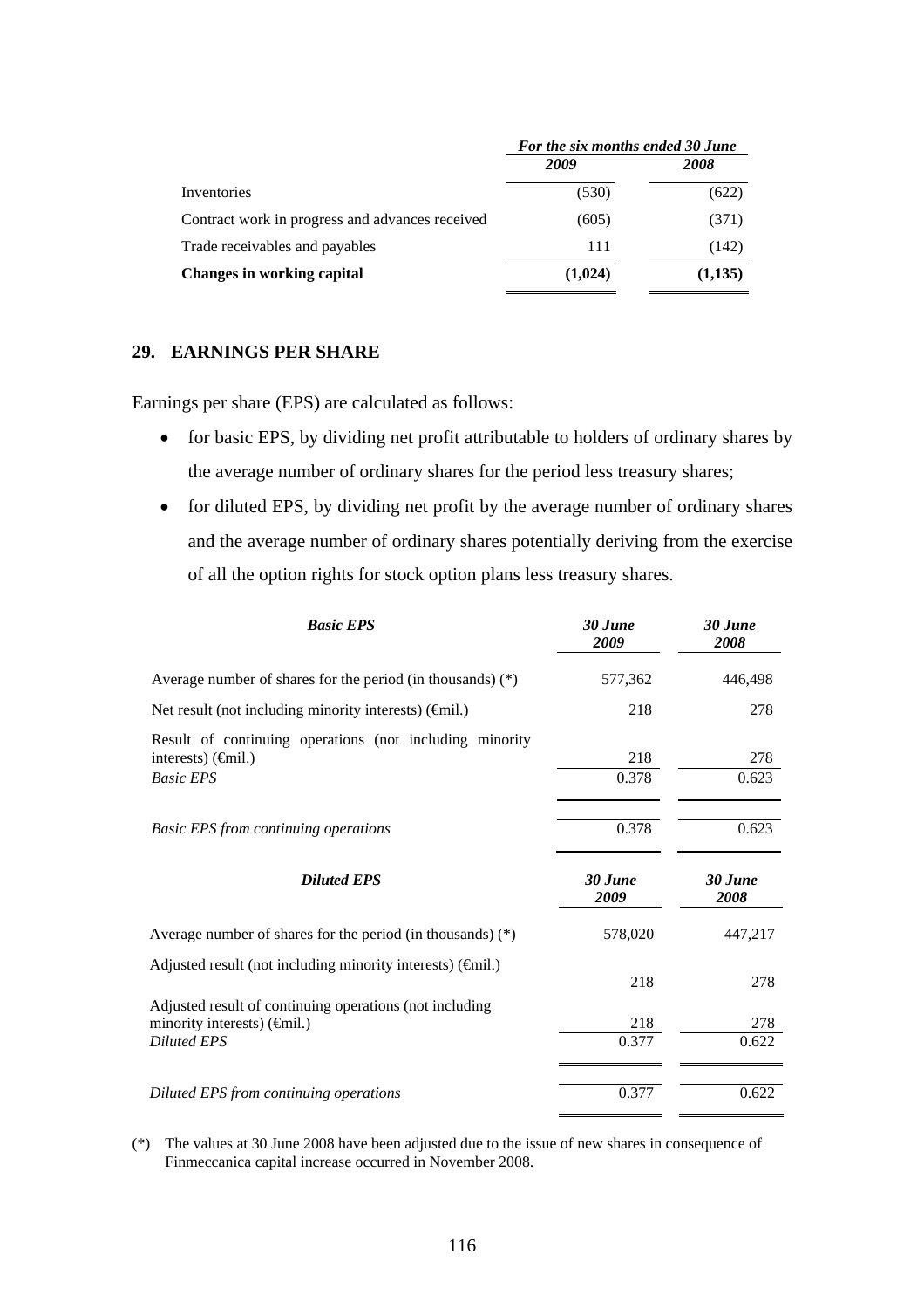| | *For the six months ended 30 June* | |
|---|---|---|
| | *2009* | *2008* |
| Inventories | (530) | (622) |
| Contract work in progress and advances received | (605) | (371) |
| Trade receivables and payables | 111 | (142) |
| **Changes in working capital** | **(1,024)** | **(1,135)** |

## 29. EARNINGS PER SHARE

Earnings per share (EPS) are calculated as follows:

- for basic EPS, by dividing net profit attributable to holders of ordinary shares by the average number of ordinary shares for the period less treasury shares;
- for diluted EPS, by dividing net profit by the average number of ordinary shares and the average number of ordinary shares potentially deriving from the exercise of all the option rights for stock option plans less treasury shares.

| ***Basic EPS*** | ***30 June 2009*** | ***30 June 2008*** |
|---|---|---|
| Average number of shares for the period (in thousands) (*) | 577,362 | 446,498 |
| Net result (not including minority interests) (€mil.) | 218 | 278 |
| Result of continuing operations (not including minority interests) (€mil.) | 218 | 278 |
| *Basic EPS* | 0.378 | 0.623 |
| *Basic EPS from continuing operations* | 0.378 | 0.623 |

| ***Diluted EPS*** | ***30 June 2009*** | ***30 June 2008*** |
|---|---|---|
| Average number of shares for the period (in thousands) (*) | 578,020 | 447,217 |
| Adjusted result (not including minority interests) (€mil.) | 218 | 278 |
| Adjusted result of continuing operations (not including minority interests) (€mil.) | 218 | 278 |
| *Diluted EPS* | 0.377 | 0.622 |
| *Diluted EPS from continuing operations* | 0.377 | 0.622 |

(*) The values at 30 June 2008 have been adjusted due to the issue of new shares in consequence of Finmeccanica capital increase occurred in November 2008.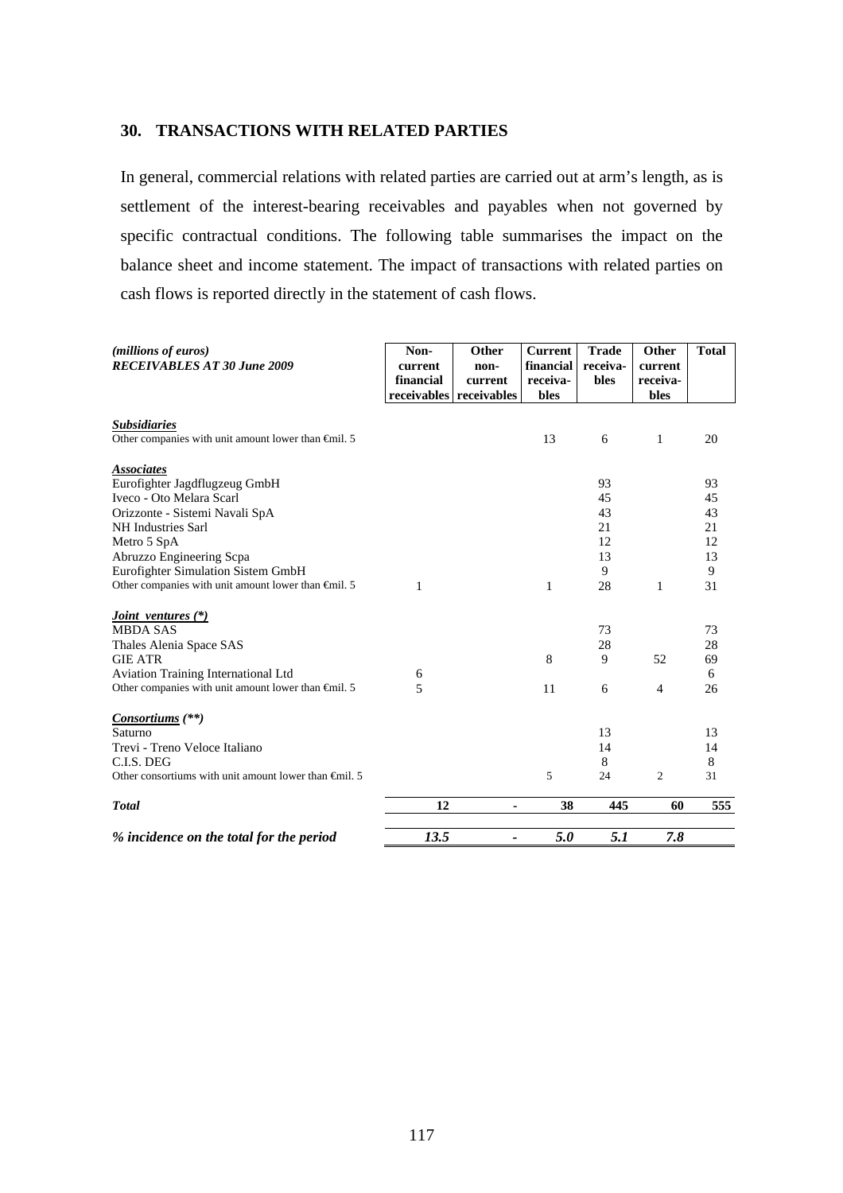## 30. TRANSACTIONS WITH RELATED PARTIES

In general, commercial relations with related parties are carried out at arm's length, as is settlement of the interest-bearing receivables and payables when not governed by specific contractual conditions. The following table summarises the impact on the balance sheet and income statement. The impact of transactions with related parties on cash flows is reported directly in the statement of cash flows.

| *(millions of euros)* ***RECEIVABLES AT 30 June 2009*** | **Non-current financial receivables** | **Other non-current receivables** | **Current financial receiva-bles** | **Trade receiva-bles** | **Other current receiva-bles** | **Total** |
|---|---|---|---|---|---|---|
| ***Subsidiaries*** | | | | | | |
| Other companies with unit amount lower than €mil. 5 | | | 13 | 6 | 1 | 20 |
| ***Associates*** | | | | | | |
| Eurofighter Jagdflugzeug GmbH | | | | 93 | | 93 |
| Iveco - Oto Melara Scarl | | | | 45 | | 45 |
| Orizzonte - Sistemi Navali SpA | | | | 43 | | 43 |
| NH Industries Sarl | | | | 21 | | 21 |
| Metro 5 SpA | | | | 12 | | 12 |
| Abruzzo Engineering Scpa | | | | 13 | | 13 |
| Eurofighter Simulation Sistem GmbH | | | | 9 | | 9 |
| Other companies with unit amount lower than €mil. 5 | 1 | | 1 | 28 | 1 | 31 |
| ***Joint ventures (\*)*** | | | | | | |
| MBDA SAS | | | | 73 | | 73 |
| Thales Alenia Space SAS | | | | 28 | | 28 |
| GIE ATR | | | 8 | 9 | 52 | 69 |
| Aviation Training International Ltd | 6 | | | | | 6 |
| Other companies with unit amount lower than €mil. 5 | 5 | | 11 | 6 | 4 | 26 |
| ***Consortiums (\*\*)*** | | | | | | |
| Saturno | | | | 13 | | 13 |
| Trevi - Treno Veloce Italiano | | | | 14 | | 14 |
| C.I.S. DEG | | | | 8 | | 8 |
| Other consortiums with unit amount lower than €mil. 5 | | | 5 | 24 | 2 | 31 |
| ***Total*** | **12** | **-** | **38** | **445** | **60** | **555** |
| ***% incidence on the total for the period*** | ***13.5*** | ***-*** | ***5.0*** | ***5.1*** | ***7.8*** | |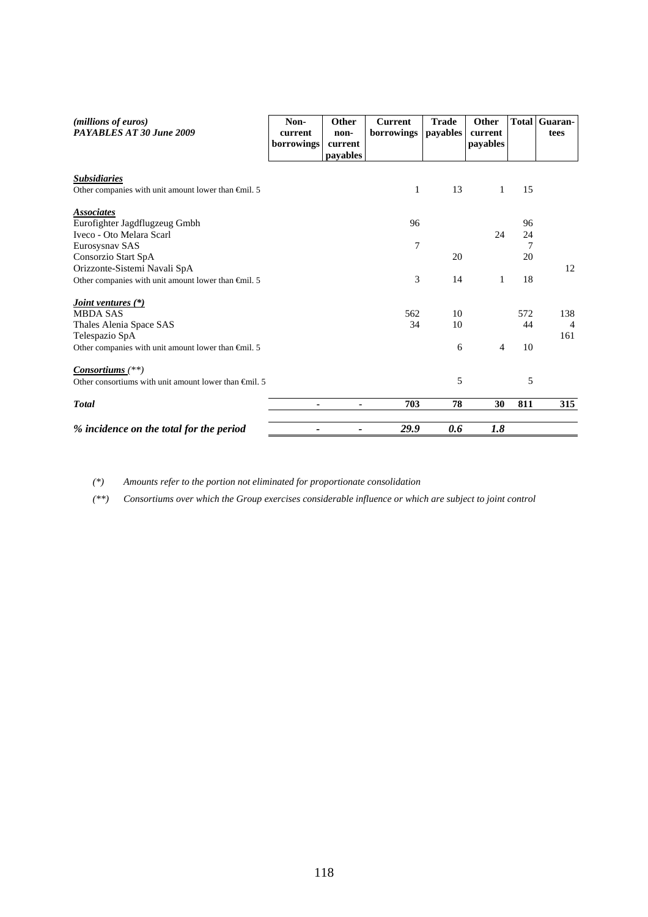| *(millions of euros)* ***PAYABLES AT 30 June 2009*** | Non-current borrowings | Other non-current payables | Current borrowings | Trade payables | Other current payables | Total | Guaran-tees |
|---|---|---|---|---|---|---|---|
| ***Subsidiaries*** | | | | | | | |
| Other companies with unit amount lower than €mil. 5 | | | 1 | 13 | 1 | 15 | |
| ***Associates*** | | | | | | | |
| Eurofighter Jagdflugzeug Gmbh | | | 96 | | | 96 | |
| Iveco - Oto Melara Scarl | | | | | 24 | 24 | |
| Eurosysnav SAS | | | 7 | | | 7 | |
| Consorzio Start SpA | | | | 20 | | 20 | |
| Orizzonte-Sistemi Navali SpA | | | | | | | 12 |
| Other companies with unit amount lower than €mil. 5 | | | 3 | 14 | 1 | 18 | |
| ***Joint ventures (*)*** | | | | | | | |
| MBDA SAS | | | 562 | 10 | | 572 | 138 |
| Thales Alenia Space SAS | | | 34 | 10 | | 44 | 4 |
| Telespazio SpA | | | | | | | 161 |
| Other companies with unit amount lower than €mil. 5 | | | | 6 | 4 | 10 | |
| ***Consortiums** (**)* | | | | | | | |
| Other consortiums with unit amount lower than €mil. 5 | | | | 5 | | 5 | |
| ***Total*** | - | - | **703** | **78** | **30** | **811** | **315** |
| ***% incidence on the total for the period*** | - | - | ***29.9*** | ***0.6*** | ***1.8*** | | |

*(*) Amounts refer to the portion not eliminated for proportionate consolidation*

*(**) Consortiums over which the Group exercises considerable influence or which are subject to joint control*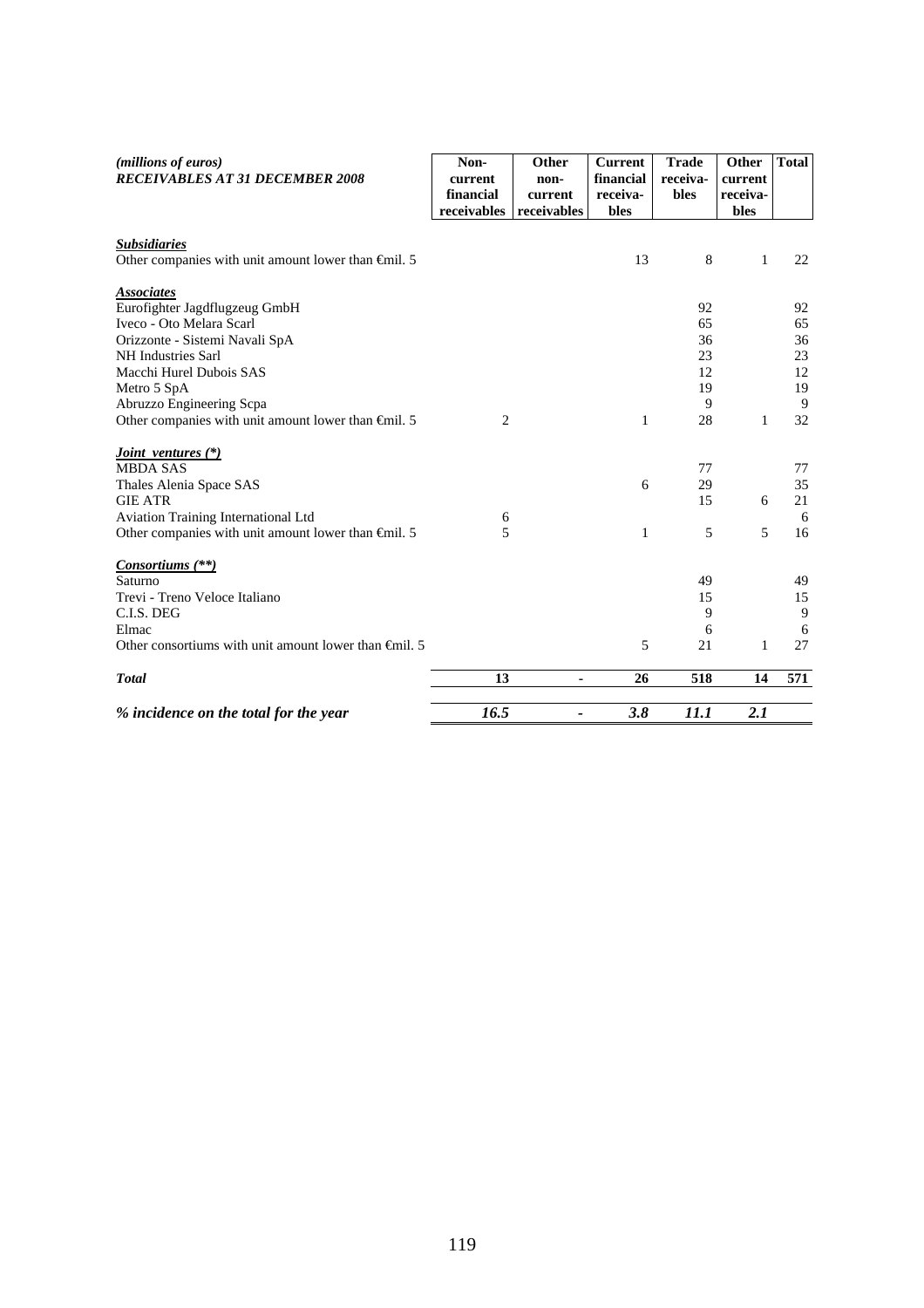| *(millions of euros)* ***RECEIVABLES AT 31 DECEMBER 2008*** | **Non-current financial receivables** | **Other non-current receivables** | **Current financial receiva-bles** | **Trade receiva-bles** | **Other current receiva-bles** | **Total** |
|---|---|---|---|---|---|---|
| ***Subsidiaries*** | | | | | | |
| Other companies with unit amount lower than €mil. 5 | | | 13 | 8 | 1 | 22 |
| ***Associates*** | | | | | | |
| Eurofighter Jagdflugzeug GmbH | | | | 92 | | 92 |
| Iveco - Oto Melara Scarl | | | | 65 | | 65 |
| Orizzonte - Sistemi Navali SpA | | | | 36 | | 36 |
| NH Industries Sarl | | | | 23 | | 23 |
| Macchi Hurel Dubois SAS | | | | 12 | | 12 |
| Metro 5 SpA | | | | 19 | | 19 |
| Abruzzo Engineering Scpa | | | | 9 | | 9 |
| Other companies with unit amount lower than €mil. 5 | 2 | | 1 | 28 | 1 | 32 |
| ***Joint ventures (\*)*** | | | | | | |
| MBDA SAS | | | | 77 | | 77 |
| Thales Alenia Space SAS | | | 6 | 29 | | 35 |
| GIE ATR | | | | 15 | 6 | 21 |
| Aviation Training International Ltd | 6 | | | | | 6 |
| Other companies with unit amount lower than €mil. 5 | 5 | | 1 | 5 | 5 | 16 |
| ***Consortiums (\*\*)*** | | | | | | |
| Saturno | | | | 49 | | 49 |
| Trevi - Treno Veloce Italiano | | | | 15 | | 15 |
| C.I.S. DEG | | | | 9 | | 9 |
| Elmac | | | | 6 | | 6 |
| Other consortiums with unit amount lower than €mil. 5 | | | 5 | 21 | 1 | 27 |
| ***Total*** | **13** | **-** | **26** | **518** | **14** | **571** |
| ***% incidence on the total for the year*** | ***16.5*** | ***-*** | ***3.8*** | ***11.1*** | ***2.1*** | |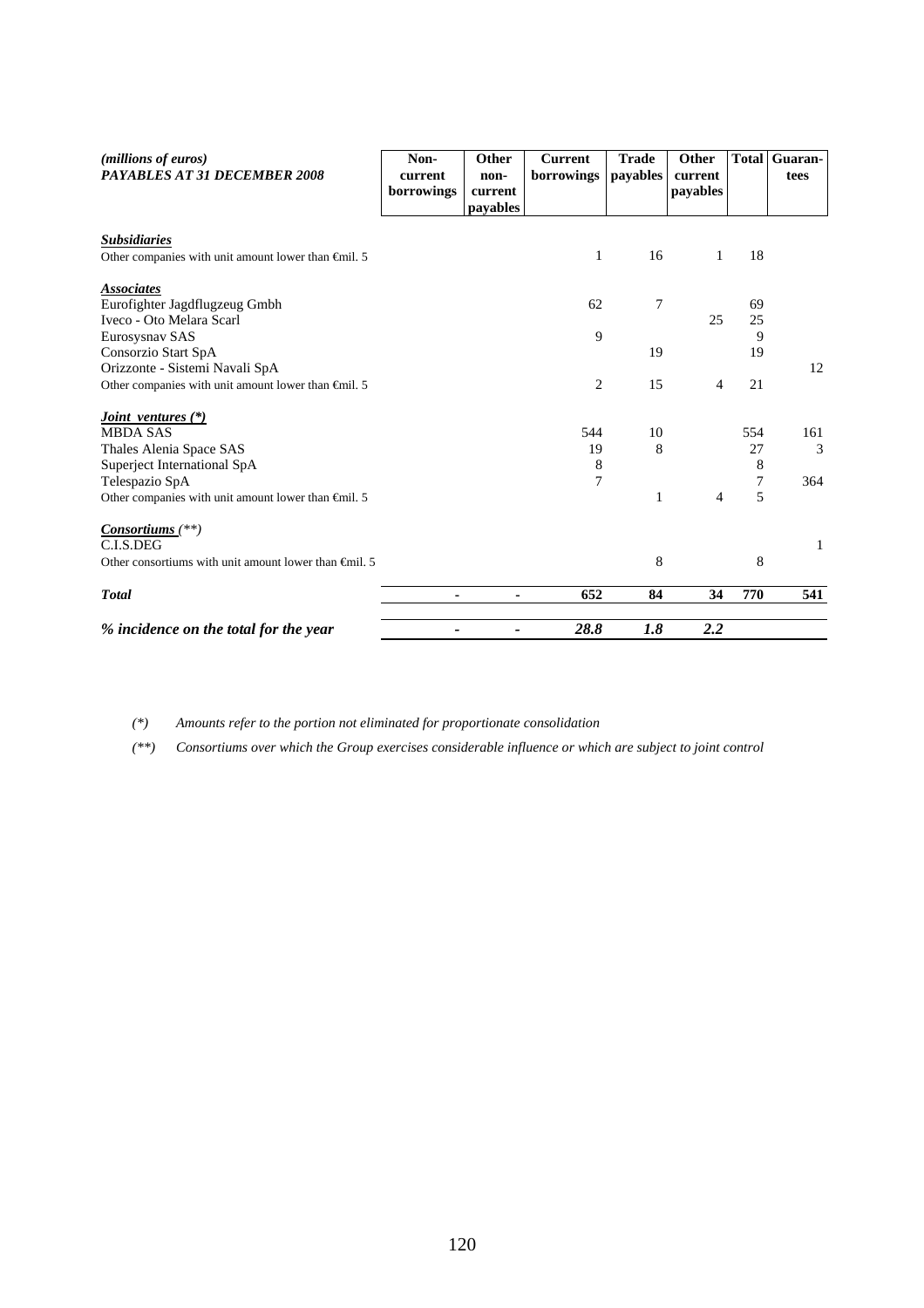| *(millions of euros)* ***PAYABLES AT 31 DECEMBER 2008*** | **Non-current borrowings** | **Other non-current payables** | **Current borrowings** | **Trade payables** | **Other current payables** | **Total** | **Guaran-tees** |
|---|---|---|---|---|---|---|---|
| ***Subsidiaries*** | | | | | | | |
| Other companies with unit amount lower than €mil. 5 | | | 1 | 16 | 1 | 18 | |
| ***Associates*** | | | | | | | |
| Eurofighter Jagdflugzeug Gmbh | | | 62 | 7 | | 69 | |
| Iveco - Oto Melara Scarl | | | | | 25 | 25 | |
| Eurosysnav SAS | | | 9 | | | 9 | |
| Consorzio Start SpA | | | | 19 | | 19 | |
| Orizzonte - Sistemi Navali SpA | | | | | | | 12 |
| Other companies with unit amount lower than €mil. 5 | | | 2 | 15 | 4 | 21 | |
| ***Joint ventures (\*)*** | | | | | | | |
| MBDA SAS | | | 544 | 10 | | 554 | 161 |
| Thales Alenia Space SAS | | | 19 | 8 | | 27 | 3 |
| Superjet International SpA | | | 8 | | | 8 | |
| Telespazio SpA | | | 7 | | | 7 | 364 |
| Other companies with unit amount lower than €mil. 5 | | | | 1 | 4 | 5 | |
| ***Consortiums*** *(\*\*)* | | | | | | | |
| C.I.S.DEG | | | | | | | 1 |
| Other consortiums with unit amount lower than €mil. 5 | | | | 8 | | 8 | |
| ***Total*** | **-** | **-** | **652** | **84** | **34** | **770** | **541** |
| ***% incidence on the total for the year*** | ***-*** | ***-*** | ***28.8*** | ***1.8*** | ***2.2*** | | |

*(\*) Amounts refer to the portion not eliminated for proportionate consolidation*

*(\*\*) Consortiums over which the Group exercises considerable influence or which are subject to joint control*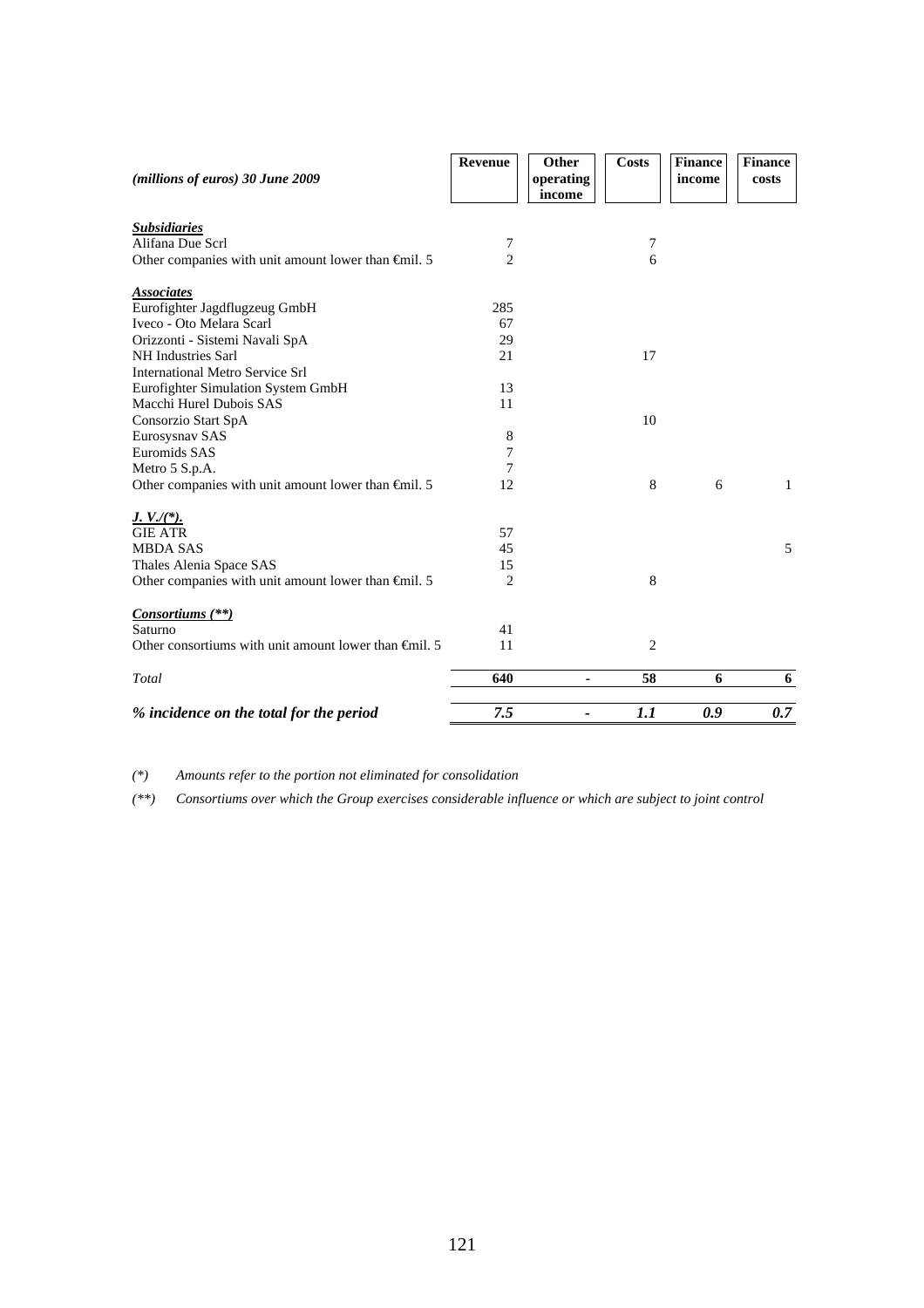| *(millions of euros) 30 June 2009* | Revenue | Other operating income | Costs | Finance income | Finance costs |
|---|---|---|---|---|---|
| ***Subsidiaries*** | | | | | |
| Alifana Due Scrl | 7 | | 7 | | |
| Other companies with unit amount lower than €mil. 5 | 2 | | 6 | | |
| ***Associates*** | | | | | |
| Eurofighter Jagdflugzeug GmbH | 285 | | | | |
| Iveco - Oto Melara Scarl | 67 | | | | |
| Orizzonti - Sistemi Navali SpA | 29 | | | | |
| NH Industries Sarl | 21 | | 17 | | |
| International Metro Service Srl | | | | | |
| Eurofighter Simulation System GmbH | 13 | | | | |
| Macchi Hurel Dubois SAS | 11 | | | | |
| Consorzio Start SpA | | | 10 | | |
| Eurosysnav SAS | 8 | | | | |
| Euromids SAS | 7 | | | | |
| Metro 5 S.p.A. | 7 | | | | |
| Other companies with unit amount lower than €mil. 5 | 12 | | 8 | 6 | 1 |
| ***J. V./(\*).*** | | | | | |
| GIE ATR | 57 | | | | |
| MBDA SAS | 45 | | | | 5 |
| Thales Alenia Space SAS | 15 | | | | |
| Other companies with unit amount lower than €mil. 5 | 2 | | 8 | | |
| ***Consortiums (\*\*)*** | | | | | |
| Saturno | 41 | | | | |
| Other consortiums with unit amount lower than €mil. 5 | 11 | | 2 | | |
| *Total* | **640** | **-** | **58** | **6** | **6** |
| ***% incidence on the total for the period*** | ***7.5*** | ***-*** | ***1.1*** | ***0.9*** | ***0.7*** |

*(\*) Amounts refer to the portion not eliminated for consolidation*

*(\*\*) Consortiums over which the Group exercises considerable influence or which are subject to joint control*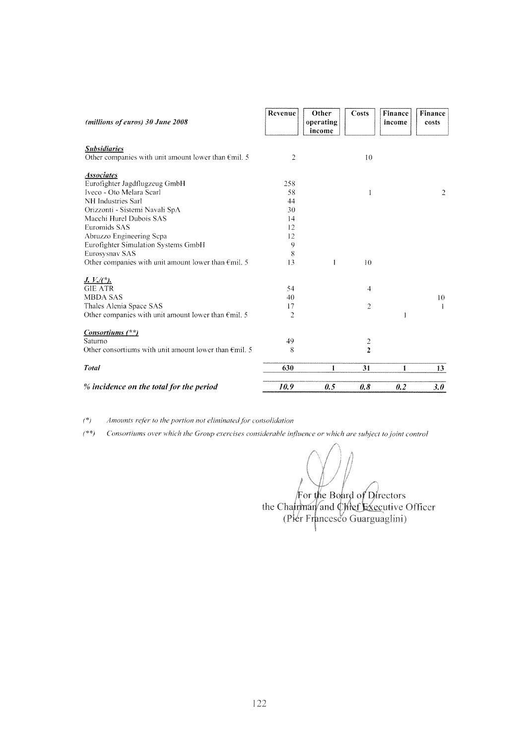| *(millions of euros) 30 June 2008* | Revenue | Other operating income | Costs | Finance income | Finance costs |
|---|---|---|---|---|---|
| ***Subsidiaries*** | | | | | |
| Other companies with unit amount lower than €mil. 5 | 2 | | 10 | | |
| ***Associates*** | | | | | |
| Eurofighter Jagdflugzeug GmbH | 258 | | | | |
| Iveco - Oto Melara Scarl | 58 | | 1 | | 2 |
| NH Industries Sarl | 44 | | | | |
| Orizzonti - Sistemi Navali SpA | 30 | | | | |
| Macchi Hurel Dubois SAS | 14 | | | | |
| Euromids SAS | 12 | | | | |
| Abruzzo Engineering Scpa | 12 | | | | |
| Eurofighter Simulation Systems GmbH | 9 | | | | |
| Eurosysnav SAS | 8 | | | | |
| Other companies with unit amount lower than €mil. 5 | 13 | 1 | 10 | | |
| ***J. V.(\*)*** | | | | | |
| GIE ATR | 54 | | 4 | | |
| MBDA SAS | 40 | | | | 10 |
| Thales Alenia Space SAS | 17 | | 2 | | 1 |
| Other companies with unit amount lower than €mil. 5 | 2 | | | 1 | |
| ***Consortiums (\*\*)*** | | | | | |
| Saturno | 49 | | 2 | | |
| Other consortiums with unit amount lower than €mil. 5 | 8 | | 2 | | |
| ***Total*** | **630** | **1** | **31** | **1** | **13** |
| ***% incidence on the total for the period*** | ***10.9*** | ***0.5*** | ***0.8*** | ***0.2*** | ***3.0*** |

*(\*) Amounts refer to the portion not eliminated for consolidation*

*(\*\*) Consortiums over which the Group exercises considerable influence or which are subject to joint control*

For the Board of Directors
the Chairman and Chief Executive Officer
(Pier Francesco Guarguaglini)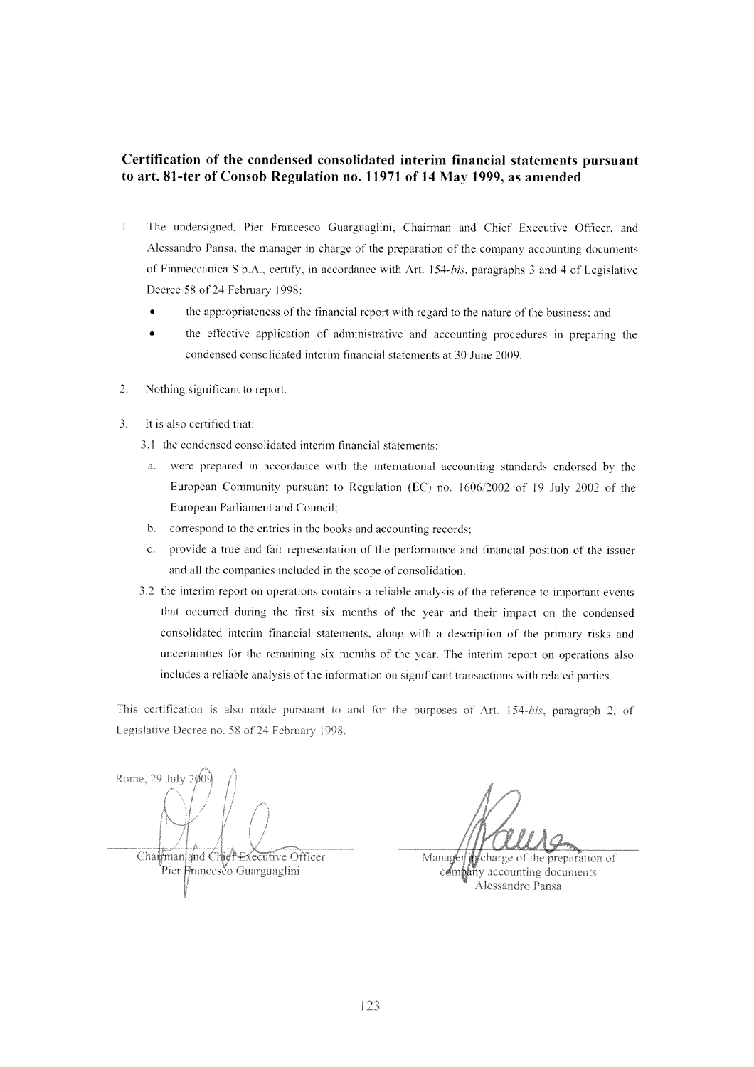## Certification of the condensed consolidated interim financial statements pursuant to art. 81-ter of Consob Regulation no. 11971 of 14 May 1999, as amended

1. The undersigned, Pier Francesco Guarguaglini, Chairman and Chief Executive Officer, and Alessandro Pansa, the manager in charge of the preparation of the company accounting documents of Finmeccanica S.p.A., certify, in accordance with Art. 154-*bis*, paragraphs 3 and 4 of Legislative Decree 58 of 24 February 1998:
   - the appropriateness of the financial report with regard to the nature of the business; and
   - the effective application of administrative and accounting procedures in preparing the condensed consolidated interim financial statements at 30 June 2009.

2. Nothing significant to report.

3. It is also certified that:

   3.1 the condensed consolidated interim financial statements:

   a. were prepared in accordance with the international accounting standards endorsed by the European Community pursuant to Regulation (EC) no. 1606/2002 of 19 July 2002 of the European Parliament and Council;

   b. correspond to the entries in the books and accounting records;

   c. provide a true and fair representation of the performance and financial position of the issuer and all the companies included in the scope of consolidation.

   3.2 the interim report on operations contains a reliable analysis of the reference to important events that occurred during the first six months of the year and their impact on the condensed consolidated interim financial statements, along with a description of the primary risks and uncertainties for the remaining six months of the year. The interim report on operations also includes a reliable analysis of the information on significant transactions with related parties.

This certification is also made pursuant to and for the purposes of Art. 154-*bis*, paragraph 2, of Legislative Decree no. 58 of 24 February 1998.

Rome, 29 July 2009

Chairman and Chief Executive Officer
Pier Francesco Guarguaglini

Manager in charge of the preparation of company accounting documents
Alessandro Pansa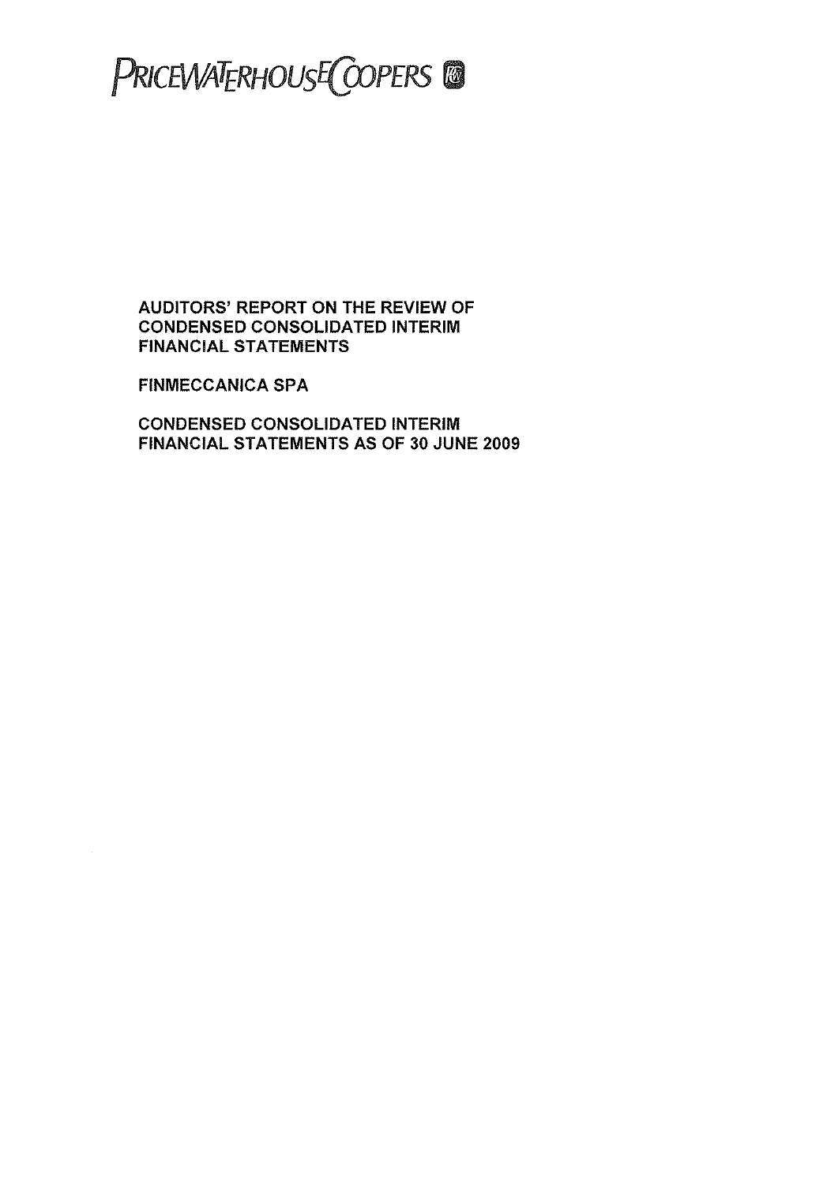PRICEWATERHOUSECOOPERS

**AUDITORS' REPORT ON THE REVIEW OF CONDENSED CONSOLIDATED INTERIM FINANCIAL STATEMENTS**

**FINMECCANICA SPA**

**CONDENSED CONSOLIDATED INTERIM FINANCIAL STATEMENTS AS OF 30 JUNE 2009**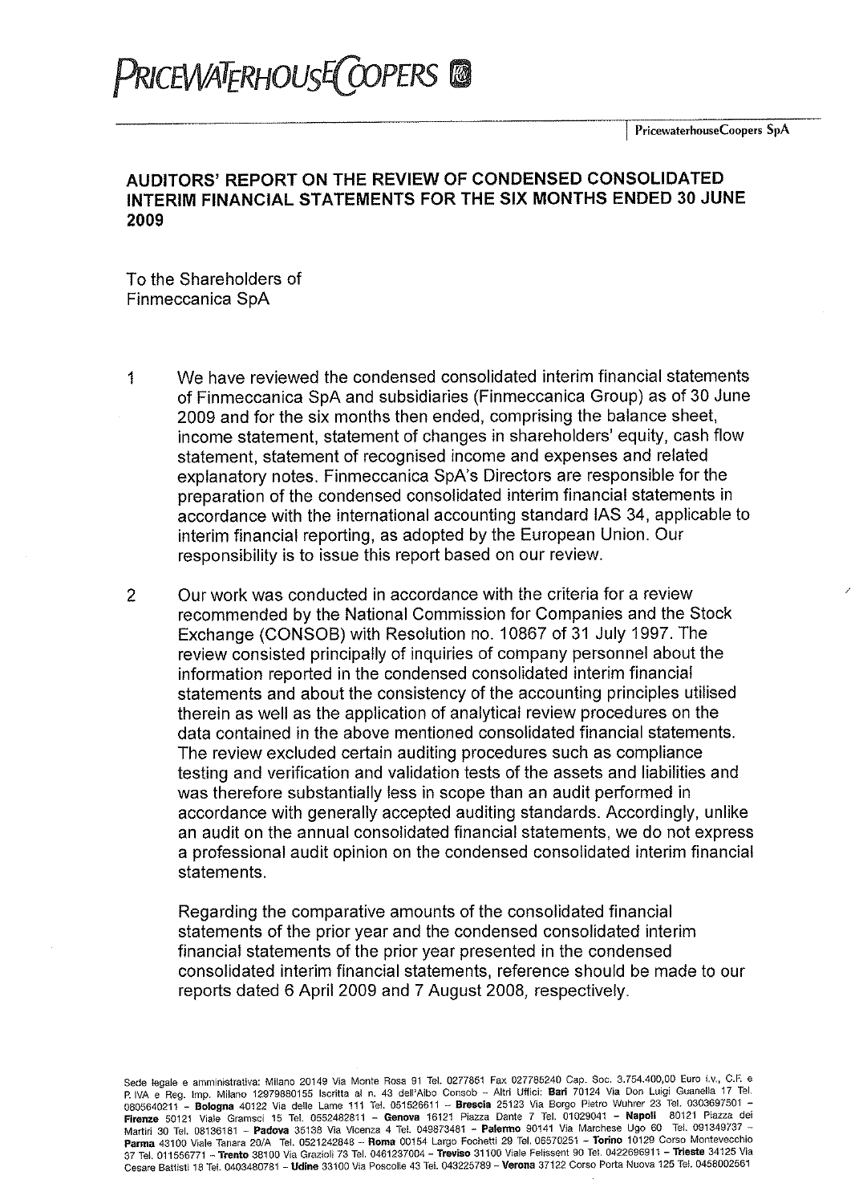PRICEWATERHOUSECOOPERS

PricewaterhouseCoopers SpA

## AUDITORS' REPORT ON THE REVIEW OF CONDENSED CONSOLIDATED INTERIM FINANCIAL STATEMENTS FOR THE SIX MONTHS ENDED 30 JUNE 2009

To the Shareholders of
Finmeccanica SpA

1. We have reviewed the condensed consolidated interim financial statements of Finmeccanica SpA and subsidiaries (Finmeccanica Group) as of 30 June 2009 and for the six months then ended, comprising the balance sheet, income statement, statement of changes in shareholders' equity, cash flow statement, statement of recognised income and expenses and related explanatory notes. Finmeccanica SpA's Directors are responsible for the preparation of the condensed consolidated interim financial statements in accordance with the international accounting standard IAS 34, applicable to interim financial reporting, as adopted by the European Union. Our responsibility is to issue this report based on our review.

2. Our work was conducted in accordance with the criteria for a review recommended by the National Commission for Companies and the Stock Exchange (CONSOB) with Resolution no. 10867 of 31 July 1997. The review consisted principally of inquiries of company personnel about the information reported in the condensed consolidated interim financial statements and about the consistency of the accounting principles utilised therein as well as the application of analytical review procedures on the data contained in the above mentioned consolidated financial statements. The review excluded certain auditing procedures such as compliance testing and verification and validation tests of the assets and liabilities and was therefore substantially less in scope than an audit performed in accordance with generally accepted auditing standards. Accordingly, unlike an audit on the annual consolidated financial statements, we do not express a professional audit opinion on the condensed consolidated interim financial statements.

   Regarding the comparative amounts of the consolidated financial statements of the prior year and the condensed consolidated interim financial statements of the prior year presented in the condensed consolidated interim financial statements, reference should be made to our reports dated 6 April 2009 and 7 August 2008, respectively.

Sede legale e amministrativa: Milano 20149 Via Monte Rosa 91 Tel. 0277851 Fax 027785240 Cap. Soc. 3.754.400,00 Euro i.v., C.F. e P. IVA e Reg. Imp. Milano 12979880155 Iscritta al n. 43 dell'Albo Consob – Altri Uffici: **Bari** 70124 Via Don Luigi Guanella 17 Tel. 0805640211 – **Bologna** 40122 Via delle Lame 111 Tel. 051526611 – **Brescia** 25123 Via Borgo Pietro Wuhrer 23 Tel. 0303697501 – **Firenze** 50121 Viale Gramsci 15 Tel. 0552482811 – **Genova** 16121 Piazza Dante 7 Tel. 01029041 – **Napoli** 80121 Piazza dei Martiri 30 Tel. 08136181 – **Padova** 35138 Via Vicenza 4 Tel. 049873481 – **Palermo** 90141 Via Marchese Ugo 60 Tel. 091349737 – **Parma** 43100 Viale Tanara 20/A Tel. 0521242848 – **Roma** 00154 Largo Fochetti 29 Tel. 06570251 – **Torino** 10129 Corso Montevecchio 37 Tel. 011556771 – **Trento** 38100 Via Grazioli 73 Tel. 0461237004 – **Treviso** 31100 Viale Felissent 90 Tel. 0422696911 – **Trieste** 34125 Via Cesare Battisti 18 Tel. 0403480781 – **Udine** 33100 Via Poscolle 43 Tel. 043225789 – **Verona** 37122 Corso Porta Nuova 125 Tel. 0458002561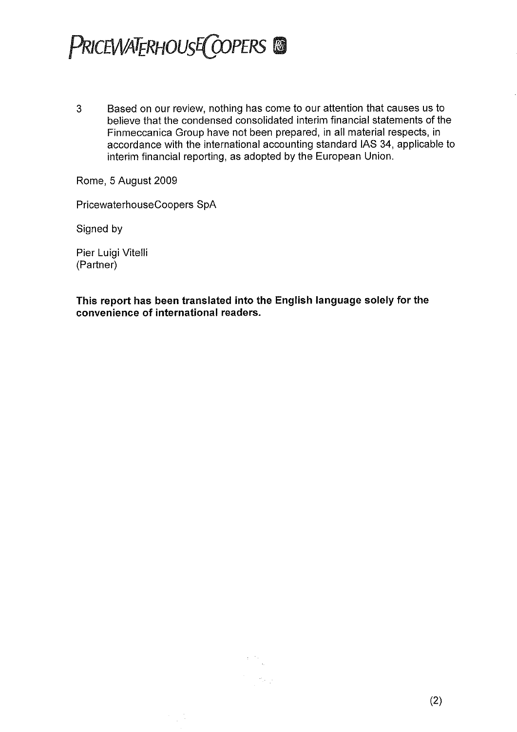PRICEWATERHOUSECOOPERS

3 Based on our review, nothing has come to our attention that causes us to believe that the condensed consolidated interim financial statements of the Finmeccanica Group have not been prepared, in all material respects, in accordance with the international accounting standard IAS 34, applicable to interim financial reporting, as adopted by the European Union.

Rome, 5 August 2009

PricewaterhouseCoopers SpA

Signed by

Pier Luigi Vitelli
(Partner)

**This report has been translated into the English language solely for the convenience of international readers.**